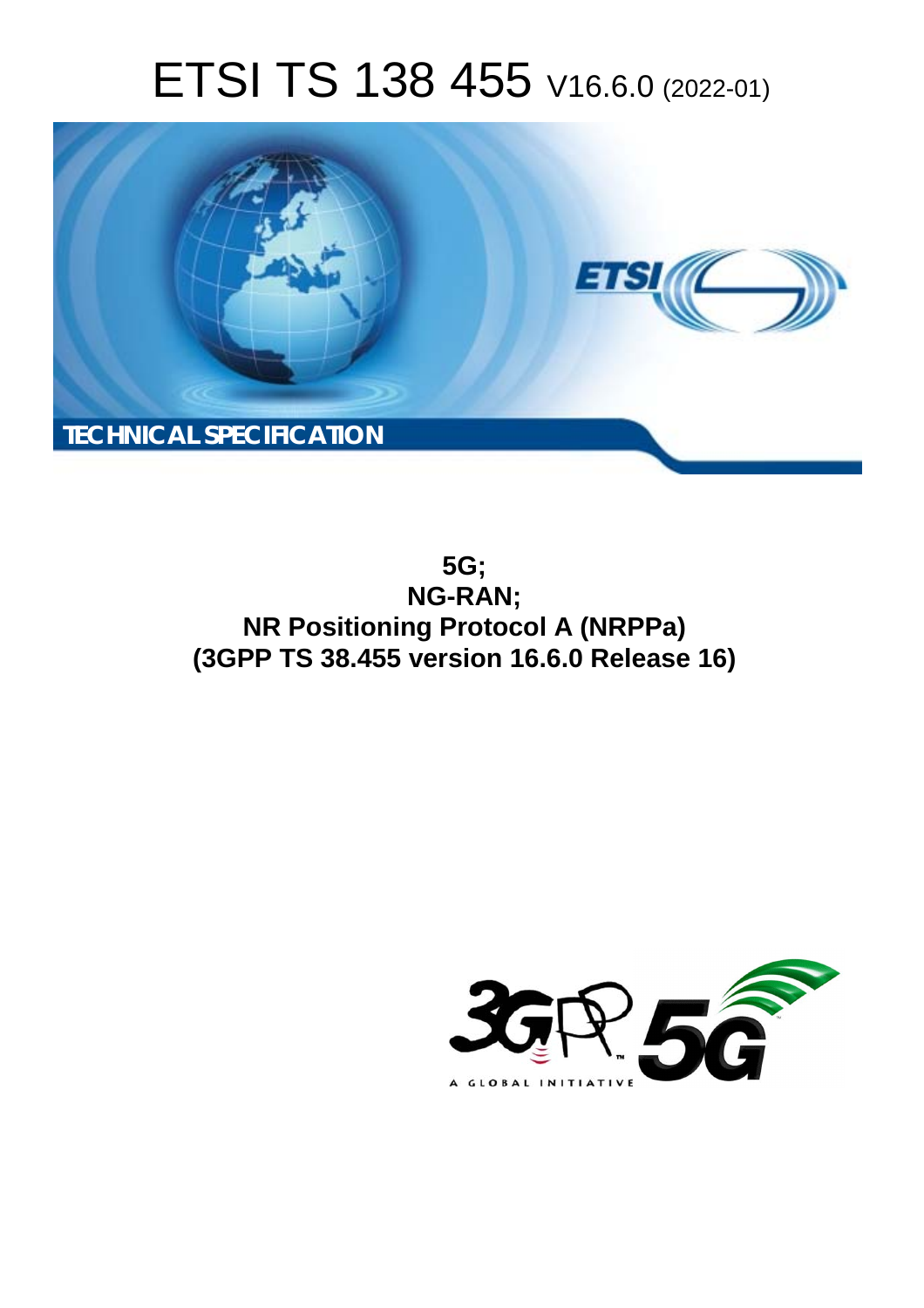# ETSI TS 138 455 V16.6.0 (2022-01)

TECHNICAL SPECIFICATION

**5G;**
**NG-RAN;**
**NR Positioning Protocol A (NRPPa)**
**(3GPP TS 38.455 version 16.6.0 Release 16)**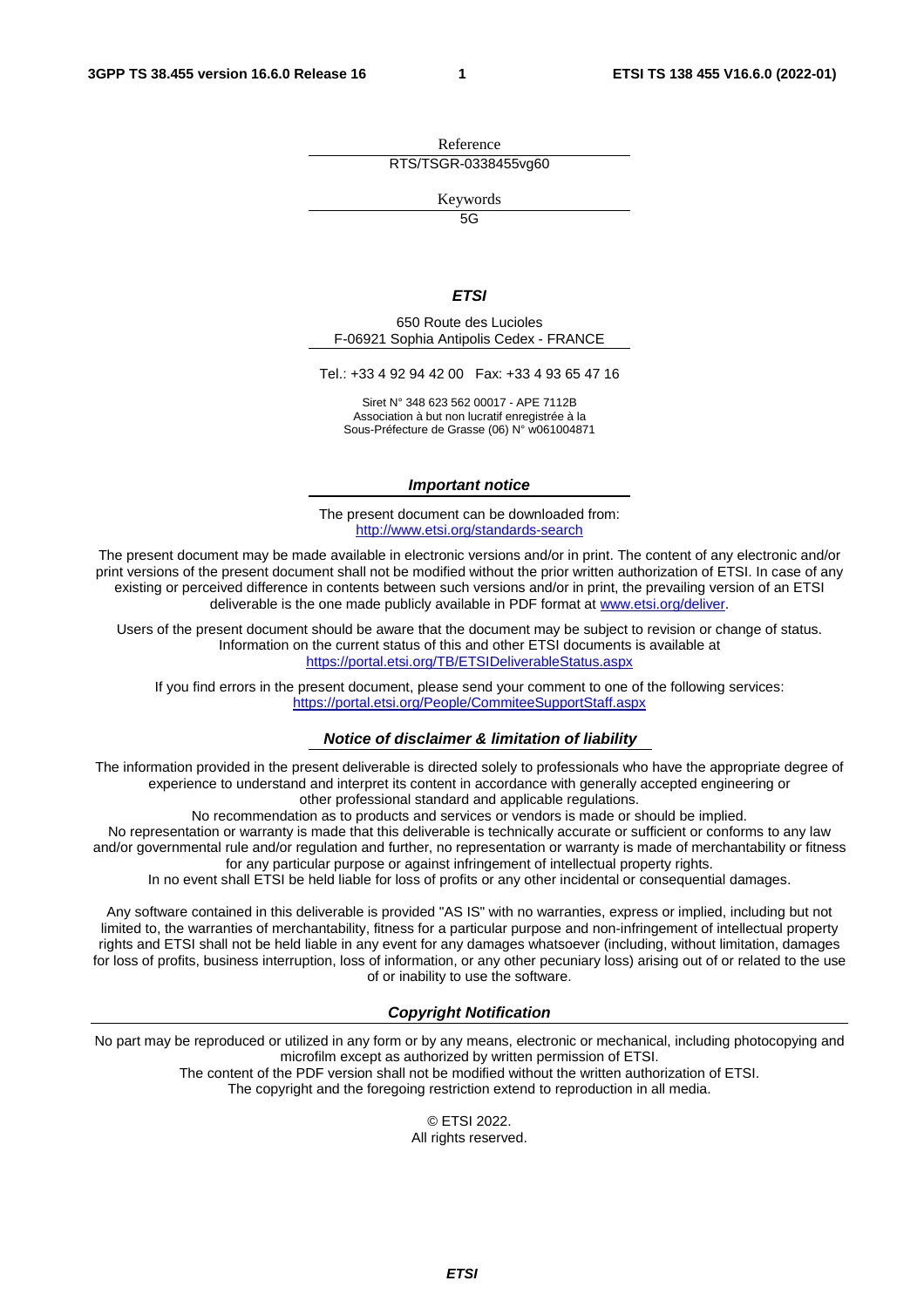Reference

RTS/TSGR-0338455vg60

Keywords

5G

***ETSI***

650 Route des Lucioles
F-06921 Sophia Antipolis Cedex - FRANCE

Tel.: +33 4 92 94 42 00   Fax: +33 4 93 65 47 16

Siret N° 348 623 562 00017 - APE 7112B
Association à but non lucratif enregistrée à la
Sous-Préfecture de Grasse (06) N° w061004871

***Important notice***

The present document can be downloaded from:
http://www.etsi.org/standards-search

The present document may be made available in electronic versions and/or in print. The content of any electronic and/or print versions of the present document shall not be modified without the prior written authorization of ETSI. In case of any existing or perceived difference in contents between such versions and/or in print, the prevailing version of an ETSI deliverable is the one made publicly available in PDF format at www.etsi.org/deliver.

Users of the present document should be aware that the document may be subject to revision or change of status. Information on the current status of this and other ETSI documents is available at https://portal.etsi.org/TB/ETSIDeliverableStatus.aspx

If you find errors in the present document, please send your comment to one of the following services:
https://portal.etsi.org/People/CommiteeSupportStaff.aspx

***Notice of disclaimer & limitation of liability***

The information provided in the present deliverable is directed solely to professionals who have the appropriate degree of experience to understand and interpret its content in accordance with generally accepted engineering or other professional standard and applicable regulations.
No recommendation as to products and services or vendors is made or should be implied.
No representation or warranty is made that this deliverable is technically accurate or sufficient or conforms to any law and/or governmental rule and/or regulation and further, no representation or warranty is made of merchantability or fitness for any particular purpose or against infringement of intellectual property rights.
In no event shall ETSI be held liable for loss of profits or any other incidental or consequential damages.

Any software contained in this deliverable is provided "AS IS" with no warranties, express or implied, including but not limited to, the warranties of merchantability, fitness for a particular purpose and non-infringement of intellectual property rights and ETSI shall not be held liable in any event for any damages whatsoever (including, without limitation, damages for loss of profits, business interruption, loss of information, or any other pecuniary loss) arising out of or related to the use of or inability to use the software.

***Copyright Notification***

No part may be reproduced or utilized in any form or by any means, electronic or mechanical, including photocopying and microfilm except as authorized by written permission of ETSI.
The content of the PDF version shall not be modified without the written authorization of ETSI.
The copyright and the foregoing restriction extend to reproduction in all media.

© ETSI 2022.
All rights reserved.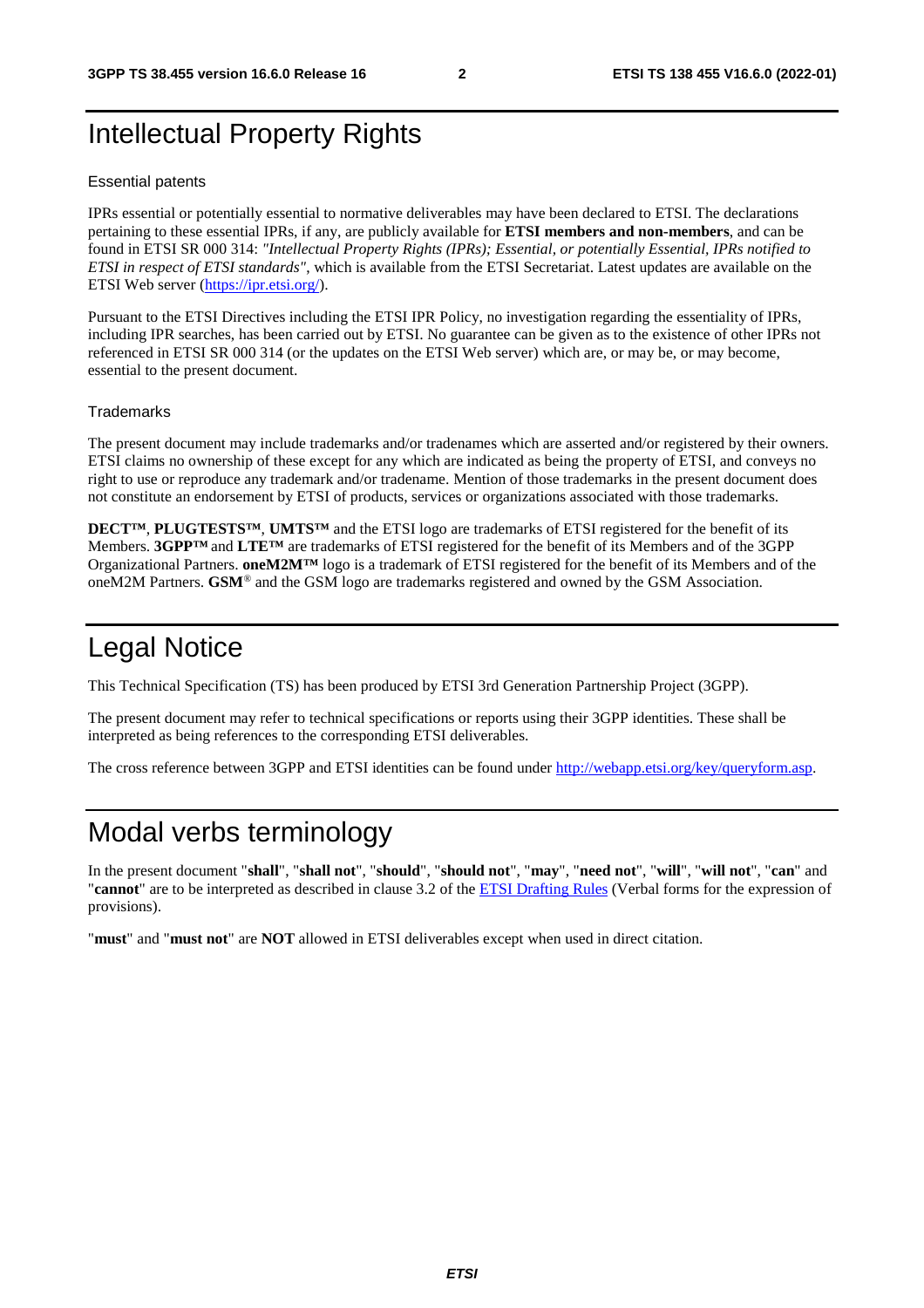# Intellectual Property Rights

### Essential patents

IPRs essential or potentially essential to normative deliverables may have been declared to ETSI. The declarations pertaining to these essential IPRs, if any, are publicly available for **ETSI members and non-members**, and can be found in ETSI SR 000 314: *"Intellectual Property Rights (IPRs); Essential, or potentially Essential, IPRs notified to ETSI in respect of ETSI standards"*, which is available from the ETSI Secretariat. Latest updates are available on the ETSI Web server (https://ipr.etsi.org/).

Pursuant to the ETSI Directives including the ETSI IPR Policy, no investigation regarding the essentiality of IPRs, including IPR searches, has been carried out by ETSI. No guarantee can be given as to the existence of other IPRs not referenced in ETSI SR 000 314 (or the updates on the ETSI Web server) which are, or may be, or may become, essential to the present document.

### Trademarks

The present document may include trademarks and/or tradenames which are asserted and/or registered by their owners. ETSI claims no ownership of these except for any which are indicated as being the property of ETSI, and conveys no right to use or reproduce any trademark and/or tradename. Mention of those trademarks in the present document does not constitute an endorsement by ETSI of products, services or organizations associated with those trademarks.

**DECT™**, **PLUGTESTS™**, **UMTS™** and the ETSI logo are trademarks of ETSI registered for the benefit of its Members. **3GPP™** and **LTE™** are trademarks of ETSI registered for the benefit of its Members and of the 3GPP Organizational Partners. **oneM2M™** logo is a trademark of ETSI registered for the benefit of its Members and of the oneM2M Partners. **GSM**® and the GSM logo are trademarks registered and owned by the GSM Association.

# Legal Notice

This Technical Specification (TS) has been produced by ETSI 3rd Generation Partnership Project (3GPP).

The present document may refer to technical specifications or reports using their 3GPP identities. These shall be interpreted as being references to the corresponding ETSI deliverables.

The cross reference between 3GPP and ETSI identities can be found under http://webapp.etsi.org/key/queryform.asp.

# Modal verbs terminology

In the present document "**shall**", "**shall not**", "**should**", "**should not**", "**may**", "**need not**", "**will**", "**will not**", "**can**" and "**cannot**" are to be interpreted as described in clause 3.2 of the ETSI Drafting Rules (Verbal forms for the expression of provisions).

"**must**" and "**must not**" are **NOT** allowed in ETSI deliverables except when used in direct citation.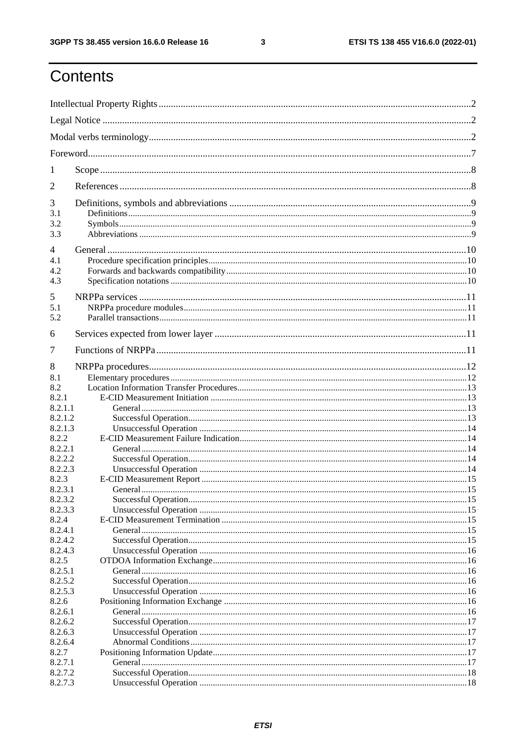# Contents

Intellectual Property Rights ..... 2

Legal Notice ..... 2

Modal verbs terminology ..... 2

Foreword ..... 7

1 Scope ..... 8

2 References ..... 8

3 Definitions, symbols and abbreviations ..... 9
- 3.1 Definitions ..... 9
- 3.2 Symbols ..... 9
- 3.3 Abbreviations ..... 9

4 General ..... 10
- 4.1 Procedure specification principles ..... 10
- 4.2 Forwards and backwards compatibility ..... 10
- 4.3 Specification notations ..... 10

5 NRPPa services ..... 11
- 5.1 NRPPa procedure modules ..... 11
- 5.2 Parallel transactions ..... 11

6 Services expected from lower layer ..... 11

7 Functions of NRPPa ..... 11

8 NRPPa procedures ..... 12
- 8.1 Elementary procedures ..... 12
- 8.2 Location Information Transfer Procedures ..... 13
- 8.2.1 E-CID Measurement Initiation ..... 13
- 8.2.1.1 General ..... 13
- 8.2.1.2 Successful Operation ..... 13
- 8.2.1.3 Unsuccessful Operation ..... 14
- 8.2.2 E-CID Measurement Failure Indication ..... 14
- 8.2.2.1 General ..... 14
- 8.2.2.2 Successful Operation ..... 14
- 8.2.2.3 Unsuccessful Operation ..... 14
- 8.2.3 E-CID Measurement Report ..... 15
- 8.2.3.1 General ..... 15
- 8.2.3.2 Successful Operation ..... 15
- 8.2.3.3 Unsuccessful Operation ..... 15
- 8.2.4 E-CID Measurement Termination ..... 15
- 8.2.4.1 General ..... 15
- 8.2.4.2 Successful Operation ..... 15
- 8.2.4.3 Unsuccessful Operation ..... 16
- 8.2.5 OTDOA Information Exchange ..... 16
- 8.2.5.1 General ..... 16
- 8.2.5.2 Successful Operation ..... 16
- 8.2.5.3 Unsuccessful Operation ..... 16
- 8.2.6 Positioning Information Exchange ..... 16
- 8.2.6.1 General ..... 16
- 8.2.6.2 Successful Operation ..... 17
- 8.2.6.3 Unsuccessful Operation ..... 17
- 8.2.6.4 Abnormal Conditions ..... 17
- 8.2.7 Positioning Information Update ..... 17
- 8.2.7.1 General ..... 17
- 8.2.7.2 Successful Operation ..... 18
- 8.2.7.3 Unsuccessful Operation ..... 18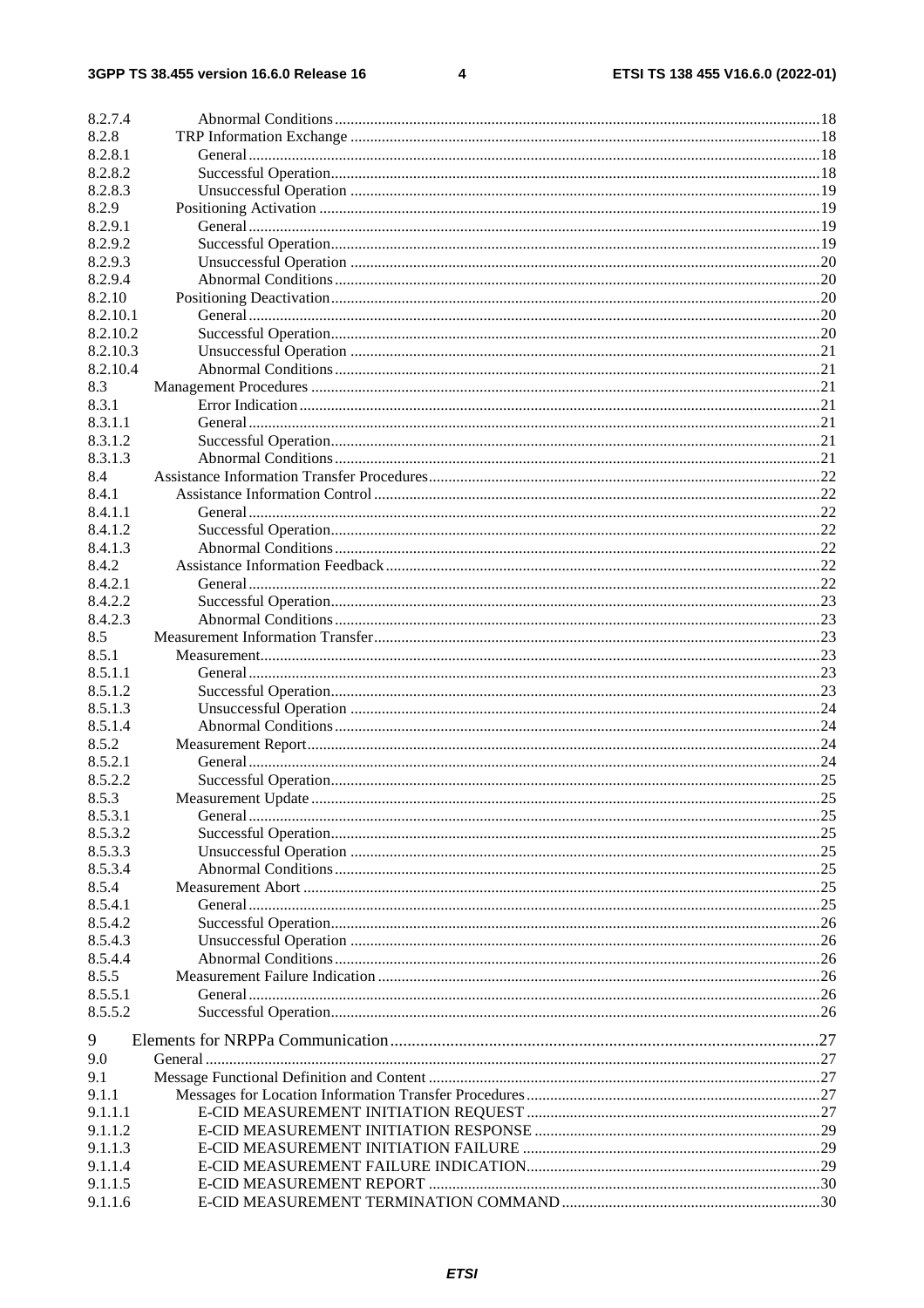8.2.7.4 Abnormal Conditions ... 18
8.2.8 TRP Information Exchange ... 18
8.2.8.1 General ... 18
8.2.8.2 Successful Operation ... 18
8.2.8.3 Unsuccessful Operation ... 19
8.2.9 Positioning Activation ... 19
8.2.9.1 General ... 19
8.2.9.2 Successful Operation ... 19
8.2.9.3 Unsuccessful Operation ... 20
8.2.9.4 Abnormal Conditions ... 20
8.2.10 Positioning Deactivation ... 20
8.2.10.1 General ... 20
8.2.10.2 Successful Operation ... 20
8.2.10.3 Unsuccessful Operation ... 21
8.2.10.4 Abnormal Conditions ... 21
8.3 Management Procedures ... 21
8.3.1 Error Indication ... 21
8.3.1.1 General ... 21
8.3.1.2 Successful Operation ... 21
8.3.1.3 Abnormal Conditions ... 21
8.4 Assistance Information Transfer Procedures ... 22
8.4.1 Assistance Information Control ... 22
8.4.1.1 General ... 22
8.4.1.2 Successful Operation ... 22
8.4.1.3 Abnormal Conditions ... 22
8.4.2 Assistance Information Feedback ... 22
8.4.2.1 General ... 22
8.4.2.2 Successful Operation ... 23
8.4.2.3 Abnormal Conditions ... 23
8.5 Measurement Information Transfer ... 23
8.5.1 Measurement ... 23
8.5.1.1 General ... 23
8.5.1.2 Successful Operation ... 23
8.5.1.3 Unsuccessful Operation ... 24
8.5.1.4 Abnormal Conditions ... 24
8.5.2 Measurement Report ... 24
8.5.2.1 General ... 24
8.5.2.2 Successful Operation ... 25
8.5.3 Measurement Update ... 25
8.5.3.1 General ... 25
8.5.3.2 Successful Operation ... 25
8.5.3.3 Unsuccessful Operation ... 25
8.5.3.4 Abnormal Conditions ... 25
8.5.4 Measurement Abort ... 25
8.5.4.1 General ... 25
8.5.4.2 Successful Operation ... 26
8.5.4.3 Unsuccessful Operation ... 26
8.5.4.4 Abnormal Conditions ... 26
8.5.5 Measurement Failure Indication ... 26
8.5.5.1 General ... 26
8.5.5.2 Successful Operation ... 26

9 Elements for NRPPa Communication ... 27
9.0 General ... 27
9.1 Message Functional Definition and Content ... 27
9.1.1 Messages for Location Information Transfer Procedures ... 27
9.1.1.1 E-CID MEASUREMENT INITIATION REQUEST ... 27
9.1.1.2 E-CID MEASUREMENT INITIATION RESPONSE ... 29
9.1.1.3 E-CID MEASUREMENT INITIATION FAILURE ... 29
9.1.1.4 E-CID MEASUREMENT FAILURE INDICATION ... 29
9.1.1.5 E-CID MEASUREMENT REPORT ... 30
9.1.1.6 E-CID MEASUREMENT TERMINATION COMMAND ... 30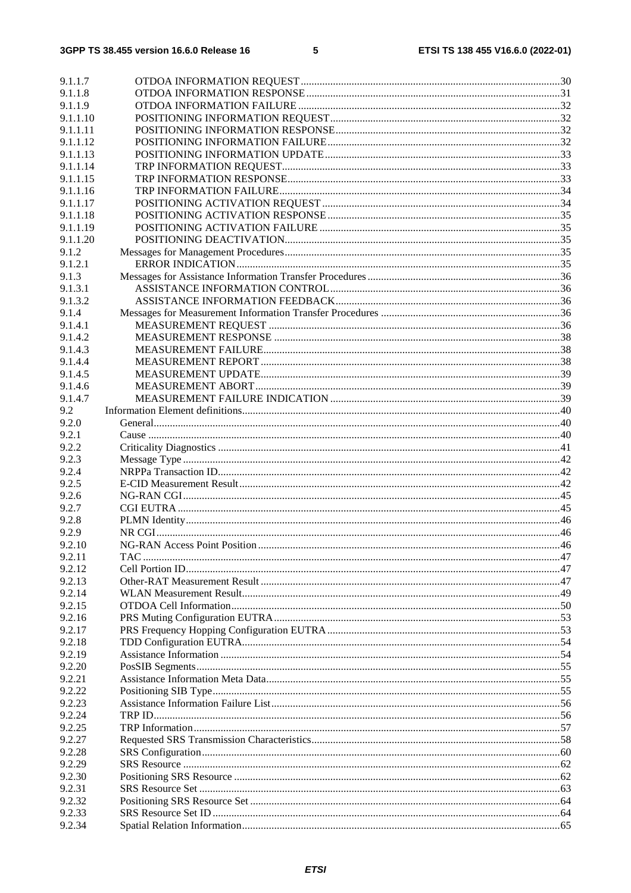9.1.1.7 OTDOA INFORMATION REQUEST ....30
9.1.1.8 OTDOA INFORMATION RESPONSE ....31
9.1.1.9 OTDOA INFORMATION FAILURE ....32
9.1.1.10 POSITIONING INFORMATION REQUEST ....32
9.1.1.11 POSITIONING INFORMATION RESPONSE ....32
9.1.1.12 POSITIONING INFORMATION FAILURE ....32
9.1.1.13 POSITIONING INFORMATION UPDATE ....33
9.1.1.14 TRP INFORMATION REQUEST ....33
9.1.1.15 TRP INFORMATION RESPONSE ....33
9.1.1.16 TRP INFORMATION FAILURE ....34
9.1.1.17 POSITIONING ACTIVATION REQUEST ....34
9.1.1.18 POSITIONING ACTIVATION RESPONSE ....35
9.1.1.19 POSITIONING ACTIVATION FAILURE ....35
9.1.1.20 POSITIONING DEACTIVATION ....35
9.1.2 Messages for Management Procedures ....35
9.1.2.1 ERROR INDICATION ....35
9.1.3 Messages for Assistance Information Transfer Procedures ....36
9.1.3.1 ASSISTANCE INFORMATION CONTROL ....36
9.1.3.2 ASSISTANCE INFORMATION FEEDBACK ....36
9.1.4 Messages for Measurement Information Transfer Procedures ....36
9.1.4.1 MEASUREMENT REQUEST ....36
9.1.4.2 MEASUREMENT RESPONSE ....38
9.1.4.3 MEASUREMENT FAILURE ....38
9.1.4.4 MEASUREMENT REPORT ....38
9.1.4.5 MEASUREMENT UPDATE ....39
9.1.4.6 MEASUREMENT ABORT ....39
9.1.4.7 MEASUREMENT FAILURE INDICATION ....39
9.2 Information Element definitions ....40
9.2.0 General ....40
9.2.1 Cause ....40
9.2.2 Criticality Diagnostics ....41
9.2.3 Message Type ....42
9.2.4 NRPPa Transaction ID ....42
9.2.5 E-CID Measurement Result ....42
9.2.6 NG-RAN CGI ....45
9.2.7 CGI EUTRA ....45
9.2.8 PLMN Identity ....46
9.2.9 NR CGI ....46
9.2.10 NG-RAN Access Point Position ....46
9.2.11 TAC ....47
9.2.12 Cell Portion ID ....47
9.2.13 Other-RAT Measurement Result ....47
9.2.14 WLAN Measurement Result ....49
9.2.15 OTDOA Cell Information ....50
9.2.16 PRS Muting Configuration EUTRA ....53
9.2.17 PRS Frequency Hopping Configuration EUTRA ....53
9.2.18 TDD Configuration EUTRA ....54
9.2.19 Assistance Information ....54
9.2.20 PosSIB Segments ....55
9.2.21 Assistance Information Meta Data ....55
9.2.22 Positioning SIB Type ....55
9.2.23 Assistance Information Failure List ....56
9.2.24 TRP ID ....56
9.2.25 TRP Information ....57
9.2.27 Requested SRS Transmission Characteristics ....58
9.2.28 SRS Configuration ....60
9.2.29 SRS Resource ....62
9.2.30 Positioning SRS Resource ....62
9.2.31 SRS Resource Set ....63
9.2.32 Positioning SRS Resource Set ....64
9.2.33 SRS Resource Set ID ....64
9.2.34 Spatial Relation Information ....65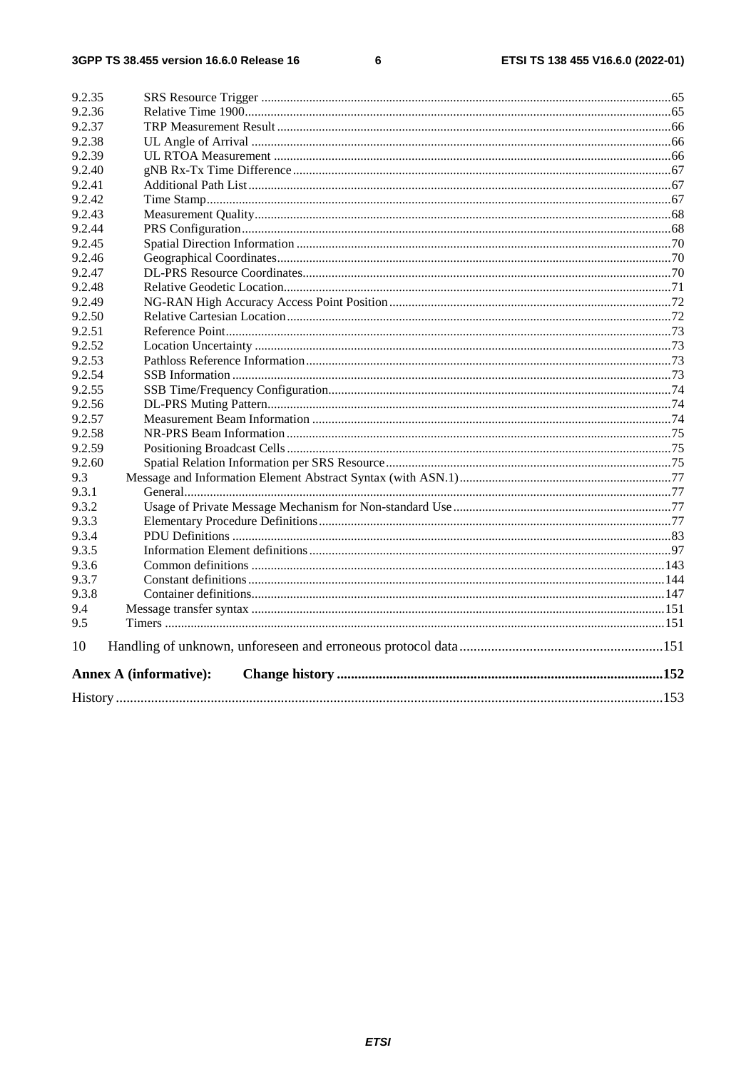| | | |
|---|---|---|
| 9.2.35 | SRS Resource Trigger | 65 |
| 9.2.36 | Relative Time 1900 | 65 |
| 9.2.37 | TRP Measurement Result | 66 |
| 9.2.38 | UL Angle of Arrival | 66 |
| 9.2.39 | UL RTOA Measurement | 66 |
| 9.2.40 | gNB Rx-Tx Time Difference | 67 |
| 9.2.41 | Additional Path List | 67 |
| 9.2.42 | Time Stamp | 67 |
| 9.2.43 | Measurement Quality | 68 |
| 9.2.44 | PRS Configuration | 68 |
| 9.2.45 | Spatial Direction Information | 70 |
| 9.2.46 | Geographical Coordinates | 70 |
| 9.2.47 | DL-PRS Resource Coordinates | 70 |
| 9.2.48 | Relative Geodetic Location | 71 |
| 9.2.49 | NG-RAN High Accuracy Access Point Position | 72 |
| 9.2.50 | Relative Cartesian Location | 72 |
| 9.2.51 | Reference Point | 73 |
| 9.2.52 | Location Uncertainty | 73 |
| 9.2.53 | Pathloss Reference Information | 73 |
| 9.2.54 | SSB Information | 73 |
| 9.2.55 | SSB Time/Frequency Configuration | 74 |
| 9.2.56 | DL-PRS Muting Pattern | 74 |
| 9.2.57 | Measurement Beam Information | 74 |
| 9.2.58 | NR-PRS Beam Information | 75 |
| 9.2.59 | Positioning Broadcast Cells | 75 |
| 9.2.60 | Spatial Relation Information per SRS Resource | 75 |
| 9.3 | Message and Information Element Abstract Syntax (with ASN.1) | 77 |
| 9.3.1 | General | 77 |
| 9.3.2 | Usage of Private Message Mechanism for Non-standard Use | 77 |
| 9.3.3 | Elementary Procedure Definitions | 77 |
| 9.3.4 | PDU Definitions | 83 |
| 9.3.5 | Information Element definitions | 97 |
| 9.3.6 | Common definitions | 143 |
| 9.3.7 | Constant definitions | 144 |
| 9.3.8 | Container definitions | 147 |
| 9.4 | Message transfer syntax | 151 |
| 9.5 | Timers | 151 |
| 10 | Handling of unknown, unforeseen and erroneous protocol data | 151 |
| **Annex A (informative):** | **Change history** | **152** |
| History | | 153 |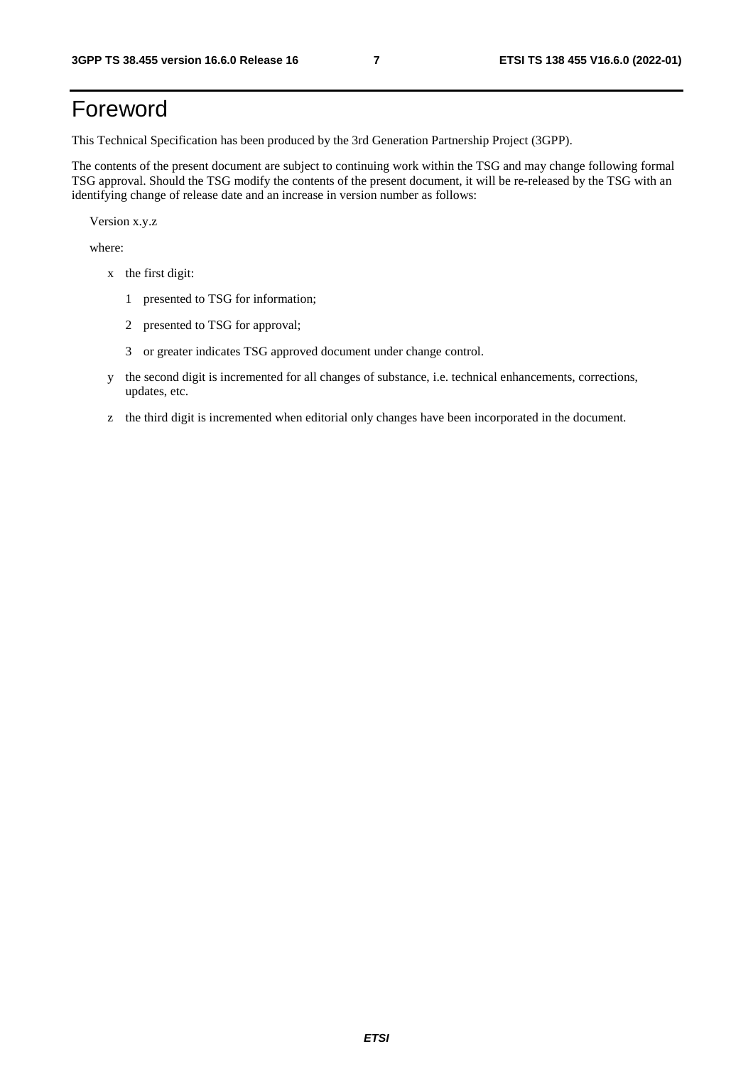# Foreword

This Technical Specification has been produced by the 3rd Generation Partnership Project (3GPP).

The contents of the present document are subject to continuing work within the TSG and may change following formal TSG approval. Should the TSG modify the contents of the present document, it will be re-released by the TSG with an identifying change of release date and an increase in version number as follows:

Version x.y.z

where:

- x the first digit:
  - 1 presented to TSG for information;
  - 2 presented to TSG for approval;
  - 3 or greater indicates TSG approved document under change control.
- y the second digit is incremented for all changes of substance, i.e. technical enhancements, corrections, updates, etc.
- z the third digit is incremented when editorial only changes have been incorporated in the document.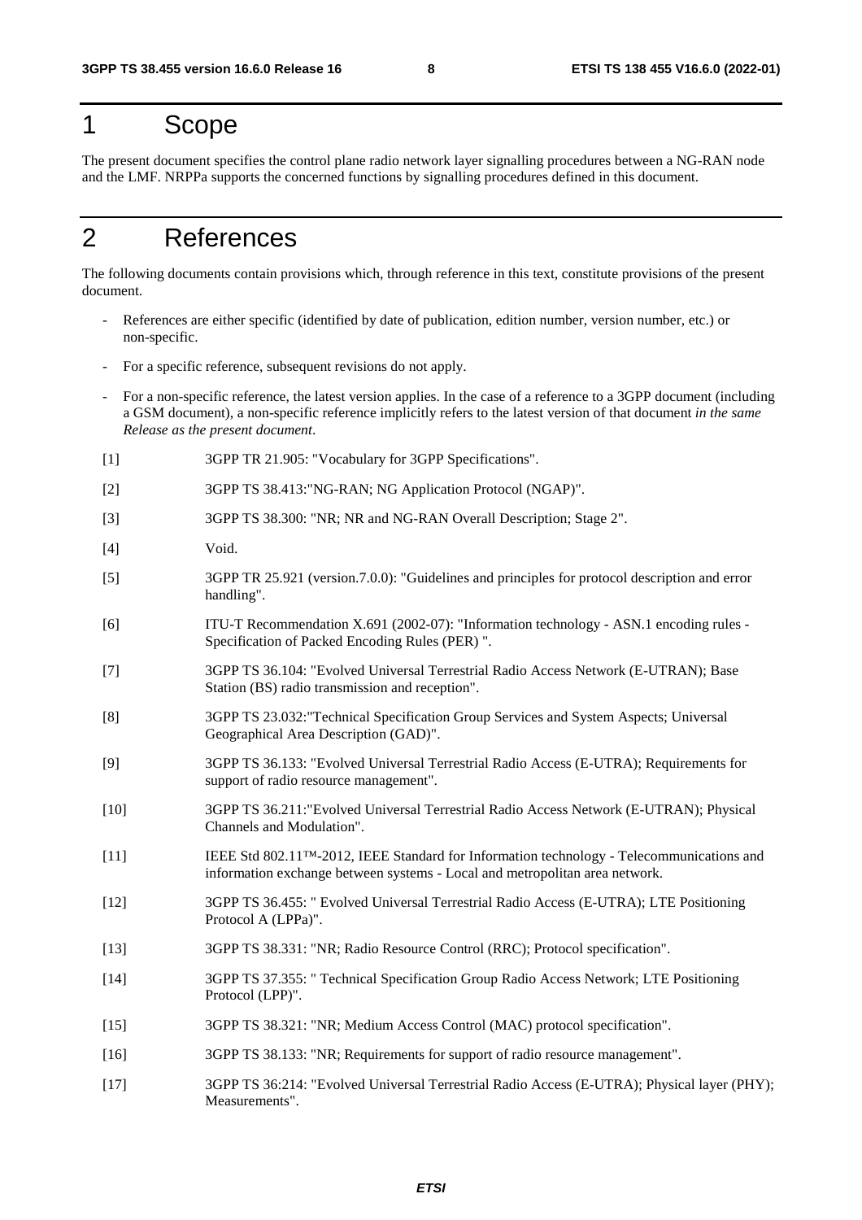# 1 Scope

The present document specifies the control plane radio network layer signalling procedures between a NG-RAN node and the LMF. NRPPa supports the concerned functions by signalling procedures defined in this document.

# 2 References

The following documents contain provisions which, through reference in this text, constitute provisions of the present document.

- References are either specific (identified by date of publication, edition number, version number, etc.) or non-specific.
- For a specific reference, subsequent revisions do not apply.
- For a non-specific reference, the latest version applies. In the case of a reference to a 3GPP document (including a GSM document), a non-specific reference implicitly refers to the latest version of that document *in the same Release as the present document*.

[1] 3GPP TR 21.905: "Vocabulary for 3GPP Specifications".

[2] 3GPP TS 38.413:"NG-RAN; NG Application Protocol (NGAP)".

[3] 3GPP TS 38.300: "NR; NR and NG-RAN Overall Description; Stage 2".

[4] Void.

[5] 3GPP TR 25.921 (version.7.0.0): "Guidelines and principles for protocol description and error handling".

[6] ITU-T Recommendation X.691 (2002-07): "Information technology - ASN.1 encoding rules - Specification of Packed Encoding Rules (PER) ".

[7] 3GPP TS 36.104: "Evolved Universal Terrestrial Radio Access Network (E-UTRAN); Base Station (BS) radio transmission and reception".

[8] 3GPP TS 23.032:"Technical Specification Group Services and System Aspects; Universal Geographical Area Description (GAD)".

[9] 3GPP TS 36.133: "Evolved Universal Terrestrial Radio Access (E-UTRA); Requirements for support of radio resource management".

[10] 3GPP TS 36.211:"Evolved Universal Terrestrial Radio Access Network (E-UTRAN); Physical Channels and Modulation".

[11] IEEE Std 802.11™-2012, IEEE Standard for Information technology - Telecommunications and information exchange between systems - Local and metropolitan area network.

[12] 3GPP TS 36.455: " Evolved Universal Terrestrial Radio Access (E-UTRA); LTE Positioning Protocol A (LPPa)".

[13] 3GPP TS 38.331: "NR; Radio Resource Control (RRC); Protocol specification".

[14] 3GPP TS 37.355: " Technical Specification Group Radio Access Network; LTE Positioning Protocol (LPP)".

[15] 3GPP TS 38.321: "NR; Medium Access Control (MAC) protocol specification".

[16] 3GPP TS 38.133: "NR; Requirements for support of radio resource management".

[17] 3GPP TS 36:214: "Evolved Universal Terrestrial Radio Access (E-UTRA); Physical layer (PHY); Measurements".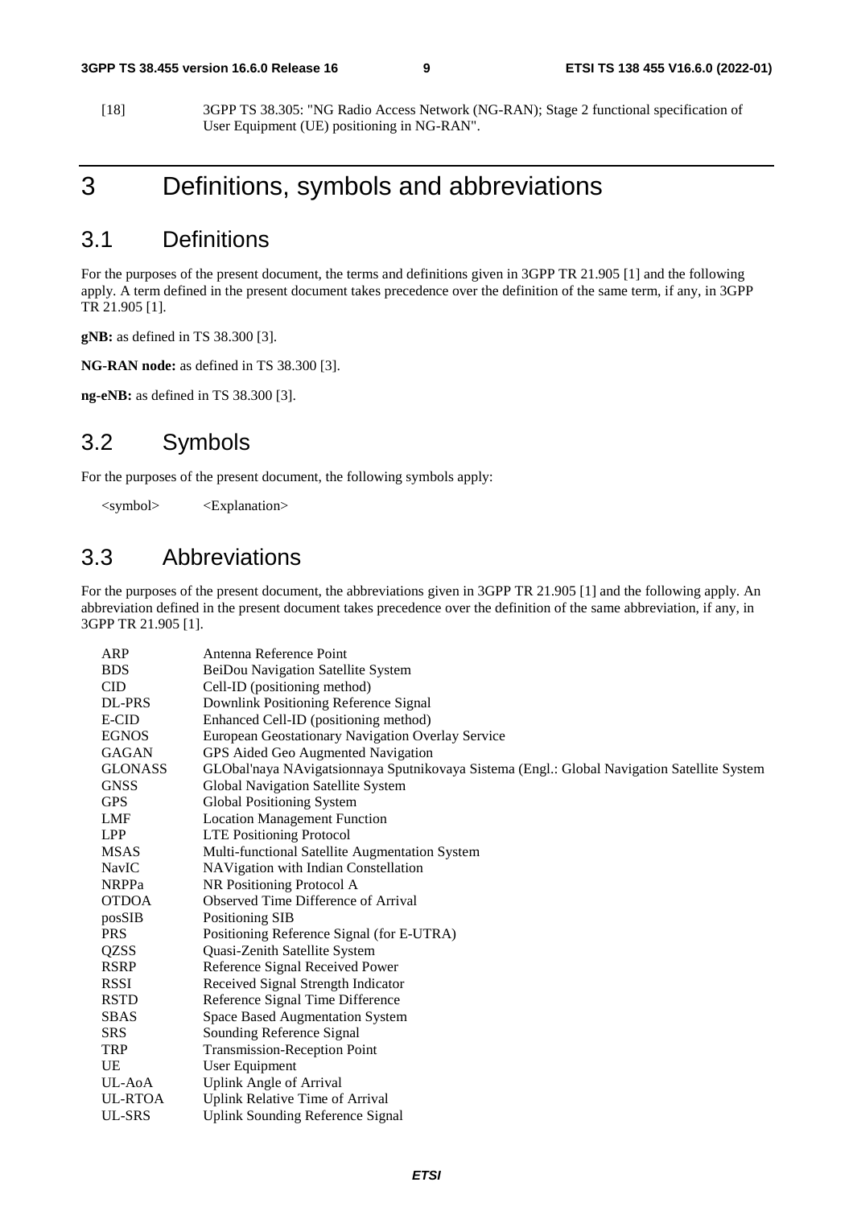[18] 3GPP TS 38.305: "NG Radio Access Network (NG-RAN); Stage 2 functional specification of User Equipment (UE) positioning in NG-RAN".

# 3 Definitions, symbols and abbreviations

## 3.1 Definitions

For the purposes of the present document, the terms and definitions given in 3GPP TR 21.905 [1] and the following apply. A term defined in the present document takes precedence over the definition of the same term, if any, in 3GPP TR 21.905 [1].

**gNB:** as defined in TS 38.300 [3].

**NG-RAN node:** as defined in TS 38.300 [3].

**ng-eNB:** as defined in TS 38.300 [3].

## 3.2 Symbols

For the purposes of the present document, the following symbols apply:

<symbol> <Explanation>

## 3.3 Abbreviations

For the purposes of the present document, the abbreviations given in 3GPP TR 21.905 [1] and the following apply. An abbreviation defined in the present document takes precedence over the definition of the same abbreviation, if any, in 3GPP TR 21.905 [1].

ARP Antenna Reference Point
BDS BeiDou Navigation Satellite System
CID Cell-ID (positioning method)
DL-PRS Downlink Positioning Reference Signal
E-CID Enhanced Cell-ID (positioning method)
EGNOS European Geostationary Navigation Overlay Service
GAGAN GPS Aided Geo Augmented Navigation
GLONASS GLObal'naya NAvigatsionnaya Sputnikovaya Sistema (Engl.: Global Navigation Satellite System
GNSS Global Navigation Satellite System
GPS Global Positioning System
LMF Location Management Function
LPP LTE Positioning Protocol
MSAS Multi-functional Satellite Augmentation System
NavIC NAVigation with Indian Constellation
NRPPa NR Positioning Protocol A
OTDOA Observed Time Difference of Arrival
posSIB Positioning SIB
PRS Positioning Reference Signal (for E-UTRA)
QZSS Quasi-Zenith Satellite System
RSRP Reference Signal Received Power
RSSI Received Signal Strength Indicator
RSTD Reference Signal Time Difference
SBAS Space Based Augmentation System
SRS Sounding Reference Signal
TRP Transmission-Reception Point
UE User Equipment
UL-AoA Uplink Angle of Arrival
UL-RTOA Uplink Relative Time of Arrival
UL-SRS Uplink Sounding Reference Signal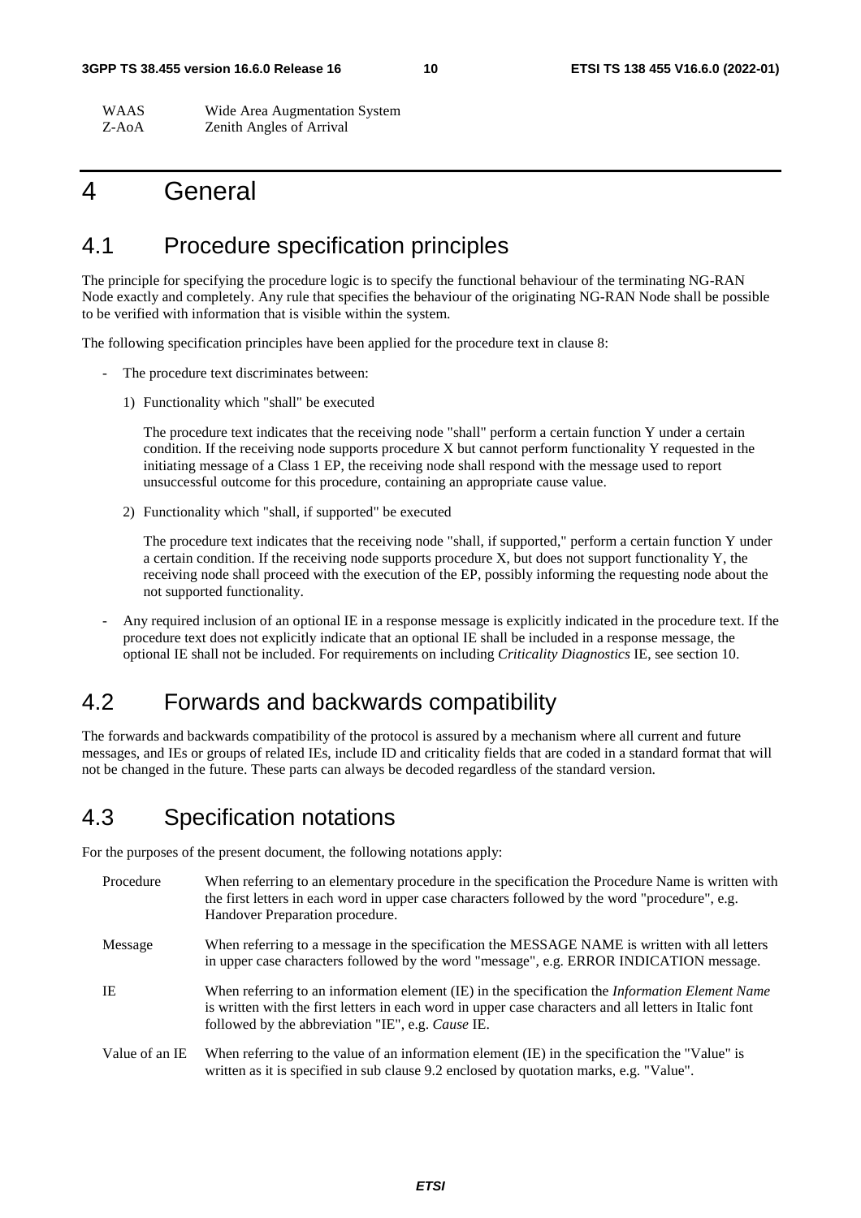| | |
|---|---|
| WAAS | Wide Area Augmentation System |
| Z-AoA | Zenith Angles of Arrival |

# 4 General

## 4.1 Procedure specification principles

The principle for specifying the procedure logic is to specify the functional behaviour of the terminating NG-RAN Node exactly and completely. Any rule that specifies the behaviour of the originating NG-RAN Node shall be possible to be verified with information that is visible within the system.

The following specification principles have been applied for the procedure text in clause 8:

- The procedure text discriminates between:

  1) Functionality which "shall" be executed

     The procedure text indicates that the receiving node "shall" perform a certain function Y under a certain condition. If the receiving node supports procedure X but cannot perform functionality Y requested in the initiating message of a Class 1 EP, the receiving node shall respond with the message used to report unsuccessful outcome for this procedure, containing an appropriate cause value.

  2) Functionality which "shall, if supported" be executed

     The procedure text indicates that the receiving node "shall, if supported," perform a certain function Y under a certain condition. If the receiving node supports procedure X, but does not support functionality Y, the receiving node shall proceed with the execution of the EP, possibly informing the requesting node about the not supported functionality.

- Any required inclusion of an optional IE in a response message is explicitly indicated in the procedure text. If the procedure text does not explicitly indicate that an optional IE shall be included in a response message, the optional IE shall not be included. For requirements on including *Criticality Diagnostics* IE, see section 10.

## 4.2 Forwards and backwards compatibility

The forwards and backwards compatibility of the protocol is assured by a mechanism where all current and future messages, and IEs or groups of related IEs, include ID and criticality fields that are coded in a standard format that will not be changed in the future. These parts can always be decoded regardless of the standard version.

## 4.3 Specification notations

For the purposes of the present document, the following notations apply:

| | |
|---|---|
| Procedure | When referring to an elementary procedure in the specification the Procedure Name is written with the first letters in each word in upper case characters followed by the word "procedure", e.g. Handover Preparation procedure. |
| Message | When referring to a message in the specification the MESSAGE NAME is written with all letters in upper case characters followed by the word "message", e.g. ERROR INDICATION message. |
| IE | When referring to an information element (IE) in the specification the *Information Element Name* is written with the first letters in each word in upper case characters and all letters in Italic font followed by the abbreviation "IE", e.g. *Cause* IE. |
| Value of an IE | When referring to the value of an information element (IE) in the specification the "Value" is written as it is specified in sub clause 9.2 enclosed by quotation marks, e.g. "Value". |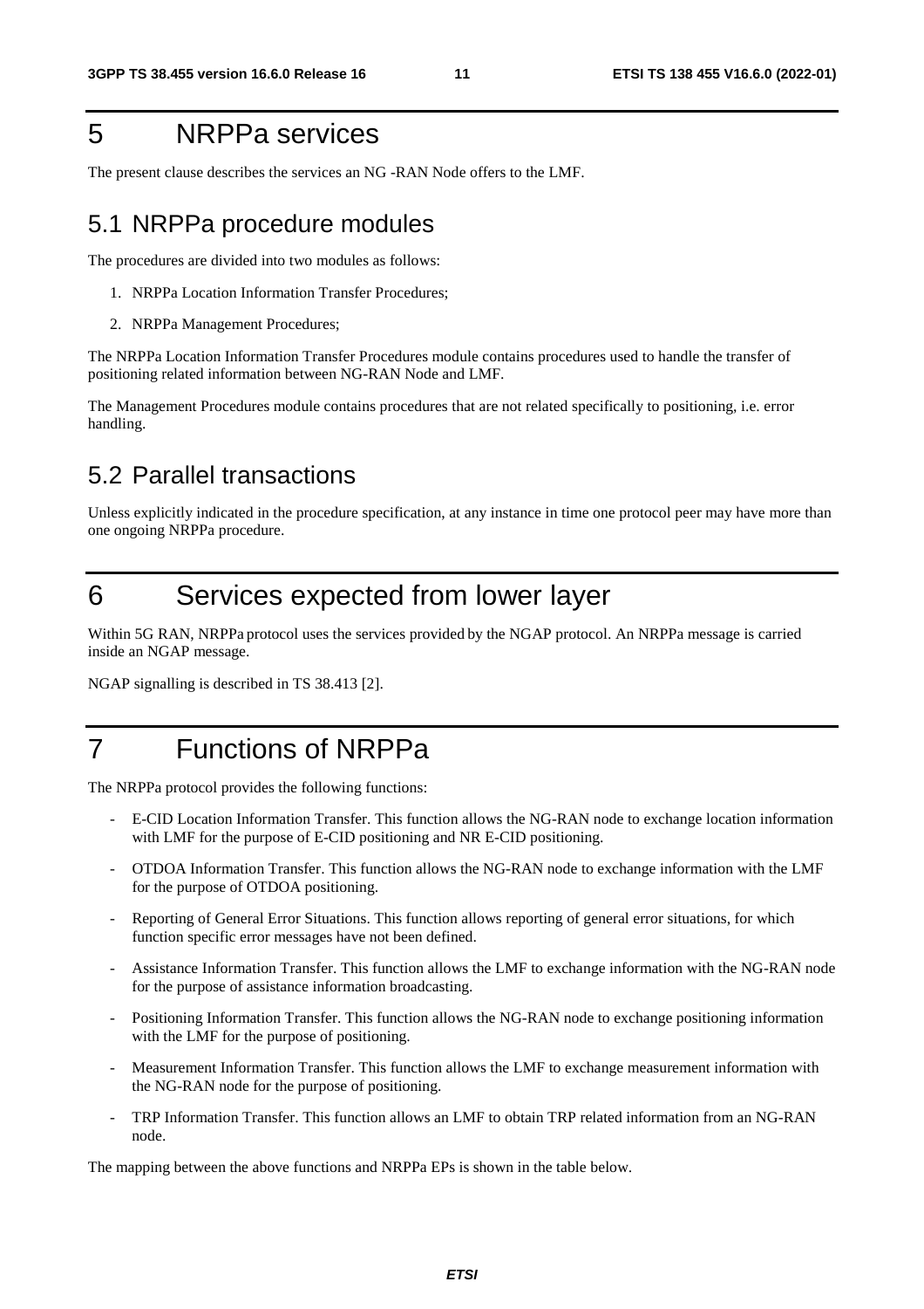# 5 NRPPa services

The present clause describes the services an NG -RAN Node offers to the LMF.

## 5.1 NRPPa procedure modules

The procedures are divided into two modules as follows:

1. NRPPa Location Information Transfer Procedures;
2. NRPPa Management Procedures;

The NRPPa Location Information Transfer Procedures module contains procedures used to handle the transfer of positioning related information between NG-RAN Node and LMF.

The Management Procedures module contains procedures that are not related specifically to positioning, i.e. error handling.

## 5.2 Parallel transactions

Unless explicitly indicated in the procedure specification, at any instance in time one protocol peer may have more than one ongoing NRPPa procedure.

# 6 Services expected from lower layer

Within 5G RAN, NRPPa protocol uses the services provided by the NGAP protocol. An NRPPa message is carried inside an NGAP message.

NGAP signalling is described in TS 38.413 [2].

# 7 Functions of NRPPa

The NRPPa protocol provides the following functions:

- E-CID Location Information Transfer. This function allows the NG-RAN node to exchange location information with LMF for the purpose of E-CID positioning and NR E-CID positioning.
- OTDOA Information Transfer. This function allows the NG-RAN node to exchange information with the LMF for the purpose of OTDOA positioning.
- Reporting of General Error Situations. This function allows reporting of general error situations, for which function specific error messages have not been defined.
- Assistance Information Transfer. This function allows the LMF to exchange information with the NG-RAN node for the purpose of assistance information broadcasting.
- Positioning Information Transfer. This function allows the NG-RAN node to exchange positioning information with the LMF for the purpose of positioning.
- Measurement Information Transfer. This function allows the LMF to exchange measurement information with the NG-RAN node for the purpose of positioning.
- TRP Information Transfer. This function allows an LMF to obtain TRP related information from an NG-RAN node.

The mapping between the above functions and NRPPa EPs is shown in the table below.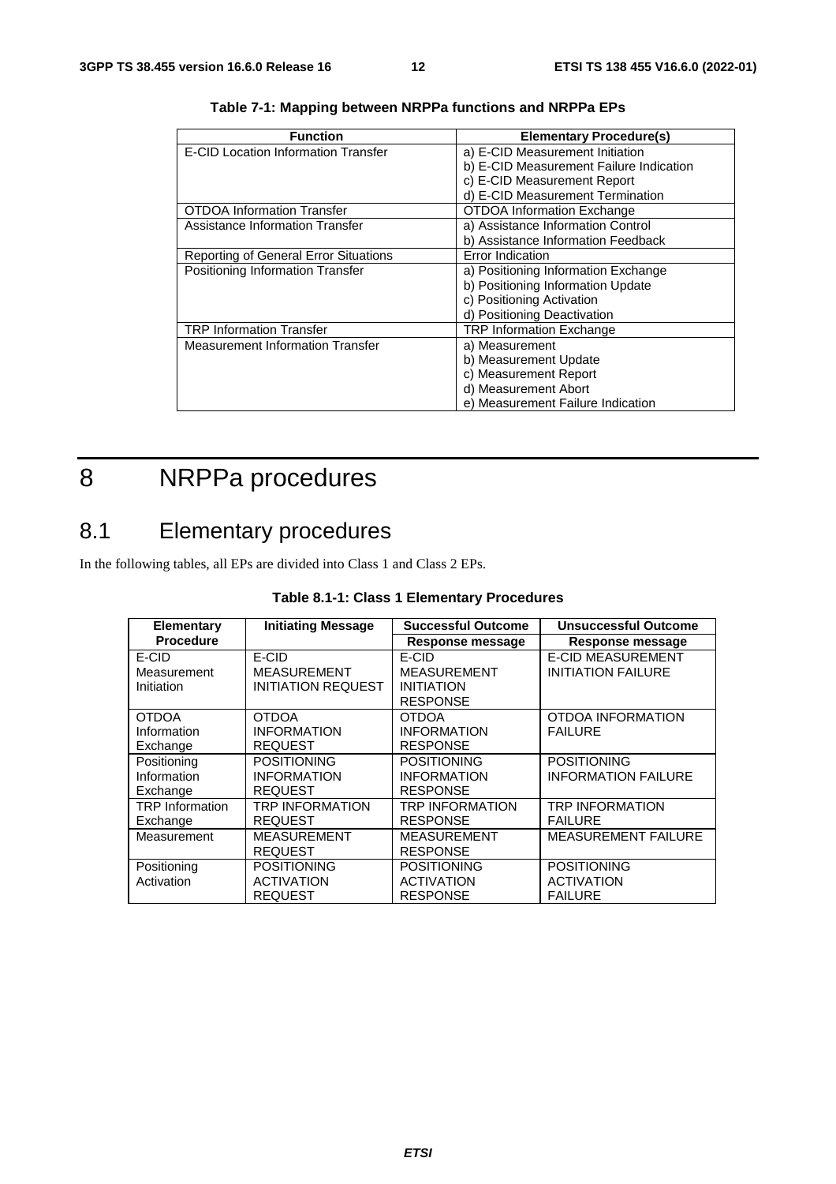**Table 7-1: Mapping between NRPPa functions and NRPPa EPs**

| Function | Elementary Procedure(s) |
|---|---|
| E-CID Location Information Transfer | a) E-CID Measurement Initiation<br>b) E-CID Measurement Failure Indication<br>c) E-CID Measurement Report<br>d) E-CID Measurement Termination |
| OTDOA Information Transfer | OTDOA Information Exchange |
| Assistance Information Transfer | a) Assistance Information Control<br>b) Assistance Information Feedback |
| Reporting of General Error Situations | Error Indication |
| Positioning Information Transfer | a) Positioning Information Exchange<br>b) Positioning Information Update<br>c) Positioning Activation<br>d) Positioning Deactivation |
| TRP Information Transfer | TRP Information Exchange |
| Measurement Information Transfer | a) Measurement<br>b) Measurement Update<br>c) Measurement Report<br>d) Measurement Abort<br>e) Measurement Failure Indication |

# 8 NRPPa procedures

## 8.1 Elementary procedures

In the following tables, all EPs are divided into Class 1 and Class 2 EPs.

**Table 8.1-1: Class 1 Elementary Procedures**

| Elementary Procedure | Initiating Message | Successful Outcome | Unsuccessful Outcome |
|---|---|---|---|
| | | Response message | Response message |
| E-CID Measurement Initiation | E-CID MEASUREMENT INITIATION REQUEST | E-CID MEASUREMENT INITIATION RESPONSE | E-CID MEASUREMENT INITIATION FAILURE |
| OTDOA Information Exchange | OTDOA INFORMATION REQUEST | OTDOA INFORMATION RESPONSE | OTDOA INFORMATION FAILURE |
| Positioning Information Exchange | POSITIONING INFORMATION REQUEST | POSITIONING INFORMATION RESPONSE | POSITIONING INFORMATION FAILURE |
| TRP Information Exchange | TRP INFORMATION REQUEST | TRP INFORMATION RESPONSE | TRP INFORMATION FAILURE |
| Measurement | MEASUREMENT REQUEST | MEASUREMENT RESPONSE | MEASUREMENT FAILURE |
| Positioning Activation | POSITIONING ACTIVATION REQUEST | POSITIONING ACTIVATION RESPONSE | POSITIONING ACTIVATION FAILURE |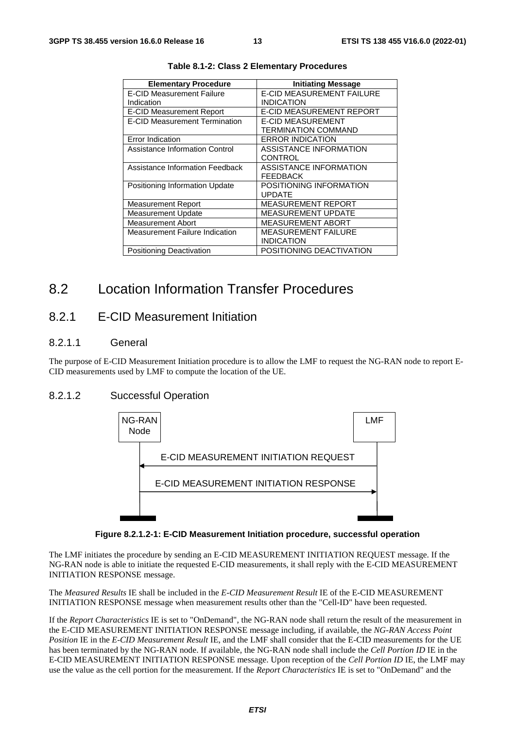**Table 8.1-2: Class 2 Elementary Procedures**

| Elementary Procedure | Initiating Message |
|---|---|
| E-CID Measurement Failure Indication | E-CID MEASUREMENT FAILURE INDICATION |
| E-CID Measurement Report | E-CID MEASUREMENT REPORT |
| E-CID Measurement Termination | E-CID MEASUREMENT TERMINATION COMMAND |
| Error Indication | ERROR INDICATION |
| Assistance Information Control | ASSISTANCE INFORMATION CONTROL |
| Assistance Information Feedback | ASSISTANCE INFORMATION FEEDBACK |
| Positioning Information Update | POSITIONING INFORMATION UPDATE |
| Measurement Report | MEASUREMENT REPORT |
| Measurement Update | MEASUREMENT UPDATE |
| Measurement Abort | MEASUREMENT ABORT |
| Measurement Failure Indication | MEASUREMENT FAILURE INDICATION |
| Positioning Deactivation | POSITIONING DEACTIVATION |

# 8.2 Location Information Transfer Procedures

## 8.2.1 E-CID Measurement Initiation

### 8.2.1.1 General

The purpose of E-CID Measurement Initiation procedure is to allow the LMF to request the NG-RAN node to report E-CID measurements used by LMF to compute the location of the UE.

### 8.2.1.2 Successful Operation

NG-RAN Node | LMF

E-CID MEASUREMENT INITIATION REQUEST (LMF → NG-RAN Node)

E-CID MEASUREMENT INITIATION RESPONSE (NG-RAN Node → LMF)

**Figure 8.2.1.2-1: E-CID Measurement Initiation procedure, successful operation**

The LMF initiates the procedure by sending an E-CID MEASUREMENT INITIATION REQUEST message. If the NG-RAN node is able to initiate the requested E-CID measurements, it shall reply with the E-CID MEASUREMENT INITIATION RESPONSE message.

The *Measured Results* IE shall be included in the *E-CID Measurement Result* IE of the E-CID MEASUREMENT INITIATION RESPONSE message when measurement results other than the "Cell-ID" have been requested.

If the *Report Characteristics* IE is set to "OnDemand", the NG-RAN node shall return the result of the measurement in the E-CID MEASUREMENT INITIATION RESPONSE message including, if available, the *NG-RAN Access Point Position* IE in the *E-CID Measurement Result* IE, and the LMF shall consider that the E-CID measurements for the UE has been terminated by the NG-RAN node. If available, the NG-RAN node shall include the *Cell Portion ID* IE in the E-CID MEASUREMENT INITIATION RESPONSE message. Upon reception of the *Cell Portion ID* IE, the LMF may use the value as the cell portion for the measurement. If the *Report Characteristics* IE is set to "OnDemand" and the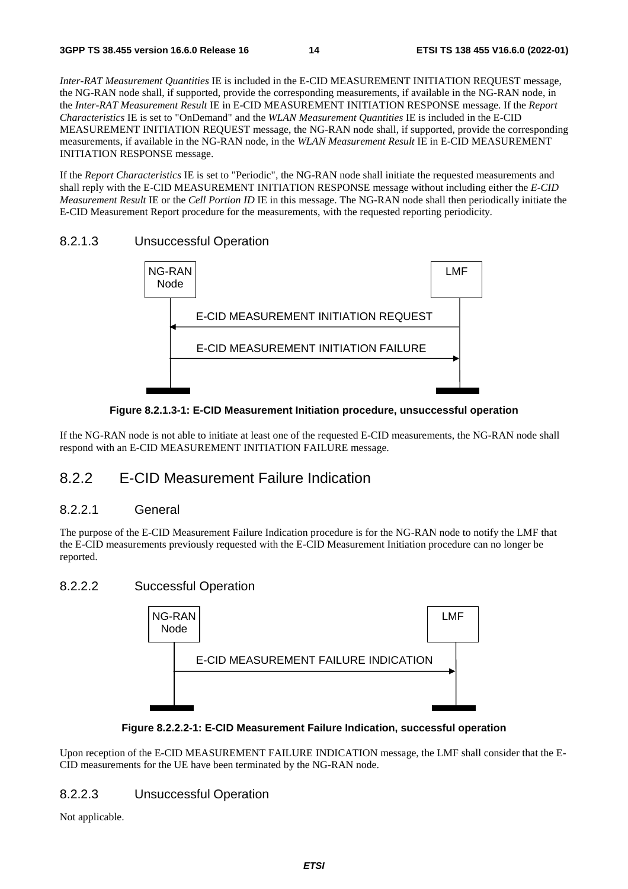*Inter-RAT Measurement Quantities* IE is included in the E-CID MEASUREMENT INITIATION REQUEST message, the NG-RAN node shall, if supported, provide the corresponding measurements, if available in the NG-RAN node, in the *Inter-RAT Measurement Result* IE in E-CID MEASUREMENT INITIATION RESPONSE message. If the *Report Characteristics* IE is set to "OnDemand" and the *WLAN Measurement Quantities* IE is included in the E-CID MEASUREMENT INITIATION REQUEST message, the NG-RAN node shall, if supported, provide the corresponding measurements, if available in the NG-RAN node, in the *WLAN Measurement Result* IE in E-CID MEASUREMENT INITIATION RESPONSE message.

If the *Report Characteristics* IE is set to "Periodic", the NG-RAN node shall initiate the requested measurements and shall reply with the E-CID MEASUREMENT INITIATION RESPONSE message without including either the *E-CID Measurement Result* IE or the *Cell Portion ID* IE in this message. The NG-RAN node shall then periodically initiate the E-CID Measurement Report procedure for the measurements, with the requested reporting periodicity.

#### 8.2.1.3 Unsuccessful Operation

NG-RAN Node | LMF

E-CID MEASUREMENT INITIATION REQUEST (LMF → NG-RAN Node)

E-CID MEASUREMENT INITIATION FAILURE (NG-RAN Node → LMF)

**Figure 8.2.1.3-1: E-CID Measurement Initiation procedure, unsuccessful operation**

If the NG-RAN node is not able to initiate at least one of the requested E-CID measurements, the NG-RAN node shall respond with an E-CID MEASUREMENT INITIATION FAILURE message.

### 8.2.2 E-CID Measurement Failure Indication

#### 8.2.2.1 General

The purpose of the E-CID Measurement Failure Indication procedure is for the NG-RAN node to notify the LMF that the E-CID measurements previously requested with the E-CID Measurement Initiation procedure can no longer be reported.

#### 8.2.2.2 Successful Operation

NG-RAN Node | LMF

E-CID MEASUREMENT FAILURE INDICATION (NG-RAN Node → LMF)

**Figure 8.2.2.2-1: E-CID Measurement Failure Indication, successful operation**

Upon reception of the E-CID MEASUREMENT FAILURE INDICATION message, the LMF shall consider that the E-CID measurements for the UE have been terminated by the NG-RAN node.

#### 8.2.2.3 Unsuccessful Operation

Not applicable.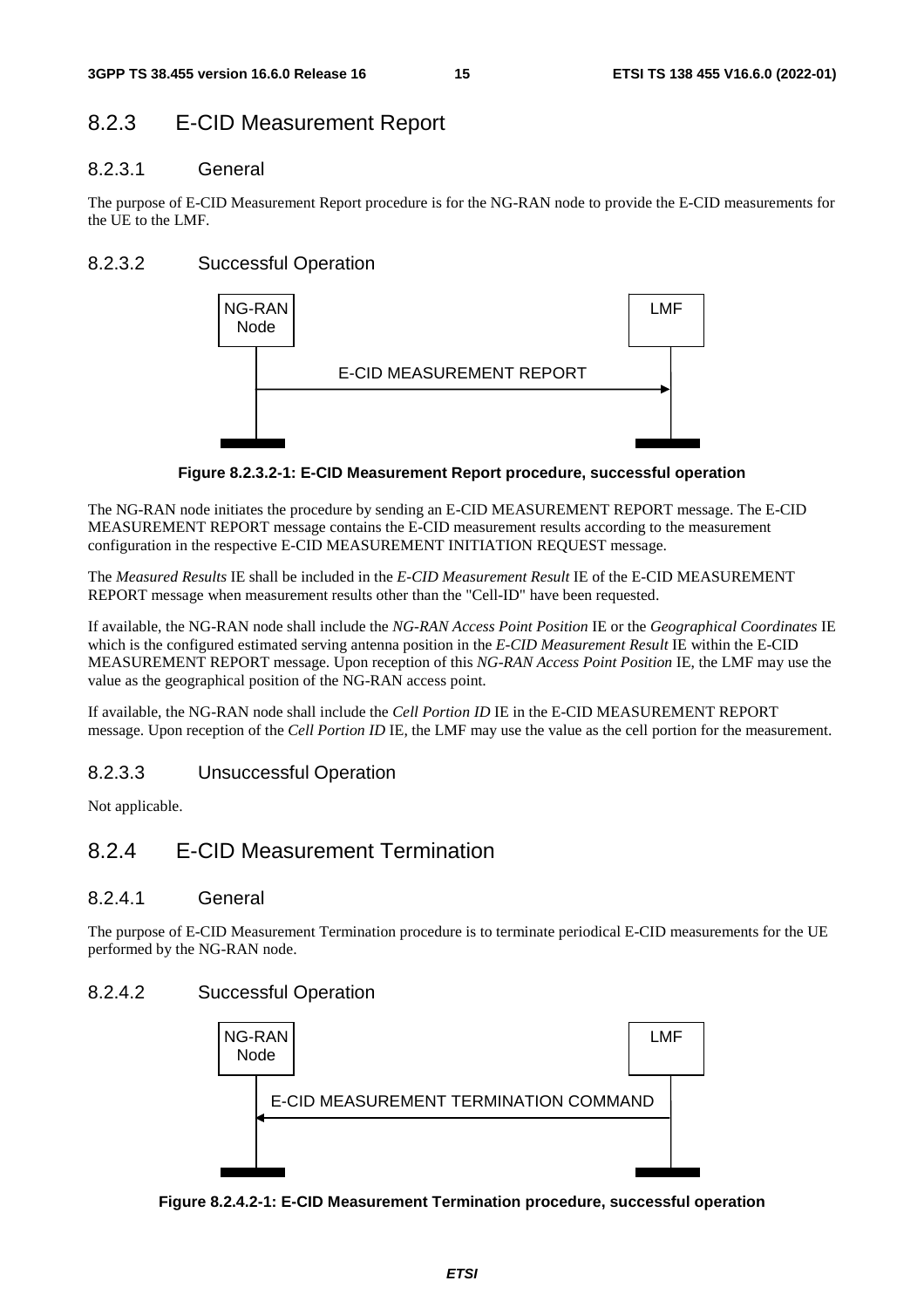## 8.2.3 E-CID Measurement Report

### 8.2.3.1 General

The purpose of E-CID Measurement Report procedure is for the NG-RAN node to provide the E-CID measurements for the UE to the LMF.

### 8.2.3.2 Successful Operation

**Figure 8.2.3.2-1: E-CID Measurement Report procedure, successful operation**

The NG-RAN node initiates the procedure by sending an E-CID MEASUREMENT REPORT message. The E-CID MEASUREMENT REPORT message contains the E-CID measurement results according to the measurement configuration in the respective E-CID MEASUREMENT INITIATION REQUEST message.

The *Measured Results* IE shall be included in the *E-CID Measurement Result* IE of the E-CID MEASUREMENT REPORT message when measurement results other than the "Cell-ID" have been requested.

If available, the NG-RAN node shall include the *NG-RAN Access Point Position* IE or the *Geographical Coordinates* IE which is the configured estimated serving antenna position in the *E-CID Measurement Result* IE within the E-CID MEASUREMENT REPORT message. Upon reception of this *NG-RAN Access Point Position* IE, the LMF may use the value as the geographical position of the NG-RAN access point.

If available, the NG-RAN node shall include the *Cell Portion ID* IE in the E-CID MEASUREMENT REPORT message. Upon reception of the *Cell Portion ID* IE, the LMF may use the value as the cell portion for the measurement.

### 8.2.3.3 Unsuccessful Operation

Not applicable.

## 8.2.4 E-CID Measurement Termination

### 8.2.4.1 General

The purpose of E-CID Measurement Termination procedure is to terminate periodical E-CID measurements for the UE performed by the NG-RAN node.

### 8.2.4.2 Successful Operation

**Figure 8.2.4.2-1: E-CID Measurement Termination procedure, successful operation**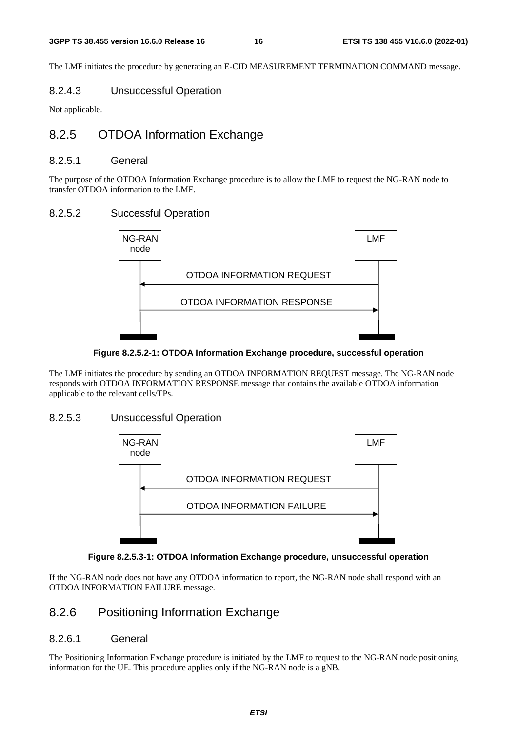The LMF initiates the procedure by generating an E-CID MEASUREMENT TERMINATION COMMAND message.

#### 8.2.4.3 Unsuccessful Operation

Not applicable.

### 8.2.5 OTDOA Information Exchange

#### 8.2.5.1 General

The purpose of the OTDOA Information Exchange procedure is to allow the LMF to request the NG-RAN node to transfer OTDOA information to the LMF.

#### 8.2.5.2 Successful Operation

NG-RAN node | LMF

OTDOA INFORMATION REQUEST (LMF → NG-RAN node)

OTDOA INFORMATION RESPONSE (NG-RAN node → LMF)

**Figure 8.2.5.2-1: OTDOA Information Exchange procedure, successful operation**

The LMF initiates the procedure by sending an OTDOA INFORMATION REQUEST message. The NG-RAN node responds with OTDOA INFORMATION RESPONSE message that contains the available OTDOA information applicable to the relevant cells/TPs.

#### 8.2.5.3 Unsuccessful Operation

NG-RAN node | LMF

OTDOA INFORMATION REQUEST (LMF → NG-RAN node)

OTDOA INFORMATION FAILURE (NG-RAN node → LMF)

**Figure 8.2.5.3-1: OTDOA Information Exchange procedure, unsuccessful operation**

If the NG-RAN node does not have any OTDOA information to report, the NG-RAN node shall respond with an OTDOA INFORMATION FAILURE message.

### 8.2.6 Positioning Information Exchange

#### 8.2.6.1 General

The Positioning Information Exchange procedure is initiated by the LMF to request to the NG-RAN node positioning information for the UE. This procedure applies only if the NG-RAN node is a gNB.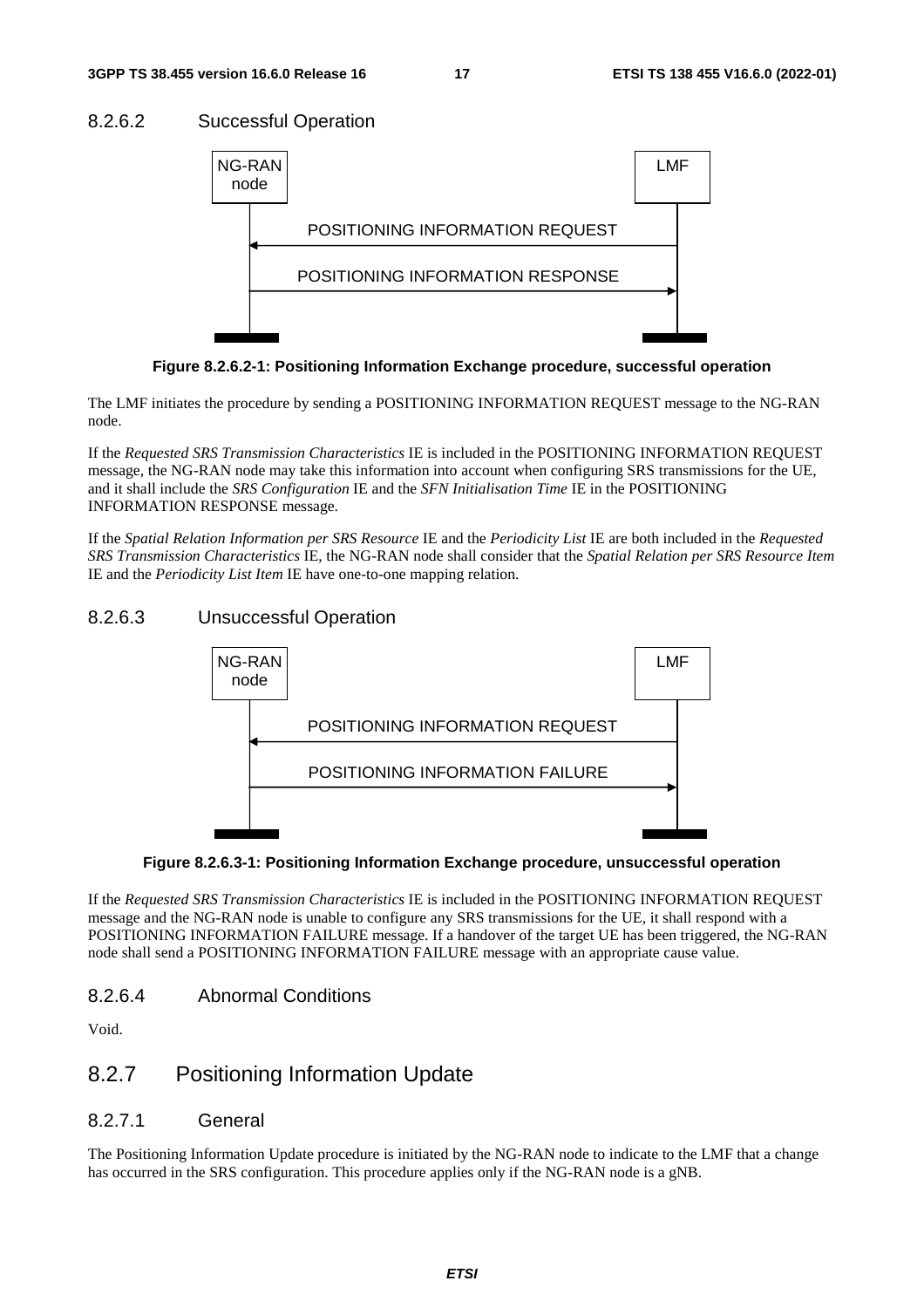#### 8.2.6.2 Successful Operation

```
NG-RAN node                                         LMF
    |                                                |
    |<------- POSITIONING INFORMATION REQUEST -------|
    |                                                |
    |-------- POSITIONING INFORMATION RESPONSE ----->|
    |                                                |
```

**Figure 8.2.6.2-1: Positioning Information Exchange procedure, successful operation**

The LMF initiates the procedure by sending a POSITIONING INFORMATION REQUEST message to the NG-RAN node.

If the *Requested SRS Transmission Characteristics* IE is included in the POSITIONING INFORMATION REQUEST message, the NG-RAN node may take this information into account when configuring SRS transmissions for the UE, and it shall include the *SRS Configuration* IE and the *SFN Initialisation Time* IE in the POSITIONING INFORMATION RESPONSE message.

If the *Spatial Relation Information per SRS Resource* IE and the *Periodicity List* IE are both included in the *Requested SRS Transmission Characteristics* IE, the NG-RAN node shall consider that the *Spatial Relation per SRS Resource Item* IE and the *Periodicity List Item* IE have one-to-one mapping relation.

#### 8.2.6.3 Unsuccessful Operation

```
NG-RAN node                                         LMF
    |                                                |
    |<------- POSITIONING INFORMATION REQUEST -------|
    |                                                |
    |-------- POSITIONING INFORMATION FAILURE ------>|
    |                                                |
```

**Figure 8.2.6.3-1: Positioning Information Exchange procedure, unsuccessful operation**

If the *Requested SRS Transmission Characteristics* IE is included in the POSITIONING INFORMATION REQUEST message and the NG-RAN node is unable to configure any SRS transmissions for the UE, it shall respond with a POSITIONING INFORMATION FAILURE message. If a handover of the target UE has been triggered, the NG-RAN node shall send a POSITIONING INFORMATION FAILURE message with an appropriate cause value.

#### 8.2.6.4 Abnormal Conditions

Void.

### 8.2.7 Positioning Information Update

#### 8.2.7.1 General

The Positioning Information Update procedure is initiated by the NG-RAN node to indicate to the LMF that a change has occurred in the SRS configuration. This procedure applies only if the NG-RAN node is a gNB.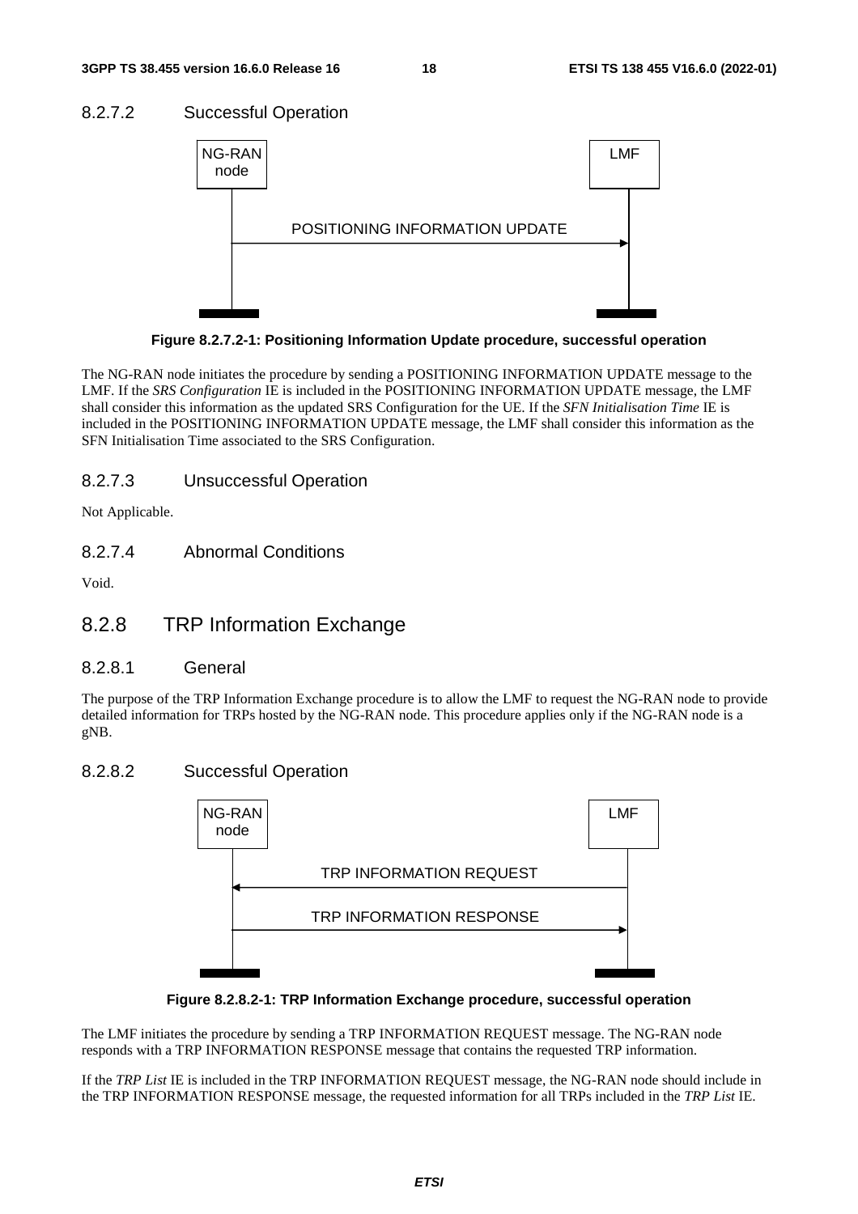#### 8.2.7.2 Successful Operation

Figure 8.2.7.2-1: Positioning Information Update procedure, successful operation

The NG-RAN node initiates the procedure by sending a POSITIONING INFORMATION UPDATE message to the LMF. If the *SRS Configuration* IE is included in the POSITIONING INFORMATION UPDATE message, the LMF shall consider this information as the updated SRS Configuration for the UE. If the *SFN Initialisation Time* IE is included in the POSITIONING INFORMATION UPDATE message, the LMF shall consider this information as the SFN Initialisation Time associated to the SRS Configuration.

#### 8.2.7.3 Unsuccessful Operation

Not Applicable.

#### 8.2.7.4 Abnormal Conditions

Void.

### 8.2.8 TRP Information Exchange

#### 8.2.8.1 General

The purpose of the TRP Information Exchange procedure is to allow the LMF to request the NG-RAN node to provide detailed information for TRPs hosted by the NG-RAN node. This procedure applies only if the NG-RAN node is a gNB.

#### 8.2.8.2 Successful Operation

Figure 8.2.8.2-1: TRP Information Exchange procedure, successful operation

The LMF initiates the procedure by sending a TRP INFORMATION REQUEST message. The NG-RAN node responds with a TRP INFORMATION RESPONSE message that contains the requested TRP information.

If the *TRP List* IE is included in the TRP INFORMATION REQUEST message, the NG-RAN node should include in the TRP INFORMATION RESPONSE message, the requested information for all TRPs included in the *TRP List* IE.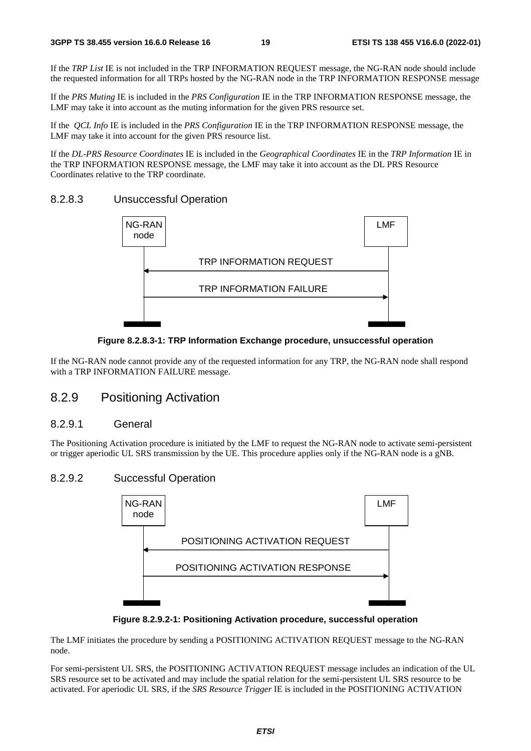If the *TRP List* IE is not included in the TRP INFORMATION REQUEST message, the NG-RAN node should include the requested information for all TRPs hosted by the NG-RAN node in the TRP INFORMATION RESPONSE message

If the *PRS Muting* IE is included in the *PRS Configuration* IE in the TRP INFORMATION RESPONSE message, the LMF may take it into account as the muting information for the given PRS resource set.

If the *QCL Info* IE is included in the *PRS Configuration* IE in the TRP INFORMATION RESPONSE message, the LMF may take it into account for the given PRS resource list.

If the *DL-PRS Resource Coordinates* IE is included in the *Geographical Coordinates* IE in the *TRP Information* IE in the TRP INFORMATION RESPONSE message, the LMF may take it into account as the DL PRS Resource Coordinates relative to the TRP coordinate.

#### 8.2.8.3 Unsuccessful Operation

NG-RAN node | LMF

TRP INFORMATION REQUEST (LMF → NG-RAN node)

TRP INFORMATION FAILURE (NG-RAN node → LMF)

**Figure 8.2.8.3-1: TRP Information Exchange procedure, unsuccessful operation**

If the NG-RAN node cannot provide any of the requested information for any TRP, the NG-RAN node shall respond with a TRP INFORMATION FAILURE message.

### 8.2.9 Positioning Activation

#### 8.2.9.1 General

The Positioning Activation procedure is initiated by the LMF to request the NG-RAN node to activate semi-persistent or trigger aperiodic UL SRS transmission by the UE. This procedure applies only if the NG-RAN node is a gNB.

#### 8.2.9.2 Successful Operation

NG-RAN node | LMF

POSITIONING ACTIVATION REQUEST (LMF → NG-RAN node)

POSITIONING ACTIVATION RESPONSE (NG-RAN node → LMF)

**Figure 8.2.9.2-1: Positioning Activation procedure, successful operation**

The LMF initiates the procedure by sending a POSITIONING ACTIVATION REQUEST message to the NG-RAN node.

For semi-persistent UL SRS, the POSITIONING ACTIVATION REQUEST message includes an indication of the UL SRS resource set to be activated and may include the spatial relation for the semi-persistent UL SRS resource to be activated. For aperiodic UL SRS, if the *SRS Resource Trigger* IE is included in the POSITIONING ACTIVATION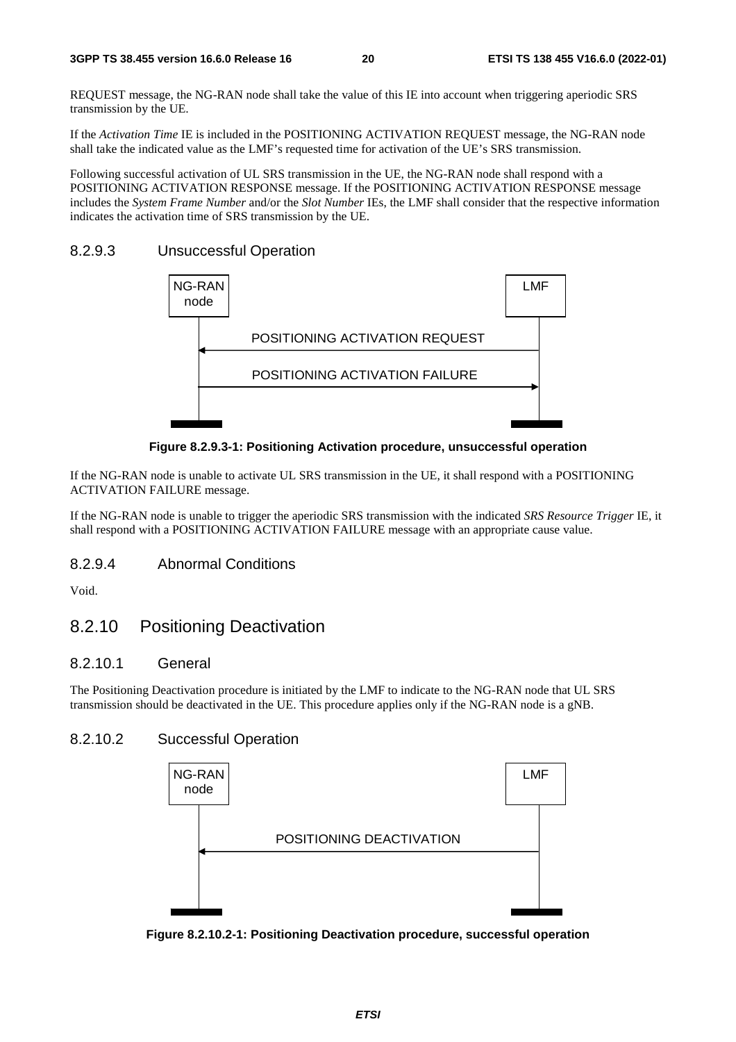REQUEST message, the NG-RAN node shall take the value of this IE into account when triggering aperiodic SRS transmission by the UE.

If the *Activation Time* IE is included in the POSITIONING ACTIVATION REQUEST message, the NG-RAN node shall take the indicated value as the LMF's requested time for activation of the UE's SRS transmission.

Following successful activation of UL SRS transmission in the UE, the NG-RAN node shall respond with a POSITIONING ACTIVATION RESPONSE message. If the POSITIONING ACTIVATION RESPONSE message includes the *System Frame Number* and/or the *Slot Number* IEs, the LMF shall consider that the respective information indicates the activation time of SRS transmission by the UE.

#### 8.2.9.3 Unsuccessful Operation

**Figure 8.2.9.3-1: Positioning Activation procedure, unsuccessful operation**

If the NG-RAN node is unable to activate UL SRS transmission in the UE, it shall respond with a POSITIONING ACTIVATION FAILURE message.

If the NG-RAN node is unable to trigger the aperiodic SRS transmission with the indicated *SRS Resource Trigger* IE, it shall respond with a POSITIONING ACTIVATION FAILURE message with an appropriate cause value.

#### 8.2.9.4 Abnormal Conditions

Void.

### 8.2.10 Positioning Deactivation

#### 8.2.10.1 General

The Positioning Deactivation procedure is initiated by the LMF to indicate to the NG-RAN node that UL SRS transmission should be deactivated in the UE. This procedure applies only if the NG-RAN node is a gNB.

#### 8.2.10.2 Successful Operation

**Figure 8.2.10.2-1: Positioning Deactivation procedure, successful operation**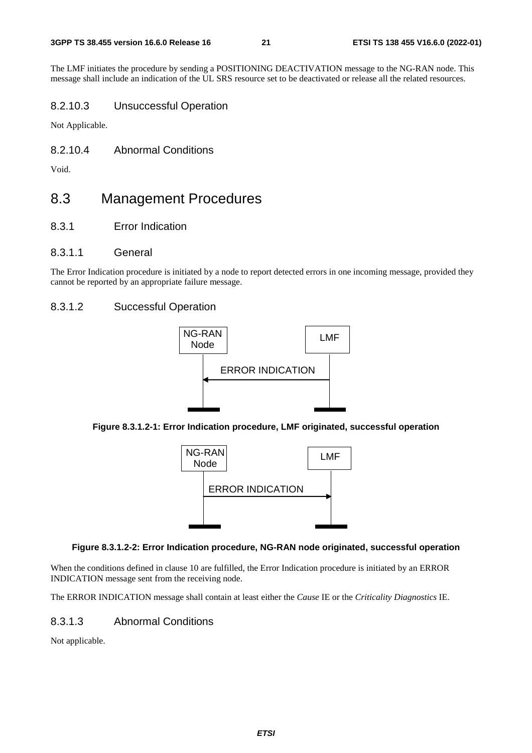The LMF initiates the procedure by sending a POSITIONING DEACTIVATION message to the NG-RAN node. This message shall include an indication of the UL SRS resource set to be deactivated or release all the related resources.

#### 8.2.10.3 Unsuccessful Operation

Not Applicable.

#### 8.2.10.4 Abnormal Conditions

Void.

## 8.3 Management Procedures

### 8.3.1 Error Indication

#### 8.3.1.1 General

The Error Indication procedure is initiated by a node to report detected errors in one incoming message, provided they cannot be reported by an appropriate failure message.

#### 8.3.1.2 Successful Operation

**Figure 8.3.1.2-1: Error Indication procedure, LMF originated, successful operation**

**Figure 8.3.1.2-2: Error Indication procedure, NG-RAN node originated, successful operation**

When the conditions defined in clause 10 are fulfilled, the Error Indication procedure is initiated by an ERROR INDICATION message sent from the receiving node.

The ERROR INDICATION message shall contain at least either the *Cause* IE or the *Criticality Diagnostics* IE.

#### 8.3.1.3 Abnormal Conditions

Not applicable.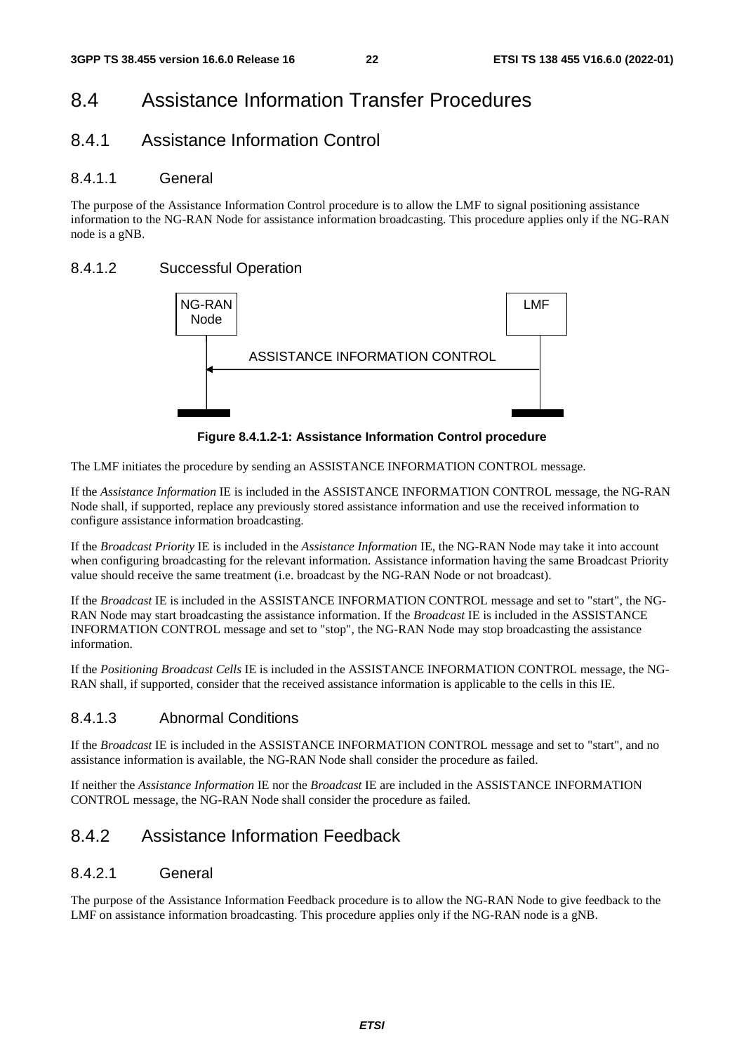# 8.4 Assistance Information Transfer Procedures

## 8.4.1 Assistance Information Control

### 8.4.1.1 General

The purpose of the Assistance Information Control procedure is to allow the LMF to signal positioning assistance information to the NG-RAN Node for assistance information broadcasting. This procedure applies only if the NG-RAN node is a gNB.

### 8.4.1.2 Successful Operation

**Figure 8.4.1.2-1: Assistance Information Control procedure**

The LMF initiates the procedure by sending an ASSISTANCE INFORMATION CONTROL message.

If the *Assistance Information* IE is included in the ASSISTANCE INFORMATION CONTROL message, the NG-RAN Node shall, if supported, replace any previously stored assistance information and use the received information to configure assistance information broadcasting.

If the *Broadcast Priority* IE is included in the *Assistance Information* IE, the NG-RAN Node may take it into account when configuring broadcasting for the relevant information. Assistance information having the same Broadcast Priority value should receive the same treatment (i.e. broadcast by the NG-RAN Node or not broadcast).

If the *Broadcast* IE is included in the ASSISTANCE INFORMATION CONTROL message and set to "start", the NG-RAN Node may start broadcasting the assistance information. If the *Broadcast* IE is included in the ASSISTANCE INFORMATION CONTROL message and set to "stop", the NG-RAN Node may stop broadcasting the assistance information.

If the *Positioning Broadcast Cells* IE is included in the ASSISTANCE INFORMATION CONTROL message, the NG-RAN shall, if supported, consider that the received assistance information is applicable to the cells in this IE.

### 8.4.1.3 Abnormal Conditions

If the *Broadcast* IE is included in the ASSISTANCE INFORMATION CONTROL message and set to "start", and no assistance information is available, the NG-RAN Node shall consider the procedure as failed.

If neither the *Assistance Information* IE nor the *Broadcast* IE are included in the ASSISTANCE INFORMATION CONTROL message, the NG-RAN Node shall consider the procedure as failed.

## 8.4.2 Assistance Information Feedback

### 8.4.2.1 General

The purpose of the Assistance Information Feedback procedure is to allow the NG-RAN Node to give feedback to the LMF on assistance information broadcasting. This procedure applies only if the NG-RAN node is a gNB.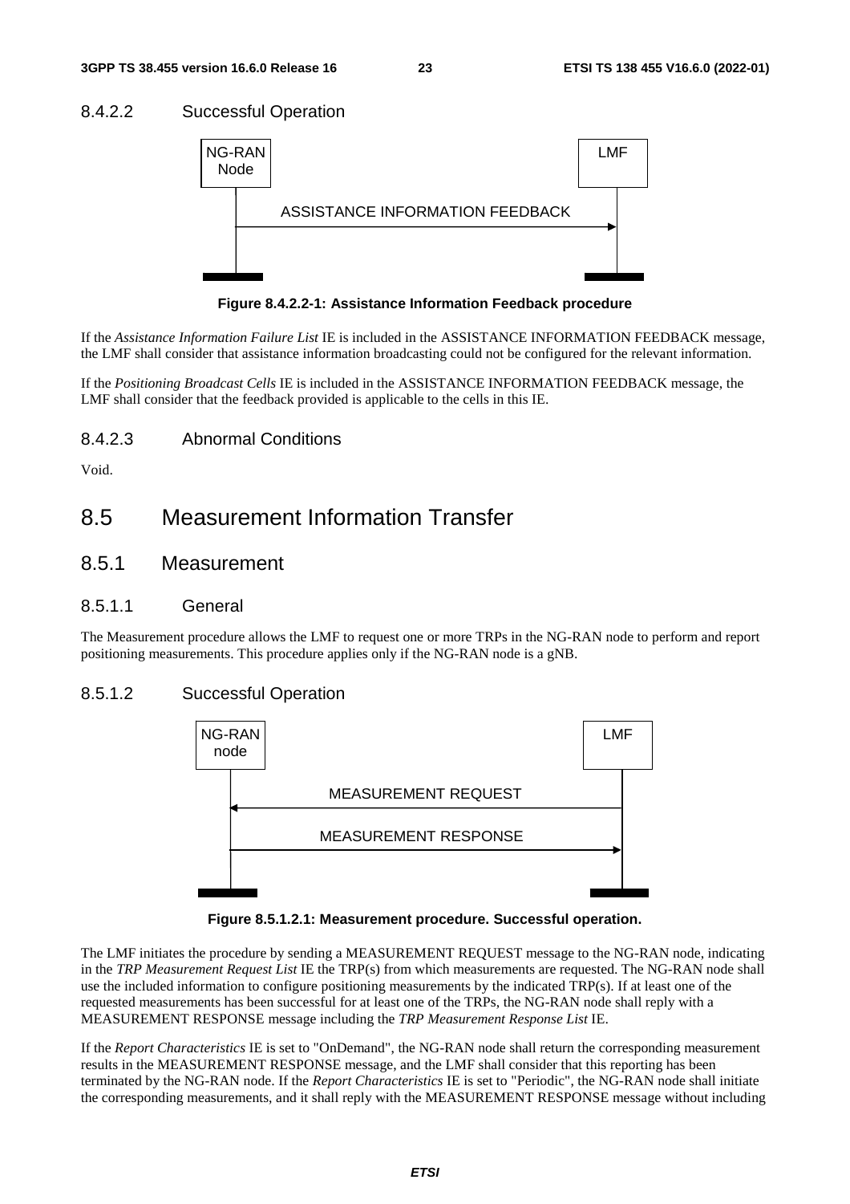#### 8.4.2.2 Successful Operation

Figure 8.4.2.2-1: Assistance Information Feedback procedure

If the *Assistance Information Failure List* IE is included in the ASSISTANCE INFORMATION FEEDBACK message, the LMF shall consider that assistance information broadcasting could not be configured for the relevant information.

If the *Positioning Broadcast Cells* IE is included in the ASSISTANCE INFORMATION FEEDBACK message, the LMF shall consider that the feedback provided is applicable to the cells in this IE.

#### 8.4.2.3 Abnormal Conditions

Void.

## 8.5 Measurement Information Transfer

### 8.5.1 Measurement

#### 8.5.1.1 General

The Measurement procedure allows the LMF to request one or more TRPs in the NG-RAN node to perform and report positioning measurements. This procedure applies only if the NG-RAN node is a gNB.

#### 8.5.1.2 Successful Operation

Figure 8.5.1.2.1: Measurement procedure. Successful operation.

The LMF initiates the procedure by sending a MEASUREMENT REQUEST message to the NG-RAN node, indicating in the *TRP Measurement Request List* IE the TRP(s) from which measurements are requested. The NG-RAN node shall use the included information to configure positioning measurements by the indicated TRP(s). If at least one of the requested measurements has been successful for at least one of the TRPs, the NG-RAN node shall reply with a MEASUREMENT RESPONSE message including the *TRP Measurement Response List* IE.

If the *Report Characteristics* IE is set to "OnDemand", the NG-RAN node shall return the corresponding measurement results in the MEASUREMENT RESPONSE message, and the LMF shall consider that this reporting has been terminated by the NG-RAN node. If the *Report Characteristics* IE is set to "Periodic", the NG-RAN node shall initiate the corresponding measurements, and it shall reply with the MEASUREMENT RESPONSE message without including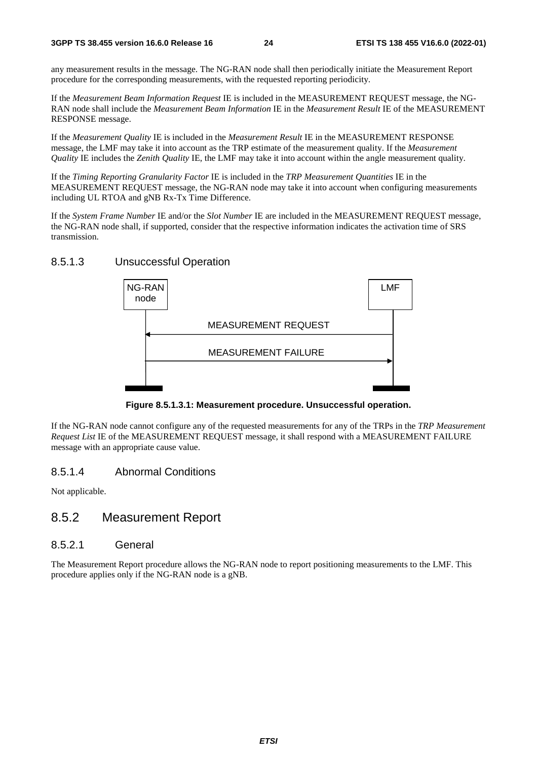any measurement results in the message. The NG-RAN node shall then periodically initiate the Measurement Report procedure for the corresponding measurements, with the requested reporting periodicity.

If the *Measurement Beam Information Request* IE is included in the MEASUREMENT REQUEST message, the NG-RAN node shall include the *Measurement Beam Information* IE in the *Measurement Result* IE of the MEASUREMENT RESPONSE message.

If the *Measurement Quality* IE is included in the *Measurement Result* IE in the MEASUREMENT RESPONSE message, the LMF may take it into account as the TRP estimate of the measurement quality. If the *Measurement Quality* IE includes the *Zenith Quality* IE, the LMF may take it into account within the angle measurement quality.

If the *Timing Reporting Granularity Factor* IE is included in the *TRP Measurement Quantities* IE in the MEASUREMENT REQUEST message, the NG-RAN node may take it into account when configuring measurements including UL RTOA and gNB Rx-Tx Time Difference.

If the *System Frame Number* IE and/or the *Slot Number* IE are included in the MEASUREMENT REQUEST message, the NG-RAN node shall, if supported, consider that the respective information indicates the activation time of SRS transmission.

#### 8.5.1.3 Unsuccessful Operation

NG-RAN node | LMF

MEASUREMENT REQUEST

MEASUREMENT FAILURE

**Figure 8.5.1.3.1: Measurement procedure. Unsuccessful operation.**

If the NG-RAN node cannot configure any of the requested measurements for any of the TRPs in the *TRP Measurement Request List* IE of the MEASUREMENT REQUEST message, it shall respond with a MEASUREMENT FAILURE message with an appropriate cause value.

#### 8.5.1.4 Abnormal Conditions

Not applicable.

### 8.5.2 Measurement Report

#### 8.5.2.1 General

The Measurement Report procedure allows the NG-RAN node to report positioning measurements to the LMF. This procedure applies only if the NG-RAN node is a gNB.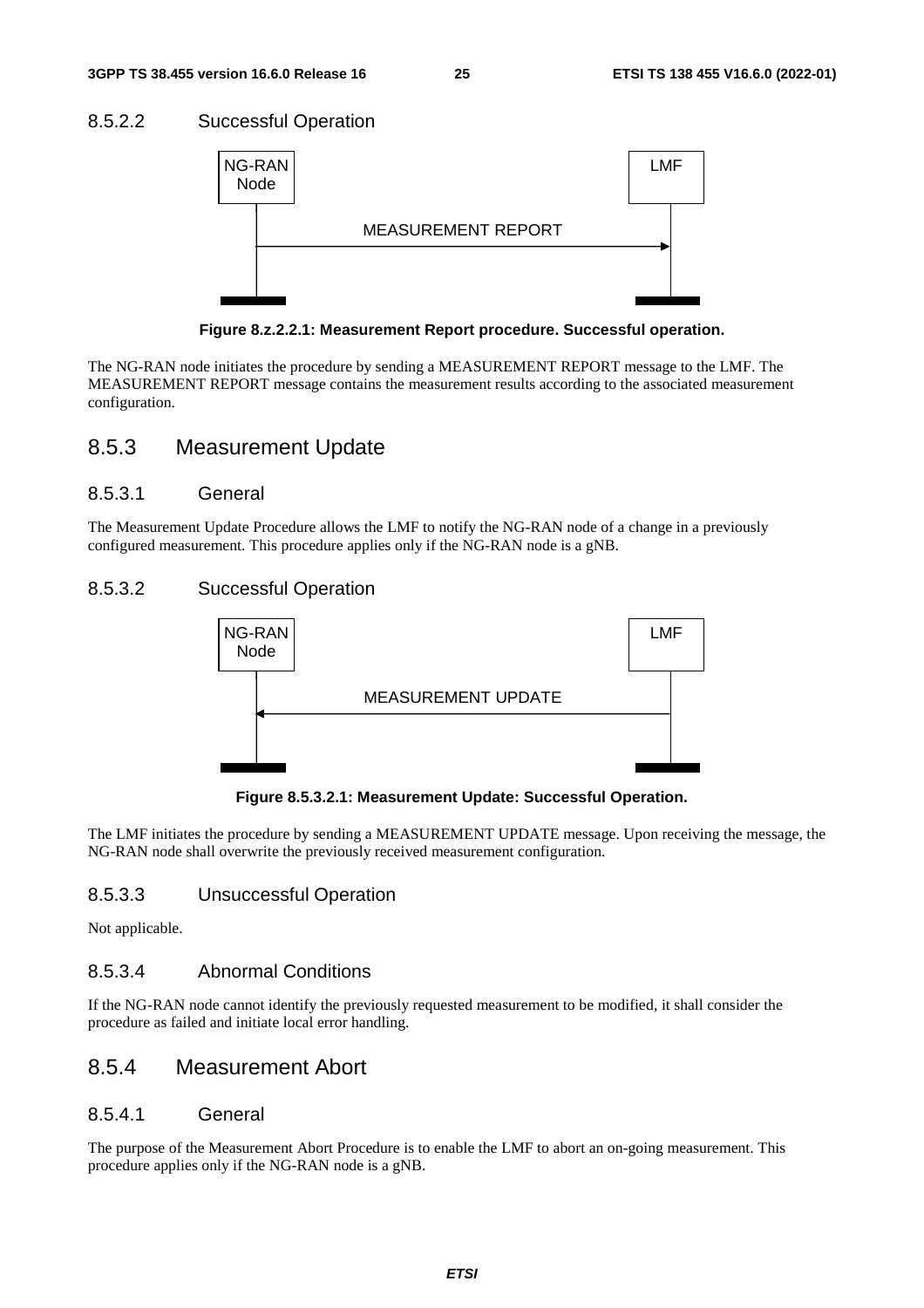#### 8.5.2.2 Successful Operation

Figure 8.z.2.2.1: Measurement Report procedure. Successful operation.

The NG-RAN node initiates the procedure by sending a MEASUREMENT REPORT message to the LMF. The MEASUREMENT REPORT message contains the measurement results according to the associated measurement configuration.

### 8.5.3 Measurement Update

#### 8.5.3.1 General

The Measurement Update Procedure allows the LMF to notify the NG-RAN node of a change in a previously configured measurement. This procedure applies only if the NG-RAN node is a gNB.

#### 8.5.3.2 Successful Operation

Figure 8.5.3.2.1: Measurement Update: Successful Operation.

The LMF initiates the procedure by sending a MEASUREMENT UPDATE message. Upon receiving the message, the NG-RAN node shall overwrite the previously received measurement configuration.

#### 8.5.3.3 Unsuccessful Operation

Not applicable.

#### 8.5.3.4 Abnormal Conditions

If the NG-RAN node cannot identify the previously requested measurement to be modified, it shall consider the procedure as failed and initiate local error handling.

### 8.5.4 Measurement Abort

#### 8.5.4.1 General

The purpose of the Measurement Abort Procedure is to enable the LMF to abort an on-going measurement. This procedure applies only if the NG-RAN node is a gNB.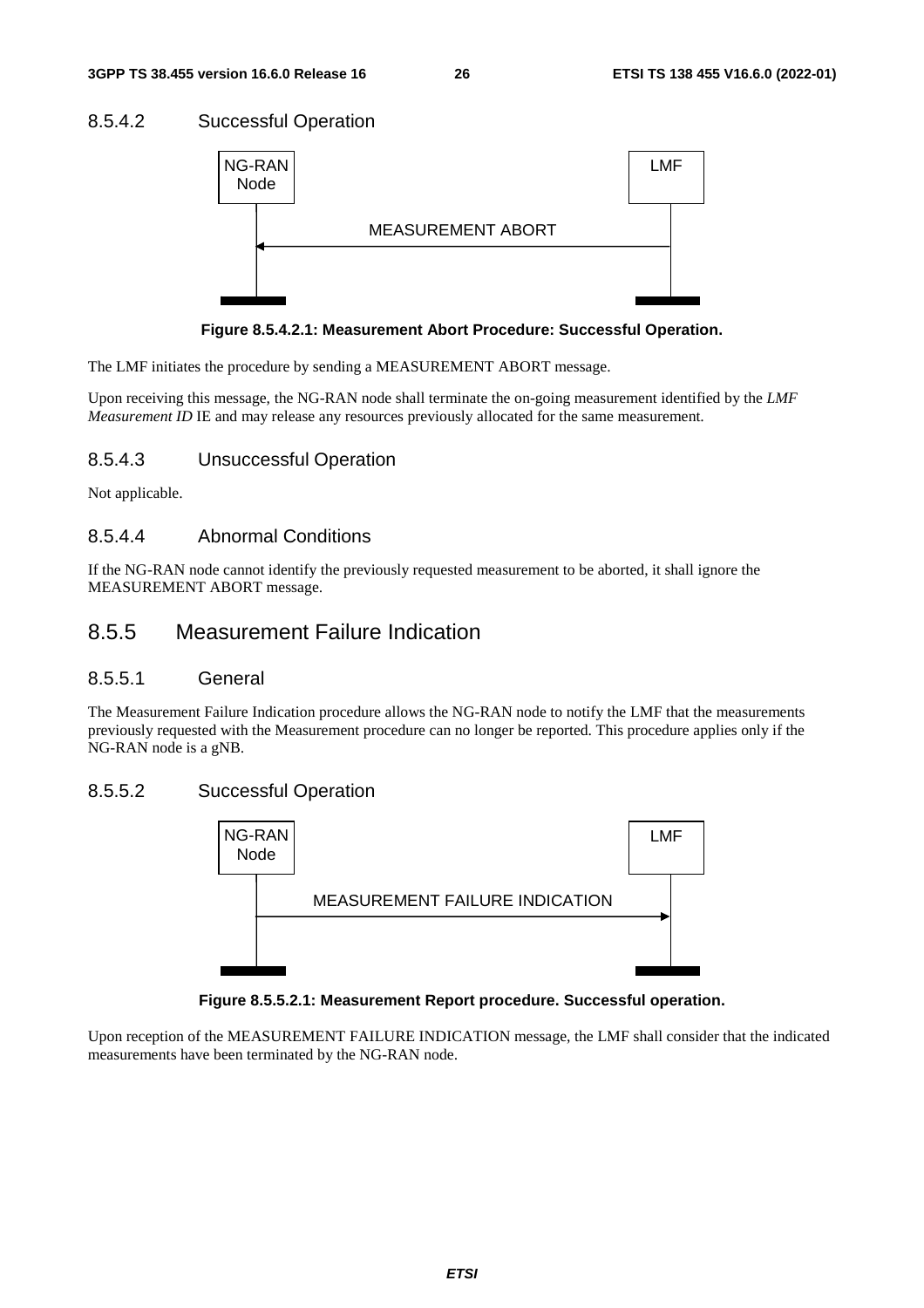#### 8.5.4.2 Successful Operation

NG-RAN Node | LMF

MEASUREMENT ABORT

**Figure 8.5.4.2.1: Measurement Abort Procedure: Successful Operation.**

The LMF initiates the procedure by sending a MEASUREMENT ABORT message.

Upon receiving this message, the NG-RAN node shall terminate the on-going measurement identified by the *LMF Measurement ID* IE and may release any resources previously allocated for the same measurement.

#### 8.5.4.3 Unsuccessful Operation

Not applicable.

#### 8.5.4.4 Abnormal Conditions

If the NG-RAN node cannot identify the previously requested measurement to be aborted, it shall ignore the MEASUREMENT ABORT message.

### 8.5.5 Measurement Failure Indication

#### 8.5.5.1 General

The Measurement Failure Indication procedure allows the NG-RAN node to notify the LMF that the measurements previously requested with the Measurement procedure can no longer be reported. This procedure applies only if the NG-RAN node is a gNB.

#### 8.5.5.2 Successful Operation

NG-RAN Node | LMF

MEASUREMENT FAILURE INDICATION

**Figure 8.5.5.2.1: Measurement Report procedure. Successful operation.**

Upon reception of the MEASUREMENT FAILURE INDICATION message, the LMF shall consider that the indicated measurements have been terminated by the NG-RAN node.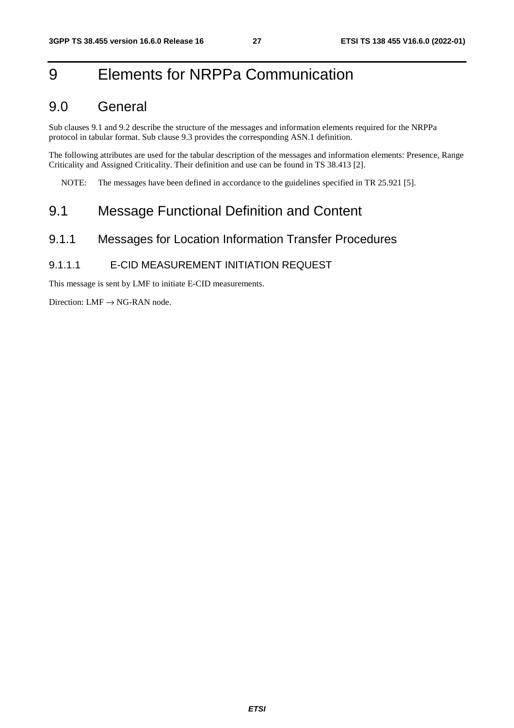# 9 Elements for NRPPa Communication

## 9.0 General

Sub clauses 9.1 and 9.2 describe the structure of the messages and information elements required for the NRPPa protocol in tabular format. Sub clause 9.3 provides the corresponding ASN.1 definition.

The following attributes are used for the tabular description of the messages and information elements: Presence, Range Criticality and Assigned Criticality. Their definition and use can be found in TS 38.413 [2].

NOTE: The messages have been defined in accordance to the guidelines specified in TR 25.921 [5].

## 9.1 Message Functional Definition and Content

### 9.1.1 Messages for Location Information Transfer Procedures

#### 9.1.1.1 E-CID MEASUREMENT INITIATION REQUEST

This message is sent by LMF to initiate E-CID measurements.

Direction: LMF → NG-RAN node.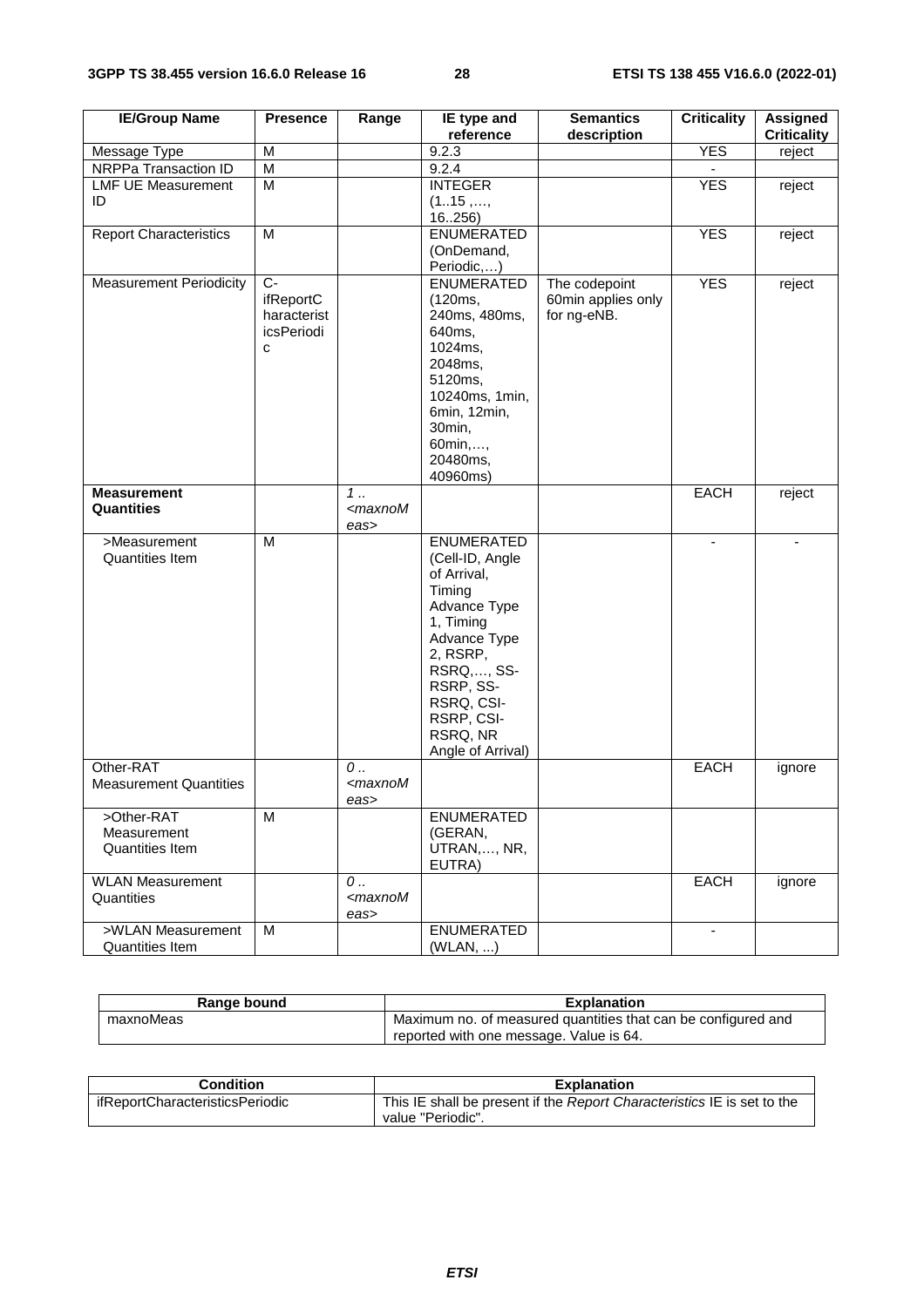| IE/Group Name | Presence | Range | IE type and reference | Semantics description | Criticality | Assigned Criticality |
|---|---|---|---|---|---|---|
| Message Type | M | | 9.2.3 | | YES | reject |
| NRPPa Transaction ID | M | | 9.2.4 | | - | |
| LMF UE Measurement ID | M | | INTEGER (1..15 ,…, 16..256) | | YES | reject |
| Report Characteristics | M | | ENUMERATED (OnDemand, Periodic,…) | | YES | reject |
| Measurement Periodicity | C-ifReportCharacteristicsPeriodic | | ENUMERATED (120ms, 240ms, 480ms, 640ms, 1024ms, 2048ms, 5120ms, 10240ms, 1min, 6min, 12min, 30min, 60min,…, 20480ms, 40960ms) | The codepoint 60min applies only for ng-eNB. | YES | reject |
| **Measurement Quantities** | | *1 .. <maxnoMeas>* | | | EACH | reject |
| >Measurement Quantities Item | M | | ENUMERATED (Cell-ID, Angle of Arrival, Timing Advance Type 1, Timing Advance Type 2, RSRP, RSRQ,…, SS-RSRP, SS-RSRQ, CSI-RSRP, CSI-RSRQ, NR Angle of Arrival) | | - | - |
| Other-RAT Measurement Quantities | | *0 .. <maxnoMeas>* | | | EACH | ignore |
| >Other-RAT Measurement Quantities Item | M | | ENUMERATED (GERAN, UTRAN,…, NR, EUTRA) | | | |
| WLAN Measurement Quantities | | *0 .. <maxnoMeas>* | | | EACH | ignore |
| >WLAN Measurement Quantities Item | M | | ENUMERATED (WLAN, ...) | | - | |

| Range bound | Explanation |
|---|---|
| maxnoMeas | Maximum no. of measured quantities that can be configured and reported with one message. Value is 64. |

| Condition | Explanation |
|---|---|
| ifReportCharacteristicsPeriodic | This IE shall be present if the *Report Characteristics* IE is set to the value "Periodic". |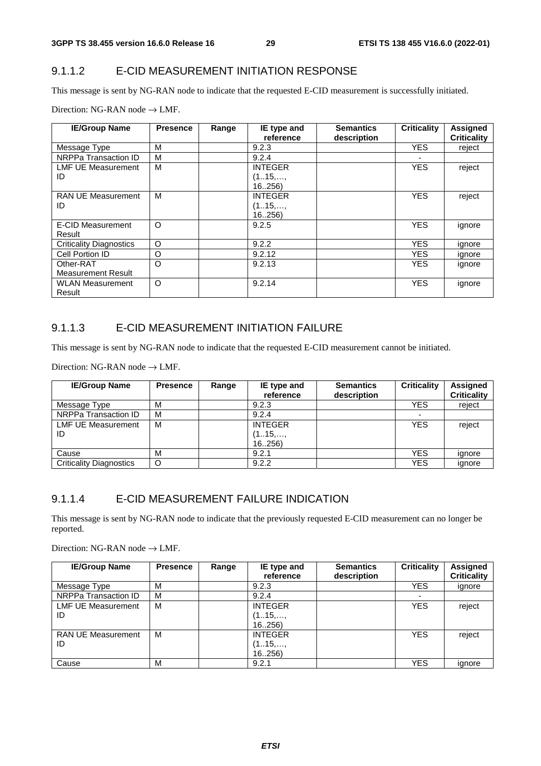### 9.1.1.2 E-CID MEASUREMENT INITIATION RESPONSE

This message is sent by NG-RAN node to indicate that the requested E-CID measurement is successfully initiated.

Direction: NG-RAN node → LMF.

| IE/Group Name | Presence | Range | IE type and reference | Semantics description | Criticality | Assigned Criticality |
|---|---|---|---|---|---|---|
| Message Type | M | | 9.2.3 | | YES | reject |
| NRPPa Transaction ID | M | | 9.2.4 | | - | |
| LMF UE Measurement ID | M | | INTEGER (1..15,…, 16..256) | | YES | reject |
| RAN UE Measurement ID | M | | INTEGER (1..15,…, 16..256) | | YES | reject |
| E-CID Measurement Result | O | | 9.2.5 | | YES | ignore |
| Criticality Diagnostics | O | | 9.2.2 | | YES | ignore |
| Cell Portion ID | O | | 9.2.12 | | YES | ignore |
| Other-RAT Measurement Result | O | | 9.2.13 | | YES | ignore |
| WLAN Measurement Result | O | | 9.2.14 | | YES | ignore |

### 9.1.1.3 E-CID MEASUREMENT INITIATION FAILURE

This message is sent by NG-RAN node to indicate that the requested E-CID measurement cannot be initiated.

Direction: NG-RAN node → LMF.

| IE/Group Name | Presence | Range | IE type and reference | Semantics description | Criticality | Assigned Criticality |
|---|---|---|---|---|---|---|
| Message Type | M | | 9.2.3 | | YES | reject |
| NRPPa Transaction ID | M | | 9.2.4 | | - | |
| LMF UE Measurement ID | M | | INTEGER (1..15,…, 16..256) | | YES | reject |
| Cause | M | | 9.2.1 | | YES | ignore |
| Criticality Diagnostics | O | | 9.2.2 | | YES | ignore |

### 9.1.1.4 E-CID MEASUREMENT FAILURE INDICATION

This message is sent by NG-RAN node to indicate that the previously requested E-CID measurement can no longer be reported.

Direction: NG-RAN node → LMF.

| IE/Group Name | Presence | Range | IE type and reference | Semantics description | Criticality | Assigned Criticality |
|---|---|---|---|---|---|---|
| Message Type | M | | 9.2.3 | | YES | ignore |
| NRPPa Transaction ID | M | | 9.2.4 | | - | |
| LMF UE Measurement ID | M | | INTEGER (1..15,…, 16..256) | | YES | reject |
| RAN UE Measurement ID | M | | INTEGER (1..15,…, 16..256) | | YES | reject |
| Cause | M | | 9.2.1 | | YES | ignore |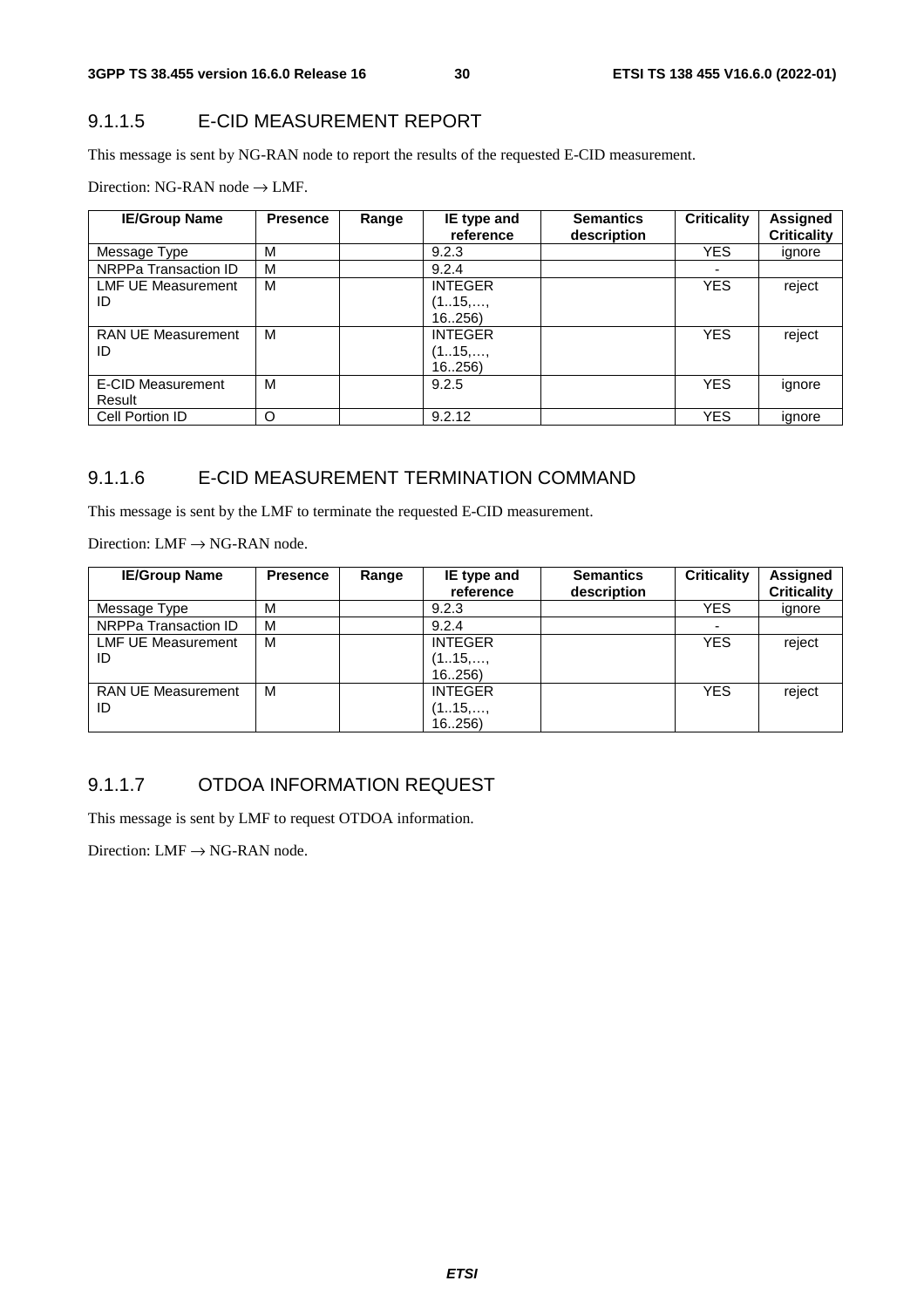### 9.1.1.5 E-CID MEASUREMENT REPORT

This message is sent by NG-RAN node to report the results of the requested E-CID measurement.

Direction: NG-RAN node → LMF.

| IE/Group Name | Presence | Range | IE type and reference | Semantics description | Criticality | Assigned Criticality |
|---|---|---|---|---|---|---|
| Message Type | M | | 9.2.3 | | YES | ignore |
| NRPPa Transaction ID | M | | 9.2.4 | | - | |
| LMF UE Measurement ID | M | | INTEGER (1..15,…, 16..256) | | YES | reject |
| RAN UE Measurement ID | M | | INTEGER (1..15,…, 16..256) | | YES | reject |
| E-CID Measurement Result | M | | 9.2.5 | | YES | ignore |
| Cell Portion ID | O | | 9.2.12 | | YES | ignore |

### 9.1.1.6 E-CID MEASUREMENT TERMINATION COMMAND

This message is sent by the LMF to terminate the requested E-CID measurement.

Direction: LMF → NG-RAN node.

| IE/Group Name | Presence | Range | IE type and reference | Semantics description | Criticality | Assigned Criticality |
|---|---|---|---|---|---|---|
| Message Type | M | | 9.2.3 | | YES | ignore |
| NRPPa Transaction ID | M | | 9.2.4 | | - | |
| LMF UE Measurement ID | M | | INTEGER (1..15,…, 16..256) | | YES | reject |
| RAN UE Measurement ID | M | | INTEGER (1..15,…, 16..256) | | YES | reject |

### 9.1.1.7 OTDOA INFORMATION REQUEST

This message is sent by LMF to request OTDOA information.

Direction: LMF → NG-RAN node.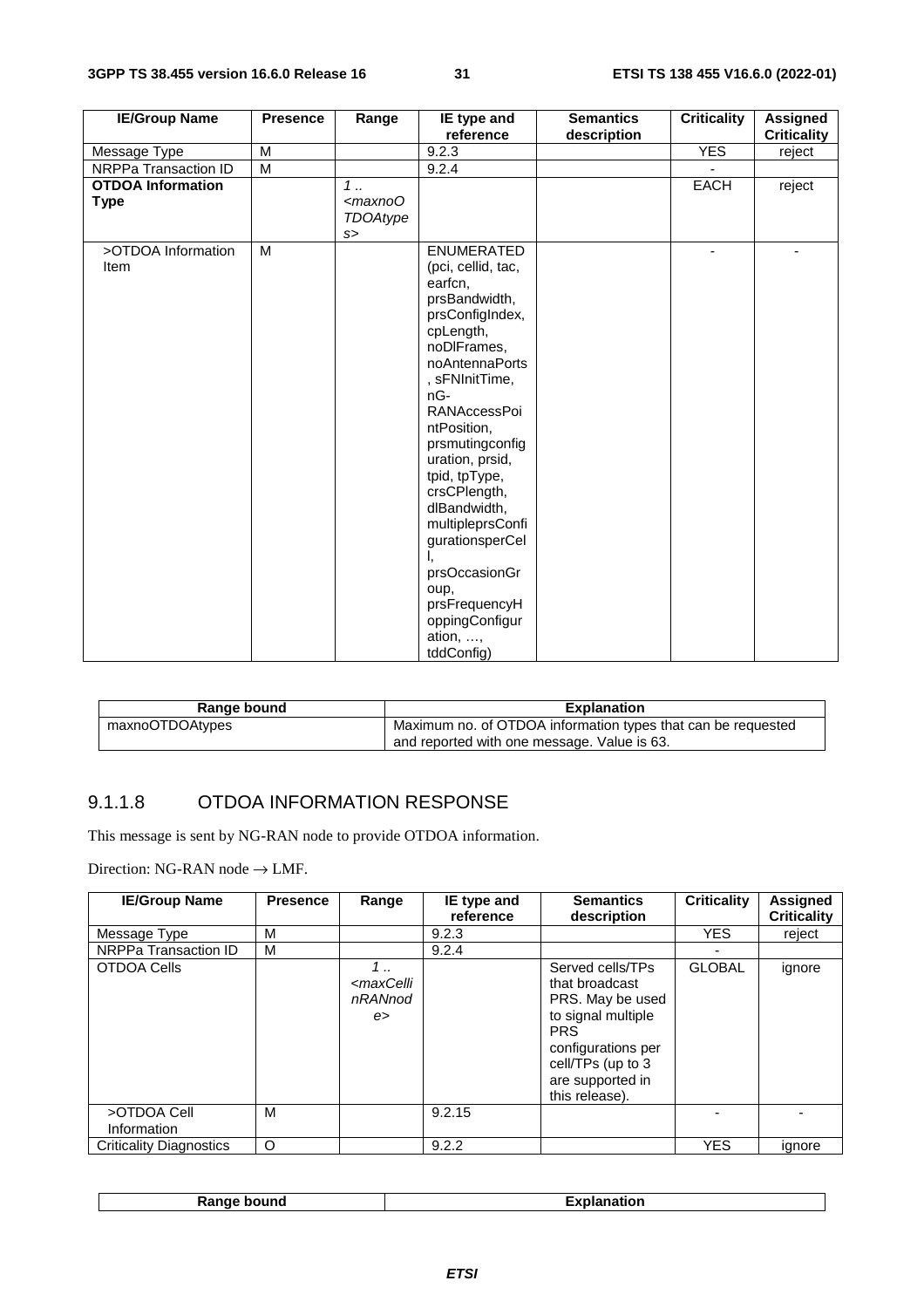| IE/Group Name | Presence | Range | IE type and reference | Semantics description | Criticality | Assigned Criticality |
|---|---|---|---|---|---|---|
| Message Type | M | | 9.2.3 | | YES | reject |
| NRPPa Transaction ID | M | | 9.2.4 | | - | |
| **OTDOA Information Type** | | *1 .. <maxnoOTDOAtypes>* | | | EACH | reject |
| >OTDOA Information Item | M | | ENUMERATED (pci, cellid, tac, earfcn, prsBandwidth, prsConfigIndex, cpLength, noDlFrames, noAntennaPorts, sFNInitTime, nG-RANAccessPointPosition, prsmutingconfiguration, prsid, tpid, tpType, crsCPlength, dlBandwidth, multipleprsConfigurationsperCell, prsOccasionGroup, prsFrequencyHoppingConfiguration, …, tddConfig) | | - | - |

| Range bound | Explanation |
|---|---|
| maxnoOTDOAtypes | Maximum no. of OTDOA information types that can be requested and reported with one message. Value is 63. |

### 9.1.1.8 OTDOA INFORMATION RESPONSE

This message is sent by NG-RAN node to provide OTDOA information.

Direction: NG-RAN node → LMF.

| IE/Group Name | Presence | Range | IE type and reference | Semantics description | Criticality | Assigned Criticality |
|---|---|---|---|---|---|---|
| Message Type | M | | 9.2.3 | | YES | reject |
| NRPPa Transaction ID | M | | 9.2.4 | | - | |
| OTDOA Cells | | *1 .. <maxCellinRANnode>* | | Served cells/TPs that broadcast PRS. May be used to signal multiple PRS configurations per cell/TPs (up to 3 are supported in this release). | GLOBAL | ignore |
| >OTDOA Cell Information | M | | 9.2.15 | | - | - |
| Criticality Diagnostics | O | | 9.2.2 | | YES | ignore |

| Range bound | Explanation |
|---|---|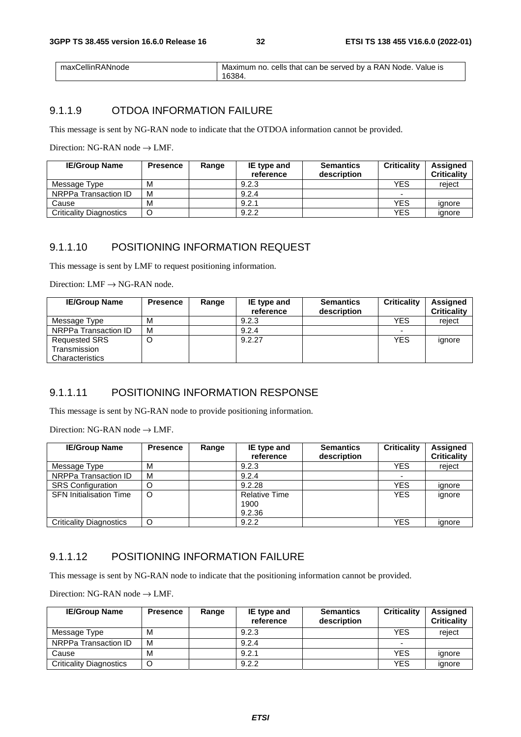| maxCellinRANnode | Maximum no. cells that can be served by a RAN Node. Value is 16384. |
|---|---|

### 9.1.1.9 OTDOA INFORMATION FAILURE

This message is sent by NG-RAN node to indicate that the OTDOA information cannot be provided.

Direction: NG-RAN node → LMF.

| IE/Group Name | Presence | Range | IE type and reference | Semantics description | Criticality | Assigned Criticality |
|---|---|---|---|---|---|---|
| Message Type | M | | 9.2.3 | | YES | reject |
| NRPPa Transaction ID | M | | 9.2.4 | | - | |
| Cause | M | | 9.2.1 | | YES | ignore |
| Criticality Diagnostics | O | | 9.2.2 | | YES | ignore |

### 9.1.1.10 POSITIONING INFORMATION REQUEST

This message is sent by LMF to request positioning information.

Direction: LMF → NG-RAN node.

| IE/Group Name | Presence | Range | IE type and reference | Semantics description | Criticality | Assigned Criticality |
|---|---|---|---|---|---|---|
| Message Type | M | | 9.2.3 | | YES | reject |
| NRPPa Transaction ID | M | | 9.2.4 | | - | |
| Requested SRS Transmission Characteristics | O | | 9.2.27 | | YES | ignore |

### 9.1.1.11 POSITIONING INFORMATION RESPONSE

This message is sent by NG-RAN node to provide positioning information.

Direction: NG-RAN node → LMF.

| IE/Group Name | Presence | Range | IE type and reference | Semantics description | Criticality | Assigned Criticality |
|---|---|---|---|---|---|---|
| Message Type | M | | 9.2.3 | | YES | reject |
| NRPPa Transaction ID | M | | 9.2.4 | | - | |
| SRS Configuration | O | | 9.2.28 | | YES | ignore |
| SFN Initialisation Time | O | | Relative Time 1900 9.2.36 | | YES | ignore |
| Criticality Diagnostics | O | | 9.2.2 | | YES | ignore |

### 9.1.1.12 POSITIONING INFORMATION FAILURE

This message is sent by NG-RAN node to indicate that the positioning information cannot be provided.

Direction: NG-RAN node → LMF.

| IE/Group Name | Presence | Range | IE type and reference | Semantics description | Criticality | Assigned Criticality |
|---|---|---|---|---|---|---|
| Message Type | M | | 9.2.3 | | YES | reject |
| NRPPa Transaction ID | M | | 9.2.4 | | - | |
| Cause | M | | 9.2.1 | | YES | ignore |
| Criticality Diagnostics | O | | 9.2.2 | | YES | ignore |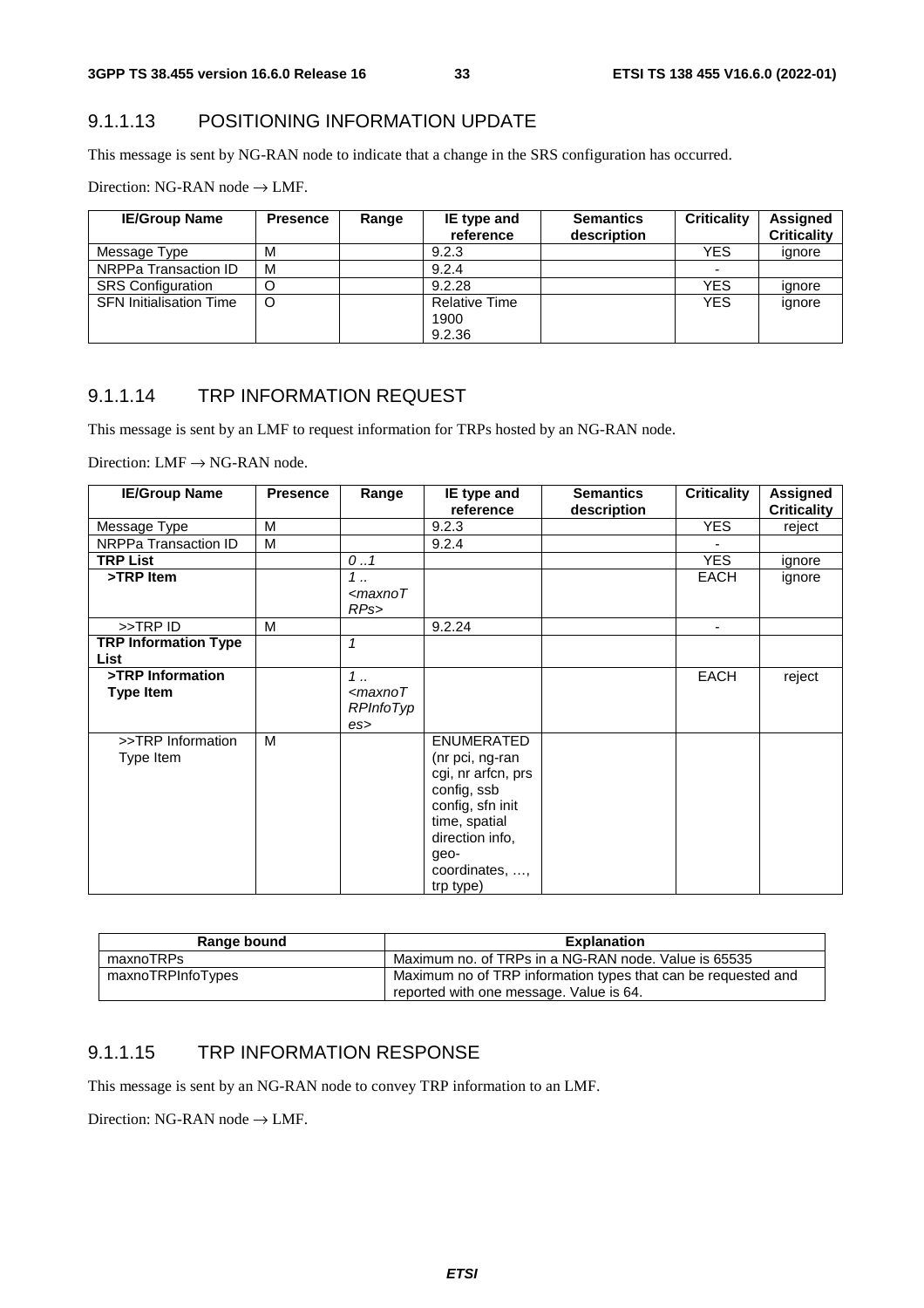### 9.1.1.13 POSITIONING INFORMATION UPDATE

This message is sent by NG-RAN node to indicate that a change in the SRS configuration has occurred.

Direction: NG-RAN node → LMF.

| IE/Group Name | Presence | Range | IE type and reference | Semantics description | Criticality | Assigned Criticality |
|---|---|---|---|---|---|---|
| Message Type | M | | 9.2.3 | | YES | ignore |
| NRPPa Transaction ID | M | | 9.2.4 | | - | |
| SRS Configuration | O | | 9.2.28 | | YES | ignore |
| SFN Initialisation Time | O | | Relative Time 1900 9.2.36 | | YES | ignore |

### 9.1.1.14 TRP INFORMATION REQUEST

This message is sent by an LMF to request information for TRPs hosted by an NG-RAN node.

Direction: LMF → NG-RAN node.

| IE/Group Name | Presence | Range | IE type and reference | Semantics description | Criticality | Assigned Criticality |
|---|---|---|---|---|---|---|
| Message Type | M | | 9.2.3 | | YES | reject |
| NRPPa Transaction ID | M | | 9.2.4 | | - | |
| **TRP List** | | *0 ..1* | | | YES | ignore |
| **>TRP Item** | | *1 .. <maxnoTRPs>* | | | EACH | ignore |
| >>TRP ID | M | | 9.2.24 | | - | |
| **TRP Information Type List** | | *1* | | | | |
| **>TRP Information Type Item** | | *1 .. <maxnoTRPInfoTypes>* | | | EACH | reject |
| >>TRP Information Type Item | M | | ENUMERATED (nr pci, ng-ran cgi, nr arfcn, prs config, ssb config, sfn init time, spatial direction info, geo-coordinates, …, trp type) | | | |

| Range bound | Explanation |
|---|---|
| maxnoTRPs | Maximum no. of TRPs in a NG-RAN node. Value is 65535 |
| maxnoTRPInfoTypes | Maximum no of TRP information types that can be requested and reported with one message. Value is 64. |

### 9.1.1.15 TRP INFORMATION RESPONSE

This message is sent by an NG-RAN node to convey TRP information to an LMF.

Direction: NG-RAN node → LMF.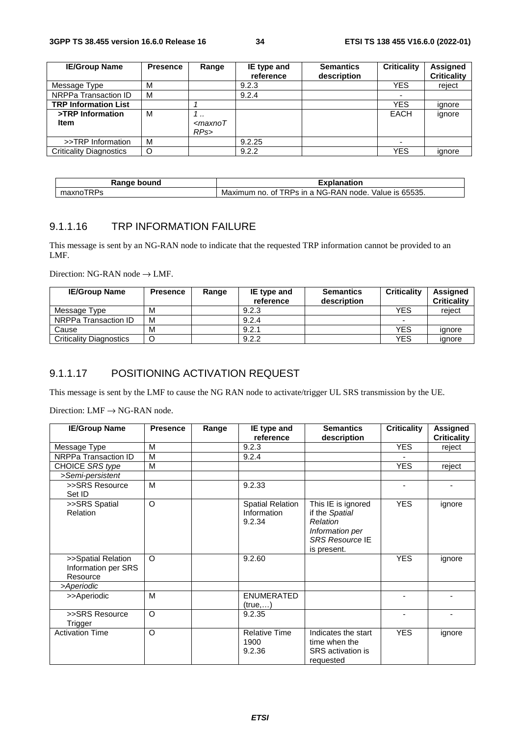| IE/Group Name | Presence | Range | IE type and reference | Semantics description | Criticality | Assigned Criticality |
|---|---|---|---|---|---|---|
| Message Type | M | | 9.2.3 | | YES | reject |
| NRPPa Transaction ID | M | | 9.2.4 | | - | |
| **TRP Information List** | | *1* | | | YES | ignore |
| **>TRP Information Item** | M | *1 .. <maxnoTRPs>* | | | EACH | ignore |
| >>TRP Information | M | | 9.2.25 | | - | |
| Criticality Diagnostics | O | | 9.2.2 | | YES | ignore |

| Range bound | Explanation |
|---|---|
| maxnoTRPs | Maximum no. of TRPs in a NG-RAN node. Value is 65535. |

### 9.1.1.16 TRP INFORMATION FAILURE

This message is sent by an NG-RAN node to indicate that the requested TRP information cannot be provided to an LMF.

Direction: NG-RAN node → LMF.

| IE/Group Name | Presence | Range | IE type and reference | Semantics description | Criticality | Assigned Criticality |
|---|---|---|---|---|---|---|
| Message Type | M | | 9.2.3 | | YES | reject |
| NRPPa Transaction ID | M | | 9.2.4 | | - | |
| Cause | M | | 9.2.1 | | YES | ignore |
| Criticality Diagnostics | O | | 9.2.2 | | YES | ignore |

### 9.1.1.17 POSITIONING ACTIVATION REQUEST

This message is sent by the LMF to cause the NG RAN node to activate/trigger UL SRS transmission by the UE.

Direction: LMF → NG-RAN node.

| IE/Group Name | Presence | Range | IE type and reference | Semantics description | Criticality | Assigned Criticality |
|---|---|---|---|---|---|---|
| Message Type | M | | 9.2.3 | | YES | reject |
| NRPPa Transaction ID | M | | 9.2.4 | | - | |
| CHOICE *SRS type* | M | | | | YES | reject |
| *>Semi-persistent* | | | | | | |
| >>SRS Resource Set ID | M | | 9.2.33 | | - | - |
| >>SRS Spatial Relation | O | | Spatial Relation Information 9.2.34 | This IE is ignored if the *Spatial Relation Information per SRS Resource* IE is present. | YES | ignore |
| >>Spatial Relation Information per SRS Resource | O | | 9.2.60 | | YES | ignore |
| *>Aperiodic* | | | | | | |
| >>Aperiodic | M | | ENUMERATED (true,…) | | - | - |
| >>SRS Resource Trigger | O | | 9.2.35 | | - | - |
| Activation Time | O | | Relative Time 1900 9.2.36 | Indicates the start time when the SRS activation is requested | YES | ignore |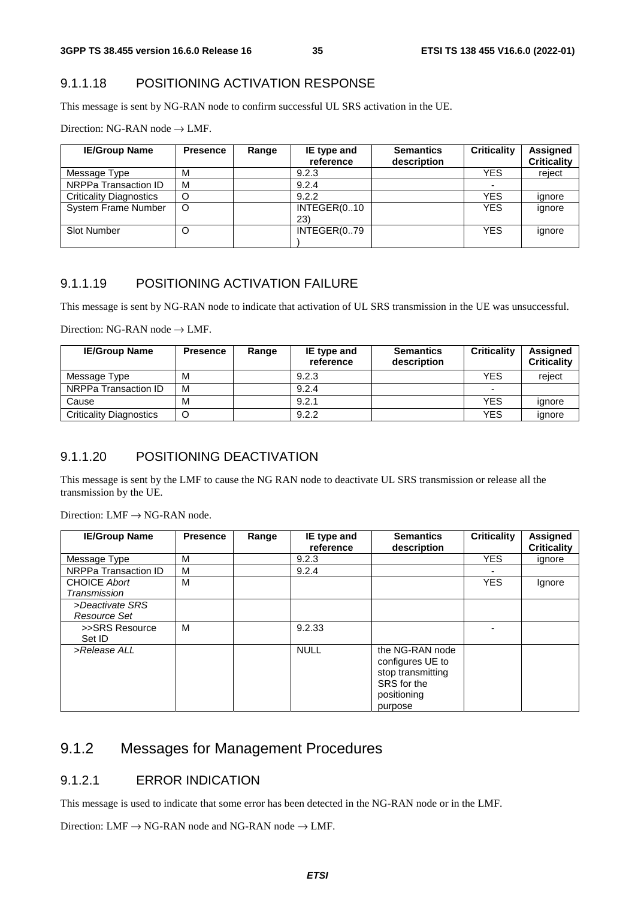#### 9.1.1.18 POSITIONING ACTIVATION RESPONSE

This message is sent by NG-RAN node to confirm successful UL SRS activation in the UE.

Direction: NG-RAN node → LMF.

| IE/Group Name | Presence | Range | IE type and reference | Semantics description | Criticality | Assigned Criticality |
|---|---|---|---|---|---|---|
| Message Type | M | | 9.2.3 | | YES | reject |
| NRPPa Transaction ID | M | | 9.2.4 | | - | |
| Criticality Diagnostics | O | | 9.2.2 | | YES | ignore |
| System Frame Number | O | | INTEGER(0..1023) | | YES | ignore |
| Slot Number | O | | INTEGER(0..79) | | YES | ignore |

#### 9.1.1.19 POSITIONING ACTIVATION FAILURE

This message is sent by NG-RAN node to indicate that activation of UL SRS transmission in the UE was unsuccessful.

Direction: NG-RAN node → LMF.

| IE/Group Name | Presence | Range | IE type and reference | Semantics description | Criticality | Assigned Criticality |
|---|---|---|---|---|---|---|
| Message Type | M | | 9.2.3 | | YES | reject |
| NRPPa Transaction ID | M | | 9.2.4 | | - | |
| Cause | M | | 9.2.1 | | YES | ignore |
| Criticality Diagnostics | O | | 9.2.2 | | YES | ignore |

#### 9.1.1.20 POSITIONING DEACTIVATION

This message is sent by the LMF to cause the NG RAN node to deactivate UL SRS transmission or release all the transmission by the UE.

Direction: LMF → NG-RAN node.

| IE/Group Name | Presence | Range | IE type and reference | Semantics description | Criticality | Assigned Criticality |
|---|---|---|---|---|---|---|
| Message Type | M | | 9.2.3 | | YES | ignore |
| NRPPa Transaction ID | M | | 9.2.4 | | - | |
| CHOICE *Abort Transmission* | M | | | | YES | Ignore |
| *>Deactivate SRS Resource Set* | | | | | | |
| >>SRS Resource Set ID | M | | 9.2.33 | | - | |
| *>Release ALL* | | | NULL | the NG-RAN node configures UE to stop transmitting SRS for the positioning purpose | | |

### 9.1.2 Messages for Management Procedures

#### 9.1.2.1 ERROR INDICATION

This message is used to indicate that some error has been detected in the NG-RAN node or in the LMF.

Direction: LMF → NG-RAN node and NG-RAN node → LMF.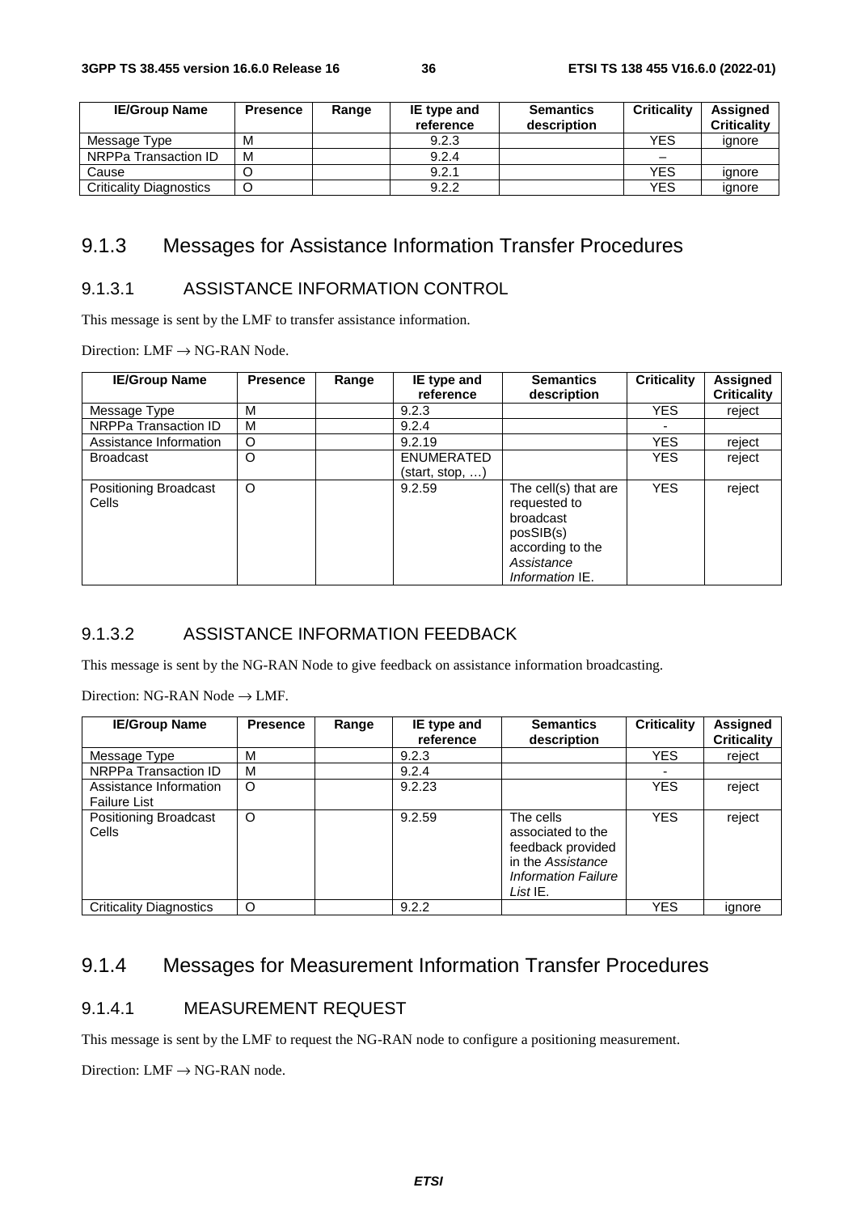| IE/Group Name | Presence | Range | IE type and reference | Semantics description | Criticality | Assigned Criticality |
|---|---|---|---|---|---|---|
| Message Type | M | | 9.2.3 | | YES | ignore |
| NRPPa Transaction ID | M | | 9.2.4 | | – | |
| Cause | O | | 9.2.1 | | YES | ignore |
| Criticality Diagnostics | O | | 9.2.2 | | YES | ignore |

## 9.1.3 Messages for Assistance Information Transfer Procedures

### 9.1.3.1 ASSISTANCE INFORMATION CONTROL

This message is sent by the LMF to transfer assistance information.

Direction: LMF → NG-RAN Node.

| IE/Group Name | Presence | Range | IE type and reference | Semantics description | Criticality | Assigned Criticality |
|---|---|---|---|---|---|---|
| Message Type | M | | 9.2.3 | | YES | reject |
| NRPPa Transaction ID | M | | 9.2.4 | | - | |
| Assistance Information | O | | 9.2.19 | | YES | reject |
| Broadcast | O | | ENUMERATED (start, stop, …) | | YES | reject |
| Positioning Broadcast Cells | O | | 9.2.59 | The cell(s) that are requested to broadcast posSIB(s) according to the *Assistance Information* IE. | YES | reject |

### 9.1.3.2 ASSISTANCE INFORMATION FEEDBACK

This message is sent by the NG-RAN Node to give feedback on assistance information broadcasting.

Direction: NG-RAN Node → LMF.

| IE/Group Name | Presence | Range | IE type and reference | Semantics description | Criticality | Assigned Criticality |
|---|---|---|---|---|---|---|
| Message Type | M | | 9.2.3 | | YES | reject |
| NRPPa Transaction ID | M | | 9.2.4 | | - | |
| Assistance Information Failure List | O | | 9.2.23 | | YES | reject |
| Positioning Broadcast Cells | O | | 9.2.59 | The cells associated to the feedback provided in the *Assistance Information Failure List* IE. | YES | reject |
| Criticality Diagnostics | O | | 9.2.2 | | YES | ignore |

## 9.1.4 Messages for Measurement Information Transfer Procedures

### 9.1.4.1 MEASUREMENT REQUEST

This message is sent by the LMF to request the NG-RAN node to configure a positioning measurement.

Direction: LMF → NG-RAN node.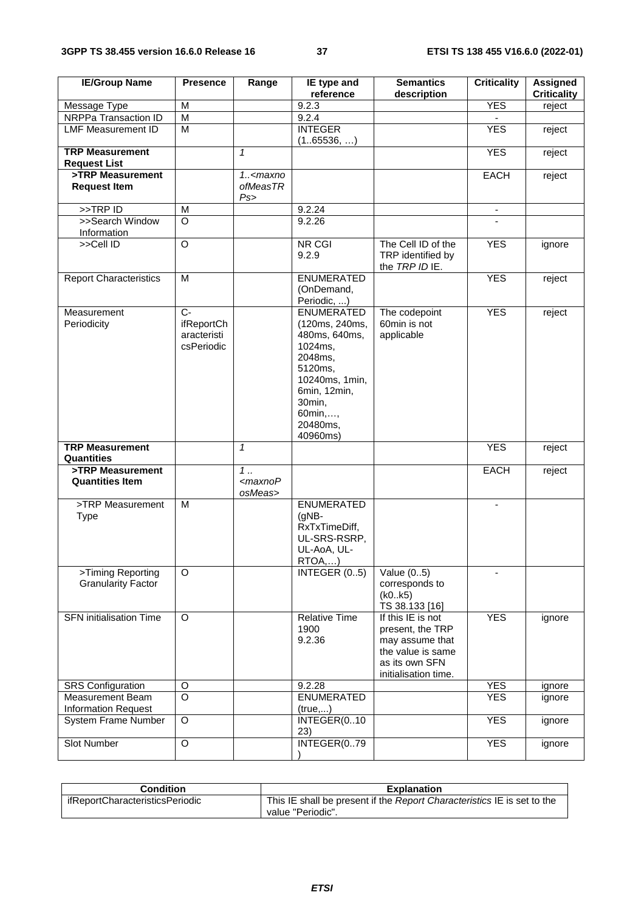| IE/Group Name | Presence | Range | IE type and reference | Semantics description | Criticality | Assigned Criticality |
|---|---|---|---|---|---|---|
| Message Type | M | | 9.2.3 | | YES | reject |
| NRPPa Transaction ID | M | | 9.2.4 | | - | |
| LMF Measurement ID | M | | INTEGER (1..65536, …) | | YES | reject |
| **TRP Measurement Request List** | | *1* | | | YES | reject |
| **>TRP Measurement Request Item** | | *1..<maxnoofMeasTRPs>* | | | EACH | reject |
| >>TRP ID | M | | 9.2.24 | | - | |
| >>Search Window Information | O | | 9.2.26 | | - | |
| >>Cell ID | O | | NR CGI 9.2.9 | The Cell ID of the TRP identified by the *TRP ID* IE. | YES | ignore |
| Report Characteristics | M | | ENUMERATED (OnDemand, Periodic, ...) | | YES | reject |
| Measurement Periodicity | C-ifReportCharacteristicsPeriodic | | ENUMERATED (120ms, 240ms, 480ms, 640ms, 1024ms, 2048ms, 5120ms, 10240ms, 1min, 6min, 12min, 30min, 60min,…, 20480ms, 40960ms) | The codepoint 60min is not applicable | YES | reject |
| **TRP Measurement Quantities** | | *1* | | | YES | reject |
| **>TRP Measurement Quantities Item** | | *1 .. <maxnoPosMeas>* | | | EACH | reject |
| >TRP Measurement Type | M | | ENUMERATED (gNB-RxTxTimeDiff, UL-SRS-RSRP, UL-AoA, UL-RTOA,…) | | - | |
| >Timing Reporting Granularity Factor | O | | INTEGER (0..5) | Value (0..5) corresponds to (k0..k5) TS 38.133 [16] | - | |
| SFN initialisation Time | O | | Relative Time 1900 9.2.36 | If this IE is not present, the TRP may assume that the value is same as its own SFN initialisation time. | YES | ignore |
| SRS Configuration | O | | 9.2.28 | | YES | ignore |
| Measurement Beam Information Request | O | | ENUMERATED (true,...) | | YES | ignore |
| System Frame Number | O | | INTEGER(0..1023) | | YES | ignore |
| Slot Number | O | | INTEGER(0..79) | | YES | ignore |

| Condition | Explanation |
|---|---|
| ifReportCharacteristicsPeriodic | This IE shall be present if the *Report Characteristics* IE is set to the value "Periodic". |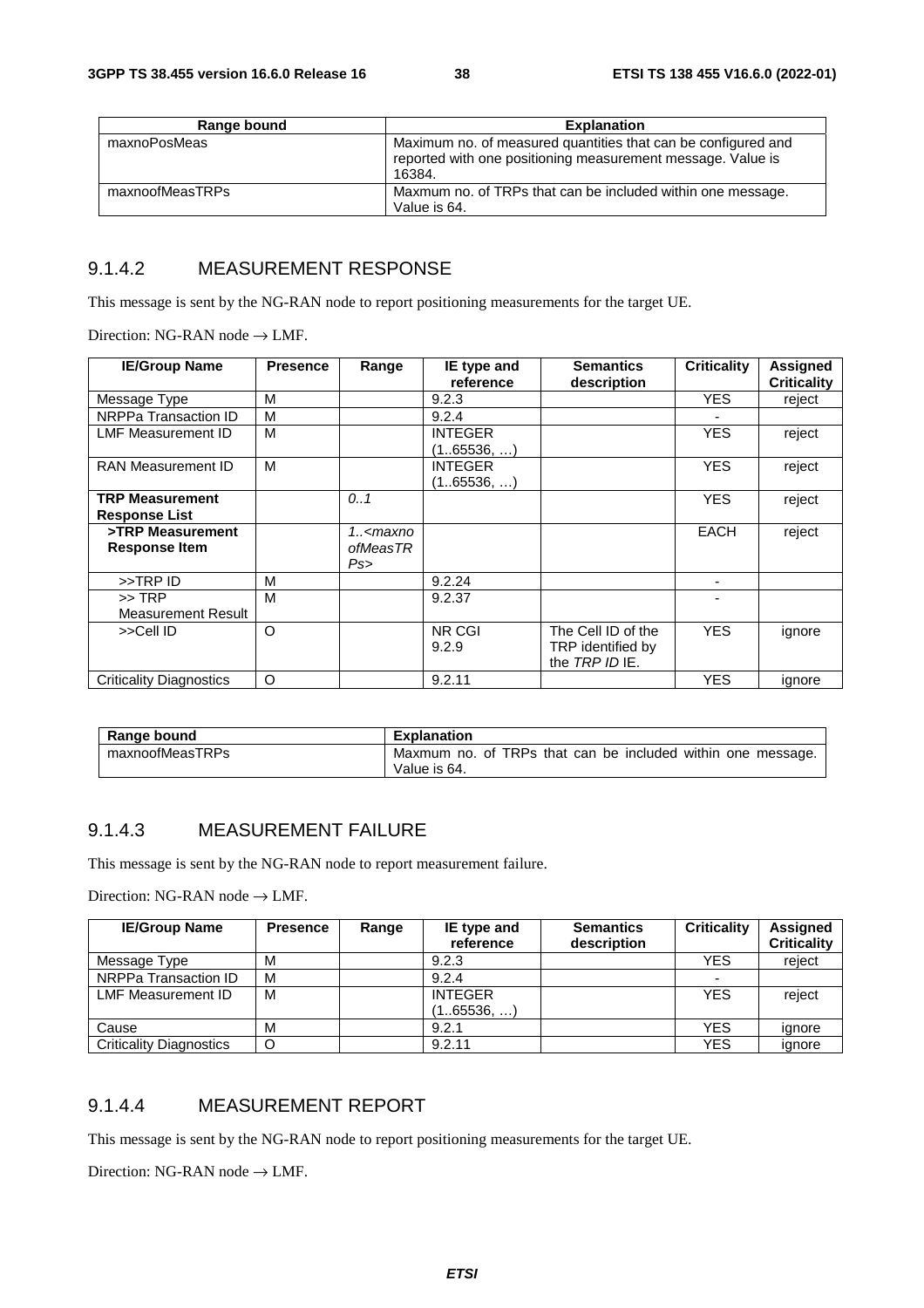| Range bound | Explanation |
| --- | --- |
| maxnoPosMeas | Maximum no. of measured quantities that can be configured and reported with one positioning measurement message. Value is 16384. |
| maxnoofMeasTRPs | Maxmum no. of TRPs that can be included within one message. Value is 64. |

### 9.1.4.2 MEASUREMENT RESPONSE

This message is sent by the NG-RAN node to report positioning measurements for the target UE.

Direction: NG-RAN node → LMF.

| IE/Group Name | Presence | Range | IE type and reference | Semantics description | Criticality | Assigned Criticality |
| --- | --- | --- | --- | --- | --- | --- |
| Message Type | M | | 9.2.3 | | YES | reject |
| NRPPa Transaction ID | M | | 9.2.4 | | - | |
| LMF Measurement ID | M | | INTEGER (1..65536, …) | | YES | reject |
| RAN Measurement ID | M | | INTEGER (1..65536, …) | | YES | reject |
| **TRP Measurement Response List** | | *0..1* | | | YES | reject |
| **>TRP Measurement Response Item** | | *1..<maxnoofMeasTRPs>* | | | EACH | reject |
| >>TRP ID | M | | 9.2.24 | | - | |
| >> TRP Measurement Result | M | | 9.2.37 | | - | |
| >>Cell ID | O | | NR CGI 9.2.9 | The Cell ID of the TRP identified by the *TRP ID* IE. | YES | ignore |
| Criticality Diagnostics | O | | 9.2.11 | | YES | ignore |

| Range bound | Explanation |
| --- | --- |
| maxnoofMeasTRPs | Maxmum no. of TRPs that can be included within one message. Value is 64. |

### 9.1.4.3 MEASUREMENT FAILURE

This message is sent by the NG-RAN node to report measurement failure.

Direction: NG-RAN node → LMF.

| IE/Group Name | Presence | Range | IE type and reference | Semantics description | Criticality | Assigned Criticality |
| --- | --- | --- | --- | --- | --- | --- |
| Message Type | M | | 9.2.3 | | YES | reject |
| NRPPa Transaction ID | M | | 9.2.4 | | - | |
| LMF Measurement ID | M | | INTEGER (1..65536, …) | | YES | reject |
| Cause | M | | 9.2.1 | | YES | ignore |
| Criticality Diagnostics | O | | 9.2.11 | | YES | ignore |

### 9.1.4.4 MEASUREMENT REPORT

This message is sent by the NG-RAN node to report positioning measurements for the target UE.

Direction: NG-RAN node → LMF.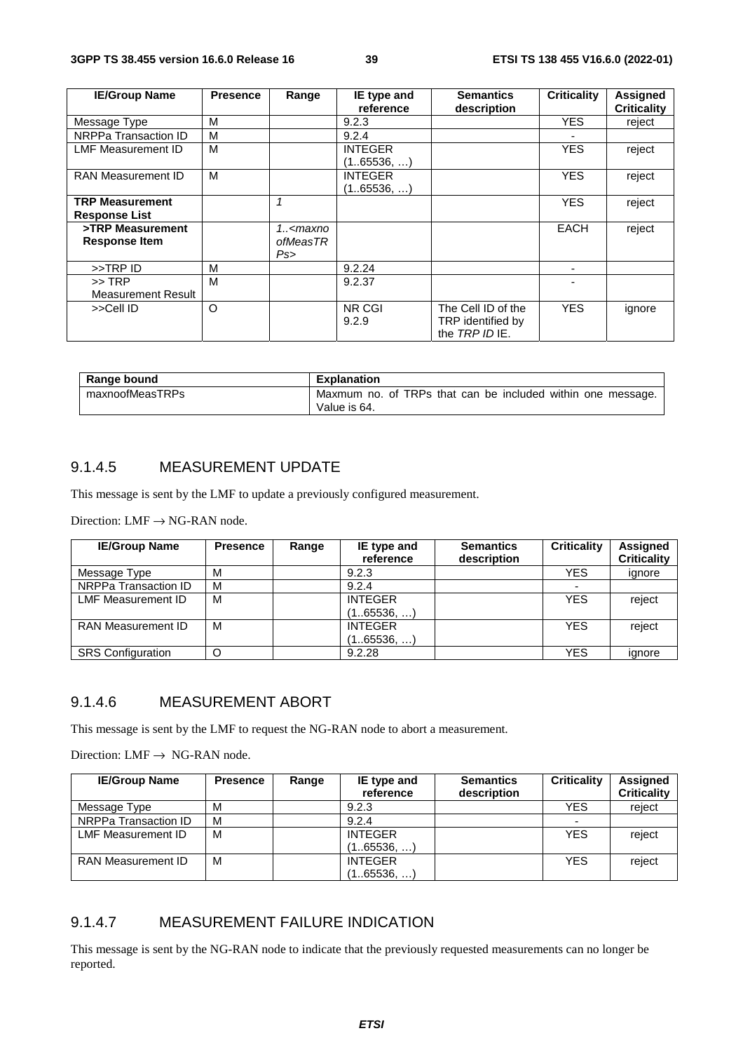| IE/Group Name | Presence | Range | IE type and reference | Semantics description | Criticality | Assigned Criticality |
|---|---|---|---|---|---|---|
| Message Type | M | | 9.2.3 | | YES | reject |
| NRPPa Transaction ID | M | | 9.2.4 | | - | |
| LMF Measurement ID | M | | INTEGER (1..65536, …) | | YES | reject |
| RAN Measurement ID | M | | INTEGER (1..65536, …) | | YES | reject |
| **TRP Measurement Response List** | | *1* | | | YES | reject |
| **>TRP Measurement Response Item** | | *1..<maxnoofMeasTRPs>* | | | EACH | reject |
| >>TRP ID | M | | 9.2.24 | | - | |
| >> TRP Measurement Result | M | | 9.2.37 | | - | |
| >>Cell ID | O | | NR CGI 9.2.9 | The Cell ID of the TRP identified by the *TRP ID* IE. | YES | ignore |

| Range bound | Explanation |
|---|---|
| maxnoofMeasTRPs | Maxmum no. of TRPs that can be included within one message. Value is 64. |

### 9.1.4.5 MEASUREMENT UPDATE

This message is sent by the LMF to update a previously configured measurement.

Direction: LMF → NG-RAN node.

| IE/Group Name | Presence | Range | IE type and reference | Semantics description | Criticality | Assigned Criticality |
|---|---|---|---|---|---|---|
| Message Type | M | | 9.2.3 | | YES | ignore |
| NRPPa Transaction ID | M | | 9.2.4 | | - | |
| LMF Measurement ID | M | | INTEGER (1..65536, …) | | YES | reject |
| RAN Measurement ID | M | | INTEGER (1..65536, …) | | YES | reject |
| SRS Configuration | O | | 9.2.28 | | YES | ignore |

### 9.1.4.6 MEASUREMENT ABORT

This message is sent by the LMF to request the NG-RAN node to abort a measurement.

Direction: LMF → NG-RAN node.

| IE/Group Name | Presence | Range | IE type and reference | Semantics description | Criticality | Assigned Criticality |
|---|---|---|---|---|---|---|
| Message Type | M | | 9.2.3 | | YES | reject |
| NRPPa Transaction ID | M | | 9.2.4 | | - | |
| LMF Measurement ID | M | | INTEGER (1..65536, …) | | YES | reject |
| RAN Measurement ID | M | | INTEGER (1..65536, …) | | YES | reject |

### 9.1.4.7 MEASUREMENT FAILURE INDICATION

This message is sent by the NG-RAN node to indicate that the previously requested measurements can no longer be reported.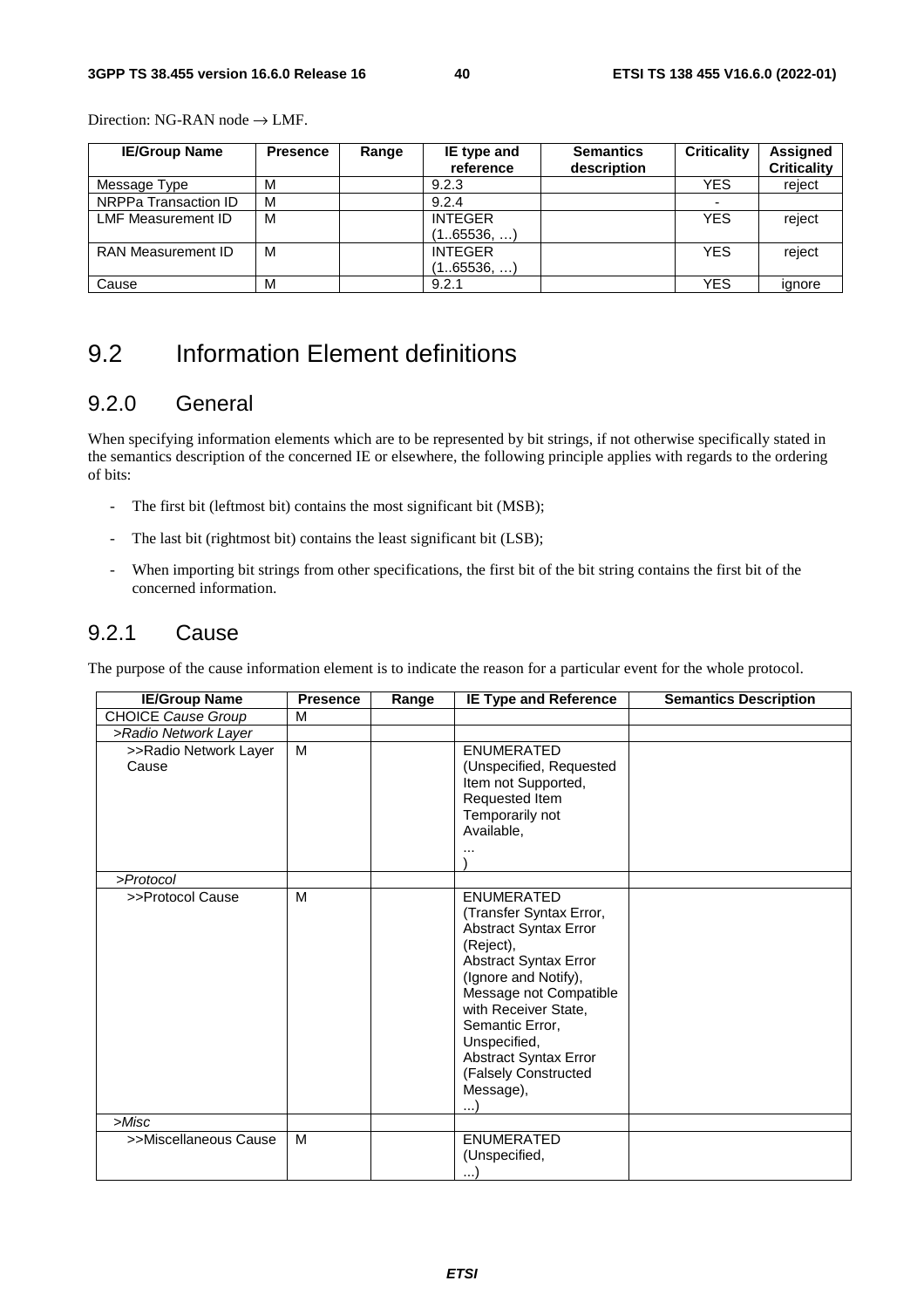Direction: NG-RAN node → LMF.

| IE/Group Name | Presence | Range | IE type and reference | Semantics description | Criticality | Assigned Criticality |
|---|---|---|---|---|---|---|
| Message Type | M | | 9.2.3 | | YES | reject |
| NRPPa Transaction ID | M | | 9.2.4 | | - | |
| LMF Measurement ID | M | | INTEGER (1..65536, …) | | YES | reject |
| RAN Measurement ID | M | | INTEGER (1..65536, …) | | YES | reject |
| Cause | M | | 9.2.1 | | YES | ignore |

## 9.2 Information Element definitions

### 9.2.0 General

When specifying information elements which are to be represented by bit strings, if not otherwise specifically stated in the semantics description of the concerned IE or elsewhere, the following principle applies with regards to the ordering of bits:

- The first bit (leftmost bit) contains the most significant bit (MSB);
- The last bit (rightmost bit) contains the least significant bit (LSB);
- When importing bit strings from other specifications, the first bit of the bit string contains the first bit of the concerned information.

### 9.2.1 Cause

The purpose of the cause information element is to indicate the reason for a particular event for the whole protocol.

| IE/Group Name | Presence | Range | IE Type and Reference | Semantics Description |
|---|---|---|---|---|
| CHOICE *Cause Group* | M | | | |
| *>Radio Network Layer* | | | | |
| >>Radio Network Layer Cause | M | | ENUMERATED (Unspecified, Requested Item not Supported, Requested Item Temporarily not Available, ... ) | |
| *>Protocol* | | | | |
| >>Protocol Cause | M | | ENUMERATED (Transfer Syntax Error, Abstract Syntax Error (Reject), Abstract Syntax Error (Ignore and Notify), Message not Compatible with Receiver State, Semantic Error, Unspecified, Abstract Syntax Error (Falsely Constructed Message), ...) | |
| *>Misc* | | | | |
| >>Miscellaneous Cause | M | | ENUMERATED (Unspecified, ...) | |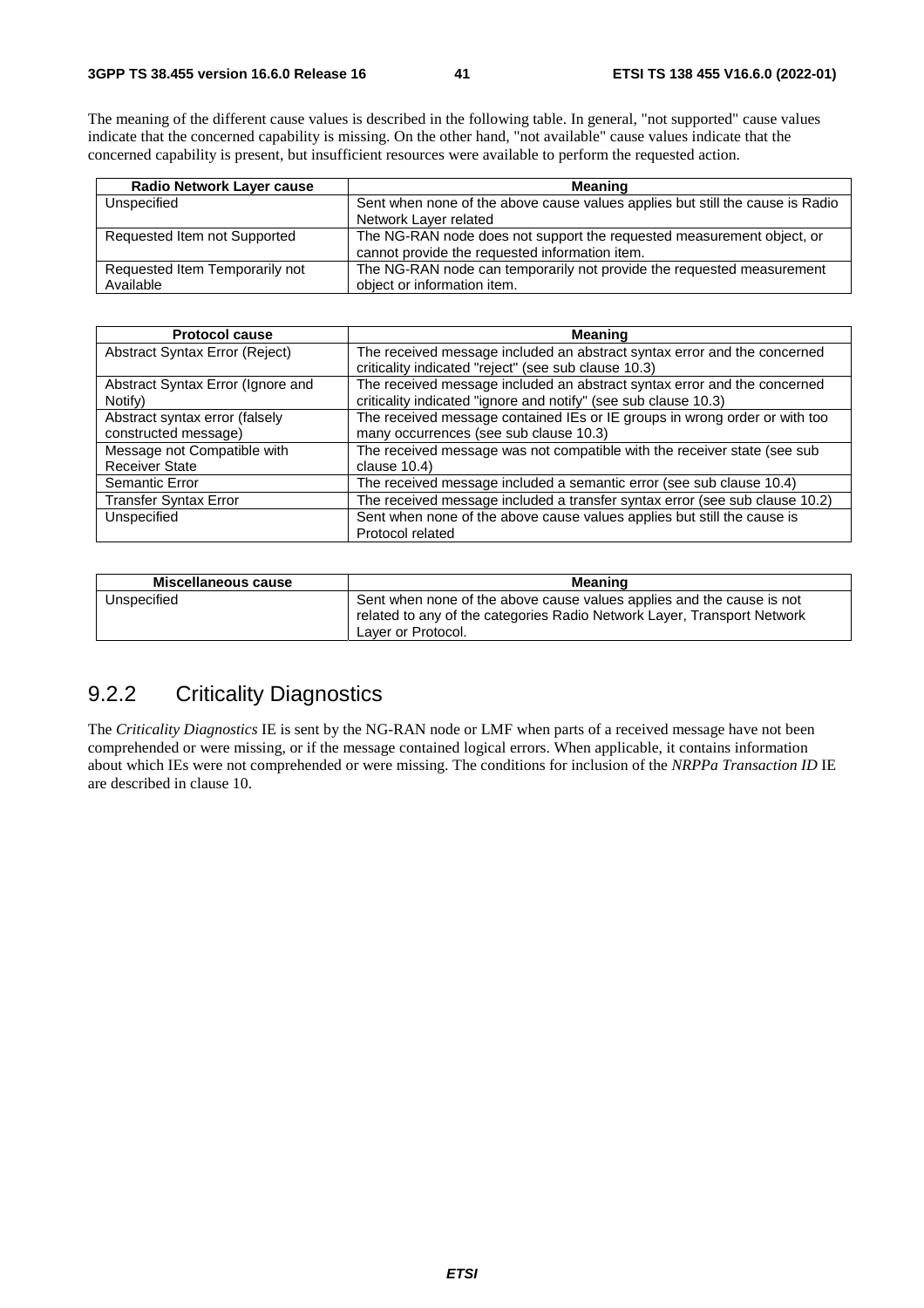The meaning of the different cause values is described in the following table. In general, "not supported" cause values indicate that the concerned capability is missing. On the other hand, "not available" cause values indicate that the concerned capability is present, but insufficient resources were available to perform the requested action.

| Radio Network Layer cause | Meaning |
|---|---|
| Unspecified | Sent when none of the above cause values applies but still the cause is Radio Network Layer related |
| Requested Item not Supported | The NG-RAN node does not support the requested measurement object, or cannot provide the requested information item. |
| Requested Item Temporarily not Available | The NG-RAN node can temporarily not provide the requested measurement object or information item. |

| Protocol cause | Meaning |
|---|---|
| Abstract Syntax Error (Reject) | The received message included an abstract syntax error and the concerned criticality indicated "reject" (see sub clause 10.3) |
| Abstract Syntax Error (Ignore and Notify) | The received message included an abstract syntax error and the concerned criticality indicated "ignore and notify" (see sub clause 10.3) |
| Abstract syntax error (falsely constructed message) | The received message contained IEs or IE groups in wrong order or with too many occurrences (see sub clause 10.3) |
| Message not Compatible with Receiver State | The received message was not compatible with the receiver state (see sub clause 10.4) |
| Semantic Error | The received message included a semantic error (see sub clause 10.4) |
| Transfer Syntax Error | The received message included a transfer syntax error (see sub clause 10.2) |
| Unspecified | Sent when none of the above cause values applies but still the cause is Protocol related |

| Miscellaneous cause | Meaning |
|---|---|
| Unspecified | Sent when none of the above cause values applies and the cause is not related to any of the categories Radio Network Layer, Transport Network Layer or Protocol. |

## 9.2.2 Criticality Diagnostics

The *Criticality Diagnostics* IE is sent by the NG-RAN node or LMF when parts of a received message have not been comprehended or were missing, or if the message contained logical errors. When applicable, it contains information about which IEs were not comprehended or were missing. The conditions for inclusion of the *NRPPa Transaction ID* IE are described in clause 10.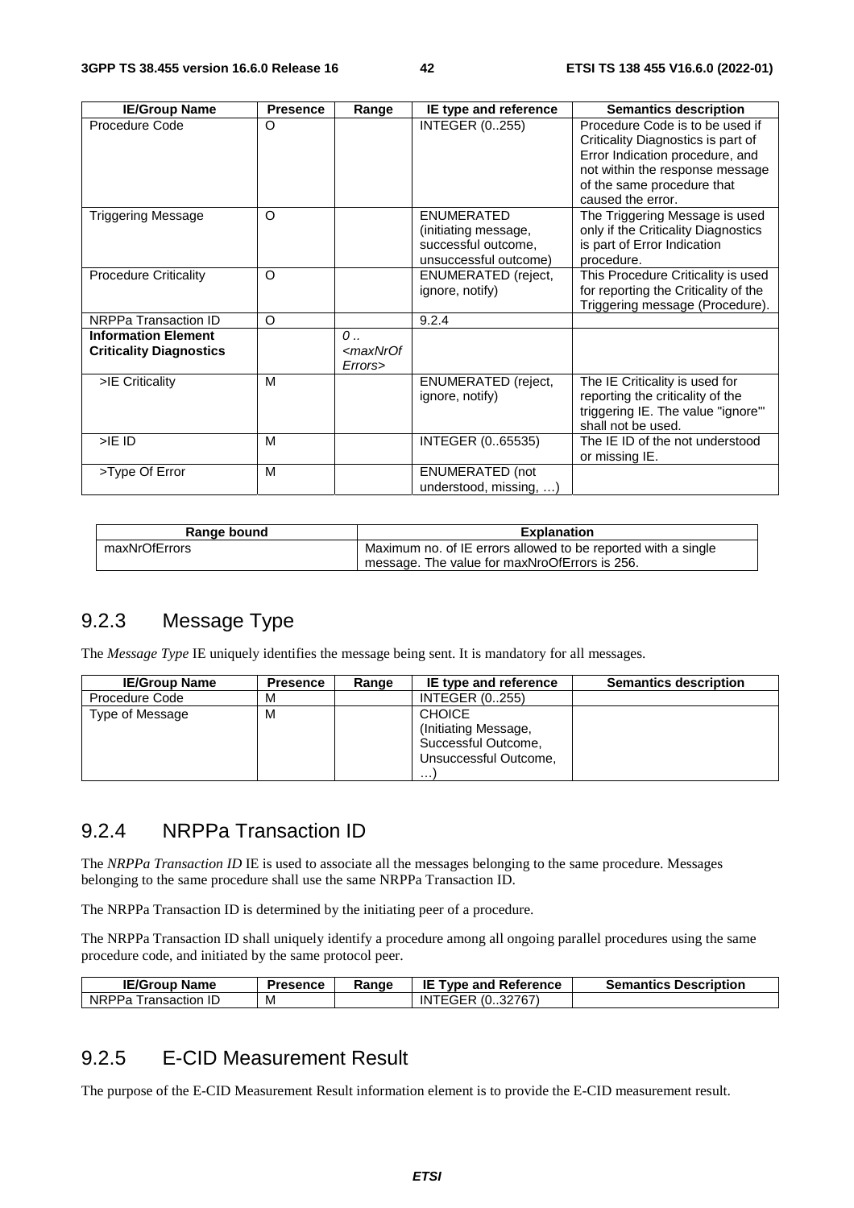| IE/Group Name | Presence | Range | IE type and reference | Semantics description |
| --- | --- | --- | --- | --- |
| Procedure Code | O | | INTEGER (0..255) | Procedure Code is to be used if Criticality Diagnostics is part of Error Indication procedure, and not within the response message of the same procedure that caused the error. |
| Triggering Message | O | | ENUMERATED (initiating message, successful outcome, unsuccessful outcome) | The Triggering Message is used only if the Criticality Diagnostics is part of Error Indication procedure. |
| Procedure Criticality | O | | ENUMERATED (reject, ignore, notify) | This Procedure Criticality is used for reporting the Criticality of the Triggering message (Procedure). |
| NRPPa Transaction ID | O | | 9.2.4 | |
| **Information Element Criticality Diagnostics** | | *0 .. <maxNrOfErrors>* | | |
| >IE Criticality | M | | ENUMERATED (reject, ignore, notify) | The IE Criticality is used for reporting the criticality of the triggering IE. The value "ignore"' shall not be used. |
| >IE ID | M | | INTEGER (0..65535) | The IE ID of the not understood or missing IE. |
| >Type Of Error | M | | ENUMERATED (not understood, missing, …) | |

| Range bound | Explanation |
| --- | --- |
| maxNrOfErrors | Maximum no. of IE errors allowed to be reported with a single message. The value for maxNroOfErrors is 256. |

## 9.2.3 Message Type

The *Message Type* IE uniquely identifies the message being sent. It is mandatory for all messages.

| IE/Group Name | Presence | Range | IE type and reference | Semantics description |
| --- | --- | --- | --- | --- |
| Procedure Code | M | | INTEGER (0..255) | |
| Type of Message | M | | CHOICE (Initiating Message, Successful Outcome, Unsuccessful Outcome, …) | |

## 9.2.4 NRPPa Transaction ID

The *NRPPa Transaction ID* IE is used to associate all the messages belonging to the same procedure. Messages belonging to the same procedure shall use the same NRPPa Transaction ID.

The NRPPa Transaction ID is determined by the initiating peer of a procedure.

The NRPPa Transaction ID shall uniquely identify a procedure among all ongoing parallel procedures using the same procedure code, and initiated by the same protocol peer.

| IE/Group Name | Presence | Range | IE Type and Reference | Semantics Description |
| --- | --- | --- | --- | --- |
| NRPPa Transaction ID | M | | INTEGER (0..32767) | |

## 9.2.5 E-CID Measurement Result

The purpose of the E-CID Measurement Result information element is to provide the E-CID measurement result.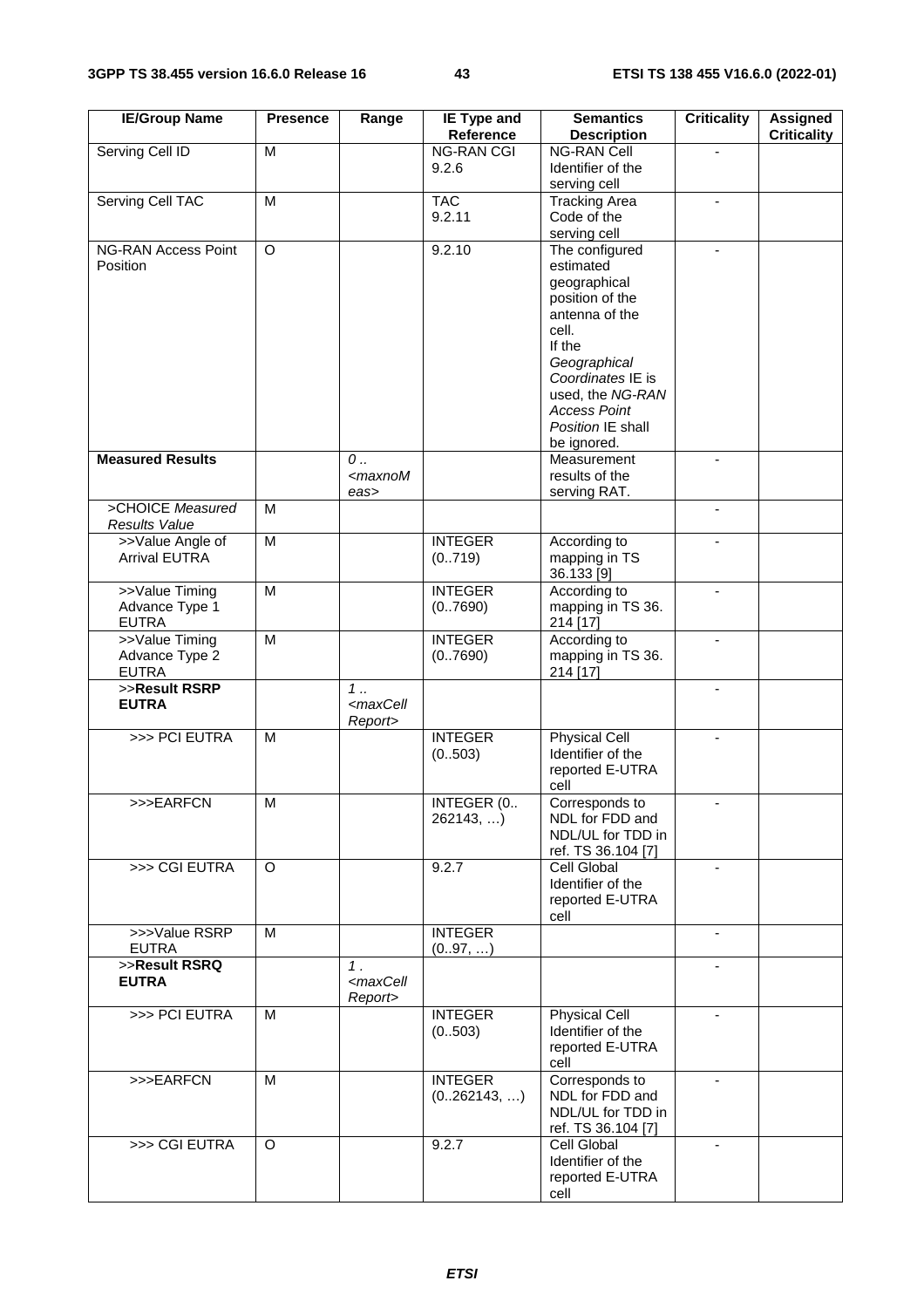| IE/Group Name | Presence | Range | IE Type and Reference | Semantics Description | Criticality | Assigned Criticality |
|---|---|---|---|---|---|---|
| Serving Cell ID | M | | NG-RAN CGI 9.2.6 | NG-RAN Cell Identifier of the serving cell | - | |
| Serving Cell TAC | M | | TAC 9.2.11 | Tracking Area Code of the serving cell | - | |
| NG-RAN Access Point Position | O | | 9.2.10 | The configured estimated geographical position of the antenna of the cell. If the *Geographical Coordinates* IE is used, the *NG-RAN Access Point Position* IE shall be ignored. | - | |
| **Measured Results** | | *0 .. <maxnoMeas>* | | Measurement results of the serving RAT. | - | |
| >CHOICE *Measured Results Value* | M | | | | - | |
| >>Value Angle of Arrival EUTRA | M | | INTEGER (0..719) | According to mapping in TS 36.133 [9] | - | |
| >>Value Timing Advance Type 1 EUTRA | M | | INTEGER (0..7690) | According to mapping in TS 36. 214 [17] | - | |
| >>Value Timing Advance Type 2 EUTRA | M | | INTEGER (0..7690) | According to mapping in TS 36. 214 [17] | - | |
| >>**Result RSRP EUTRA** | | *1 .. <maxCellReport>* | | | - | |
| >>> PCI EUTRA | M | | INTEGER (0..503) | Physical Cell Identifier of the reported E-UTRA cell | - | |
| >>>EARFCN | M | | INTEGER (0.. 262143, …) | Corresponds to NDL for FDD and NDL/UL for TDD in ref. TS 36.104 [7] | - | |
| >>> CGI EUTRA | O | | 9.2.7 | Cell Global Identifier of the reported E-UTRA cell | - | |
| >>>Value RSRP EUTRA | M | | INTEGER (0..97, …) | | - | |
| >>**Result RSRQ EUTRA** | | *1 . <maxCellReport>* | | | - | |
| >>> PCI EUTRA | M | | INTEGER (0..503) | Physical Cell Identifier of the reported E-UTRA cell | - | |
| >>>EARFCN | M | | INTEGER (0..262143, …) | Corresponds to NDL for FDD and NDL/UL for TDD in ref. TS 36.104 [7] | - | |
| >>> CGI EUTRA | O | | 9.2.7 | Cell Global Identifier of the reported E-UTRA cell | - | |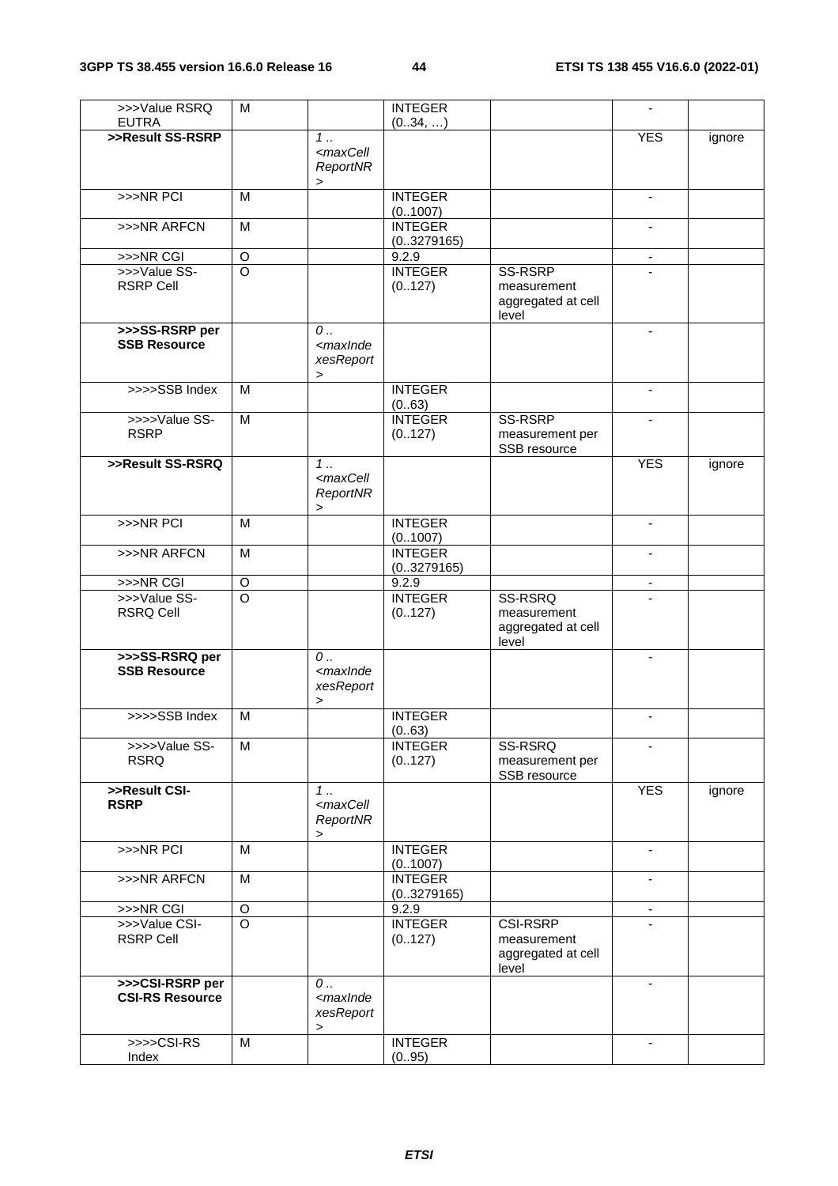| >>>Value RSRQ EUTRA | M | | INTEGER (0..34, …) | | - | |
|---|---|---|---|---|---|---|
| **>>Result SS-RSRP** | | *1 .. <maxCellReportNR>* | | | YES | ignore |
| >>>NR PCI | M | | INTEGER (0..1007) | | - | |
| >>>NR ARFCN | M | | INTEGER (0..3279165) | | - | |
| >>>NR CGI | O | | 9.2.9 | | - | |
| >>>Value SS-RSRP Cell | O | | INTEGER (0..127) | SS-RSRP measurement aggregated at cell level | - | |
| **>>>SS-RSRP per SSB Resource** | | *0 .. <maxIndexesReport>* | | | - | |
| >>>>SSB Index | M | | INTEGER (0..63) | | - | |
| >>>>Value SS-RSRP | M | | INTEGER (0..127) | SS-RSRP measurement per SSB resource | - | |
| **>>Result SS-RSRQ** | | *1 .. <maxCellReportNR>* | | | YES | ignore |
| >>>NR PCI | M | | INTEGER (0..1007) | | - | |
| >>>NR ARFCN | M | | INTEGER (0..3279165) | | - | |
| >>>NR CGI | O | | 9.2.9 | | - | |
| >>>Value SS-RSRQ Cell | O | | INTEGER (0..127) | SS-RSRQ measurement aggregated at cell level | - | |
| **>>>SS-RSRQ per SSB Resource** | | *0 .. <maxIndexesReport>* | | | - | |
| >>>>SSB Index | M | | INTEGER (0..63) | | - | |
| >>>>Value SS-RSRQ | M | | INTEGER (0..127) | SS-RSRQ measurement per SSB resource | - | |
| **>>Result CSI-RSRP** | | *1 .. <maxCellReportNR>* | | | YES | ignore |
| >>>NR PCI | M | | INTEGER (0..1007) | | - | |
| >>>NR ARFCN | M | | INTEGER (0..3279165) | | - | |
| >>>NR CGI | O | | 9.2.9 | | - | |
| >>>Value CSI-RSRP Cell | O | | INTEGER (0..127) | CSI-RSRP measurement aggregated at cell level | - | |
| **>>>CSI-RSRP per CSI-RS Resource** | | *0 .. <maxIndexesReport>* | | | - | |
| >>>>CSI-RS Index | M | | INTEGER (0..95) | | - | |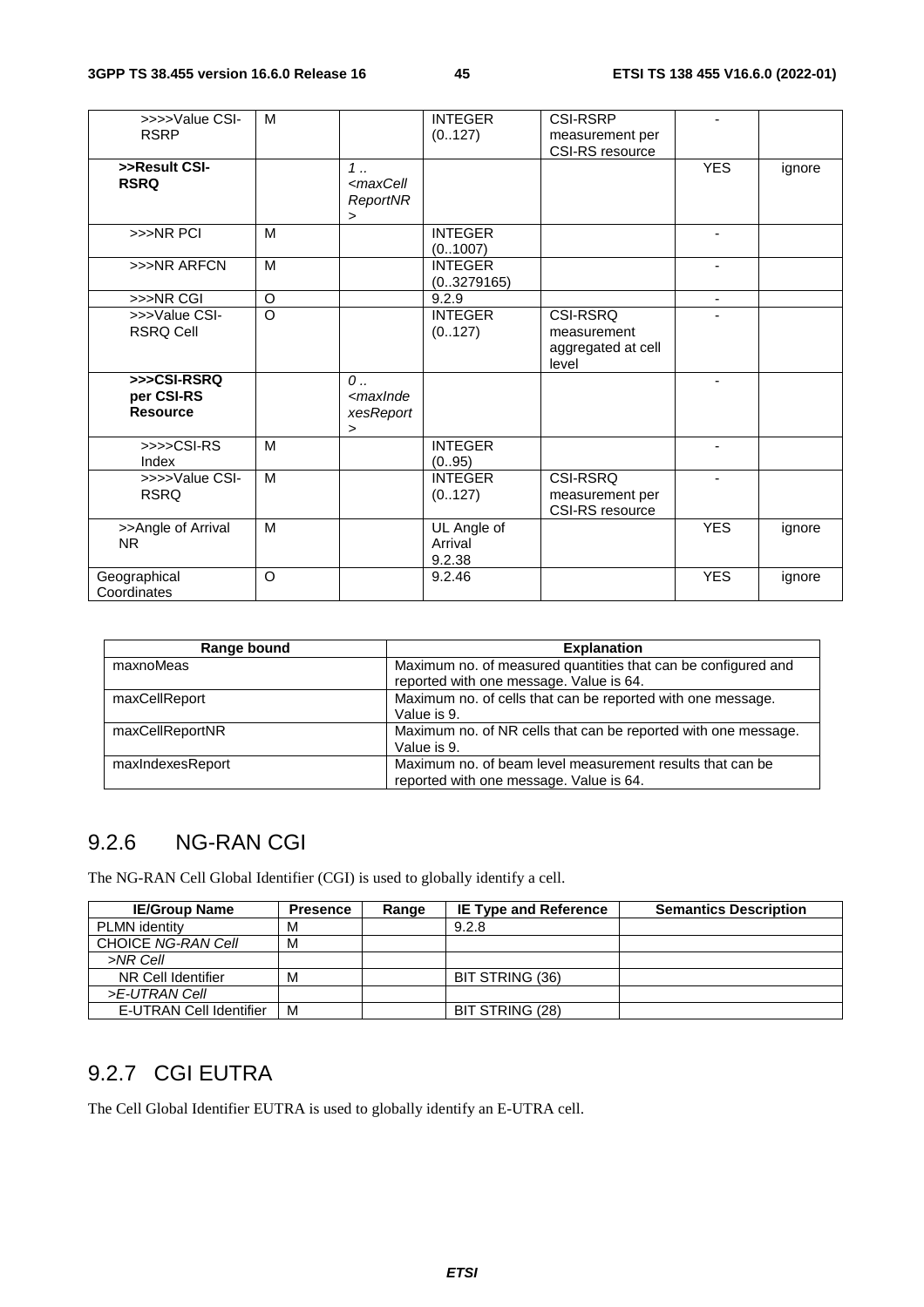| >>>>Value CSI-RSRP | M | | INTEGER (0..127) | CSI-RSRP measurement per CSI-RS resource | - | |
|---|---|---|---|---|---|---|
| **>>Result CSI-RSRQ** | | *1 .. <maxCellReportNR>* | | | YES | ignore |
| >>>NR PCI | M | | INTEGER (0..1007) | | - | |
| >>>NR ARFCN | M | | INTEGER (0..3279165) | | - | |
| >>>NR CGI | O | | 9.2.9 | | - | |
| >>>Value CSI-RSRQ Cell | O | | INTEGER (0..127) | CSI-RSRQ measurement aggregated at cell level | - | |
| **>>>CSI-RSRQ per CSI-RS Resource** | | *0 .. <maxIndexesReport>* | | | - | |
| >>>>CSI-RS Index | M | | INTEGER (0..95) | | - | |
| >>>>Value CSI-RSRQ | M | | INTEGER (0..127) | CSI-RSRQ measurement per CSI-RS resource | - | |
| >>Angle of Arrival NR | M | | UL Angle of Arrival 9.2.38 | | YES | ignore |
| Geographical Coordinates | O | | 9.2.46 | | YES | ignore |

| Range bound | Explanation |
|---|---|
| maxnoMeas | Maximum no. of measured quantities that can be configured and reported with one message. Value is 64. |
| maxCellReport | Maximum no. of cells that can be reported with one message. Value is 9. |
| maxCellReportNR | Maximum no. of NR cells that can be reported with one message. Value is 9. |
| maxIndexesReport | Maximum no. of beam level measurement results that can be reported with one message. Value is 64. |

## 9.2.6 NG-RAN CGI

The NG-RAN Cell Global Identifier (CGI) is used to globally identify a cell.

| IE/Group Name | Presence | Range | IE Type and Reference | Semantics Description |
|---|---|---|---|---|
| PLMN identity | M | | 9.2.8 | |
| CHOICE *NG-RAN Cell* | M | | | |
| *>NR Cell* | | | | |
| NR Cell Identifier | M | | BIT STRING (36) | |
| *>E-UTRAN Cell* | | | | |
| E-UTRAN Cell Identifier | M | | BIT STRING (28) | |

## 9.2.7 CGI EUTRA

The Cell Global Identifier EUTRA is used to globally identify an E-UTRA cell.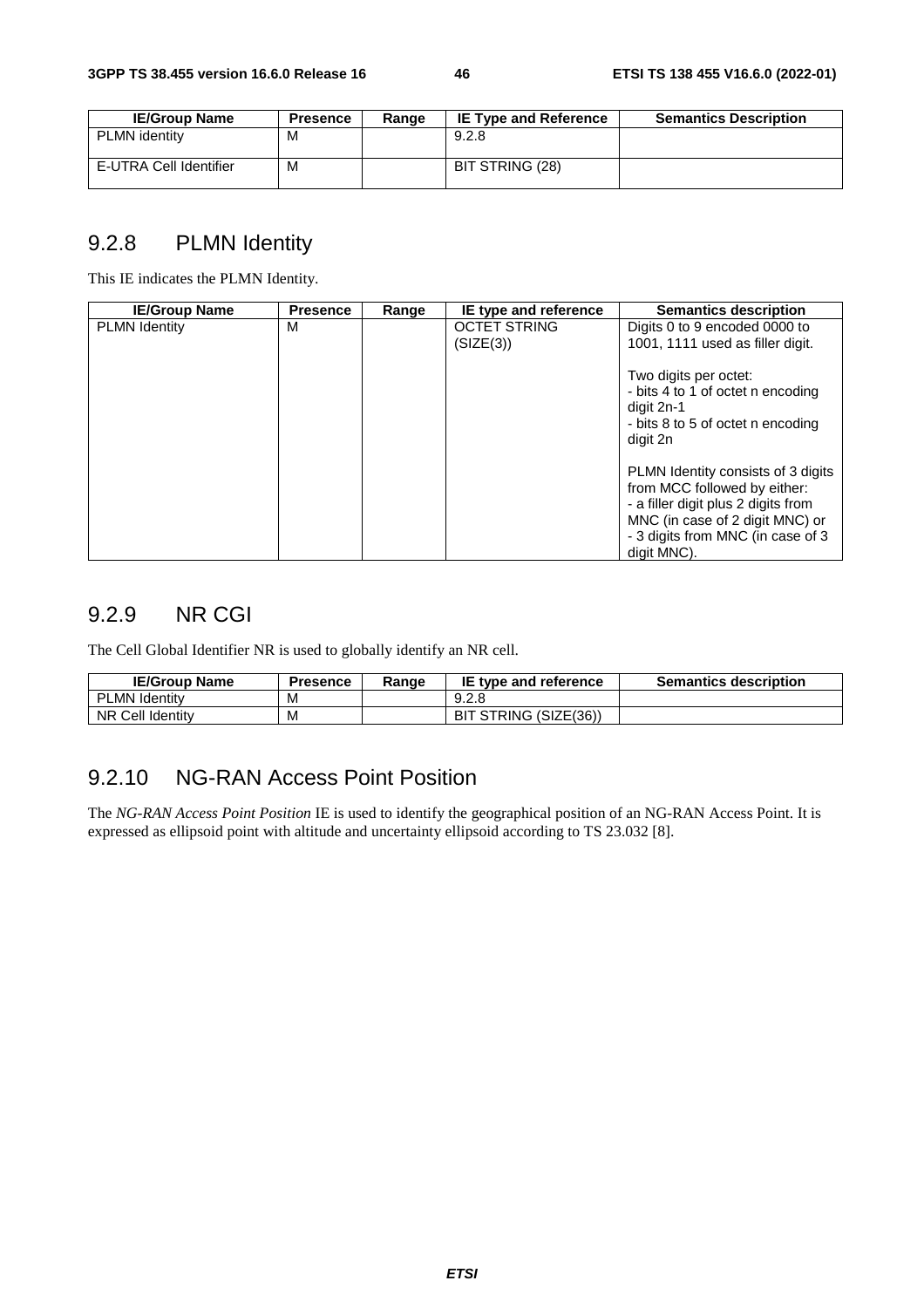| IE/Group Name | Presence | Range | IE Type and Reference | Semantics Description |
|---|---|---|---|---|
| PLMN identity | M | | 9.2.8 | |
| E-UTRA Cell Identifier | M | | BIT STRING (28) | |

## 9.2.8 PLMN Identity

This IE indicates the PLMN Identity.

| IE/Group Name | Presence | Range | IE type and reference | Semantics description |
|---|---|---|---|---|
| PLMN Identity | M | | OCTET STRING (SIZE(3)) | Digits 0 to 9 encoded 0000 to 1001, 1111 used as filler digit.<br><br>Two digits per octet:<br>- bits 4 to 1 of octet n encoding digit 2n-1<br>- bits 8 to 5 of octet n encoding digit 2n<br><br>PLMN Identity consists of 3 digits from MCC followed by either:<br>- a filler digit plus 2 digits from MNC (in case of 2 digit MNC) or<br>- 3 digits from MNC (in case of 3 digit MNC). |

## 9.2.9 NR CGI

The Cell Global Identifier NR is used to globally identify an NR cell.

| IE/Group Name | Presence | Range | IE type and reference | Semantics description |
|---|---|---|---|---|
| PLMN Identity | M | | 9.2.8 | |
| NR Cell Identity | M | | BIT STRING (SIZE(36)) | |

## 9.2.10 NG-RAN Access Point Position

The *NG-RAN Access Point Position* IE is used to identify the geographical position of an NG-RAN Access Point. It is expressed as ellipsoid point with altitude and uncertainty ellipsoid according to TS 23.032 [8].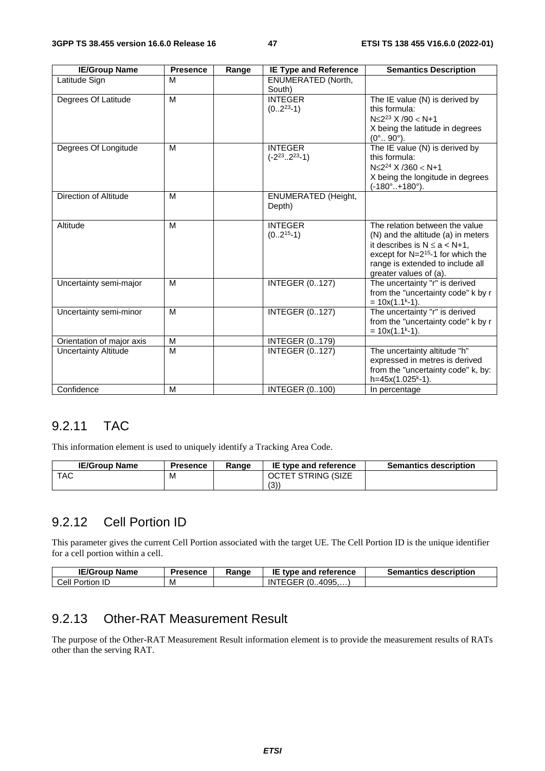| IE/Group Name | Presence | Range | IE Type and Reference | Semantics Description |
| --- | --- | --- | --- | --- |
| Latitude Sign | M | | ENUMERATED (North, South) | |
| Degrees Of Latitude | M | | INTEGER ($0..2^{23}-1$) | The IE value (N) is derived by this formula: $N \le 2^{23}$ X /90 < N+1 X being the latitude in degrees (0°.. 90°). |
| Degrees Of Longitude | M | | INTEGER ($-2^{23}..2^{23}-1$) | The IE value (N) is derived by this formula: $N \le 2^{24}$ X /360 < N+1 X being the longitude in degrees (-180°..+180°). |
| Direction of Altitude | M | | ENUMERATED (Height, Depth) | |
| Altitude | M | | INTEGER ($0..2^{15}-1$) | The relation between the value (N) and the altitude (a) in meters it describes is $N \le a < N+1$, except for $N=2^{15}-1$ for which the range is extended to include all greater values of (a). |
| Uncertainty semi-major | M | | INTEGER (0..127) | The uncertainty "r" is derived from the "uncertainty code" k by $r = 10x(1.1^k-1)$. |
| Uncertainty semi-minor | M | | INTEGER (0..127) | The uncertainty "r" is derived from the "uncertainty code" k by $r = 10x(1.1^k-1)$. |
| Orientation of major axis | M | | INTEGER (0..179) | |
| Uncertainty Altitude | M | | INTEGER (0..127) | The uncertainty altitude "h" expressed in metres is derived from the "uncertainty code" k, by: $h=45x(1.025^k-1)$. |
| Confidence | M | | INTEGER (0..100) | In percentage |

## 9.2.11 TAC

This information element is used to uniquely identify a Tracking Area Code.

| IE/Group Name | Presence | Range | IE type and reference | Semantics description |
| --- | --- | --- | --- | --- |
| TAC | M | | OCTET STRING (SIZE (3)) | |

## 9.2.12 Cell Portion ID

This parameter gives the current Cell Portion associated with the target UE. The Cell Portion ID is the unique identifier for a cell portion within a cell.

| IE/Group Name | Presence | Range | IE type and reference | Semantics description |
| --- | --- | --- | --- | --- |
| Cell Portion ID | M | | INTEGER (0..4095,…) | |

## 9.2.13 Other-RAT Measurement Result

The purpose of the Other-RAT Measurement Result information element is to provide the measurement results of RATs other than the serving RAT.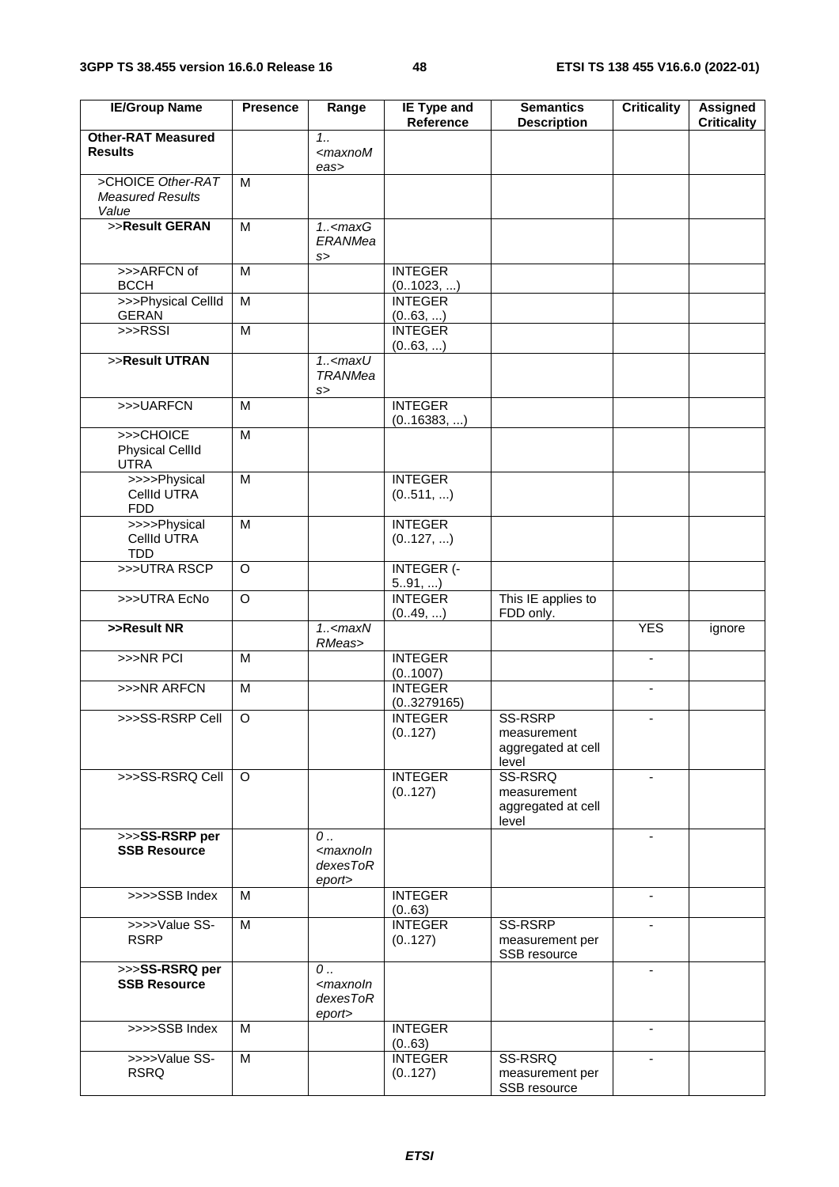| IE/Group Name | Presence | Range | IE Type and Reference | Semantics Description | Criticality | Assigned Criticality |
|---|---|---|---|---|---|---|
| **Other-RAT Measured Results** | | *1..<maxnoMeas>* | | | | |
| >CHOICE *Other-RAT Measured Results Value* | M | | | | | |
| >>**Result GERAN** | M | *1..<maxGERANMeas>* | | | | |
| >>>ARFCN of BCCH | M | | INTEGER (0..1023, ...) | | | |
| >>>Physical CellId GERAN | M | | INTEGER (0..63, ...) | | | |
| >>>RSSI | M | | INTEGER (0..63, ...) | | | |
| >>**Result UTRAN** | | *1..<maxUTRANMeas>* | | | | |
| >>>UARFCN | M | | INTEGER (0..16383, ...) | | | |
| >>>CHOICE Physical CellId UTRA | M | | | | | |
| >>>>Physical CellId UTRA FDD | M | | INTEGER (0..511, ...) | | | |
| >>>>Physical CellId UTRA TDD | M | | INTEGER (0..127, ...) | | | |
| >>>UTRA RSCP | O | | INTEGER (-5..91, ...) | | | |
| >>>UTRA EcNo | O | | INTEGER (0..49, ...) | This IE applies to FDD only. | | |
| **>>Result NR** | | *1..<maxNRMeas>* | | | YES | ignore |
| >>>NR PCI | M | | INTEGER (0..1007) | | - | |
| >>>NR ARFCN | M | | INTEGER (0..3279165) | | - | |
| >>>SS-RSRP Cell | O | | INTEGER (0..127) | SS-RSRP measurement aggregated at cell level | - | |
| >>>SS-RSRQ Cell | O | | INTEGER (0..127) | SS-RSRQ measurement aggregated at cell level | - | |
| >>>**SS-RSRP per SSB Resource** | | *0 ..<maxnoIndexesToReport>* | | | - | |
| >>>>SSB Index | M | | INTEGER (0..63) | | - | |
| >>>>Value SS-RSRP | M | | INTEGER (0..127) | SS-RSRP measurement per SSB resource | - | |
| >>>**SS-RSRQ per SSB Resource** | | *0 ..<maxnoIndexesToReport>* | | | - | |
| >>>>SSB Index | M | | INTEGER (0..63) | | - | |
| >>>>Value SS-RSRQ | M | | INTEGER (0..127) | SS-RSRQ measurement per SSB resource | - | |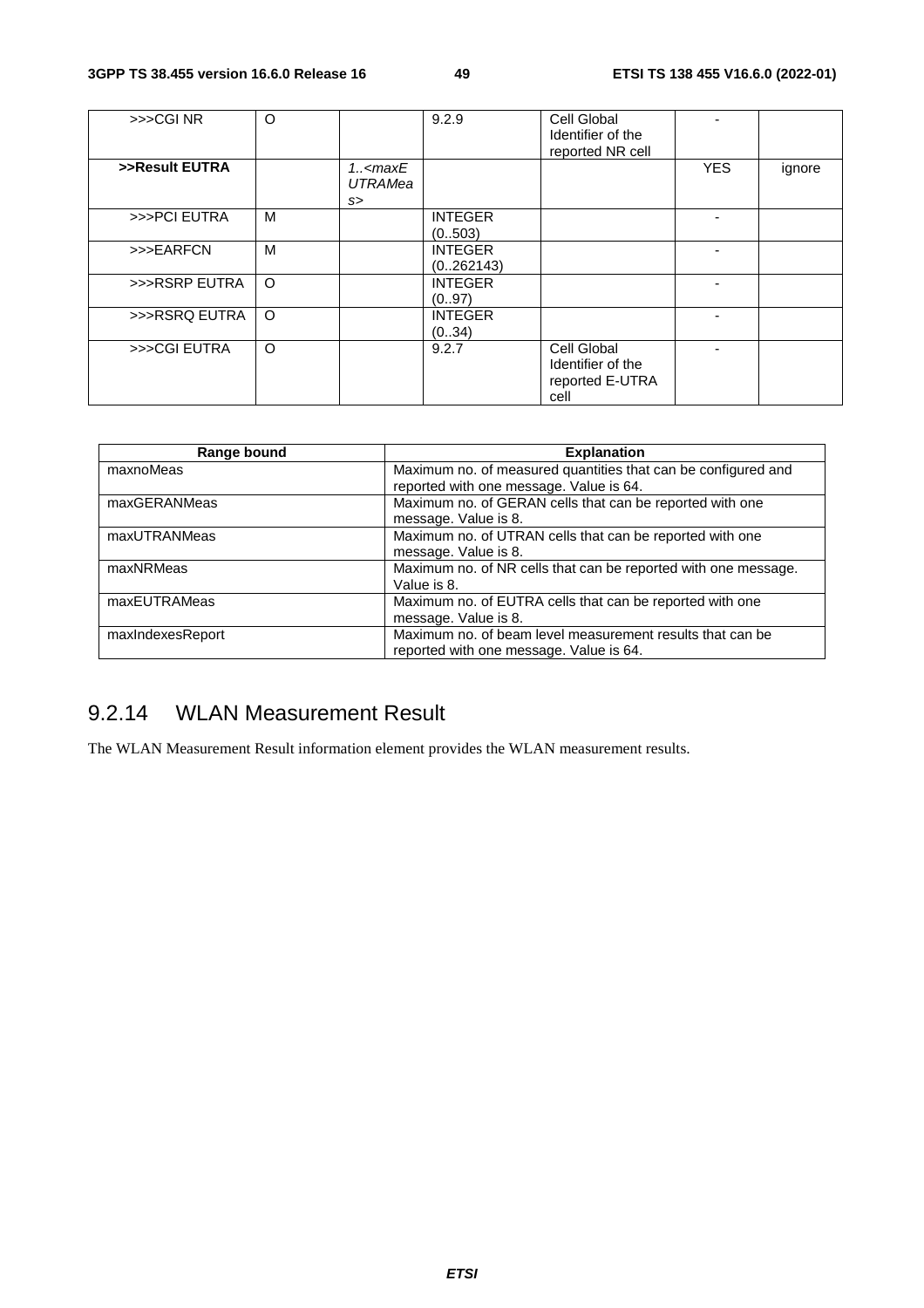| >>>CGI NR | O | | 9.2.9 | Cell Global Identifier of the reported NR cell | - | |
|---|---|---|---|---|---|---|
| **>>Result EUTRA** | | *1..<maxEUTRAMeas>* | | | YES | ignore |
| >>>PCI EUTRA | M | | INTEGER (0..503) | | - | |
| >>>EARFCN | M | | INTEGER (0..262143) | | - | |
| >>>RSRP EUTRA | O | | INTEGER (0..97) | | - | |
| >>>RSRQ EUTRA | O | | INTEGER (0..34) | | - | |
| >>>CGI EUTRA | O | | 9.2.7 | Cell Global Identifier of the reported E-UTRA cell | - | |

| Range bound | Explanation |
|---|---|
| maxnoMeas | Maximum no. of measured quantities that can be configured and reported with one message. Value is 64. |
| maxGERANMeas | Maximum no. of GERAN cells that can be reported with one message. Value is 8. |
| maxUTRANMeas | Maximum no. of UTRAN cells that can be reported with one message. Value is 8. |
| maxNRMeas | Maximum no. of NR cells that can be reported with one message. Value is 8. |
| maxEUTRAMeas | Maximum no. of EUTRA cells that can be reported with one message. Value is 8. |
| maxIndexesReport | Maximum no. of beam level measurement results that can be reported with one message. Value is 64. |

## 9.2.14 WLAN Measurement Result

The WLAN Measurement Result information element provides the WLAN measurement results.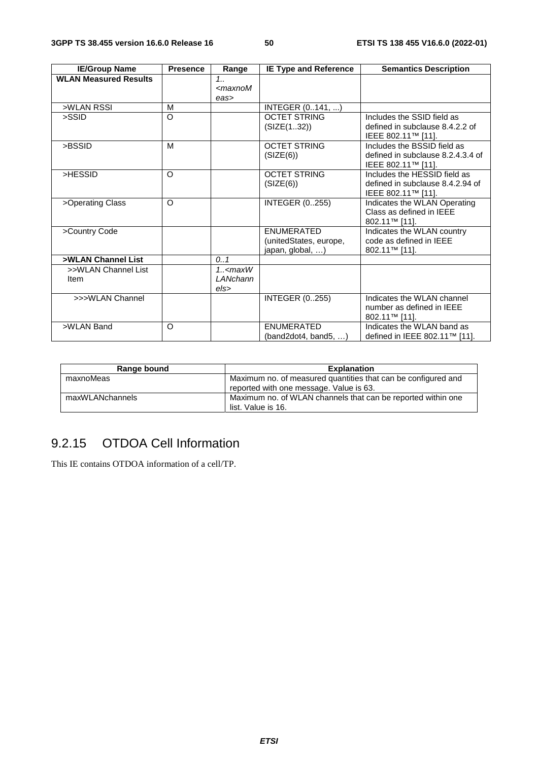| IE/Group Name | Presence | Range | IE Type and Reference | Semantics Description |
|---|---|---|---|---|
| **WLAN Measured Results** | | *1..<maxnoMeas>* | | |
| >WLAN RSSI | M | | INTEGER (0..141, ...) | |
| >SSID | O | | OCTET STRING (SIZE(1..32)) | Includes the SSID field as defined in subclause 8.4.2.2 of IEEE 802.11™ [11]. |
| >BSSID | M | | OCTET STRING (SIZE(6)) | Includes the BSSID field as defined in subclause 8.2.4.3.4 of IEEE 802.11™ [11]. |
| >HESSID | O | | OCTET STRING (SIZE(6)) | Includes the HESSID field as defined in subclause 8.4.2.94 of IEEE 802.11™ [11]. |
| >Operating Class | O | | INTEGER (0..255) | Indicates the WLAN Operating Class as defined in IEEE 802.11™ [11]. |
| >Country Code | | | ENUMERATED (unitedStates, europe, japan, global, …) | Indicates the WLAN country code as defined in IEEE 802.11™ [11]. |
| **>WLAN Channel List** | | *0..1* | | |
| >>WLAN Channel List Item | | *1..<maxWLANchannels>* | | |
| >>>WLAN Channel | | | INTEGER (0..255) | Indicates the WLAN channel number as defined in IEEE 802.11™ [11]. |
| >WLAN Band | O | | ENUMERATED (band2dot4, band5, …) | Indicates the WLAN band as defined in IEEE 802.11™ [11]. |

| Range bound | Explanation |
|---|---|
| maxnoMeas | Maximum no. of measured quantities that can be configured and reported with one message. Value is 63. |
| maxWLANchannels | Maximum no. of WLAN channels that can be reported within one list. Value is 16. |

## 9.2.15 OTDOA Cell Information

This IE contains OTDOA information of a cell/TP.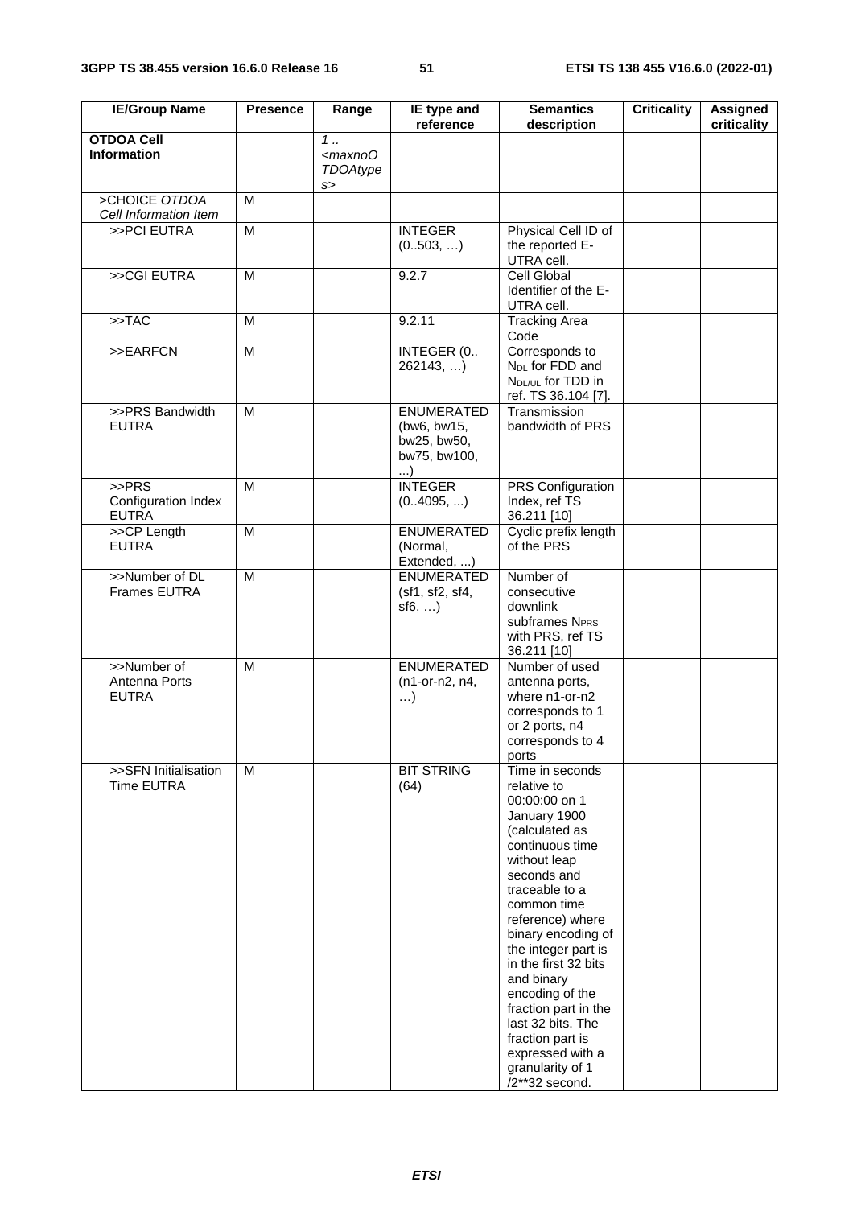| IE/Group Name | Presence | Range | IE type and reference | Semantics description | Criticality | Assigned criticality |
|---|---|---|---|---|---|---|
| **OTDOA Cell Information** | | *1 .. <maxnoOTDOAtypes>* | | | | |
| >CHOICE *OTDOA Cell Information Item* | M | | | | | |
| >>PCI EUTRA | M | | INTEGER (0..503, …) | Physical Cell ID of the reported E-UTRA cell. | | |
| >>CGI EUTRA | M | | 9.2.7 | Cell Global Identifier of the E-UTRA cell. | | |
| >>TAC | M | | 9.2.11 | Tracking Area Code | | |
| >>EARFCN | M | | INTEGER (0.. 262143, …) | Corresponds to $N_{DL}$ for FDD and $N_{DL/UL}$ for TDD in ref. TS 36.104 [7]. | | |
| >>PRS Bandwidth EUTRA | M | | ENUMERATED (bw6, bw15, bw25, bw50, bw75, bw100, ...) | Transmission bandwidth of PRS | | |
| >>PRS Configuration Index EUTRA | M | | INTEGER (0..4095, ...) | PRS Configuration Index, ref TS 36.211 [10] | | |
| >>CP Length EUTRA | M | | ENUMERATED (Normal, Extended, ...) | Cyclic prefix length of the PRS | | |
| >>Number of DL Frames EUTRA | M | | ENUMERATED (sf1, sf2, sf4, sf6, …) | Number of consecutive downlink subframes $N_{PRS}$ with PRS, ref TS 36.211 [10] | | |
| >>Number of Antenna Ports EUTRA | M | | ENUMERATED (n1-or-n2, n4, …) | Number of used antenna ports, where n1-or-n2 corresponds to 1 or 2 ports, n4 corresponds to 4 ports | | |
| >>SFN Initialisation Time EUTRA | M | | BIT STRING (64) | Time in seconds relative to 00:00:00 on 1 January 1900 (calculated as continuous time without leap seconds and traceable to a common time reference) where binary encoding of the integer part is in the first 32 bits and binary encoding of the fraction part in the last 32 bits. The fraction part is expressed with a granularity of 1 /2**32 second. | | |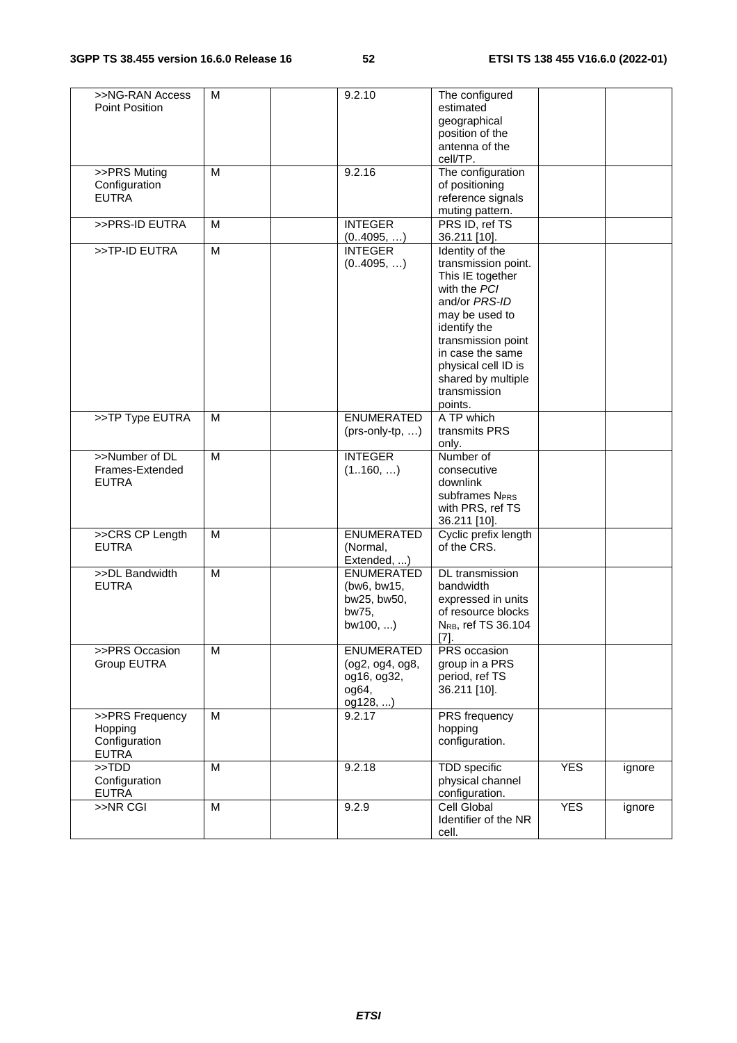| >>NG-RAN Access Point Position | M | | 9.2.10 | The configured estimated geographical position of the antenna of the cell/TP. | | |
|---|---|---|---|---|---|---|
| >>PRS Muting Configuration EUTRA | M | | 9.2.16 | The configuration of positioning reference signals muting pattern. | | |
| >>PRS-ID EUTRA | M | | INTEGER (0..4095, …) | PRS ID, ref TS 36.211 [10]. | | |
| >>TP-ID EUTRA | M | | INTEGER (0..4095, …) | Identity of the transmission point. This IE together with the *PCI* and/or *PRS-ID* may be used to identify the transmission point in case the same physical cell ID is shared by multiple transmission points. | | |
| >>TP Type EUTRA | M | | ENUMERATED (prs-only-tp, …) | A TP which transmits PRS only. | | |
| >>Number of DL Frames-Extended EUTRA | M | | INTEGER (1..160, …) | Number of consecutive downlink subframes $N_{PRS}$ with PRS, ref TS 36.211 [10]. | | |
| >>CRS CP Length EUTRA | M | | ENUMERATED (Normal, Extended, ...) | Cyclic prefix length of the CRS. | | |
| >>DL Bandwidth EUTRA | M | | ENUMERATED (bw6, bw15, bw25, bw50, bw75, bw100, ...) | DL transmission bandwidth expressed in units of resource blocks $N_{RB}$, ref TS 36.104 [7]. | | |
| >>PRS Occasion Group EUTRA | M | | ENUMERATED (og2, og4, og8, og16, og32, og64, og128, ...) | PRS occasion group in a PRS period, ref TS 36.211 [10]. | | |
| >>PRS Frequency Hopping Configuration EUTRA | M | | 9.2.17 | PRS frequency hopping configuration. | | |
| >>TDD Configuration EUTRA | M | | 9.2.18 | TDD specific physical channel configuration. | YES | ignore |
| >>NR CGI | M | | 9.2.9 | Cell Global Identifier of the NR cell. | YES | ignore |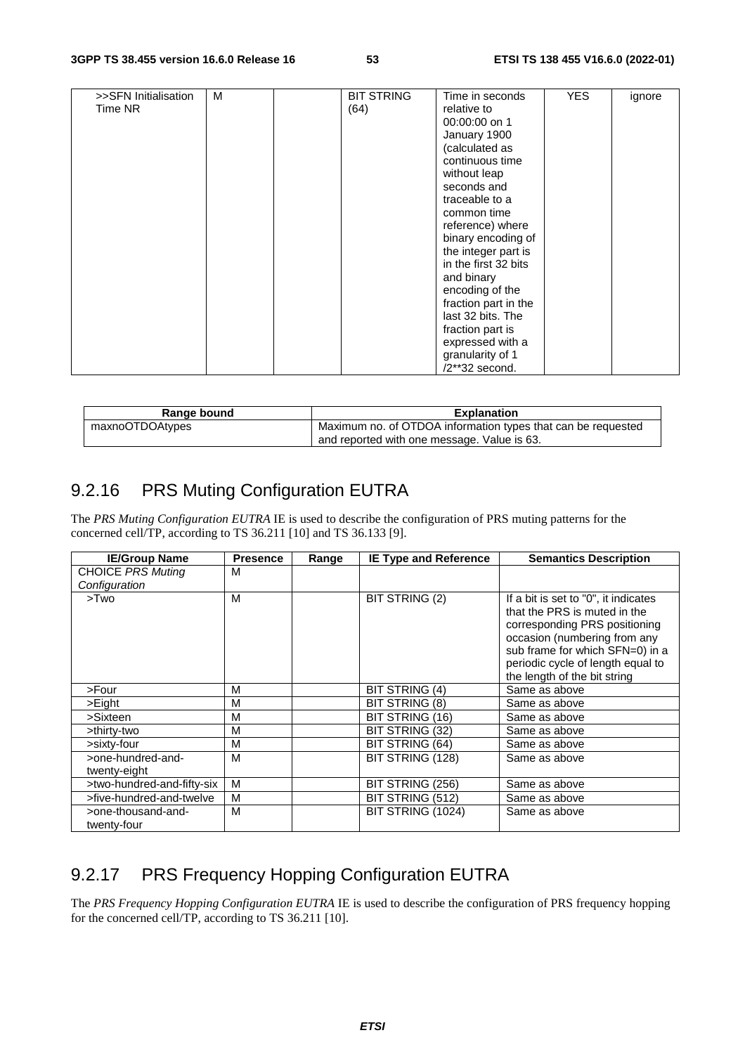| >>SFN Initialisation Time NR | M | | BIT STRING (64) | Time in seconds relative to 00:00:00 on 1 January 1900 (calculated as continuous time without leap seconds and traceable to a common time reference) where binary encoding of the integer part is in the first 32 bits and binary encoding of the fraction part in the last 32 bits. The fraction part is expressed with a granularity of 1 /2**32 second. | YES | ignore |
|---|---|---|---|---|---|---|

| Range bound | Explanation |
|---|---|
| maxnoOTDOAtypes | Maximum no. of OTDOA information types that can be requested and reported with one message. Value is 63. |

## 9.2.16 PRS Muting Configuration EUTRA

The *PRS Muting Configuration EUTRA* IE is used to describe the configuration of PRS muting patterns for the concerned cell/TP, according to TS 36.211 [10] and TS 36.133 [9].

| IE/Group Name | Presence | Range | IE Type and Reference | Semantics Description |
|---|---|---|---|---|
| CHOICE *PRS Muting Configuration* | M | | | |
| >Two | M | | BIT STRING (2) | If a bit is set to "0", it indicates that the PRS is muted in the corresponding PRS positioning occasion (numbering from any sub frame for which SFN=0) in a periodic cycle of length equal to the length of the bit string |
| >Four | M | | BIT STRING (4) | Same as above |
| >Eight | M | | BIT STRING (8) | Same as above |
| >Sixteen | M | | BIT STRING (16) | Same as above |
| >thirty-two | M | | BIT STRING (32) | Same as above |
| >sixty-four | M | | BIT STRING (64) | Same as above |
| >one-hundred-and-twenty-eight | M | | BIT STRING (128) | Same as above |
| >two-hundred-and-fifty-six | M | | BIT STRING (256) | Same as above |
| >five-hundred-and-twelve | M | | BIT STRING (512) | Same as above |
| >one-thousand-and-twenty-four | M | | BIT STRING (1024) | Same as above |

## 9.2.17 PRS Frequency Hopping Configuration EUTRA

The *PRS Frequency Hopping Configuration EUTRA* IE is used to describe the configuration of PRS frequency hopping for the concerned cell/TP, according to TS 36.211 [10].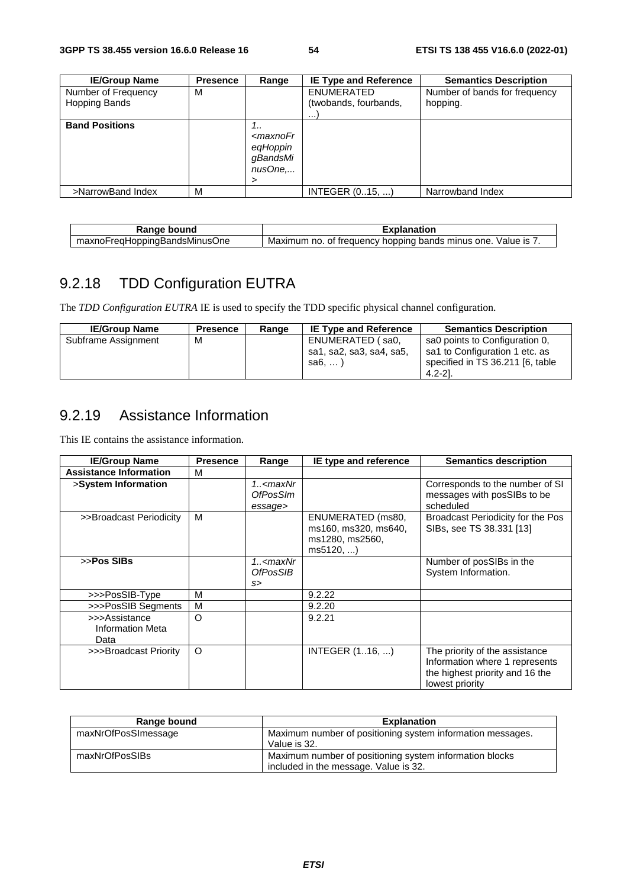| IE/Group Name | Presence | Range | IE Type and Reference | Semantics Description |
|---|---|---|---|---|
| Number of Frequency Hopping Bands | M | | ENUMERATED (twobands, fourbands, ...) | Number of bands for frequency hopping. |
| **Band Positions** | | *1..<maxnoFreqHoppingBandsMinusOne,...>* | | |
| >NarrowBand Index | M | | INTEGER (0..15, ...) | Narrowband Index |

| Range bound | Explanation |
|---|---|
| maxnoFreqHoppingBandsMinusOne | Maximum no. of frequency hopping bands minus one. Value is 7. |

## 9.2.18 TDD Configuration EUTRA

The *TDD Configuration EUTRA* IE is used to specify the TDD specific physical channel configuration.

| IE/Group Name | Presence | Range | IE Type and Reference | Semantics Description |
|---|---|---|---|---|
| Subframe Assignment | M | | ENUMERATED ( sa0, sa1, sa2, sa3, sa4, sa5, sa6, … ) | sa0 points to Configuration 0, sa1 to Configuration 1 etc. as specified in TS 36.211 [6, table 4.2-2]. |

## 9.2.19 Assistance Information

This IE contains the assistance information.

| IE/Group Name | Presence | Range | IE type and reference | Semantics description |
|---|---|---|---|---|
| **Assistance Information** | M | | | |
| >**System Information** | | *1..<maxNrOfPosSImessage>* | | Corresponds to the number of SI messages with posSIBs to be scheduled |
| >>Broadcast Periodicity | M | | ENUMERATED (ms80, ms160, ms320, ms640, ms1280, ms2560, ms5120, ...) | Broadcast Periodicity for the Pos SIBs, see TS 38.331 [13] |
| >>**Pos SIBs** | | *1..<maxNrOfPosSIBs>* | | Number of posSIBs in the System Information. |
| >>>PosSIB-Type | M | | 9.2.22 | |
| >>>PosSIB Segments | M | | 9.2.20 | |
| >>>Assistance Information Meta Data | O | | 9.2.21 | |
| >>>Broadcast Priority | O | | INTEGER (1..16, ...) | The priority of the assistance Information where 1 represents the highest priority and 16 the lowest priority |

| Range bound | Explanation |
|---|---|
| maxNrOfPosSImessage | Maximum number of positioning system information messages. Value is 32. |
| maxNrOfPosSIBs | Maximum number of positioning system information blocks included in the message. Value is 32. |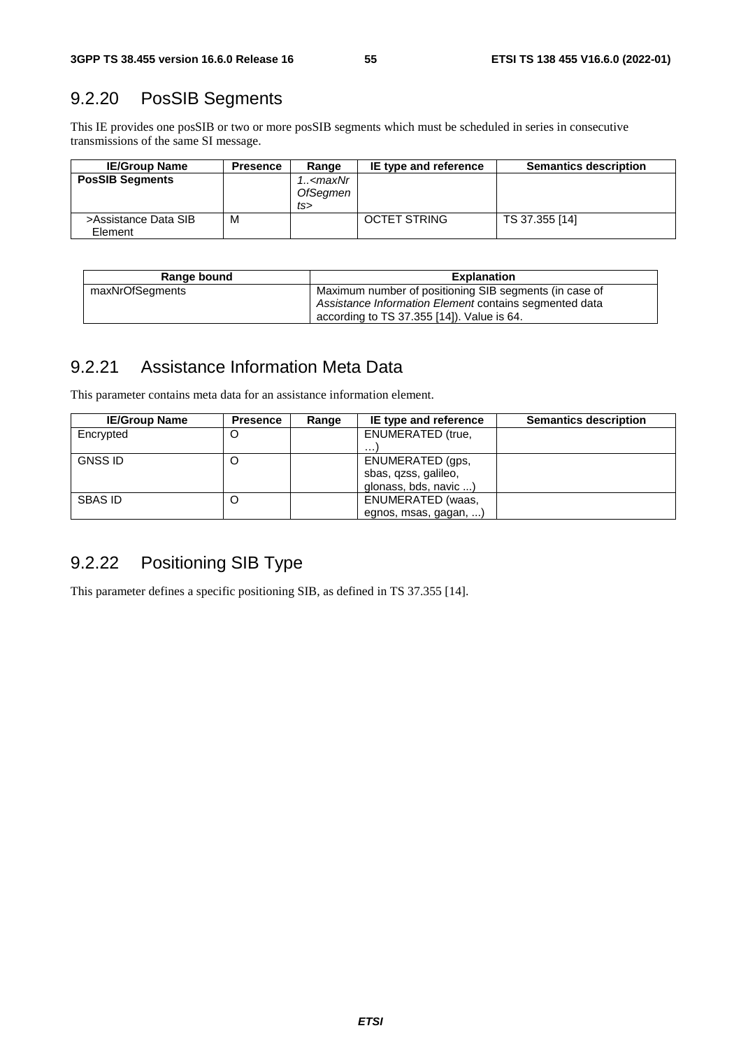### 9.2.20 PosSIB Segments

This IE provides one posSIB or two or more posSIB segments which must be scheduled in series in consecutive transmissions of the same SI message.

| IE/Group Name | Presence | Range | IE type and reference | Semantics description |
|---|---|---|---|---|
| **PosSIB Segments** | | *1..<maxNrOfSegments>* | | |
| >Assistance Data SIB Element | M | | OCTET STRING | TS 37.355 [14] |

| Range bound | Explanation |
|---|---|
| maxNrOfSegments | Maximum number of positioning SIB segments (in case of *Assistance Information Element* contains segmented data according to TS 37.355 [14]). Value is 64. |

### 9.2.21 Assistance Information Meta Data

This parameter contains meta data for an assistance information element.

| IE/Group Name | Presence | Range | IE type and reference | Semantics description |
|---|---|---|---|---|
| Encrypted | O | | ENUMERATED (true, …) | |
| GNSS ID | O | | ENUMERATED (gps, sbas, qzss, galileo, glonass, bds, navic ...) | |
| SBAS ID | O | | ENUMERATED (waas, egnos, msas, gagan, ...) | |

### 9.2.22 Positioning SIB Type

This parameter defines a specific positioning SIB, as defined in TS 37.355 [14].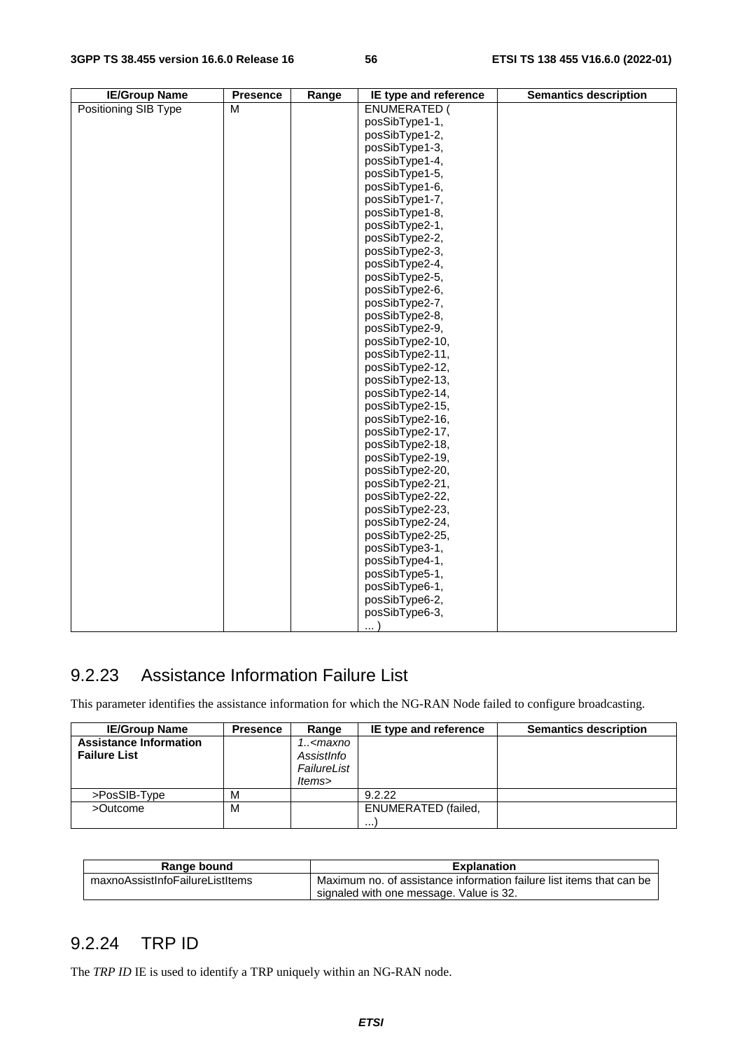| IE/Group Name | Presence | Range | IE type and reference | Semantics description |
|---|---|---|---|---|
| Positioning SIB Type | M | | ENUMERATED ( posSibType1-1, posSibType1-2, posSibType1-3, posSibType1-4, posSibType1-5, posSibType1-6, posSibType1-7, posSibType1-8, posSibType2-1, posSibType2-2, posSibType2-3, posSibType2-4, posSibType2-5, posSibType2-6, posSibType2-7, posSibType2-8, posSibType2-9, posSibType2-10, posSibType2-11, posSibType2-12, posSibType2-13, posSibType2-14, posSibType2-15, posSibType2-16, posSibType2-17, posSibType2-18, posSibType2-19, posSibType2-20, posSibType2-21, posSibType2-22, posSibType2-23, posSibType2-24, posSibType2-25, posSibType3-1, posSibType4-1, posSibType5-1, posSibType6-1, posSibType6-2, posSibType6-3, ... ) | |

## 9.2.23 Assistance Information Failure List

This parameter identifies the assistance information for which the NG-RAN Node failed to configure broadcasting.

| IE/Group Name | Presence | Range | IE type and reference | Semantics description |
|---|---|---|---|---|
| **Assistance Information Failure List** | | *1..<maxnoAssistInfoFailureListItems>* | | |
| >PosSIB-Type | M | | 9.2.22 | |
| >Outcome | M | | ENUMERATED (failed, ...) | |

| Range bound | Explanation |
|---|---|
| maxnoAssistInfoFailureListItems | Maximum no. of assistance information failure list items that can be signaled with one message. Value is 32. |

## 9.2.24 TRP ID

The *TRP ID* IE is used to identify a TRP uniquely within an NG-RAN node.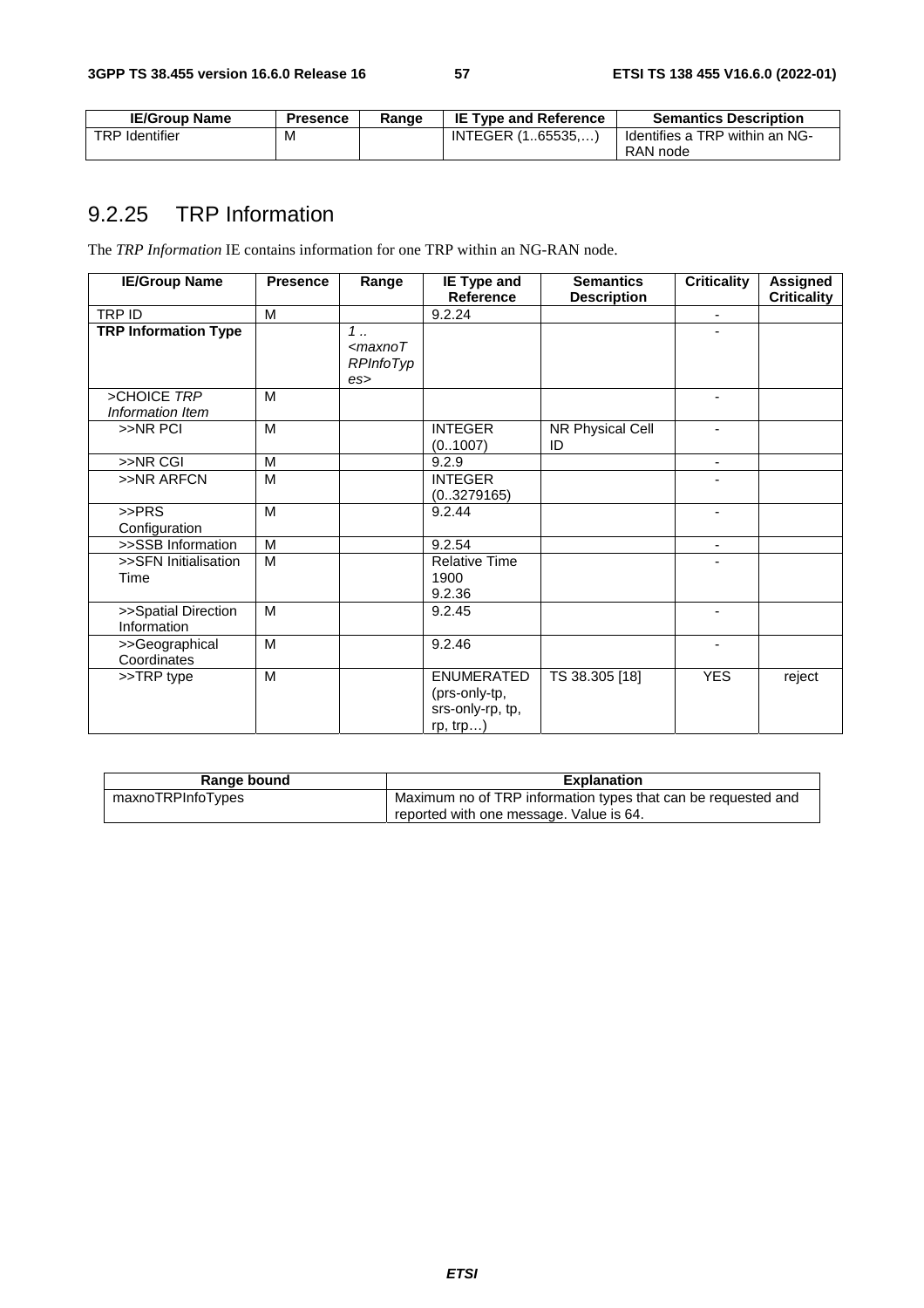| IE/Group Name | Presence | Range | IE Type and Reference | Semantics Description |
|---|---|---|---|---|
| TRP Identifier | M | | INTEGER (1..65535,…) | Identifies a TRP within an NG-RAN node |

### 9.2.25 TRP Information

The *TRP Information* IE contains information for one TRP within an NG-RAN node.

| IE/Group Name | Presence | Range | IE Type and Reference | Semantics Description | Criticality | Assigned Criticality |
|---|---|---|---|---|---|---|
| TRP ID | M | | 9.2.24 | | - | |
| **TRP Information Type** | | *1 .. <maxnoTRPInfoTypes>* | | | - | |
| >CHOICE *TRP Information Item* | M | | | | - | |
| >>NR PCI | M | | INTEGER (0..1007) | NR Physical Cell ID | - | |
| >>NR CGI | M | | 9.2.9 | | - | |
| >>NR ARFCN | M | | INTEGER (0..3279165) | | - | |
| >>PRS Configuration | M | | 9.2.44 | | - | |
| >>SSB Information | M | | 9.2.54 | | - | |
| >>SFN Initialisation Time | M | | Relative Time 1900 9.2.36 | | - | |
| >>Spatial Direction Information | M | | 9.2.45 | | - | |
| >>Geographical Coordinates | M | | 9.2.46 | | - | |
| >>TRP type | M | | ENUMERATED (prs-only-tp, srs-only-rp, tp, rp, trp…) | TS 38.305 [18] | YES | reject |

| Range bound | Explanation |
|---|---|
| maxnoTRPInfoTypes | Maximum no of TRP information types that can be requested and reported with one message. Value is 64. |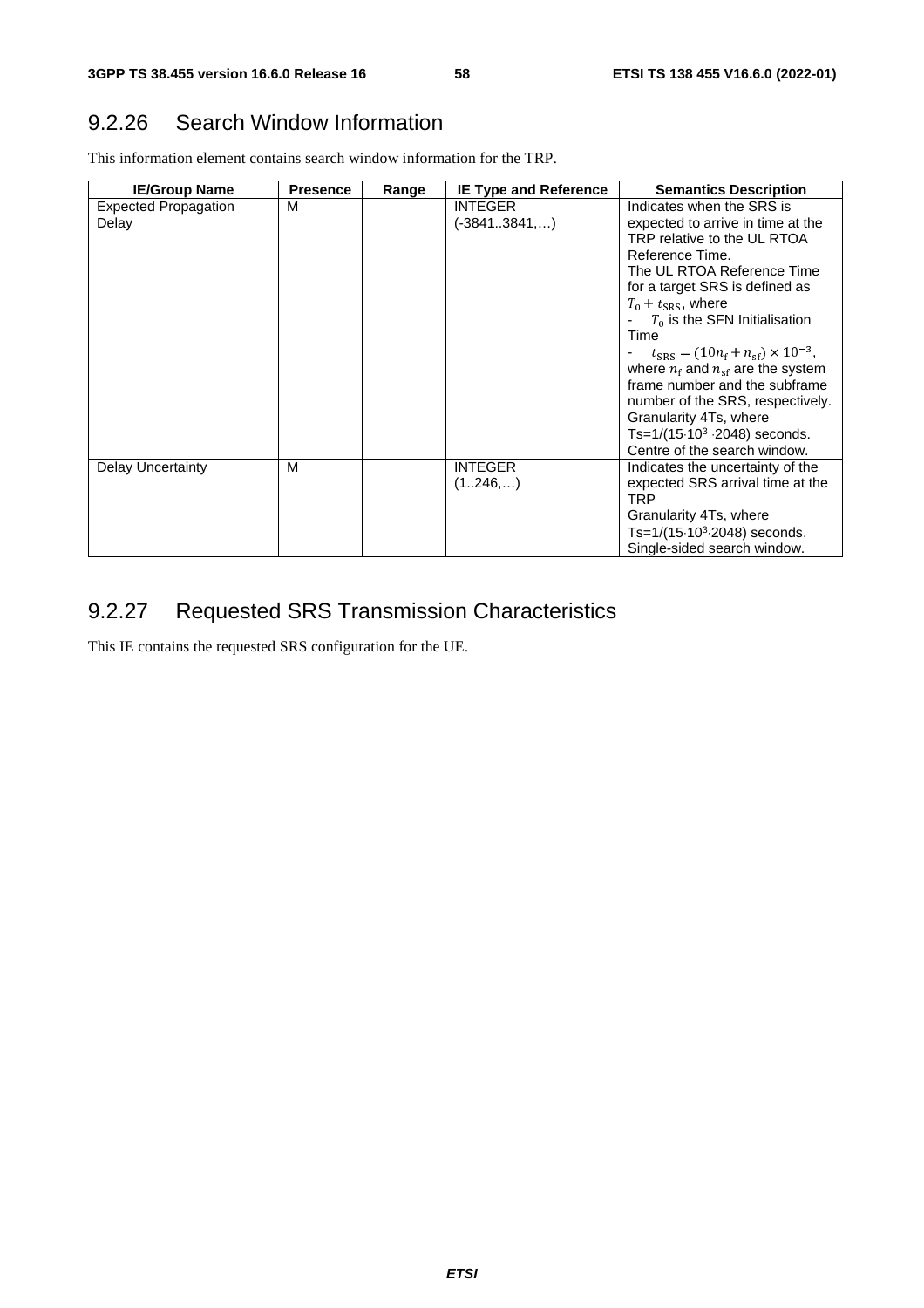## 9.2.26 Search Window Information

This information element contains search window information for the TRP.

| IE/Group Name | Presence | Range | IE Type and Reference | Semantics Description |
|---|---|---|---|---|
| Expected Propagation Delay | M | | INTEGER (-3841..3841,…) | Indicates when the SRS is expected to arrive in time at the TRP relative to the UL RTOA Reference Time.<br>The UL RTOA Reference Time for a target SRS is defined as $T_0 + t_{\mathrm{SRS}}$, where<br>- $T_0$ is the SFN Initialisation Time<br>- $t_{\mathrm{SRS}} = (10n_{\mathrm{f}} + n_{\mathrm{sf}}) \times 10^{-3}$, where $n_{\mathrm{f}}$ and $n_{\mathrm{sf}}$ are the system frame number and the subframe number of the SRS, respectively.<br>Granularity 4Ts, where Ts=1/(15·$10^3$ ·2048) seconds.<br>Centre of the search window. |
| Delay Uncertainty | M | | INTEGER (1..246,…) | Indicates the uncertainty of the expected SRS arrival time at the TRP<br>Granularity 4Ts, where Ts=1/(15·$10^3$·2048) seconds.<br>Single-sided search window. |

## 9.2.27 Requested SRS Transmission Characteristics

This IE contains the requested SRS configuration for the UE.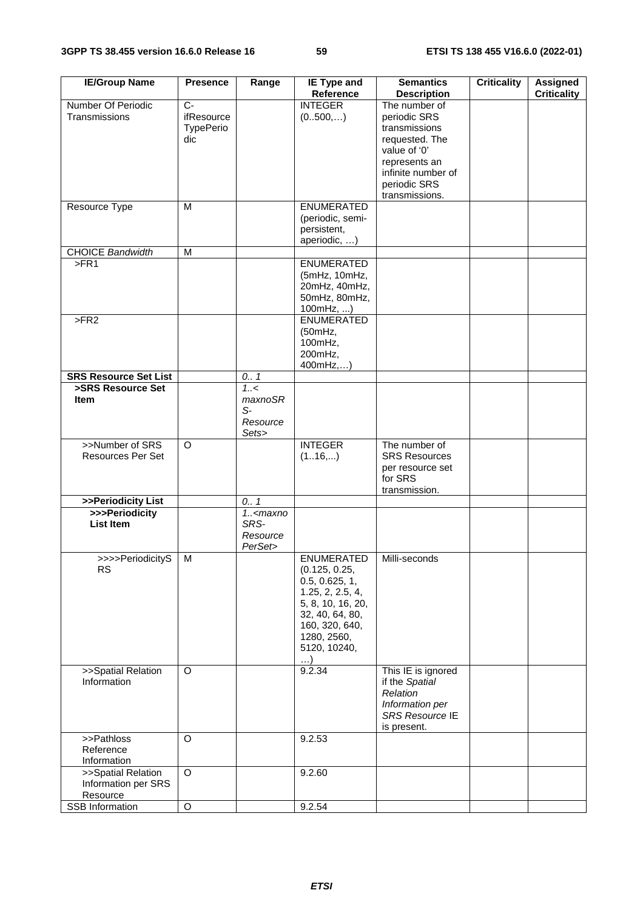| IE/Group Name | Presence | Range | IE Type and Reference | Semantics Description | Criticality | Assigned Criticality |
|---|---|---|---|---|---|---|
| Number Of Periodic Transmissions | C-ifResourceTypePeriodic | | INTEGER (0..500,…) | The number of periodic SRS transmissions requested. The value of '0' represents an infinite number of periodic SRS transmissions. | | |
| Resource Type | M | | ENUMERATED (periodic, semi-persistent, aperiodic, …) | | | |
| CHOICE *Bandwidth* | M | | | | | |
| >FR1 | | | ENUMERATED (5mHz, 10mHz, 20mHz, 40mHz, 50mHz, 80mHz, 100mHz, ...) | | | |
| >FR2 | | | ENUMERATED (50mHz, 100mHz, 200mHz, 400mHz,…) | | | |
| **SRS Resource Set List** | | *0.. 1* | | | | |
| **>SRS Resource Set Item** | | *1..< maxnoSRS-ResourceSets>* | | | | |
| >>Number of SRS Resources Per Set | O | | INTEGER (1..16,...) | The number of SRS Resources per resource set for SRS transmission. | | |
| **>>Periodicity List** | | *0.. 1* | | | | |
| **>>>Periodicity List Item** | | *1..<maxnoSRS-ResourcePerSet>* | | | | |
| >>>>PeriodicitySRS | M | | ENUMERATED (0.125, 0.25, 0.5, 0.625, 1, 1.25, 2, 2.5, 4, 5, 8, 10, 16, 20, 32, 40, 64, 80, 160, 320, 640, 1280, 2560, 5120, 10240, …) | Milli-seconds | | |
| >>Spatial Relation Information | O | | 9.2.34 | This IE is ignored if the *Spatial Relation Information per SRS Resource* IE is present. | | |
| >>Pathloss Reference Information | O | | 9.2.53 | | | |
| >>Spatial Relation Information per SRS Resource | O | | 9.2.60 | | | |
| SSB Information | O | | 9.2.54 | | | |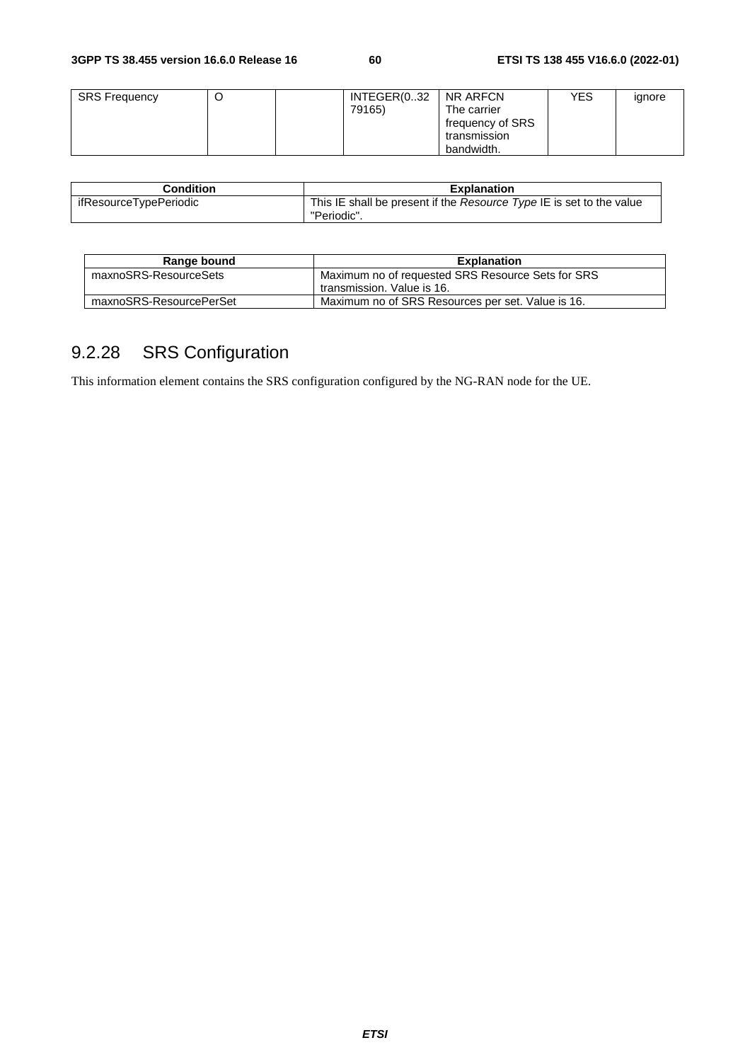| SRS Frequency | O | | INTEGER(0..3279165) | NR ARFCN The carrier frequency of SRS transmission bandwidth. | YES | ignore |
|---|---|---|---|---|---|---|

| Condition | Explanation |
|---|---|
| ifResourceTypePeriodic | This IE shall be present if the *Resource Type* IE is set to the value "Periodic". |

| Range bound | Explanation |
|---|---|
| maxnoSRS-ResourceSets | Maximum no of requested SRS Resource Sets for SRS transmission. Value is 16. |
| maxnoSRS-ResourcePerSet | Maximum no of SRS Resources per set. Value is 16. |

## 9.2.28 SRS Configuration

This information element contains the SRS configuration configured by the NG-RAN node for the UE.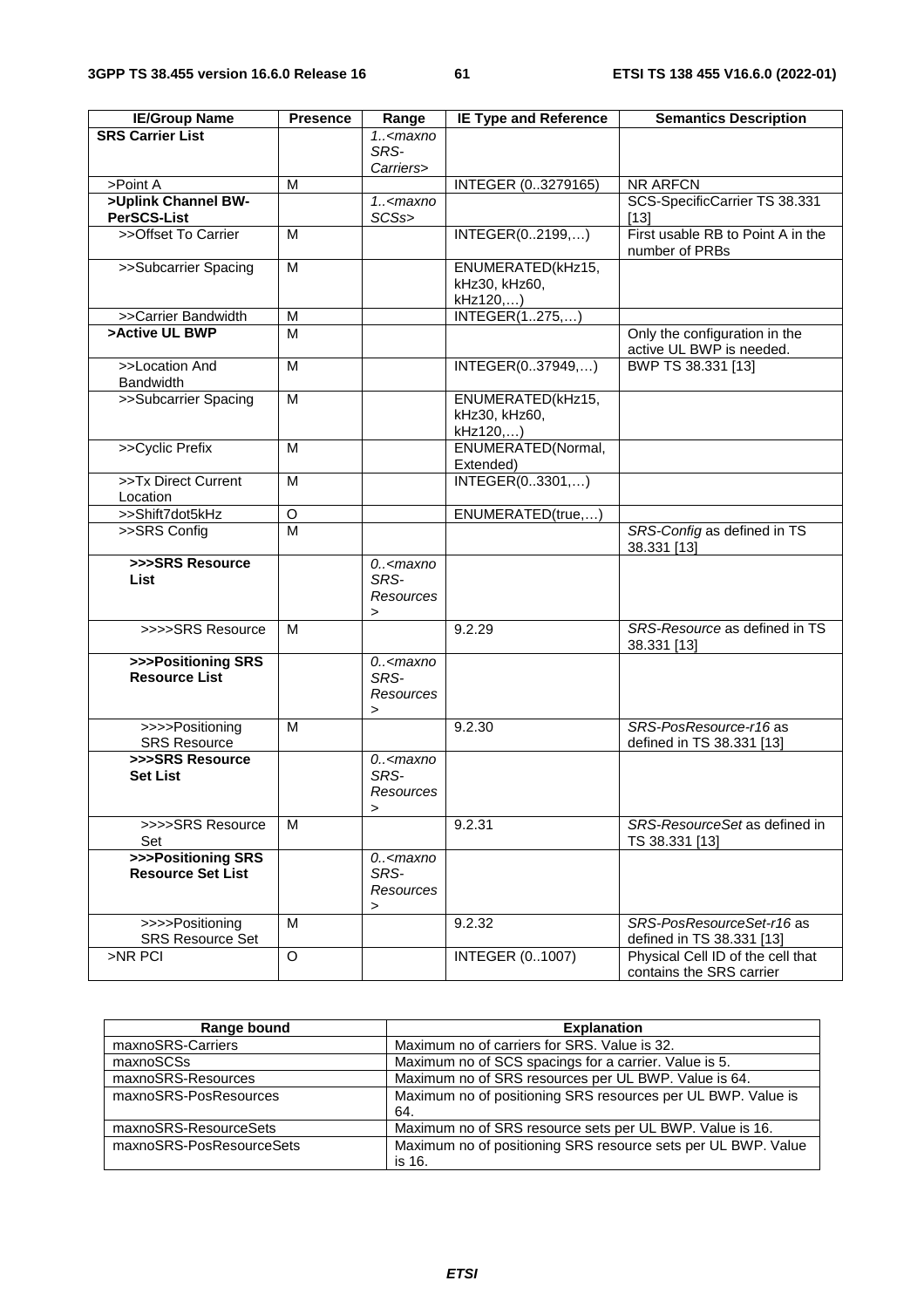| IE/Group Name | Presence | Range | IE Type and Reference | Semantics Description |
|---|---|---|---|---|
| **SRS Carrier List** | | *1..<maxnoSRS-Carriers>* | | |
| >Point A | M | | INTEGER (0..3279165) | NR ARFCN |
| **>Uplink Channel BW-PerSCS-List** | | *1..<maxnoSCSs>* | | SCS-SpecificCarrier TS 38.331 [13] |
| >>Offset To Carrier | M | | INTEGER(0..2199,…) | First usable RB to Point A in the number of PRBs |
| >>Subcarrier Spacing | M | | ENUMERATED(kHz15, kHz30, kHz60, kHz120,…) | |
| >>Carrier Bandwidth | M | | INTEGER(1..275,…) | |
| **>Active UL BWP** | M | | | Only the configuration in the active UL BWP is needed. |
| >>Location And Bandwidth | M | | INTEGER(0..37949,…) | BWP TS 38.331 [13] |
| >>Subcarrier Spacing | M | | ENUMERATED(kHz15, kHz30, kHz60, kHz120,…) | |
| >>Cyclic Prefix | M | | ENUMERATED(Normal, Extended) | |
| >>Tx Direct Current Location | M | | INTEGER(0..3301,…) | |
| >>Shift7dot5kHz | O | | ENUMERATED(true,…) | |
| >>SRS Config | M | | | *SRS-Config* as defined in TS 38.331 [13] |
| **>>>SRS Resource List** | | *0..<maxnoSRS-Resources>* | | |
| >>>>SRS Resource | M | | 9.2.29 | *SRS-Resource* as defined in TS 38.331 [13] |
| **>>>Positioning SRS Resource List** | | *0..<maxnoSRS-Resources>* | | |
| >>>>Positioning SRS Resource | M | | 9.2.30 | *SRS-PosResource-r16* as defined in TS 38.331 [13] |
| **>>>SRS Resource Set List** | | *0..<maxnoSRS-Resources>* | | |
| >>>>SRS Resource Set | M | | 9.2.31 | *SRS-ResourceSet* as defined in TS 38.331 [13] |
| **>>>Positioning SRS Resource Set List** | | *0..<maxnoSRS-Resources>* | | |
| >>>>Positioning SRS Resource Set | M | | 9.2.32 | *SRS-PosResourceSet-r16* as defined in TS 38.331 [13] |
| >NR PCI | O | | INTEGER (0..1007) | Physical Cell ID of the cell that contains the SRS carrier |

| Range bound | Explanation |
|---|---|
| maxnoSRS-Carriers | Maximum no of carriers for SRS. Value is 32. |
| maxnoSCSs | Maximum no of SCS spacings for a carrier. Value is 5. |
| maxnoSRS-Resources | Maximum no of SRS resources per UL BWP. Value is 64. |
| maxnoSRS-PosResources | Maximum no of positioning SRS resources per UL BWP. Value is 64. |
| maxnoSRS-ResourceSets | Maximum no of SRS resource sets per UL BWP. Value is 16. |
| maxnoSRS-PosResourceSets | Maximum no of positioning SRS resource sets per UL BWP. Value is 16. |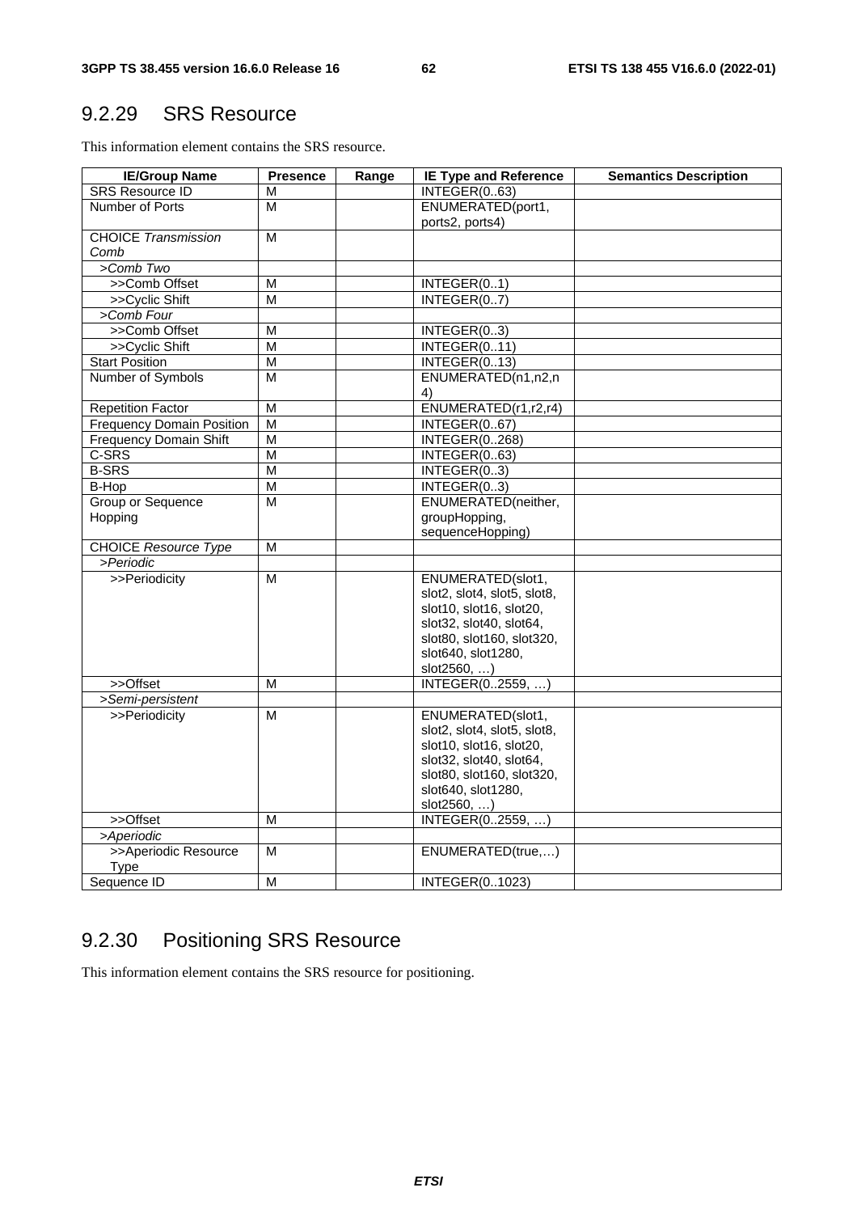## 9.2.29 SRS Resource

This information element contains the SRS resource.

| IE/Group Name | Presence | Range | IE Type and Reference | Semantics Description |
|---|---|---|---|---|
| SRS Resource ID | M | | INTEGER(0..63) | |
| Number of Ports | M | | ENUMERATED(port1, ports2, ports4) | |
| CHOICE *Transmission Comb* | M | | | |
| >*Comb Two* | | | | |
| >>Comb Offset | M | | INTEGER(0..1) | |
| >>Cyclic Shift | M | | INTEGER(0..7) | |
| >*Comb Four* | | | | |
| >>Comb Offset | M | | INTEGER(0..3) | |
| >>Cyclic Shift | M | | INTEGER(0..11) | |
| Start Position | M | | INTEGER(0..13) | |
| Number of Symbols | M | | ENUMERATED(n1,n2,n4) | |
| Repetition Factor | M | | ENUMERATED(r1,r2,r4) | |
| Frequency Domain Position | M | | INTEGER(0..67) | |
| Frequency Domain Shift | M | | INTEGER(0..268) | |
| C-SRS | M | | INTEGER(0..63) | |
| B-SRS | M | | INTEGER(0..3) | |
| B-Hop | M | | INTEGER(0..3) | |
| Group or Sequence Hopping | M | | ENUMERATED(neither, groupHopping, sequenceHopping) | |
| CHOICE *Resource Type* | M | | | |
| >*Periodic* | | | | |
| >>Periodicity | M | | ENUMERATED(slot1, slot2, slot4, slot5, slot8, slot10, slot16, slot20, slot32, slot40, slot64, slot80, slot160, slot320, slot640, slot1280, slot2560, …) | |
| >>Offset | M | | INTEGER(0..2559, …) | |
| >*Semi-persistent* | | | | |
| >>Periodicity | M | | ENUMERATED(slot1, slot2, slot4, slot5, slot8, slot10, slot16, slot20, slot32, slot40, slot64, slot80, slot160, slot320, slot640, slot1280, slot2560, …) | |
| >>Offset | M | | INTEGER(0..2559, …) | |
| >*Aperiodic* | | | | |
| >>Aperiodic Resource Type | M | | ENUMERATED(true,…) | |
| Sequence ID | M | | INTEGER(0..1023) | |

## 9.2.30 Positioning SRS Resource

This information element contains the SRS resource for positioning.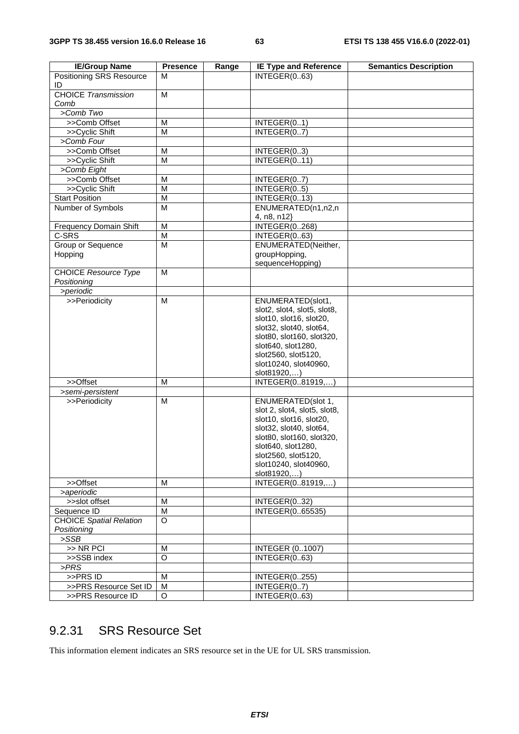| IE/Group Name | Presence | Range | IE Type and Reference | Semantics Description |
|---|---|---|---|---|
| Positioning SRS Resource ID | M | | INTEGER(0..63) | |
| CHOICE *Transmission Comb* | M | | | |
| >*Comb Two* | | | | |
| >>Comb Offset | M | | INTEGER(0..1) | |
| >>Cyclic Shift | M | | INTEGER(0..7) | |
| >*Comb Four* | | | | |
| >>Comb Offset | M | | INTEGER(0..3) | |
| >>Cyclic Shift | M | | INTEGER(0..11) | |
| >*Comb Eight* | | | | |
| >>Comb Offset | M | | INTEGER(0..7) | |
| >>Cyclic Shift | M | | INTEGER(0..5) | |
| Start Position | M | | INTEGER(0..13) | |
| Number of Symbols | M | | ENUMERATED(n1,n2,n4, n8, n12} | |
| Frequency Domain Shift | M | | INTEGER(0..268) | |
| C-SRS | M | | INTEGER(0..63) | |
| Group or Sequence Hopping | M | | ENUMERATED(Neither, groupHopping, sequenceHopping) | |
| CHOICE *Resource Type Positioning* | M | | | |
| >*periodic* | | | | |
| >>Periodicity | M | | ENUMERATED(slot1, slot2, slot4, slot5, slot8, slot10, slot16, slot20, slot32, slot40, slot64, slot80, slot160, slot320, slot640, slot1280, slot2560, slot5120, slot10240, slot40960, slot81920,…) | |
| >>Offset | M | | INTEGER(0..81919,…) | |
| >*semi-persistent* | | | | |
| >>Periodicity | M | | ENUMERATED(slot 1, slot 2, slot4, slot5, slot8, slot10, slot16, slot20, slot32, slot40, slot64, slot80, slot160, slot320, slot640, slot1280, slot2560, slot5120, slot10240, slot40960, slot81920,…) | |
| >>Offset | M | | INTEGER(0..81919,…) | |
| >*aperiodic* | | | | |
| >>slot offset | M | | INTEGER(0..32) | |
| Sequence ID | M | | INTEGER(0..65535) | |
| CHOICE *Spatial Relation Positioning* | O | | | |
| >*SSB* | | | | |
| >> NR PCI | M | | INTEGER (0..1007) | |
| >>SSB index | O | | INTEGER(0..63) | |
| >*PRS* | | | | |
| >>PRS ID | M | | INTEGER(0..255) | |
| >>PRS Resource Set ID | M | | INTEGER(0..7) | |
| >>PRS Resource ID | O | | INTEGER(0..63) | |

## 9.2.31 SRS Resource Set

This information element indicates an SRS resource set in the UE for UL SRS transmission.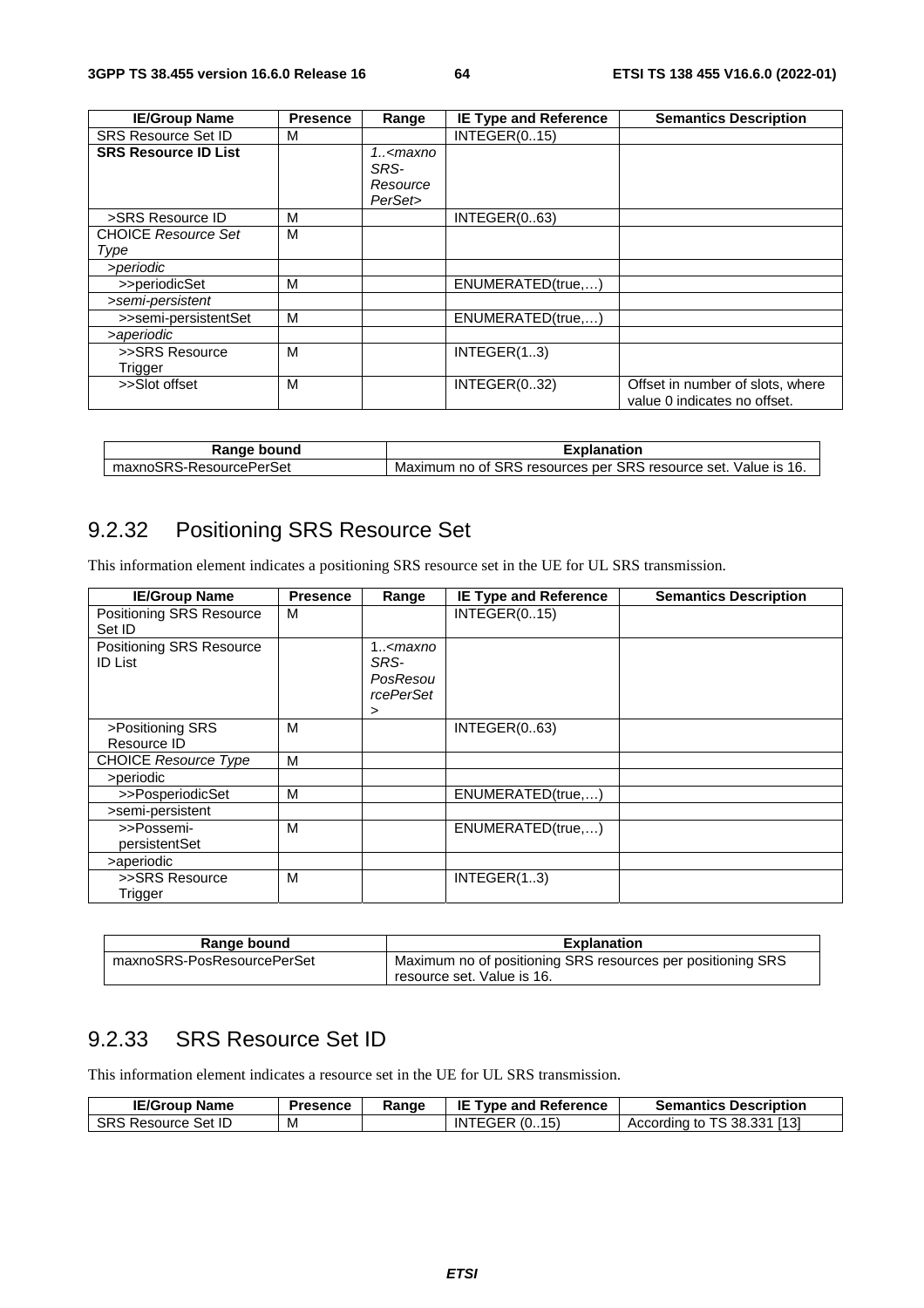| IE/Group Name | Presence | Range | IE Type and Reference | Semantics Description |
|---|---|---|---|---|
| SRS Resource Set ID | M | | INTEGER(0..15) | |
| **SRS Resource ID List** | | *1..<maxnoSRS-ResourcePerSet>* | | |
| >SRS Resource ID | M | | INTEGER(0..63) | |
| CHOICE *Resource Set Type* | M | | | |
| *>periodic* | | | | |
| >>periodicSet | M | | ENUMERATED(true,…) | |
| *>semi-persistent* | | | | |
| >>semi-persistentSet | M | | ENUMERATED(true,…) | |
| *>aperiodic* | | | | |
| >>SRS Resource Trigger | M | | INTEGER(1..3) | |
| >>Slot offset | M | | INTEGER(0..32) | Offset in number of slots, where value 0 indicates no offset. |

| Range bound | Explanation |
|---|---|
| maxnoSRS-ResourcePerSet | Maximum no of SRS resources per SRS resource set. Value is 16. |

## 9.2.32 Positioning SRS Resource Set

This information element indicates a positioning SRS resource set in the UE for UL SRS transmission.

| IE/Group Name | Presence | Range | IE Type and Reference | Semantics Description |
|---|---|---|---|---|
| Positioning SRS Resource Set ID | M | | INTEGER(0..15) | |
| Positioning SRS Resource ID List | | 1..<*maxnoSRS-PosResourcePerSet*> | | |
| >Positioning SRS Resource ID | M | | INTEGER(0..63) | |
| CHOICE *Resource Type* | M | | | |
| >periodic | | | | |
| >>PosperiodicSet | M | | ENUMERATED(true,…) | |
| >semi-persistent | | | | |
| >>Possemi-persistentSet | M | | ENUMERATED(true,…) | |
| >aperiodic | | | | |
| >>SRS Resource Trigger | M | | INTEGER(1..3) | |

| Range bound | Explanation |
|---|---|
| maxnoSRS-PosResourcePerSet | Maximum no of positioning SRS resources per positioning SRS resource set. Value is 16. |

## 9.2.33 SRS Resource Set ID

This information element indicates a resource set in the UE for UL SRS transmission.

| IE/Group Name | Presence | Range | IE Type and Reference | Semantics Description |
|---|---|---|---|---|
| SRS Resource Set ID | M | | INTEGER (0..15) | According to TS 38.331 [13] |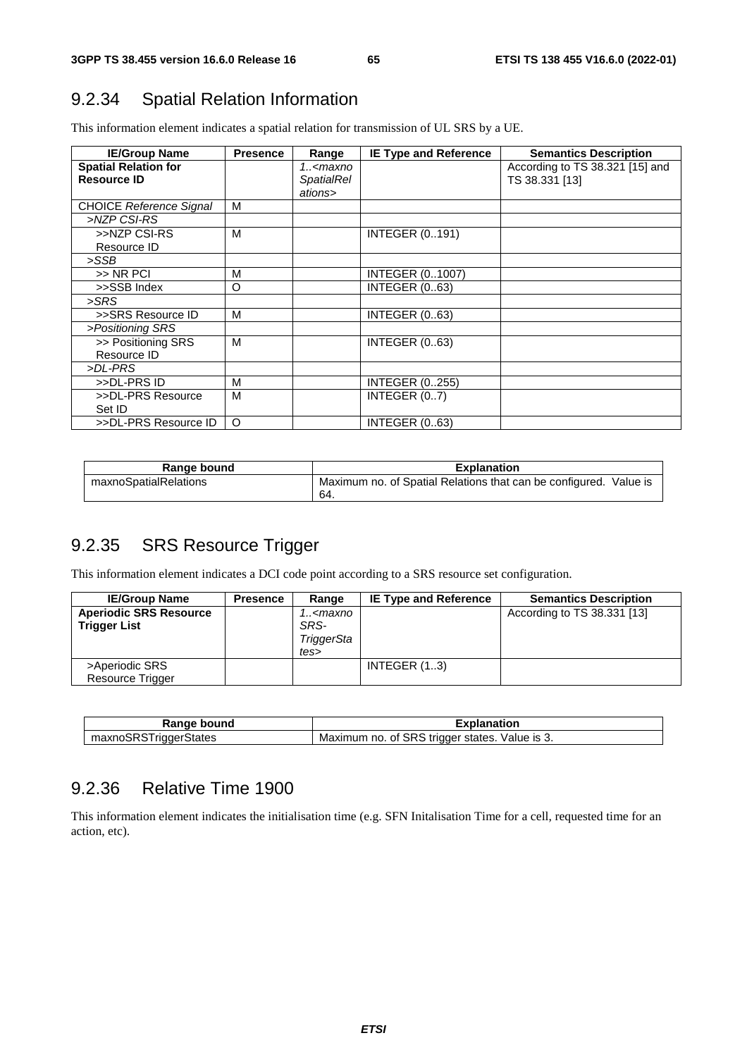## 9.2.34 Spatial Relation Information

This information element indicates a spatial relation for transmission of UL SRS by a UE.

| IE/Group Name | Presence | Range | IE Type and Reference | Semantics Description |
|---|---|---|---|---|
| **Spatial Relation for Resource ID** | | *1..<maxnoSpatialRelations>* | | According to TS 38.321 [15] and TS 38.331 [13] |
| CHOICE *Reference Signal* | M | | | |
| *>NZP CSI-RS* | | | | |
| >>NZP CSI-RS Resource ID | M | | INTEGER (0..191) | |
| *>SSB* | | | | |
| >> NR PCI | M | | INTEGER (0..1007) | |
| >>SSB Index | O | | INTEGER (0..63) | |
| *>SRS* | | | | |
| >>SRS Resource ID | M | | INTEGER (0..63) | |
| *>Positioning SRS* | | | | |
| >> Positioning SRS Resource ID | M | | INTEGER (0..63) | |
| *>DL-PRS* | | | | |
| >>DL-PRS ID | M | | INTEGER (0..255) | |
| >>DL-PRS Resource Set ID | M | | INTEGER (0..7) | |
| >>DL-PRS Resource ID | O | | INTEGER (0..63) | |

| Range bound | Explanation |
|---|---|
| maxnoSpatialRelations | Maximum no. of Spatial Relations that can be configured. Value is 64. |

## 9.2.35 SRS Resource Trigger

This information element indicates a DCI code point according to a SRS resource set configuration.

| IE/Group Name | Presence | Range | IE Type and Reference | Semantics Description |
|---|---|---|---|---|
| **Aperiodic SRS Resource Trigger List** | | *1..<maxnoSRS-TriggerStates>* | | According to TS 38.331 [13] |
| >Aperiodic SRS Resource Trigger | | | INTEGER (1..3) | |

| Range bound | Explanation |
|---|---|
| maxnoSRSTriggerStates | Maximum no. of SRS trigger states. Value is 3. |

## 9.2.36 Relative Time 1900

This information element indicates the initialisation time (e.g. SFN Initalisation Time for a cell, requested time for an action, etc).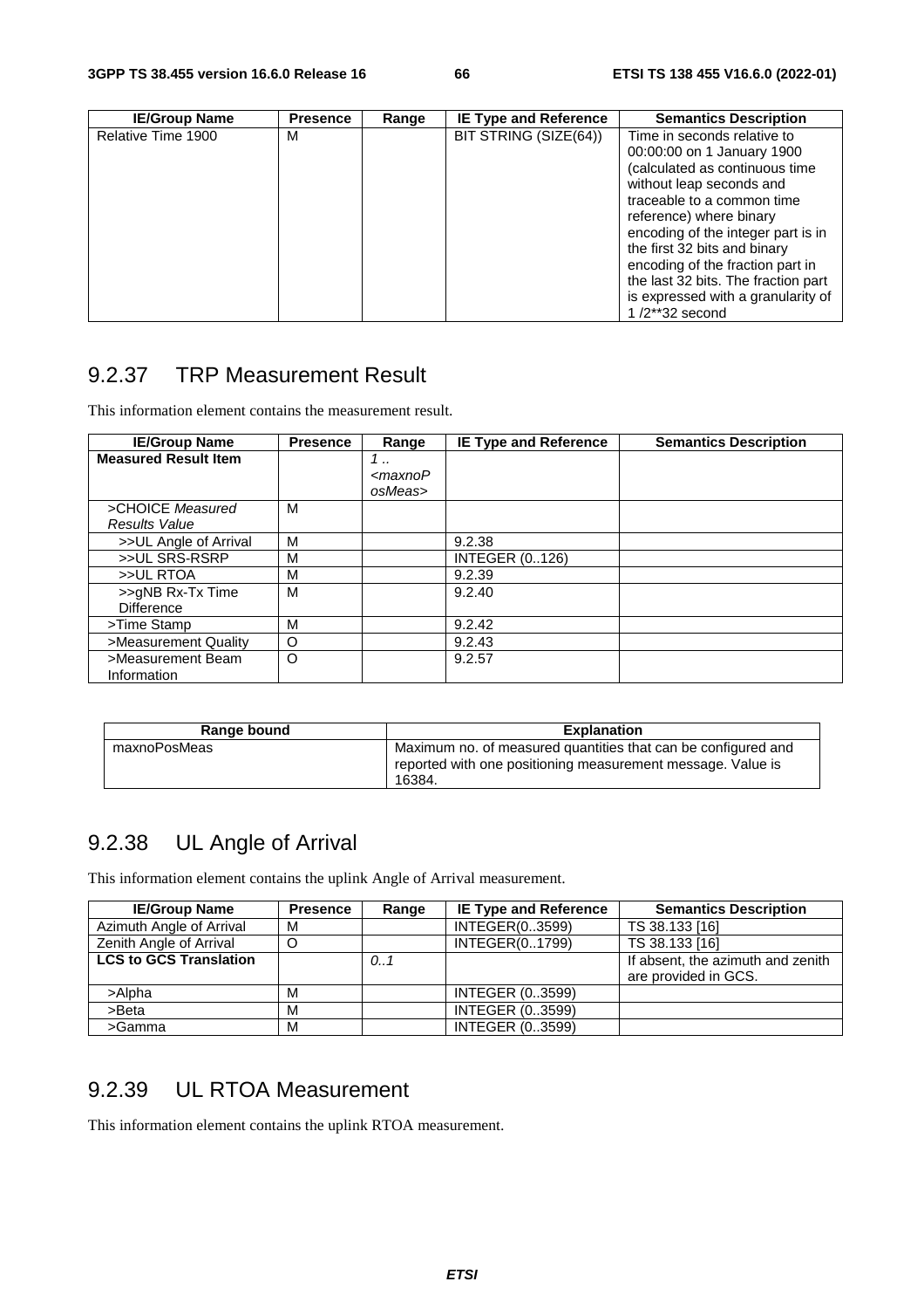| IE/Group Name | Presence | Range | IE Type and Reference | Semantics Description |
|---|---|---|---|---|
| Relative Time 1900 | M | | BIT STRING (SIZE(64)) | Time in seconds relative to 00:00:00 on 1 January 1900 (calculated as continuous time without leap seconds and traceable to a common time reference) where binary encoding of the integer part is in the first 32 bits and binary encoding of the fraction part in the last 32 bits. The fraction part is expressed with a granularity of 1 /2**32 second |

## 9.2.37 TRP Measurement Result

This information element contains the measurement result.

| IE/Group Name | Presence | Range | IE Type and Reference | Semantics Description |
|---|---|---|---|---|
| **Measured Result Item** | | *1 .. <maxnoPosMeas>* | | |
| >CHOICE *Measured Results Value* | M | | | |
| >>UL Angle of Arrival | M | | 9.2.38 | |
| >>UL SRS-RSRP | M | | INTEGER (0..126) | |
| >>UL RTOA | M | | 9.2.39 | |
| >>gNB Rx-Tx Time Difference | M | | 9.2.40 | |
| >Time Stamp | M | | 9.2.42 | |
| >Measurement Quality | O | | 9.2.43 | |
| >Measurement Beam Information | O | | 9.2.57 | |

| Range bound | Explanation |
|---|---|
| maxnoPosMeas | Maximum no. of measured quantities that can be configured and reported with one positioning measurement message. Value is 16384. |

## 9.2.38 UL Angle of Arrival

This information element contains the uplink Angle of Arrival measurement.

| IE/Group Name | Presence | Range | IE Type and Reference | Semantics Description |
|---|---|---|---|---|
| Azimuth Angle of Arrival | M | | INTEGER(0..3599) | TS 38.133 [16] |
| Zenith Angle of Arrival | O | | INTEGER(0..1799) | TS 38.133 [16] |
| **LCS to GCS Translation** | | *0..1* | | If absent, the azimuth and zenith are provided in GCS. |
| >Alpha | M | | INTEGER (0..3599) | |
| >Beta | M | | INTEGER (0..3599) | |
| >Gamma | M | | INTEGER (0..3599) | |

## 9.2.39 UL RTOA Measurement

This information element contains the uplink RTOA measurement.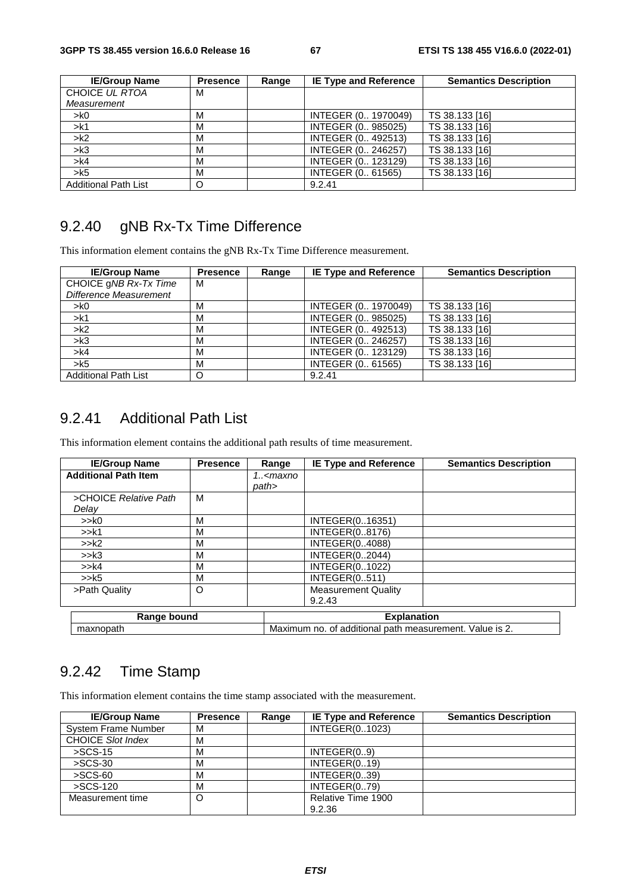| IE/Group Name | Presence | Range | IE Type and Reference | Semantics Description |
|---|---|---|---|---|
| CHOICE *UL RTOA Measurement* | M | | | |
| >k0 | M | | INTEGER (0.. 1970049) | TS 38.133 [16] |
| >k1 | M | | INTEGER (0.. 985025) | TS 38.133 [16] |
| >k2 | M | | INTEGER (0.. 492513) | TS 38.133 [16] |
| >k3 | M | | INTEGER (0.. 246257) | TS 38.133 [16] |
| >k4 | M | | INTEGER (0.. 123129) | TS 38.133 [16] |
| >k5 | M | | INTEGER (0.. 61565) | TS 38.133 [16] |
| Additional Path List | O | | 9.2.41 | |

## 9.2.40 gNB Rx-Tx Time Difference

This information element contains the gNB Rx-Tx Time Difference measurement.

| IE/Group Name | Presence | Range | IE Type and Reference | Semantics Description |
|---|---|---|---|---|
| CHOICE *gNB Rx-Tx Time Difference Measurement* | M | | | |
| >k0 | M | | INTEGER (0.. 1970049) | TS 38.133 [16] |
| >k1 | M | | INTEGER (0.. 985025) | TS 38.133 [16] |
| >k2 | M | | INTEGER (0.. 492513) | TS 38.133 [16] |
| >k3 | M | | INTEGER (0.. 246257) | TS 38.133 [16] |
| >k4 | M | | INTEGER (0.. 123129) | TS 38.133 [16] |
| >k5 | M | | INTEGER (0.. 61565) | TS 38.133 [16] |
| Additional Path List | O | | 9.2.41 | |

## 9.2.41 Additional Path List

This information element contains the additional path results of time measurement.

| IE/Group Name | Presence | Range | IE Type and Reference | Semantics Description |
|---|---|---|---|---|
| **Additional Path Item** | | *1..<maxnopath>* | | |
| >CHOICE *Relative Path Delay* | M | | | |
| >>k0 | M | | INTEGER(0..16351) | |
| >>k1 | M | | INTEGER(0..8176) | |
| >>k2 | M | | INTEGER(0..4088) | |
| >>k3 | M | | INTEGER(0..2044) | |
| >>k4 | M | | INTEGER(0..1022) | |
| >>k5 | M | | INTEGER(0..511) | |
| >Path Quality | O | | Measurement Quality 9.2.43 | |

| Range bound | Explanation |
|---|---|
| maxnopath | Maximum no. of additional path measurement. Value is 2. |

## 9.2.42 Time Stamp

This information element contains the time stamp associated with the measurement.

| IE/Group Name | Presence | Range | IE Type and Reference | Semantics Description |
|---|---|---|---|---|
| System Frame Number | M | | INTEGER(0..1023) | |
| CHOICE *Slot Index* | M | | | |
| >SCS-15 | M | | INTEGER(0..9) | |
| >SCS-30 | M | | INTEGER(0..19) | |
| >SCS-60 | M | | INTEGER(0..39) | |
| >SCS-120 | M | | INTEGER(0..79) | |
| Measurement time | O | | Relative Time 1900 9.2.36 | |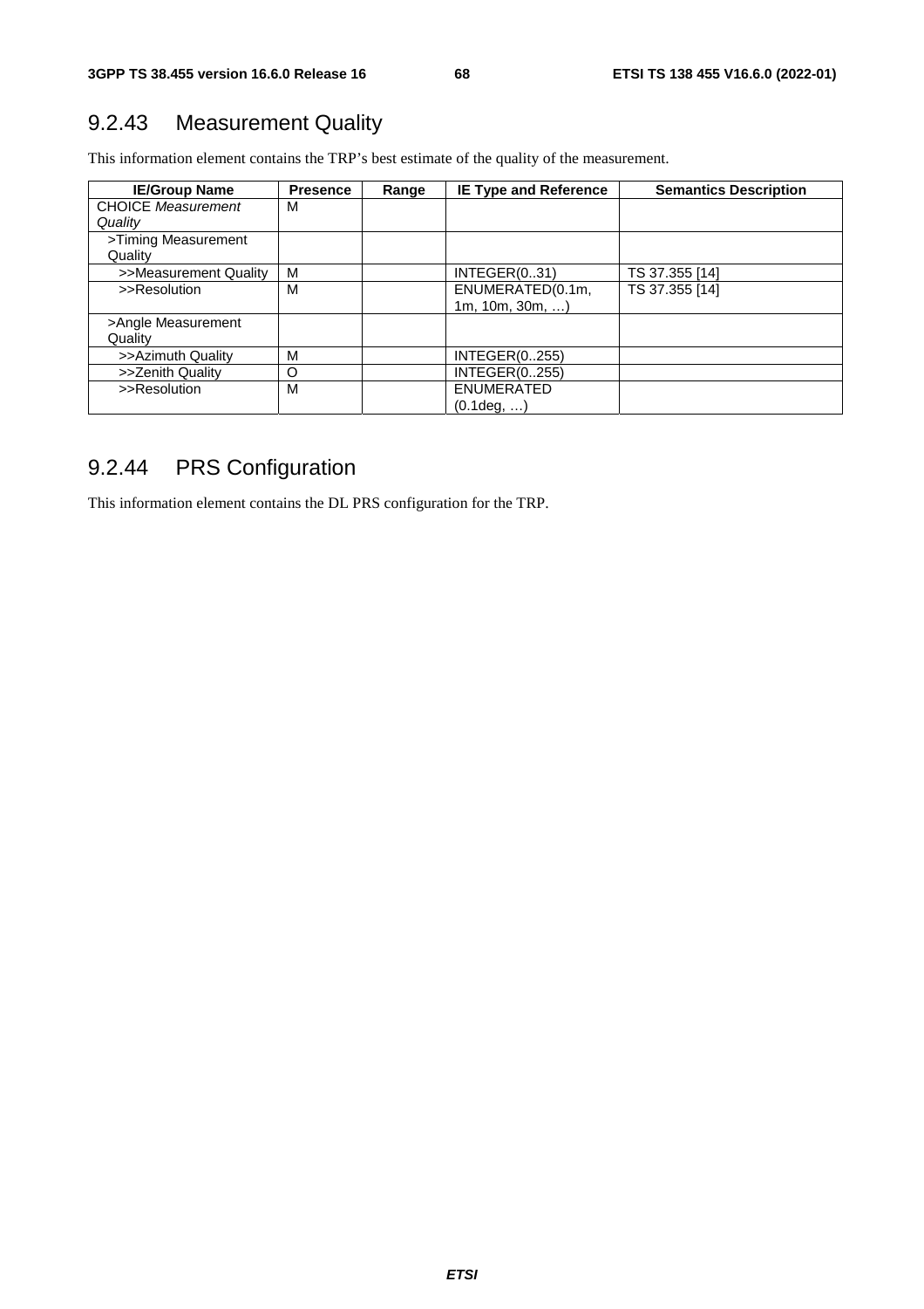## 9.2.43 Measurement Quality

This information element contains the TRP's best estimate of the quality of the measurement.

| IE/Group Name | Presence | Range | IE Type and Reference | Semantics Description |
|---|---|---|---|---|
| CHOICE *Measurement Quality* | M | | | |
| >Timing Measurement Quality | | | | |
| >>Measurement Quality | M | | INTEGER(0..31) | TS 37.355 [14] |
| >>Resolution | M | | ENUMERATED(0.1m, 1m, 10m, 30m, …) | TS 37.355 [14] |
| >Angle Measurement Quality | | | | |
| >>Azimuth Quality | M | | INTEGER(0..255) | |
| >>Zenith Quality | O | | INTEGER(0..255) | |
| >>Resolution | M | | ENUMERATED (0.1deg, …) | |

## 9.2.44 PRS Configuration

This information element contains the DL PRS configuration for the TRP.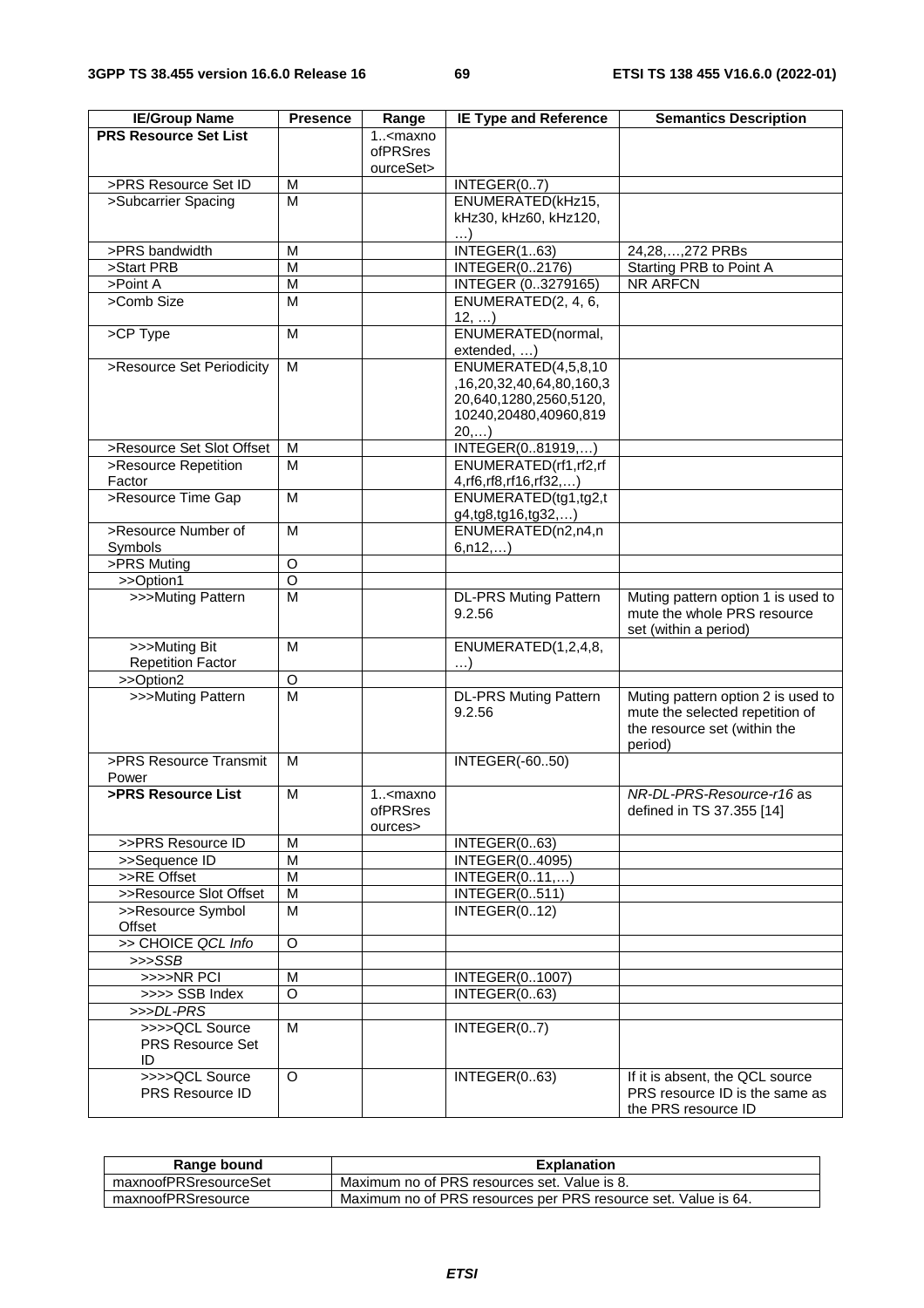| IE/Group Name | Presence | Range | IE Type and Reference | Semantics Description |
|---|---|---|---|---|
| **PRS Resource Set List** | | 1..<maxnoofPRSresourceSet> | | |
| >PRS Resource Set ID | M | | INTEGER(0..7) | |
| >Subcarrier Spacing | M | | ENUMERATED(kHz15, kHz30, kHz60, kHz120, …) | |
| >PRS bandwidth | M | | INTEGER(1..63) | 24,28,…,272 PRBs |
| >Start PRB | M | | INTEGER(0..2176) | Starting PRB to Point A |
| >Point A | M | | INTEGER (0..3279165) | NR ARFCN |
| >Comb Size | M | | ENUMERATED(2, 4, 6, 12, …) | |
| >CP Type | M | | ENUMERATED(normal, extended, …) | |
| >Resource Set Periodicity | M | | ENUMERATED(4,5,8,10,16,20,32,40,64,80,160,320,640,1280,2560,5120,10240,20480,40960,81920,…) | |
| >Resource Set Slot Offset | M | | INTEGER(0..81919,…) | |
| >Resource Repetition Factor | M | | ENUMERATED(rf1,rf2,rf4,rf6,rf8,rf16,rf32,…) | |
| >Resource Time Gap | M | | ENUMERATED(tg1,tg2,tg4,tg8,tg16,tg32,…) | |
| >Resource Number of Symbols | M | | ENUMERATED(n2,n4,n6,n12,…) | |
| >PRS Muting | O | | | |
| >>Option1 | O | | | |
| >>>Muting Pattern | M | | DL-PRS Muting Pattern 9.2.56 | Muting pattern option 1 is used to mute the whole PRS resource set (within a period) |
| >>>Muting Bit Repetition Factor | M | | ENUMERATED(1,2,4,8, …) | |
| >>Option2 | O | | | |
| >>>Muting Pattern | M | | DL-PRS Muting Pattern 9.2.56 | Muting pattern option 2 is used to mute the selected repetition of the resource set (within the period) |
| >PRS Resource Transmit Power | M | | INTEGER(-60..50) | |
| **>PRS Resource List** | M | 1..<maxnoofPRSresources> | | *NR-DL-PRS-Resource-r16* as defined in TS 37.355 [14] |
| >>PRS Resource ID | M | | INTEGER(0..63) | |
| >>Sequence ID | M | | INTEGER(0..4095) | |
| >>RE Offset | M | | INTEGER(0..11,…) | |
| >>Resource Slot Offset | M | | INTEGER(0..511) | |
| >>Resource Symbol Offset | M | | INTEGER(0..12) | |
| >> CHOICE *QCL Info* | O | | | |
| >>>*SSB* | | | | |
| >>>>NR PCI | M | | INTEGER(0..1007) | |
| >>>> SSB Index | O | | INTEGER(0..63) | |
| >>>*DL-PRS* | | | | |
| >>>>QCL Source PRS Resource Set ID | M | | INTEGER(0..7) | |
| >>>>QCL Source PRS Resource ID | O | | INTEGER(0..63) | If it is absent, the QCL source PRS resource ID is the same as the PRS resource ID |

| Range bound | Explanation |
|---|---|
| maxnoofPRSresourceSet | Maximum no of PRS resources set. Value is 8. |
| maxnoofPRSresource | Maximum no of PRS resources per PRS resource set. Value is 64. |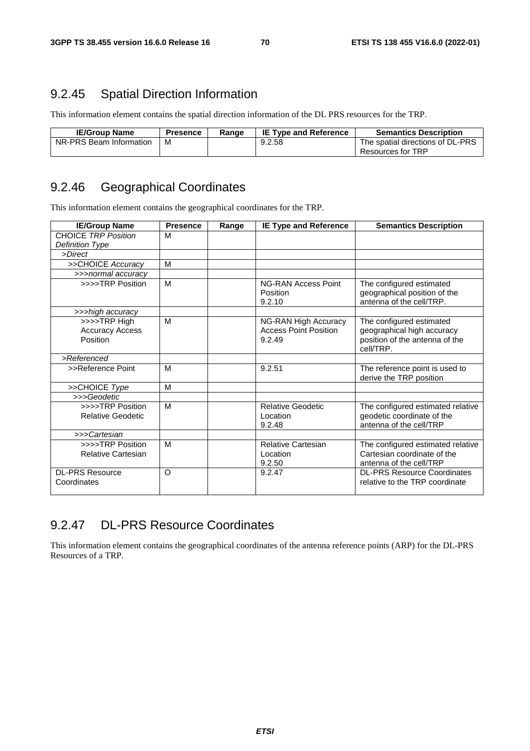## 9.2.45 Spatial Direction Information

This information element contains the spatial direction information of the DL PRS resources for the TRP.

| IE/Group Name | Presence | Range | IE Type and Reference | Semantics Description |
|---|---|---|---|---|
| NR-PRS Beam Information | M | | 9.2.58 | The spatial directions of DL-PRS Resources for TRP |

## 9.2.46 Geographical Coordinates

This information element contains the geographical coordinates for the TRP.

| IE/Group Name | Presence | Range | IE Type and Reference | Semantics Description |
|---|---|---|---|---|
| CHOICE *TRP Position Definition Type* | M | | | |
| *>Direct* | | | | |
| >>CHOICE *Accuracy* | M | | | |
| *>>>normal accuracy* | | | | |
| >>>>TRP Position | M | | NG-RAN Access Point Position 9.2.10 | The configured estimated geographical position of the antenna of the cell/TRP. |
| *>>>high accuracy* | | | | |
| >>>>TRP High Accuracy Access Position | M | | NG-RAN High Accuracy Access Point Position 9.2.49 | The configured estimated geographical high accuracy position of the antenna of the cell/TRP. |
| *>Referenced* | | | | |
| >>Reference Point | M | | 9.2.51 | The reference point is used to derive the TRP position |
| >>CHOICE *Type* | M | | | |
| *>>>Geodetic* | | | | |
| >>>>TRP Position Relative Geodetic | M | | Relative Geodetic Location 9.2.48 | The configured estimated relative geodetic coordinate of the antenna of the cell/TRP |
| *>>>Cartesian* | | | | |
| >>>>TRP Position Relative Cartesian | M | | Relative Cartesian Location 9.2.50 | The configured estimated relative Cartesian coordinate of the antenna of the cell/TRP |
| DL-PRS Resource Coordinates | O | | 9.2.47 | DL-PRS Resource Coordinates relative to the TRP coordinate |

## 9.2.47 DL-PRS Resource Coordinates

This information element contains the geographical coordinates of the antenna reference points (ARP) for the DL-PRS Resources of a TRP.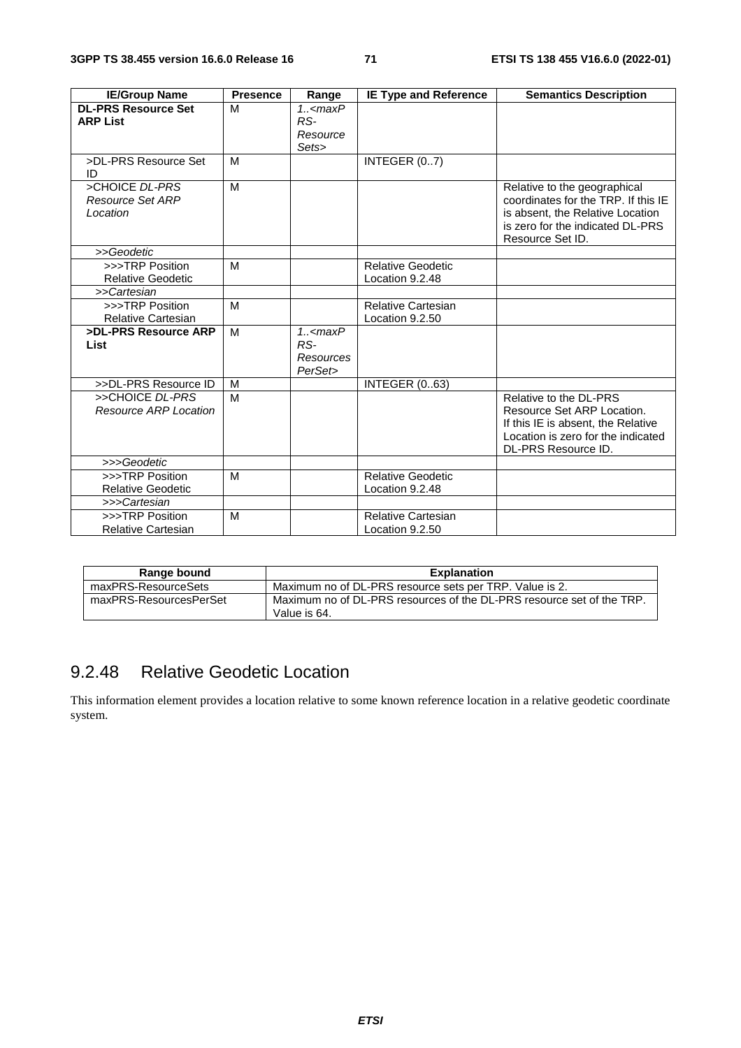| IE/Group Name | Presence | Range | IE Type and Reference | Semantics Description |
|---|---|---|---|---|
| **DL-PRS Resource Set ARP List** | M | *1..<maxPRS-ResourceSets>* | | |
| >DL-PRS Resource Set ID | M | | INTEGER (0..7) | |
| >CHOICE *DL-PRS Resource Set ARP Location* | M | | | Relative to the geographical coordinates for the TRP. If this IE is absent, the Relative Location is zero for the indicated DL-PRS Resource Set ID. |
| *>>Geodetic* | | | | |
| >>>TRP Position Relative Geodetic | M | | Relative Geodetic Location 9.2.48 | |
| *>>Cartesian* | | | | |
| >>>TRP Position Relative Cartesian | M | | Relative Cartesian Location 9.2.50 | |
| **>DL-PRS Resource ARP List** | M | *1..<maxPRS-ResourcesPerSet>* | | |
| >>DL-PRS Resource ID | M | | INTEGER (0..63) | |
| >>CHOICE *DL-PRS Resource ARP Location* | M | | | Relative to the DL-PRS Resource Set ARP Location. If this IE is absent, the Relative Location is zero for the indicated DL-PRS Resource ID. |
| *>>>Geodetic* | | | | |
| >>>TRP Position Relative Geodetic | M | | Relative Geodetic Location 9.2.48 | |
| *>>>Cartesian* | | | | |
| >>>TRP Position Relative Cartesian | M | | Relative Cartesian Location 9.2.50 | |

| Range bound | Explanation |
|---|---|
| maxPRS-ResourceSets | Maximum no of DL-PRS resource sets per TRP. Value is 2. |
| maxPRS-ResourcesPerSet | Maximum no of DL-PRS resources of the DL-PRS resource set of the TRP. Value is 64. |

## 9.2.48 Relative Geodetic Location

This information element provides a location relative to some known reference location in a relative geodetic coordinate system.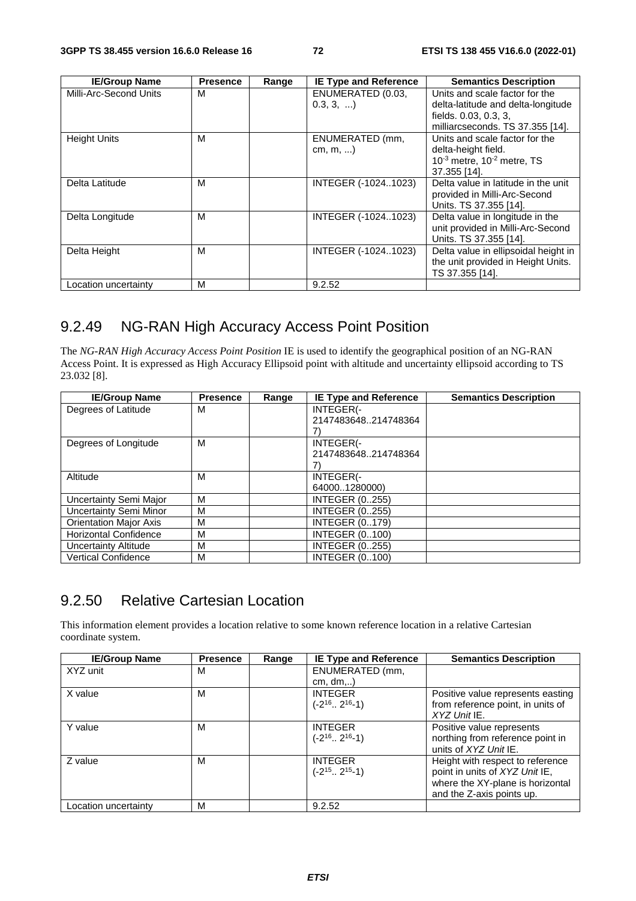| IE/Group Name | Presence | Range | IE Type and Reference | Semantics Description |
|---|---|---|---|---|
| Milli-Arc-Second Units | M | | ENUMERATED (0.03, 0.3, 3, ...) | Units and scale factor for the delta-latitude and delta-longitude fields. 0.03, 0.3, 3, milliarcseconds. TS 37.355 [14]. |
| Height Units | M | | ENUMERATED (mm, cm, m, ...) | Units and scale factor for the delta-height field. $10^{-3}$ metre, $10^{-2}$ metre, TS 37.355 [14]. |
| Delta Latitude | M | | INTEGER (-1024..1023) | Delta value in latitude in the unit provided in Milli-Arc-Second Units. TS 37.355 [14]. |
| Delta Longitude | M | | INTEGER (-1024..1023) | Delta value in longitude in the unit provided in Milli-Arc-Second Units. TS 37.355 [14]. |
| Delta Height | M | | INTEGER (-1024..1023) | Delta value in ellipsoidal height in the unit provided in Height Units. TS 37.355 [14]. |
| Location uncertainty | M | | 9.2.52 | |

## 9.2.49 NG-RAN High Accuracy Access Point Position

The *NG-RAN High Accuracy Access Point Position* IE is used to identify the geographical position of an NG-RAN Access Point. It is expressed as High Accuracy Ellipsoid point with altitude and uncertainty ellipsoid according to TS 23.032 [8].

| IE/Group Name | Presence | Range | IE Type and Reference | Semantics Description |
|---|---|---|---|---|
| Degrees of Latitude | M | | INTEGER(-2147483648..2147483647) | |
| Degrees of Longitude | M | | INTEGER(-2147483648..2147483647) | |
| Altitude | M | | INTEGER(-64000..1280000) | |
| Uncertainty Semi Major | M | | INTEGER (0..255) | |
| Uncertainty Semi Minor | M | | INTEGER (0..255) | |
| Orientation Major Axis | M | | INTEGER (0..179) | |
| Horizontal Confidence | M | | INTEGER (0..100) | |
| Uncertainty Altitude | M | | INTEGER (0..255) | |
| Vertical Confidence | M | | INTEGER (0..100) | |

## 9.2.50 Relative Cartesian Location

This information element provides a location relative to some known reference location in a relative Cartesian coordinate system.

| IE/Group Name | Presence | Range | IE Type and Reference | Semantics Description |
|---|---|---|---|---|
| XYZ unit | M | | ENUMERATED (mm, cm, dm,..) | |
| X value | M | | INTEGER ($-2^{16}$.. $2^{16}$-1) | Positive value represents easting from reference point, in units of *XYZ Unit* IE. |
| Y value | M | | INTEGER ($-2^{16}$.. $2^{16}$-1) | Positive value represents northing from reference point in units of *XYZ Unit* IE. |
| Z value | M | | INTEGER ($-2^{15}$.. $2^{15}$-1) | Height with respect to reference point in units of *XYZ Unit* IE, where the XY-plane is horizontal and the Z-axis points up. |
| Location uncertainty | M | | 9.2.52 | |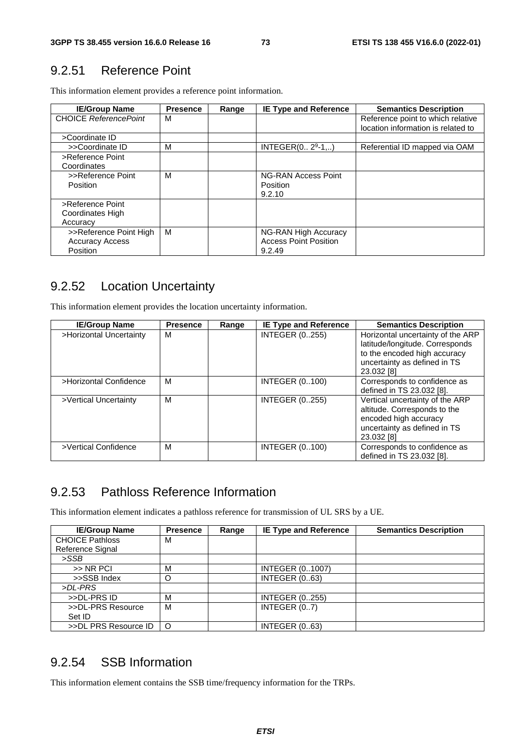### 9.2.51 Reference Point

This information element provides a reference point information.

| IE/Group Name | Presence | Range | IE Type and Reference | Semantics Description |
|---|---|---|---|---|
| CHOICE *ReferencePoint* | M | | | Reference point to which relative location information is related to |
| >Coordinate ID | | | | |
| >>Coordinate ID | M | | INTEGER(0.. $2^9$-1,..) | Referential ID mapped via OAM |
| >Reference Point Coordinates | | | | |
| >>Reference Point Position | M | | NG-RAN Access Point Position 9.2.10 | |
| >Reference Point Coordinates High Accuracy | | | | |
| >>Reference Point High Accuracy Access Position | M | | NG-RAN High Accuracy Access Point Position 9.2.49 | |

### 9.2.52 Location Uncertainty

This information element provides the location uncertainty information.

| IE/Group Name | Presence | Range | IE Type and Reference | Semantics Description |
|---|---|---|---|---|
| >Horizontal Uncertainty | M | | INTEGER (0..255) | Horizontal uncertainty of the ARP latitude/longitude. Corresponds to the encoded high accuracy uncertainty as defined in TS 23.032 [8] |
| >Horizontal Confidence | M | | INTEGER (0..100) | Corresponds to confidence as defined in TS 23.032 [8]. |
| >Vertical Uncertainty | M | | INTEGER (0..255) | Vertical uncertainty of the ARP altitude. Corresponds to the encoded high accuracy uncertainty as defined in TS 23.032 [8] |
| >Vertical Confidence | M | | INTEGER (0..100) | Corresponds to confidence as defined in TS 23.032 [8]. |

### 9.2.53 Pathloss Reference Information

This information element indicates a pathloss reference for transmission of UL SRS by a UE.

| IE/Group Name | Presence | Range | IE Type and Reference | Semantics Description |
|---|---|---|---|---|
| CHOICE Pathloss Reference Signal | M | | | |
| *>SSB* | | | | |
| >> NR PCI | M | | INTEGER (0..1007) | |
| >>SSB Index | O | | INTEGER (0..63) | |
| *>DL-PRS* | | | | |
| >>DL-PRS ID | M | | INTEGER (0..255) | |
| >>DL-PRS Resource Set ID | M | | INTEGER (0..7) | |
| >>DL PRS Resource ID | O | | INTEGER (0..63) | |

### 9.2.54 SSB Information

This information element contains the SSB time/frequency information for the TRPs.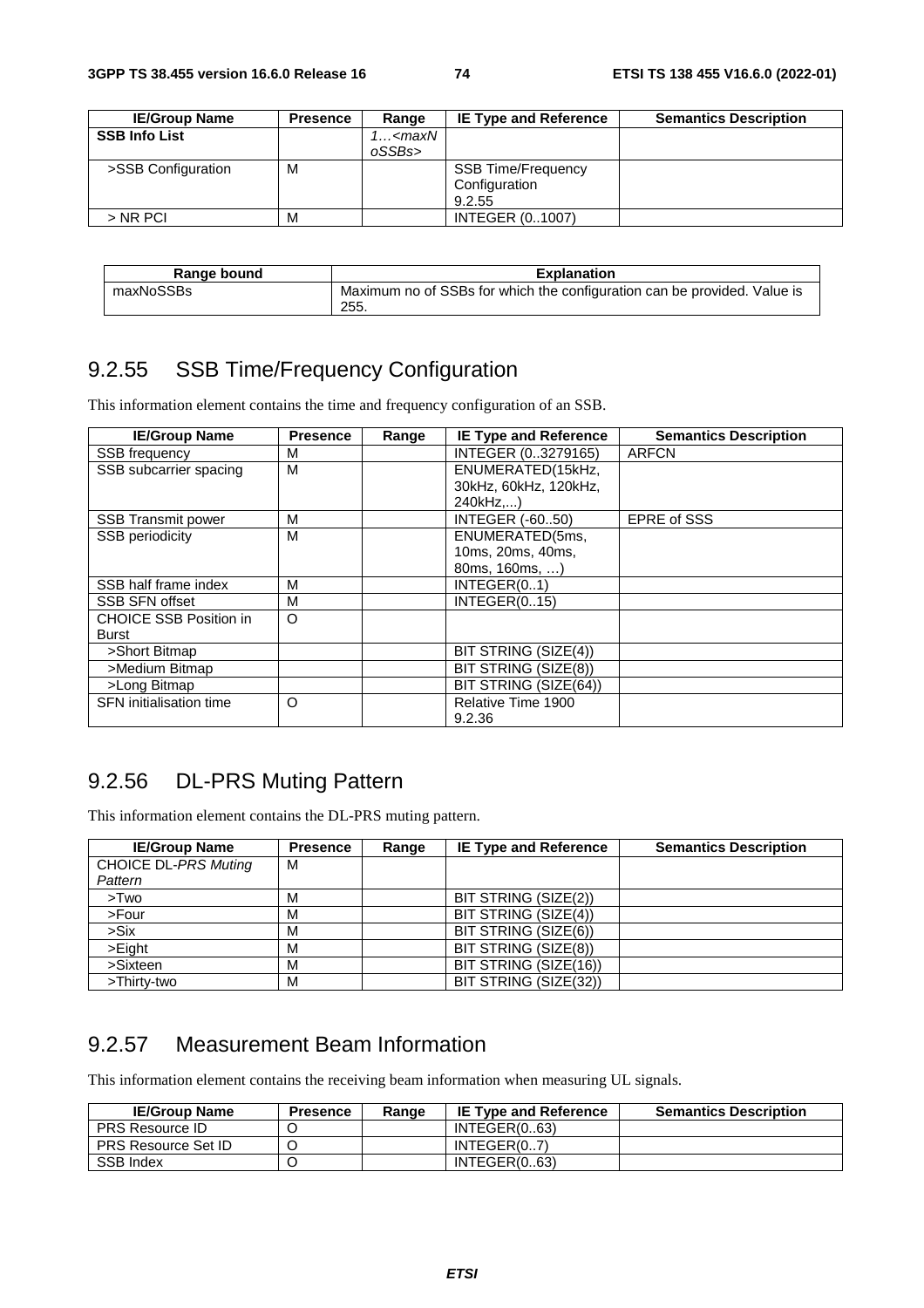| IE/Group Name | Presence | Range | IE Type and Reference | Semantics Description |
|---|---|---|---|---|
| **SSB Info List** | | *1…<maxNoSSBs>* | | |
| >SSB Configuration | M | | SSB Time/Frequency Configuration 9.2.55 | |
| > NR PCI | M | | INTEGER (0..1007) | |

| Range bound | Explanation |
|---|---|
| maxNoSSBs | Maximum no of SSBs for which the configuration can be provided. Value is 255. |

## 9.2.55 SSB Time/Frequency Configuration

This information element contains the time and frequency configuration of an SSB.

| IE/Group Name | Presence | Range | IE Type and Reference | Semantics Description |
|---|---|---|---|---|
| SSB frequency | M | | INTEGER (0..3279165) | ARFCN |
| SSB subcarrier spacing | M | | ENUMERATED(15kHz, 30kHz, 60kHz, 120kHz, 240kHz,...) | |
| SSB Transmit power | M | | INTEGER (-60..50) | EPRE of SSS |
| SSB periodicity | M | | ENUMERATED(5ms, 10ms, 20ms, 40ms, 80ms, 160ms, …) | |
| SSB half frame index | M | | INTEGER(0..1) | |
| SSB SFN offset | M | | INTEGER(0..15) | |
| CHOICE SSB Position in Burst | O | | | |
| >Short Bitmap | | | BIT STRING (SIZE(4)) | |
| >Medium Bitmap | | | BIT STRING (SIZE(8)) | |
| >Long Bitmap | | | BIT STRING (SIZE(64)) | |
| SFN initialisation time | O | | Relative Time 1900 9.2.36 | |

## 9.2.56 DL-PRS Muting Pattern

This information element contains the DL-PRS muting pattern.

| IE/Group Name | Presence | Range | IE Type and Reference | Semantics Description |
|---|---|---|---|---|
| CHOICE DL-*PRS Muting Pattern* | M | | | |
| >Two | M | | BIT STRING (SIZE(2)) | |
| >Four | M | | BIT STRING (SIZE(4)) | |
| >Six | M | | BIT STRING (SIZE(6)) | |
| >Eight | M | | BIT STRING (SIZE(8)) | |
| >Sixteen | M | | BIT STRING (SIZE(16)) | |
| >Thirty-two | M | | BIT STRING (SIZE(32)) | |

## 9.2.57 Measurement Beam Information

This information element contains the receiving beam information when measuring UL signals.

| IE/Group Name | Presence | Range | IE Type and Reference | Semantics Description |
|---|---|---|---|---|
| PRS Resource ID | O | | INTEGER(0..63) | |
| PRS Resource Set ID | O | | INTEGER(0..7) | |
| SSB Index | O | | INTEGER(0..63) | |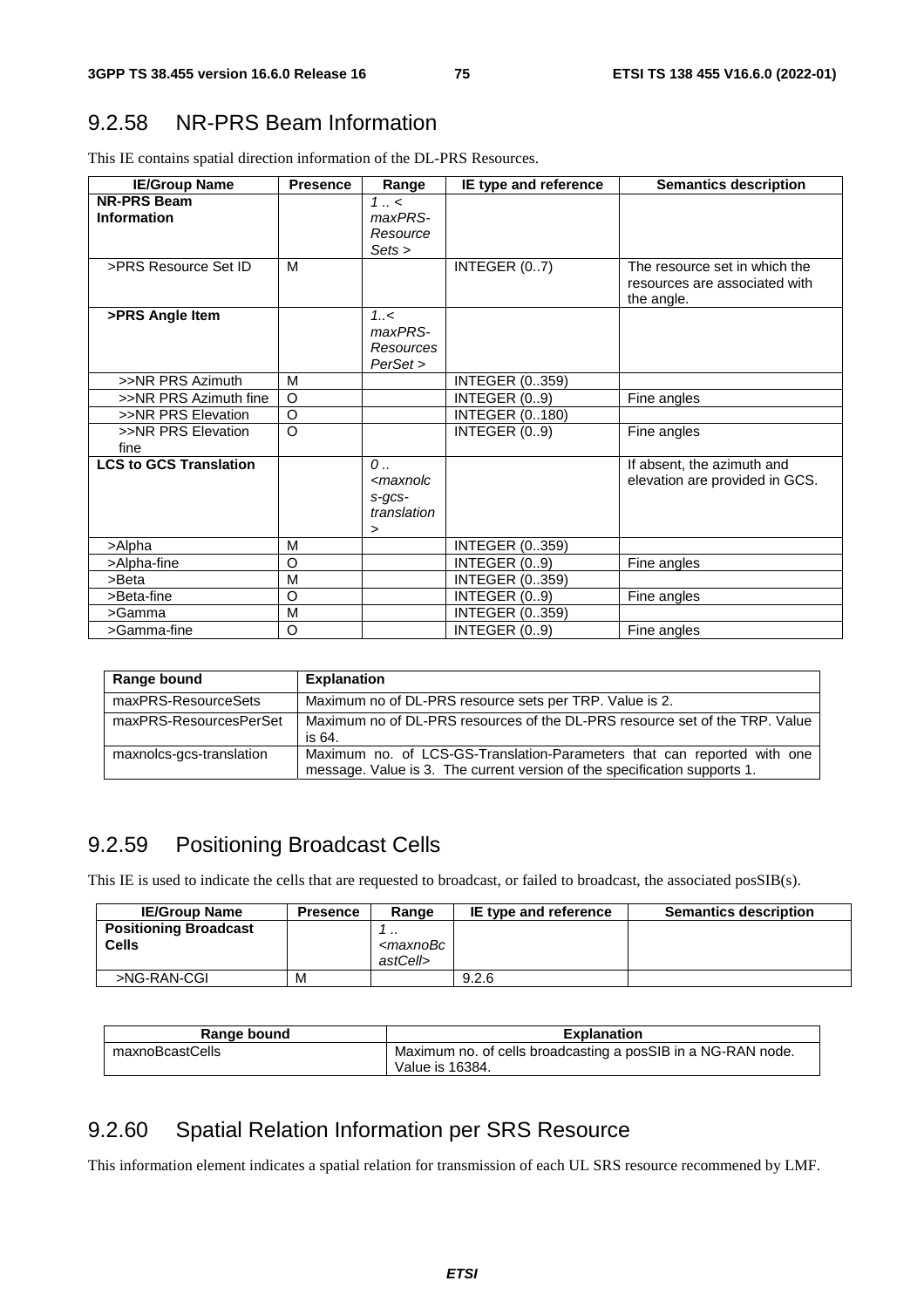## 9.2.58 NR-PRS Beam Information

This IE contains spatial direction information of the DL-PRS Resources.

| IE/Group Name | Presence | Range | IE type and reference | Semantics description |
|---|---|---|---|---|
| **NR-PRS Beam Information** | | *1 .. < maxPRS-ResourceSets >* | | |
| >PRS Resource Set ID | M | | INTEGER (0..7) | The resource set in which the resources are associated with the angle. |
| **>PRS Angle Item** | | *1..< maxPRS-ResourcesPerSet >* | | |
| >>NR PRS Azimuth | M | | INTEGER (0..359) | |
| >>NR PRS Azimuth fine | O | | INTEGER (0..9) | Fine angles |
| >>NR PRS Elevation | O | | INTEGER (0..180) | |
| >>NR PRS Elevation fine | O | | INTEGER (0..9) | Fine angles |
| **LCS to GCS Translation** | | *0 .. <maxnolcs-gcs-translation >* | | If absent, the azimuth and elevation are provided in GCS. |
| >Alpha | M | | INTEGER (0..359) | |
| >Alpha-fine | O | | INTEGER (0..9) | Fine angles |
| >Beta | M | | INTEGER (0..359) | |
| >Beta-fine | O | | INTEGER (0..9) | Fine angles |
| >Gamma | M | | INTEGER (0..359) | |
| >Gamma-fine | O | | INTEGER (0..9) | Fine angles |

| Range bound | Explanation |
|---|---|
| maxPRS-ResourceSets | Maximum no of DL-PRS resource sets per TRP. Value is 2. |
| maxPRS-ResourcesPerSet | Maximum no of DL-PRS resources of the DL-PRS resource set of the TRP. Value is 64. |
| maxnolcs-gcs-translation | Maximum no. of LCS-GS-Translation-Parameters that can reported with one message. Value is 3. The current version of the specification supports 1. |

## 9.2.59 Positioning Broadcast Cells

This IE is used to indicate the cells that are requested to broadcast, or failed to broadcast, the associated posSIB(s).

| IE/Group Name | Presence | Range | IE type and reference | Semantics description |
|---|---|---|---|---|
| **Positioning Broadcast Cells** | | *1 .. <maxnoBcastCell>* | | |
| >NG-RAN-CGI | M | | 9.2.6 | |

| Range bound | Explanation |
|---|---|
| maxnoBcastCells | Maximum no. of cells broadcasting a posSIB in a NG-RAN node. Value is 16384. |

## 9.2.60 Spatial Relation Information per SRS Resource

This information element indicates a spatial relation for transmission of each UL SRS resource recommened by LMF.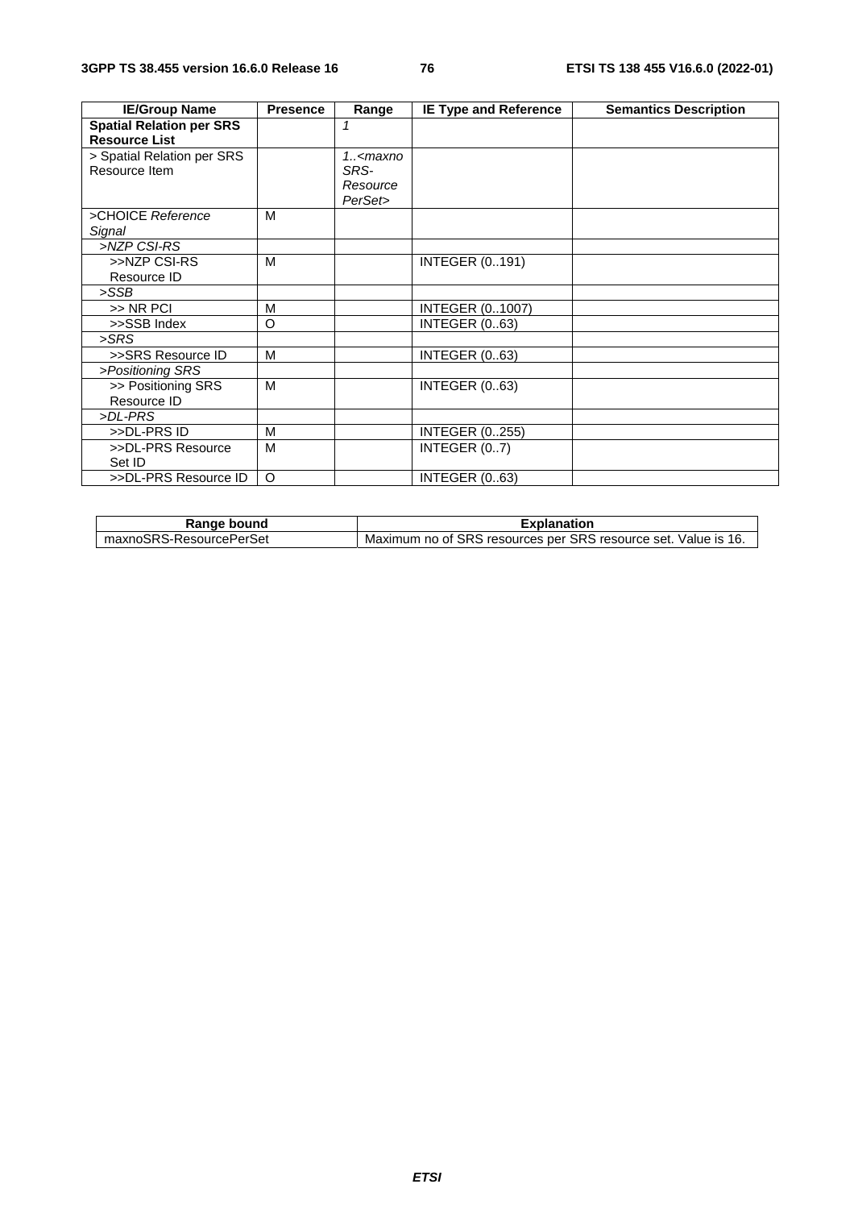| IE/Group Name | Presence | Range | IE Type and Reference | Semantics Description |
|---|---|---|---|---|
| **Spatial Relation per SRS Resource List** | | *1* | | |
| > Spatial Relation per SRS Resource Item | | *1..<maxnoSRS-ResourcePerSet>* | | |
| >CHOICE *Reference Signal* | M | | | |
| *>NZP CSI-RS* | | | | |
| >>NZP CSI-RS Resource ID | M | | INTEGER (0..191) | |
| *>SSB* | | | | |
| >> NR PCI | M | | INTEGER (0..1007) | |
| >>SSB Index | O | | INTEGER (0..63) | |
| *>SRS* | | | | |
| >>SRS Resource ID | M | | INTEGER (0..63) | |
| *>Positioning SRS* | | | | |
| >> Positioning SRS Resource ID | M | | INTEGER (0..63) | |
| *>DL-PRS* | | | | |
| >>DL-PRS ID | M | | INTEGER (0..255) | |
| >>DL-PRS Resource Set ID | M | | INTEGER (0..7) | |
| >>DL-PRS Resource ID | O | | INTEGER (0..63) | |

| Range bound | Explanation |
|---|---|
| maxnoSRS-ResourcePerSet | Maximum no of SRS resources per SRS resource set. Value is 16. |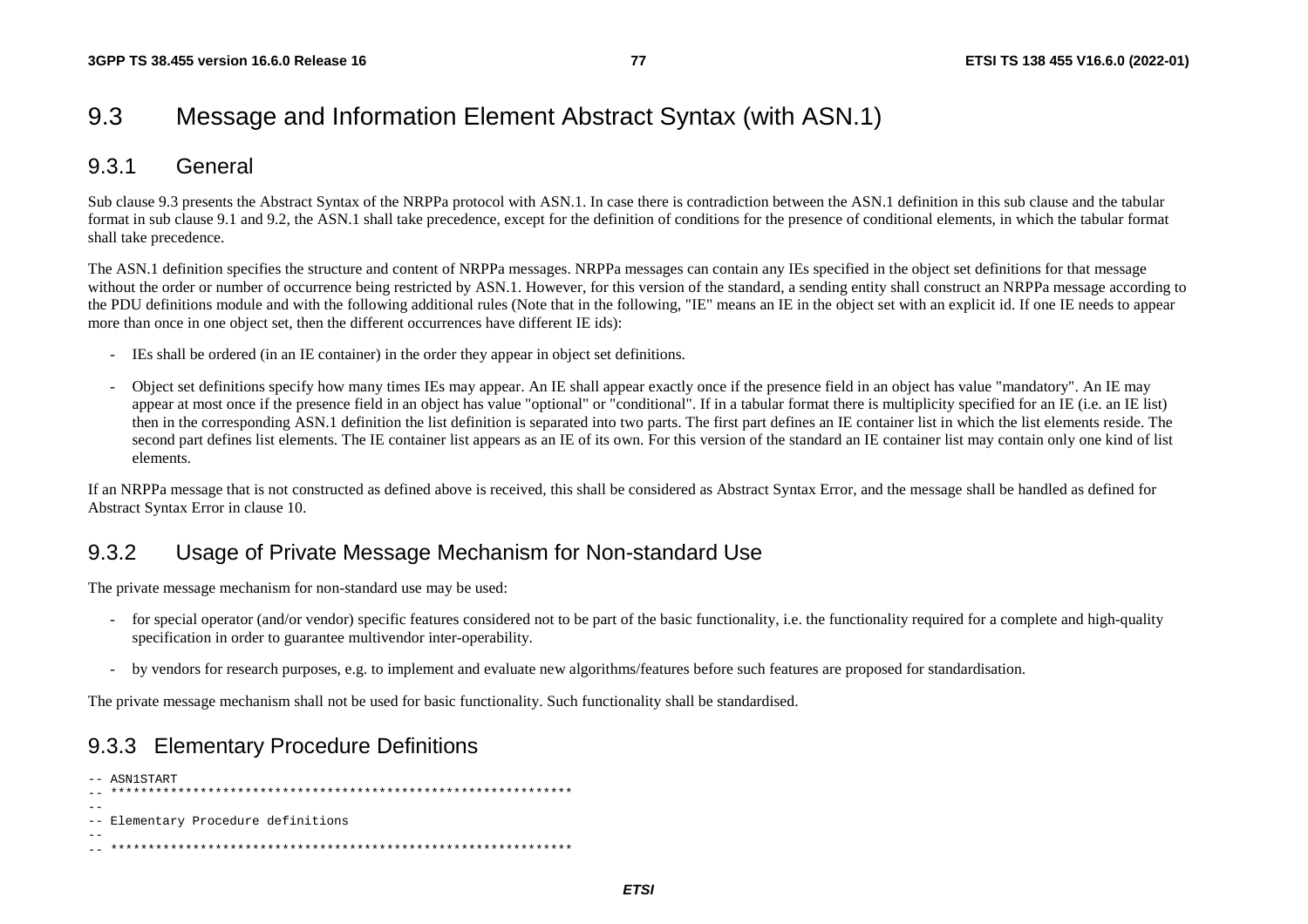## 9.3 Message and Information Element Abstract Syntax (with ASN.1)

### 9.3.1 General

Sub clause 9.3 presents the Abstract Syntax of the NRPPa protocol with ASN.1. In case there is contradiction between the ASN.1 definition in this sub clause and the tabular format in sub clause 9.1 and 9.2, the ASN.1 shall take precedence, except for the definition of conditions for the presence of conditional elements, in which the tabular format shall take precedence.

The ASN.1 definition specifies the structure and content of NRPPa messages. NRPPa messages can contain any IEs specified in the object set definitions for that message without the order or number of occurrence being restricted by ASN.1. However, for this version of the standard, a sending entity shall construct an NRPPa message according to the PDU definitions module and with the following additional rules (Note that in the following, "IE" means an IE in the object set with an explicit id. If one IE needs to appear more than once in one object set, then the different occurrences have different IE ids):

- IEs shall be ordered (in an IE container) in the order they appear in object set definitions.
- Object set definitions specify how many times IEs may appear. An IE shall appear exactly once if the presence field in an object has value "mandatory". An IE may appear at most once if the presence field in an object has value "optional" or "conditional". If in a tabular format there is multiplicity specified for an IE (i.e. an IE list) then in the corresponding ASN.1 definition the list definition is separated into two parts. The first part defines an IE container list in which the list elements reside. The second part defines list elements. The IE container list appears as an IE of its own. For this version of the standard an IE container list may contain only one kind of list elements.

If an NRPPa message that is not constructed as defined above is received, this shall be considered as Abstract Syntax Error, and the message shall be handled as defined for Abstract Syntax Error in clause 10.

### 9.3.2 Usage of Private Message Mechanism for Non-standard Use

The private message mechanism for non-standard use may be used:

- for special operator (and/or vendor) specific features considered not to be part of the basic functionality, i.e. the functionality required for a complete and high-quality specification in order to guarantee multivendor inter-operability.
- by vendors for research purposes, e.g. to implement and evaluate new algorithms/features before such features are proposed for standardisation.

The private message mechanism shall not be used for basic functionality. Such functionality shall be standardised.

### 9.3.3 Elementary Procedure Definitions

```
-- ASN1START
-- **************************************************************
--
-- Elementary Procedure definitions
--
-- **************************************************************
```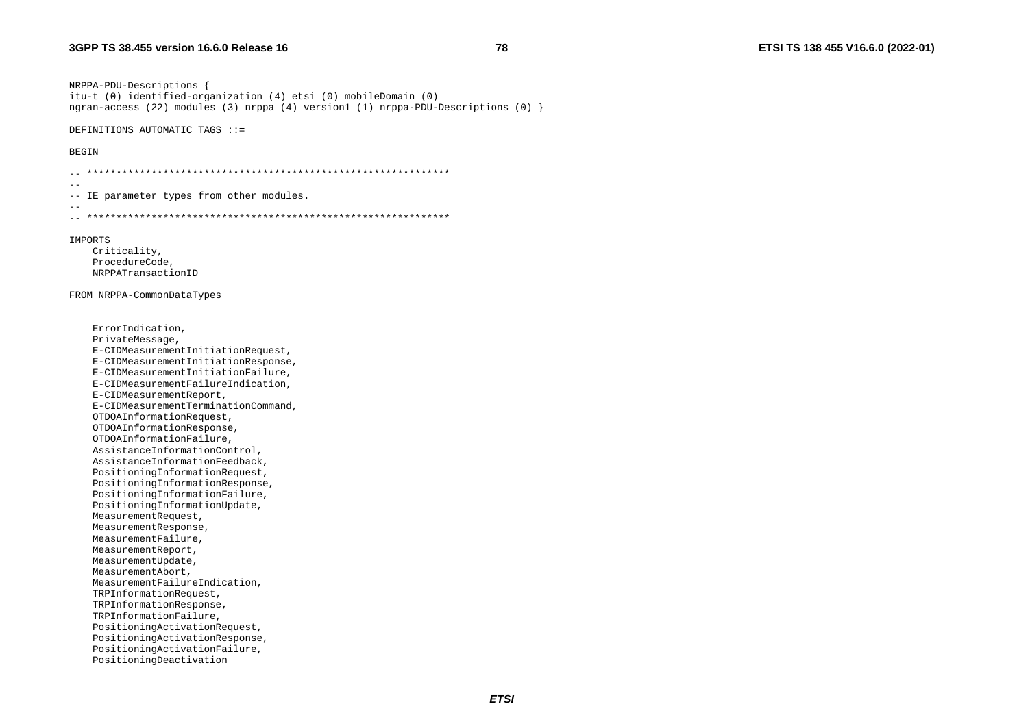```
NRPPA-PDU-Descriptions {
itu-t (0) identified-organization (4) etsi (0) mobileDomain (0)
ngran-access (22) modules (3) nrppa (4) version1 (1) nrppa-PDU-Descriptions (0) }

DEFINITIONS AUTOMATIC TAGS ::=

BEGIN

-- **************************************************************
--
-- IE parameter types from other modules.
--
-- **************************************************************

IMPORTS
    Criticality,
    ProcedureCode,
    NRPPATransactionID

FROM NRPPA-CommonDataTypes


    ErrorIndication,
    PrivateMessage,
    E-CIDMeasurementInitiationRequest,
    E-CIDMeasurementInitiationResponse,
    E-CIDMeasurementInitiationFailure,
    E-CIDMeasurementFailureIndication,
    E-CIDMeasurementReport,
    E-CIDMeasurementTerminationCommand,
    OTDOAInformationRequest,
    OTDOAInformationResponse,
    OTDOAInformationFailure,
    AssistanceInformationControl,
    AssistanceInformationFeedback,
    PositioningInformationRequest,
    PositioningInformationResponse,
    PositioningInformationFailure,
    PositioningInformationUpdate,
    MeasurementRequest,
    MeasurementResponse,
    MeasurementFailure,
    MeasurementReport,
    MeasurementUpdate,
    MeasurementAbort,
    MeasurementFailureIndication,
    TRPInformationRequest,
    TRPInformationResponse,
    TRPInformationFailure,
    PositioningActivationRequest,
    PositioningActivationResponse,
    PositioningActivationFailure,
    PositioningDeactivation
```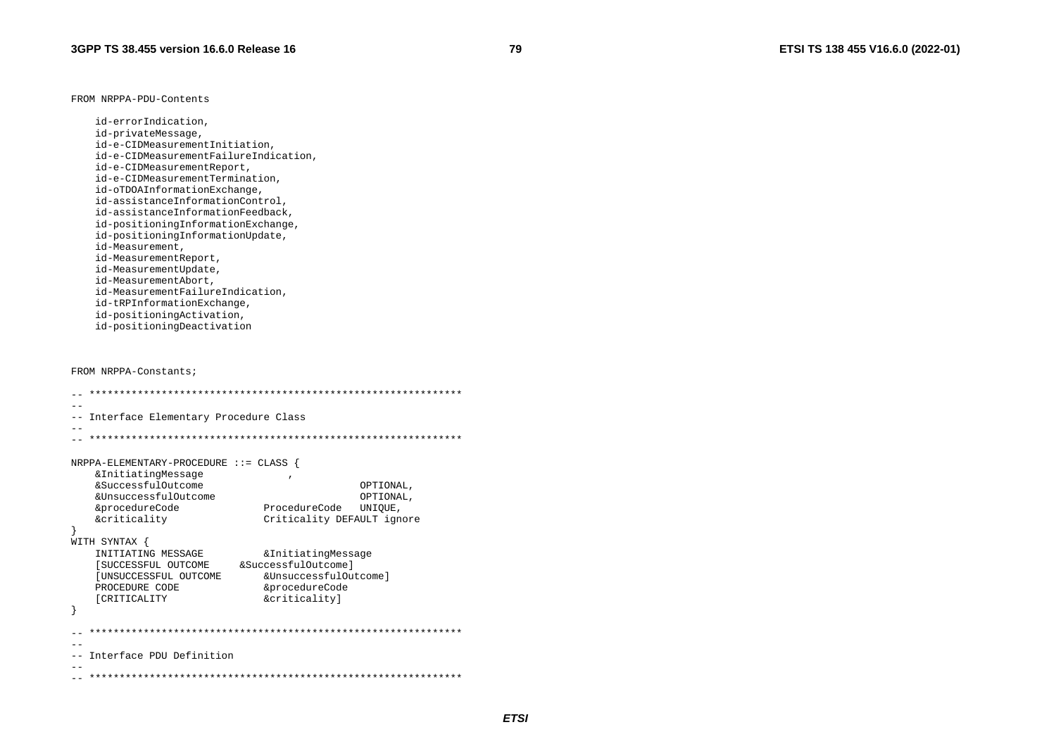```
FROM NRPPA-PDU-Contents

    id-errorIndication,
    id-privateMessage,
    id-e-CIDMeasurementInitiation,
    id-e-CIDMeasurementFailureIndication,
    id-e-CIDMeasurementReport,
    id-e-CIDMeasurementTermination,
    id-oTDOAInformationExchange,
    id-assistanceInformationControl,
    id-assistanceInformationFeedback,
    id-positioningInformationExchange,
    id-positioningInformationUpdate,
    id-Measurement,
    id-MeasurementReport,
    id-MeasurementUpdate,
    id-MeasurementAbort,
    id-MeasurementFailureIndication,
    id-tRPInformationExchange,
    id-positioningActivation,
    id-positioningDeactivation


FROM NRPPA-Constants;

-- **************************************************************
--
-- Interface Elementary Procedure Class
--
-- **************************************************************

NRPPA-ELEMENTARY-PROCEDURE ::= CLASS {
    &InitiatingMessage              ,
    &SuccessfulOutcome                          OPTIONAL,
    &UnsuccessfulOutcome                        OPTIONAL,
    &procedureCode              ProcedureCode   UNIQUE,
    &criticality                Criticality DEFAULT ignore
}
WITH SYNTAX {
    INITIATING MESSAGE          &InitiatingMessage
    [SUCCESSFUL OUTCOME     &SuccessfulOutcome]
    [UNSUCCESSFUL OUTCOME       &UnsuccessfulOutcome]
    PROCEDURE CODE              &procedureCode
    [CRITICALITY                &criticality]
}

-- **************************************************************
--
-- Interface PDU Definition
--
-- **************************************************************
```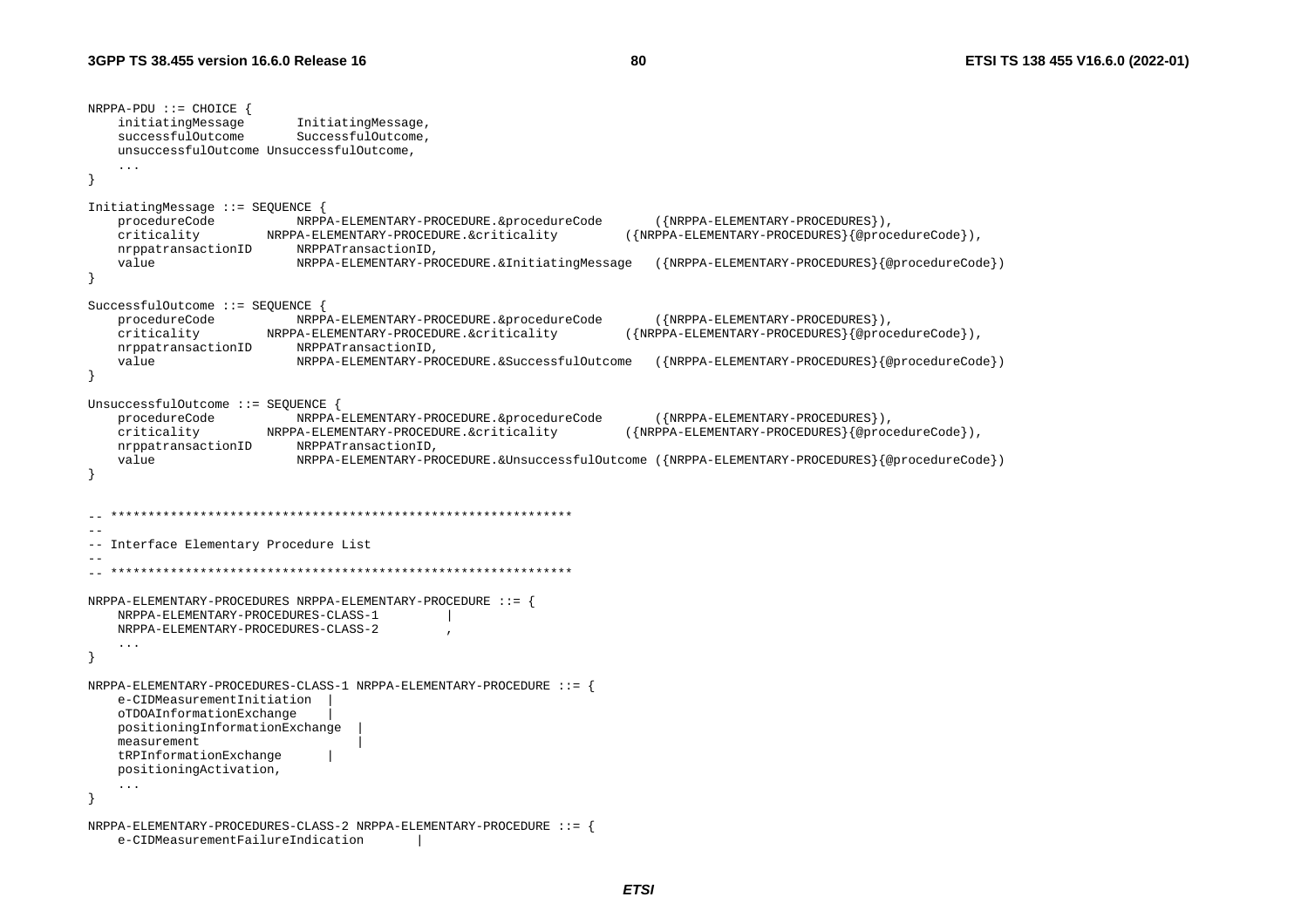```
NRPPA-PDU ::= CHOICE {
	initiatingMessage		InitiatingMessage,
	successfulOutcome		SuccessfulOutcome,
	unsuccessfulOutcome	UnsuccessfulOutcome,
	...
}

InitiatingMessage ::= SEQUENCE {
	procedureCode			NRPPA-ELEMENTARY-PROCEDURE.&procedureCode		({NRPPA-ELEMENTARY-PROCEDURES}),
	criticality			NRPPA-ELEMENTARY-PROCEDURE.&criticality			({NRPPA-ELEMENTARY-PROCEDURES}{@procedureCode}),
	nrppatransactionID		NRPPATransactionID,
	value					NRPPA-ELEMENTARY-PROCEDURE.&InitiatingMessage	({NRPPA-ELEMENTARY-PROCEDURES}{@procedureCode})
}

SuccessfulOutcome ::= SEQUENCE {
	procedureCode			NRPPA-ELEMENTARY-PROCEDURE.&procedureCode		({NRPPA-ELEMENTARY-PROCEDURES}),
	criticality			NRPPA-ELEMENTARY-PROCEDURE.&criticality			({NRPPA-ELEMENTARY-PROCEDURES}{@procedureCode}),
	nrppatransactionID		NRPPATransactionID,
	value					NRPPA-ELEMENTARY-PROCEDURE.&SuccessfulOutcome	({NRPPA-ELEMENTARY-PROCEDURES}{@procedureCode})
}

UnsuccessfulOutcome ::= SEQUENCE {
	procedureCode			NRPPA-ELEMENTARY-PROCEDURE.&procedureCode		({NRPPA-ELEMENTARY-PROCEDURES}),
	criticality			NRPPA-ELEMENTARY-PROCEDURE.&criticality			({NRPPA-ELEMENTARY-PROCEDURES}{@procedureCode}),
	nrppatransactionID		NRPPATransactionID,
	value					NRPPA-ELEMENTARY-PROCEDURE.&UnsuccessfulOutcome	({NRPPA-ELEMENTARY-PROCEDURES}{@procedureCode})
}


-- **************************************************************
--
-- Interface Elementary Procedure List
--
-- **************************************************************

NRPPA-ELEMENTARY-PROCEDURES NRPPA-ELEMENTARY-PROCEDURE ::= {
	NRPPA-ELEMENTARY-PROCEDURES-CLASS-1			|
	NRPPA-ELEMENTARY-PROCEDURES-CLASS-2			,
	...
}

NRPPA-ELEMENTARY-PROCEDURES-CLASS-1 NRPPA-ELEMENTARY-PROCEDURE ::= {
	e-CIDMeasurementInitiation	|
	oTDOAInformationExchange	|
	positioningInformationExchange	|
	measurement					|
	tRPInformationExchange		|
	positioningActivation,
	...
}

NRPPA-ELEMENTARY-PROCEDURES-CLASS-2 NRPPA-ELEMENTARY-PROCEDURE ::= {
	e-CIDMeasurementFailureIndication		|
```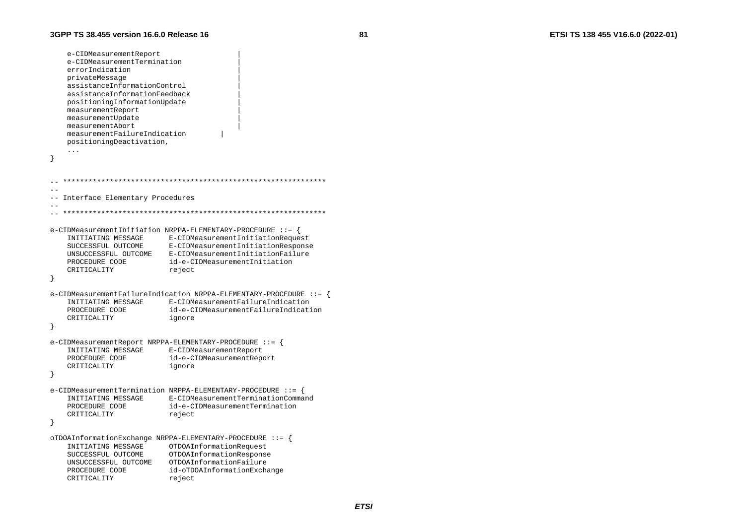```
	e-CIDMeasurementReport					|
	e-CIDMeasurementTermination				|
	errorIndication							|
	privateMessage							|
	assistanceInformationControl			|
	assistanceInformationFeedback			|
	positioningInformationUpdate			|
	measurementReport						|
	measurementUpdate						|
	measurementAbort						|
	measurementFailureIndication		|
	positioningDeactivation,
	...
}


-- **************************************************************
--
-- Interface Elementary Procedures
--
-- **************************************************************

e-CIDMeasurementInitiation NRPPA-ELEMENTARY-PROCEDURE ::= {
	INITIATING MESSAGE		E-CIDMeasurementInitiationRequest
	SUCCESSFUL OUTCOME		E-CIDMeasurementInitiationResponse
	UNSUCCESSFUL OUTCOME	E-CIDMeasurementInitiationFailure
	PROCEDURE CODE			id-e-CIDMeasurementInitiation
	CRITICALITY				reject
}

e-CIDMeasurementFailureIndication NRPPA-ELEMENTARY-PROCEDURE ::= {
	INITIATING MESSAGE		E-CIDMeasurementFailureIndication
	PROCEDURE CODE			id-e-CIDMeasurementFailureIndication
	CRITICALITY				ignore
}

e-CIDMeasurementReport NRPPA-ELEMENTARY-PROCEDURE ::= {
	INITIATING MESSAGE		E-CIDMeasurementReport
	PROCEDURE CODE			id-e-CIDMeasurementReport
	CRITICALITY				ignore
}

e-CIDMeasurementTermination NRPPA-ELEMENTARY-PROCEDURE ::= {
	INITIATING MESSAGE		E-CIDMeasurementTerminationCommand
	PROCEDURE CODE			id-e-CIDMeasurementTermination
	CRITICALITY				reject
}

oTDOAInformationExchange NRPPA-ELEMENTARY-PROCEDURE ::= {
	INITIATING MESSAGE		OTDOAInformationRequest
	SUCCESSFUL OUTCOME		OTDOAInformationResponse
	UNSUCCESSFUL OUTCOME	OTDOAInformationFailure
	PROCEDURE CODE			id-oTDOAInformationExchange
	CRITICALITY				reject
```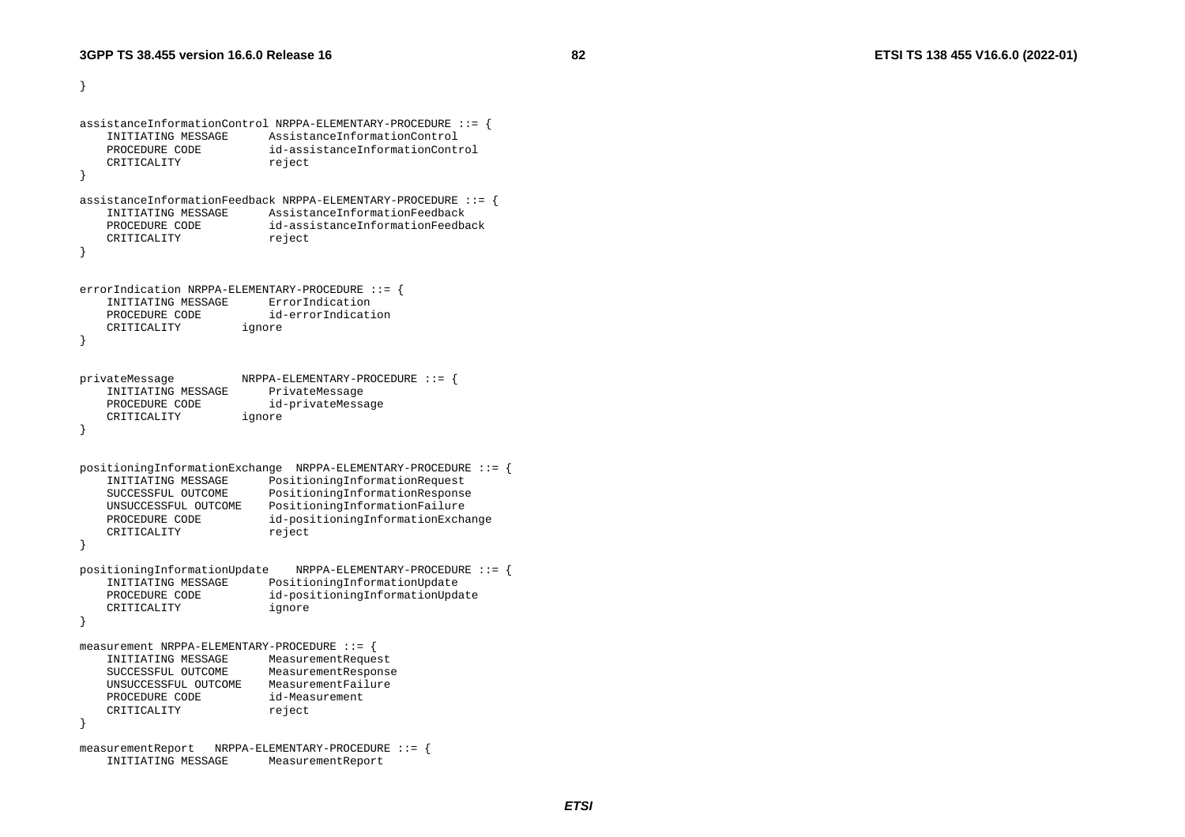```
}

assistanceInformationControl NRPPA-ELEMENTARY-PROCEDURE ::= {
	INITIATING MESSAGE		AssistanceInformationControl
	PROCEDURE CODE			id-assistanceInformationControl
	CRITICALITY				reject
}

assistanceInformationFeedback NRPPA-ELEMENTARY-PROCEDURE ::= {
	INITIATING MESSAGE		AssistanceInformationFeedback
	PROCEDURE CODE			id-assistanceInformationFeedback
	CRITICALITY				reject
}


errorIndication NRPPA-ELEMENTARY-PROCEDURE ::= {
	INITIATING MESSAGE		ErrorIndication
	PROCEDURE CODE			id-errorIndication
	CRITICALITY			ignore
}


privateMessage			NRPPA-ELEMENTARY-PROCEDURE ::= {
	INITIATING MESSAGE		PrivateMessage
	PROCEDURE CODE			id-privateMessage
	CRITICALITY			ignore
}


positioningInformationExchange	NRPPA-ELEMENTARY-PROCEDURE ::= {
	INITIATING MESSAGE		PositioningInformationRequest
	SUCCESSFUL OUTCOME		PositioningInformationResponse
	UNSUCCESSFUL OUTCOME	PositioningInformationFailure
	PROCEDURE CODE			id-positioningInformationExchange
	CRITICALITY				reject
}

positioningInformationUpdate	NRPPA-ELEMENTARY-PROCEDURE ::= {
	INITIATING MESSAGE		PositioningInformationUpdate
	PROCEDURE CODE			id-positioningInformationUpdate
	CRITICALITY				ignore
}

measurement NRPPA-ELEMENTARY-PROCEDURE ::= {
	INITIATING MESSAGE		MeasurementRequest
	SUCCESSFUL OUTCOME		MeasurementResponse
	UNSUCCESSFUL OUTCOME	MeasurementFailure
	PROCEDURE CODE			id-Measurement
	CRITICALITY				reject
}

measurementReport	NRPPA-ELEMENTARY-PROCEDURE ::= {
	INITIATING MESSAGE		MeasurementReport
```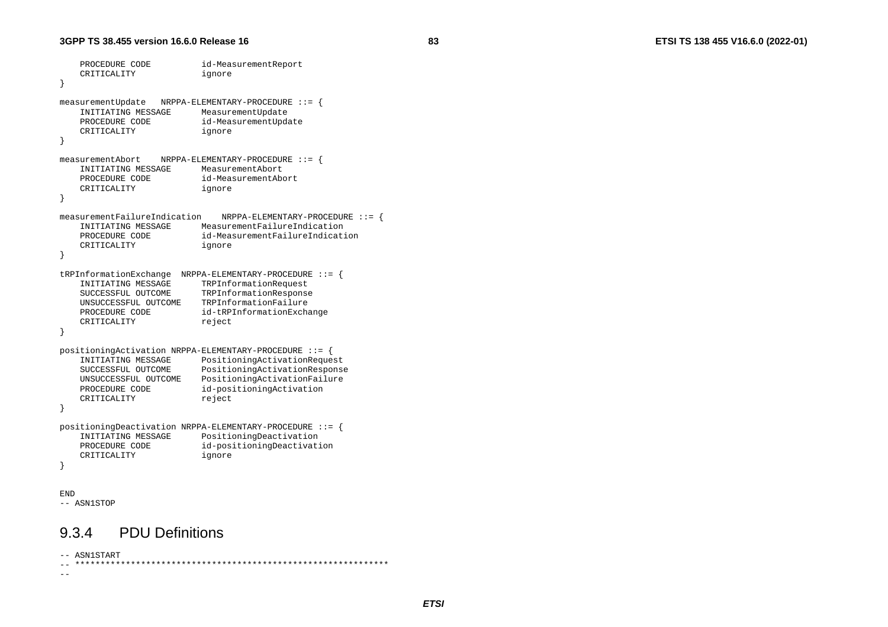```
    PROCEDURE CODE          id-MeasurementReport
    CRITICALITY             ignore
}

measurementUpdate   NRPPA-ELEMENTARY-PROCEDURE ::= {
    INITIATING MESSAGE      MeasurementUpdate
    PROCEDURE CODE          id-MeasurementUpdate
    CRITICALITY             ignore
}

measurementAbort    NRPPA-ELEMENTARY-PROCEDURE ::= {
    INITIATING MESSAGE      MeasurementAbort
    PROCEDURE CODE          id-MeasurementAbort
    CRITICALITY             ignore
}

measurementFailureIndication    NRPPA-ELEMENTARY-PROCEDURE ::= {
    INITIATING MESSAGE      MeasurementFailureIndication
    PROCEDURE CODE          id-MeasurementFailureIndication
    CRITICALITY             ignore
}

tRPInformationExchange  NRPPA-ELEMENTARY-PROCEDURE ::= {
    INITIATING MESSAGE      TRPInformationRequest
    SUCCESSFUL OUTCOME      TRPInformationResponse
    UNSUCCESSFUL OUTCOME    TRPInformationFailure
    PROCEDURE CODE          id-tRPInformationExchange
    CRITICALITY             reject
}

positioningActivation NRPPA-ELEMENTARY-PROCEDURE ::= {
    INITIATING MESSAGE      PositioningActivationRequest
    SUCCESSFUL OUTCOME      PositioningActivationResponse
    UNSUCCESSFUL OUTCOME    PositioningActivationFailure
    PROCEDURE CODE          id-positioningActivation
    CRITICALITY             reject
}

positioningDeactivation NRPPA-ELEMENTARY-PROCEDURE ::= {
    INITIATING MESSAGE      PositioningDeactivation
    PROCEDURE CODE          id-positioningDeactivation
    CRITICALITY             ignore
}


END
-- ASN1STOP
```

### 9.3.4 PDU Definitions

```
-- ASN1START
-- **************************************************************
--
```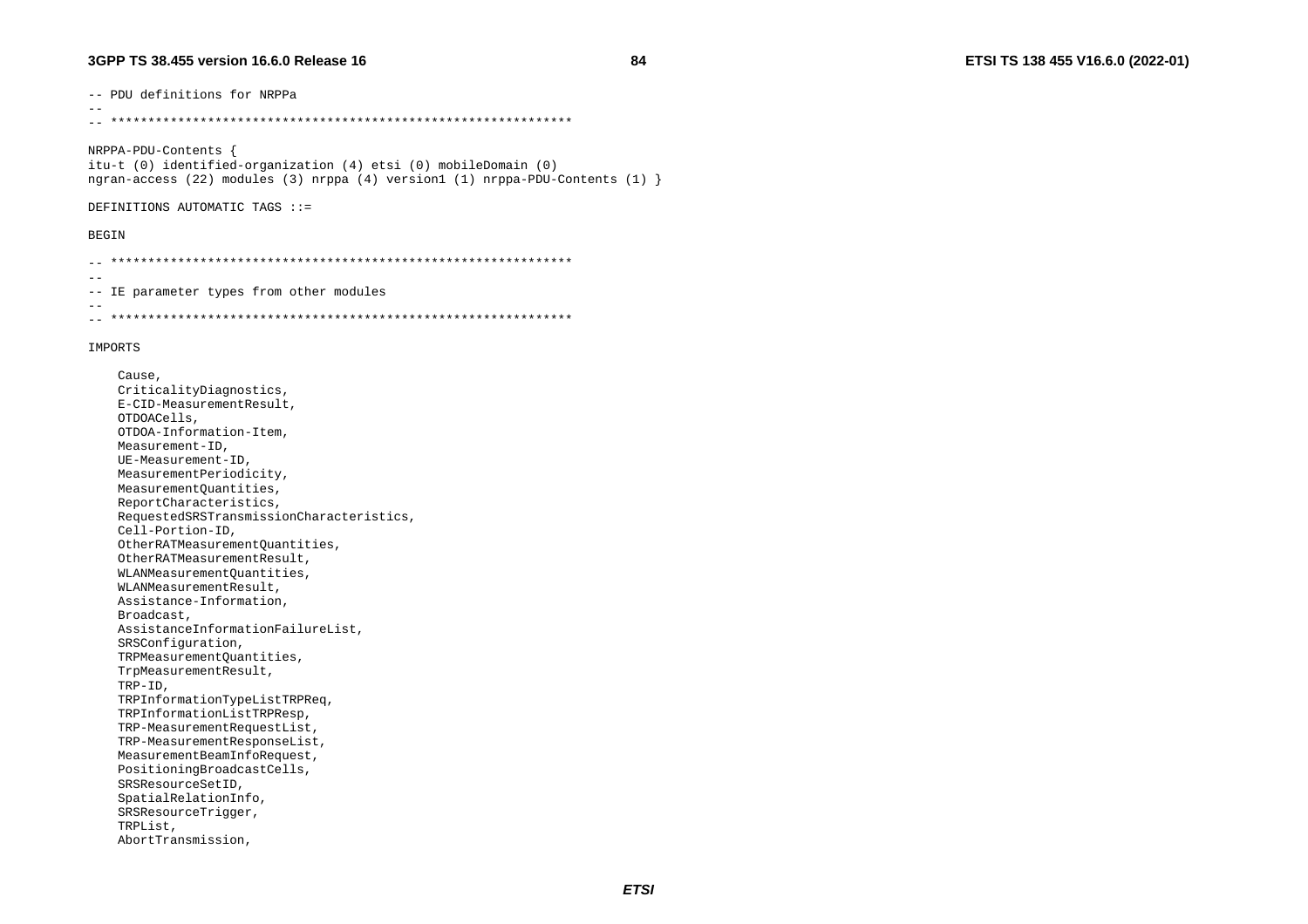```
-- PDU definitions for NRPPa
--
-- **************************************************************

NRPPA-PDU-Contents {
itu-t (0) identified-organization (4) etsi (0) mobileDomain (0)
ngran-access (22) modules (3) nrppa (4) version1 (1) nrppa-PDU-Contents (1) }

DEFINITIONS AUTOMATIC TAGS ::=

BEGIN

-- **************************************************************
--
-- IE parameter types from other modules
--
-- **************************************************************

IMPORTS

    Cause,
    CriticalityDiagnostics,
    E-CID-MeasurementResult,
    OTDOACells,
    OTDOA-Information-Item,
    Measurement-ID,
    UE-Measurement-ID,
    MeasurementPeriodicity,
    MeasurementQuantities,
    ReportCharacteristics,
    RequestedSRSTransmissionCharacteristics,
    Cell-Portion-ID,
    OtherRATMeasurementQuantities,
    OtherRATMeasurementResult,
    WLANMeasurementQuantities,
    WLANMeasurementResult,
    Assistance-Information,
    Broadcast,
    AssistanceInformationFailureList,
    SRSConfiguration,
    TRPMeasurementQuantities,
    TrpMeasurementResult,
    TRP-ID,
    TRPInformationTypeListTRPReq,
    TRPInformationListTRPResp,
    TRP-MeasurementRequestList,
    TRP-MeasurementResponseList,
    MeasurementBeamInfoRequest,
    PositioningBroadcastCells,
    SRSResourceSetID,
    SpatialRelationInfo,
    SRSResourceTrigger,
    TRPList,
    AbortTransmission,
```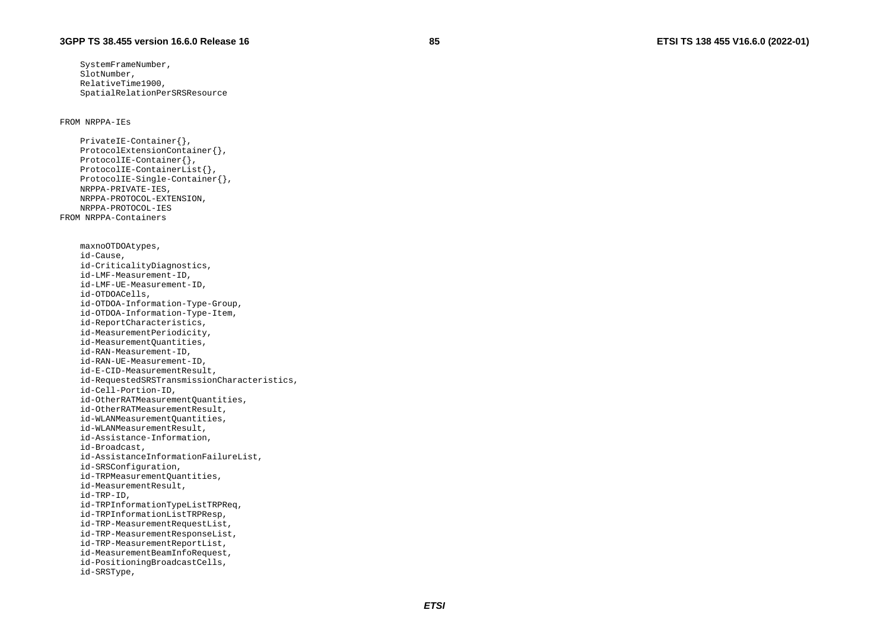```
	SystemFrameNumber,
	SlotNumber,
	RelativeTime1900,
	SpatialRelationPerSRSResource


FROM NRPPA-IEs

	PrivateIE-Container{},
	ProtocolExtensionContainer{},
	ProtocolIE-Container{},
	ProtocolIE-ContainerList{},
	ProtocolIE-Single-Container{},
	NRPPA-PRIVATE-IES,
	NRPPA-PROTOCOL-EXTENSION,
	NRPPA-PROTOCOL-IES
FROM NRPPA-Containers


	maxnoOTDOAtypes,
	id-Cause,
	id-CriticalityDiagnostics,
	id-LMF-Measurement-ID,
	id-LMF-UE-Measurement-ID,
	id-OTDOACells,
	id-OTDOA-Information-Type-Group,
	id-OTDOA-Information-Type-Item,
	id-ReportCharacteristics,
	id-MeasurementPeriodicity,
	id-MeasurementQuantities,
	id-RAN-Measurement-ID,
	id-RAN-UE-Measurement-ID,
	id-E-CID-MeasurementResult,
	id-RequestedSRSTransmissionCharacteristics,
	id-Cell-Portion-ID,
	id-OtherRATMeasurementQuantities,
	id-OtherRATMeasurementResult,
	id-WLANMeasurementQuantities,
	id-WLANMeasurementResult,
	id-Assistance-Information,
	id-Broadcast,
	id-AssistanceInformationFailureList,
	id-SRSConfiguration,
	id-TRPMeasurementQuantities,
	id-MeasurementResult,
	id-TRP-ID,
	id-TRPInformationTypeListTRPReq,
	id-TRPInformationListTRPResp,
	id-TRP-MeasurementRequestList,
	id-TRP-MeasurementResponseList,
	id-TRP-MeasurementReportList,
	id-MeasurementBeamInfoRequest,
	id-PositioningBroadcastCells,
	id-SRSType,
```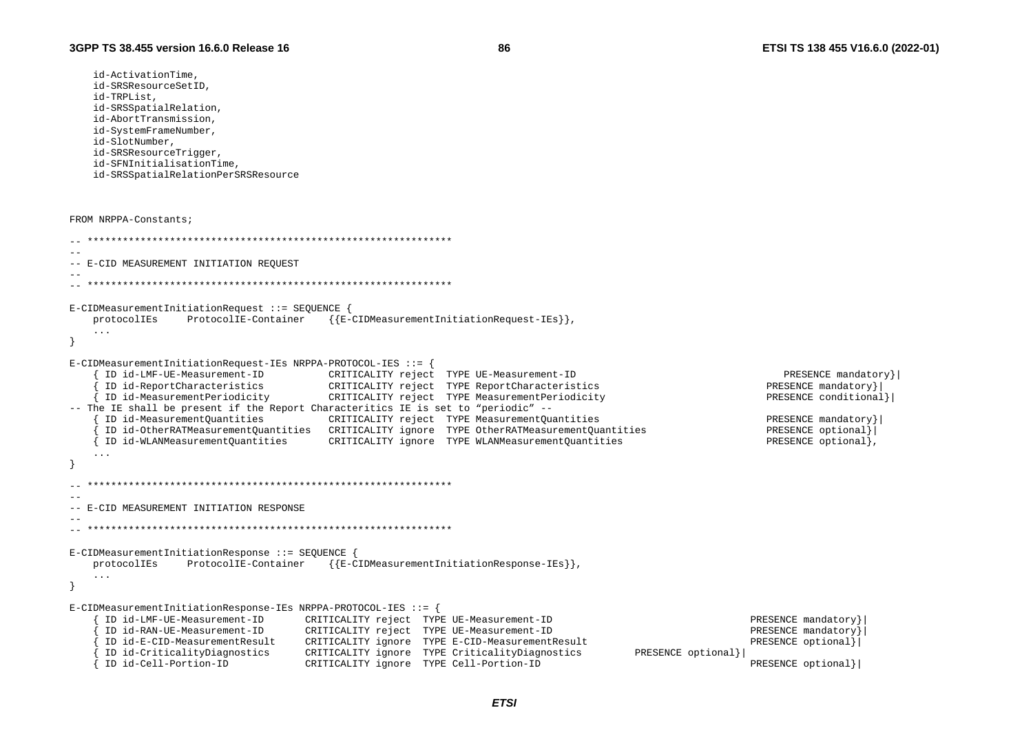```
	id-ActivationTime,
	id-SRSResourceSetID,
	id-TRPList,
	id-SRSSpatialRelation,
	id-AbortTransmission,
	id-SystemFrameNumber,
	id-SlotNumber,
	id-SRSResourceTrigger,
	id-SFNInitialisationTime,
	id-SRSSpatialRelationPerSRSResource


FROM NRPPA-Constants;

-- **************************************************************
--
-- E-CID MEASUREMENT INITIATION REQUEST
--
-- **************************************************************

E-CIDMeasurementInitiationRequest ::= SEQUENCE {
	protocolIEs		ProtocolIE-Container	{{E-CIDMeasurementInitiationRequest-IEs}},
	...
}

E-CIDMeasurementInitiationRequest-IEs NRPPA-PROTOCOL-IES ::= {
	{ ID id-LMF-UE-Measurement-ID			CRITICALITY reject	TYPE UE-Measurement-ID							PRESENCE mandatory}|
	{ ID id-ReportCharacteristics			CRITICALITY reject	TYPE ReportCharacteristics						PRESENCE mandatory}|
	{ ID id-MeasurementPeriodicity			CRITICALITY reject	TYPE MeasurementPeriodicity						PRESENCE conditional}|
-- The IE shall be present if the Report Characteritics IE is set to "periodic" --
	{ ID id-MeasurementQuantities			CRITICALITY reject	TYPE MeasurementQuantities						PRESENCE mandatory}|
	{ ID id-OtherRATMeasurementQuantities	CRITICALITY ignore	TYPE OtherRATMeasurementQuantities				PRESENCE optional}|
	{ ID id-WLANMeasurementQuantities		CRITICALITY ignore	TYPE WLANMeasurementQuantities					PRESENCE optional},
	...
}

-- **************************************************************
--
-- E-CID MEASUREMENT INITIATION RESPONSE
--
-- **************************************************************

E-CIDMeasurementInitiationResponse ::= SEQUENCE {
	protocolIEs		ProtocolIE-Container	{{E-CIDMeasurementInitiationResponse-IEs}},
	...
}

E-CIDMeasurementInitiationResponse-IEs NRPPA-PROTOCOL-IES ::= {
	{ ID id-LMF-UE-Measurement-ID		CRITICALITY reject	TYPE UE-Measurement-ID						PRESENCE mandatory}|
	{ ID id-RAN-UE-Measurement-ID		CRITICALITY reject	TYPE UE-Measurement-ID						PRESENCE mandatory}|
	{ ID id-E-CID-MeasurementResult		CRITICALITY ignore	TYPE E-CID-MeasurementResult				PRESENCE optional}|
	{ ID id-CriticalityDiagnostics		CRITICALITY ignore	TYPE CriticalityDiagnostics			PRESENCE optional}|
	{ ID id-Cell-Portion-ID				CRITICALITY ignore	TYPE Cell-Portion-ID						PRESENCE optional}|
```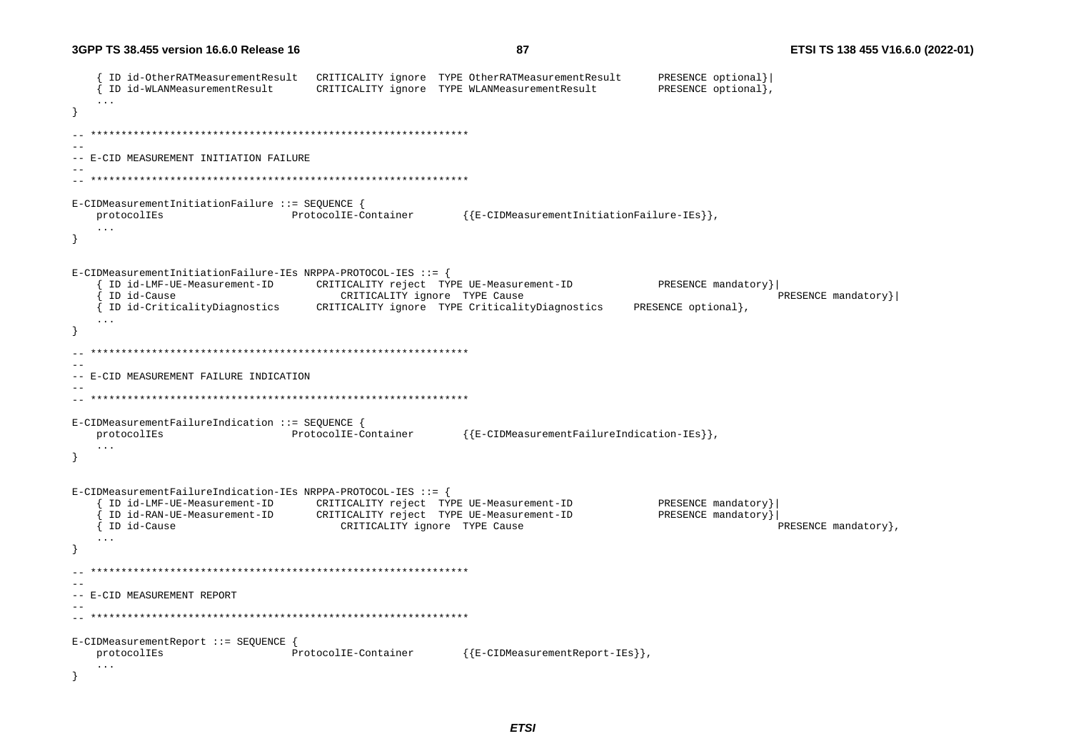```
	{ ID id-OtherRATMeasurementResult	CRITICALITY ignore	TYPE OtherRATMeasurementResult		PRESENCE optional}|
	{ ID id-WLANMeasurementResult		CRITICALITY ignore	TYPE WLANMeasurementResult			PRESENCE optional},
	...
}

-- **************************************************************
--
-- E-CID MEASUREMENT INITIATION FAILURE
--
-- **************************************************************

E-CIDMeasurementInitiationFailure ::= SEQUENCE {
	protocolIEs					ProtocolIE-Container		{{E-CIDMeasurementInitiationFailure-IEs}},
	...
}


E-CIDMeasurementInitiationFailure-IEs NRPPA-PROTOCOL-IES ::= {
	{ ID id-LMF-UE-Measurement-ID		CRITICALITY reject	TYPE UE-Measurement-ID				PRESENCE mandatory}|
	{ ID id-Cause						CRITICALITY ignore	TYPE Cause								PRESENCE mandatory}|
	{ ID id-CriticalityDiagnostics		CRITICALITY ignore	TYPE CriticalityDiagnostics		PRESENCE optional},
	...
}

-- **************************************************************
--
-- E-CID MEASUREMENT FAILURE INDICATION
--
-- **************************************************************

E-CIDMeasurementFailureIndication ::= SEQUENCE {
	protocolIEs					ProtocolIE-Container		{{E-CIDMeasurementFailureIndication-IEs}},
	...
}


E-CIDMeasurementFailureIndication-IEs NRPPA-PROTOCOL-IES ::= {
	{ ID id-LMF-UE-Measurement-ID		CRITICALITY reject	TYPE UE-Measurement-ID				PRESENCE mandatory}|
	{ ID id-RAN-UE-Measurement-ID		CRITICALITY reject	TYPE UE-Measurement-ID				PRESENCE mandatory}|
	{ ID id-Cause						CRITICALITY ignore	TYPE Cause								PRESENCE mandatory},
	...
}

-- **************************************************************
--
-- E-CID MEASUREMENT REPORT
--
-- **************************************************************

E-CIDMeasurementReport ::= SEQUENCE {
	protocolIEs					ProtocolIE-Container		{{E-CIDMeasurementReport-IEs}},
	...
}
```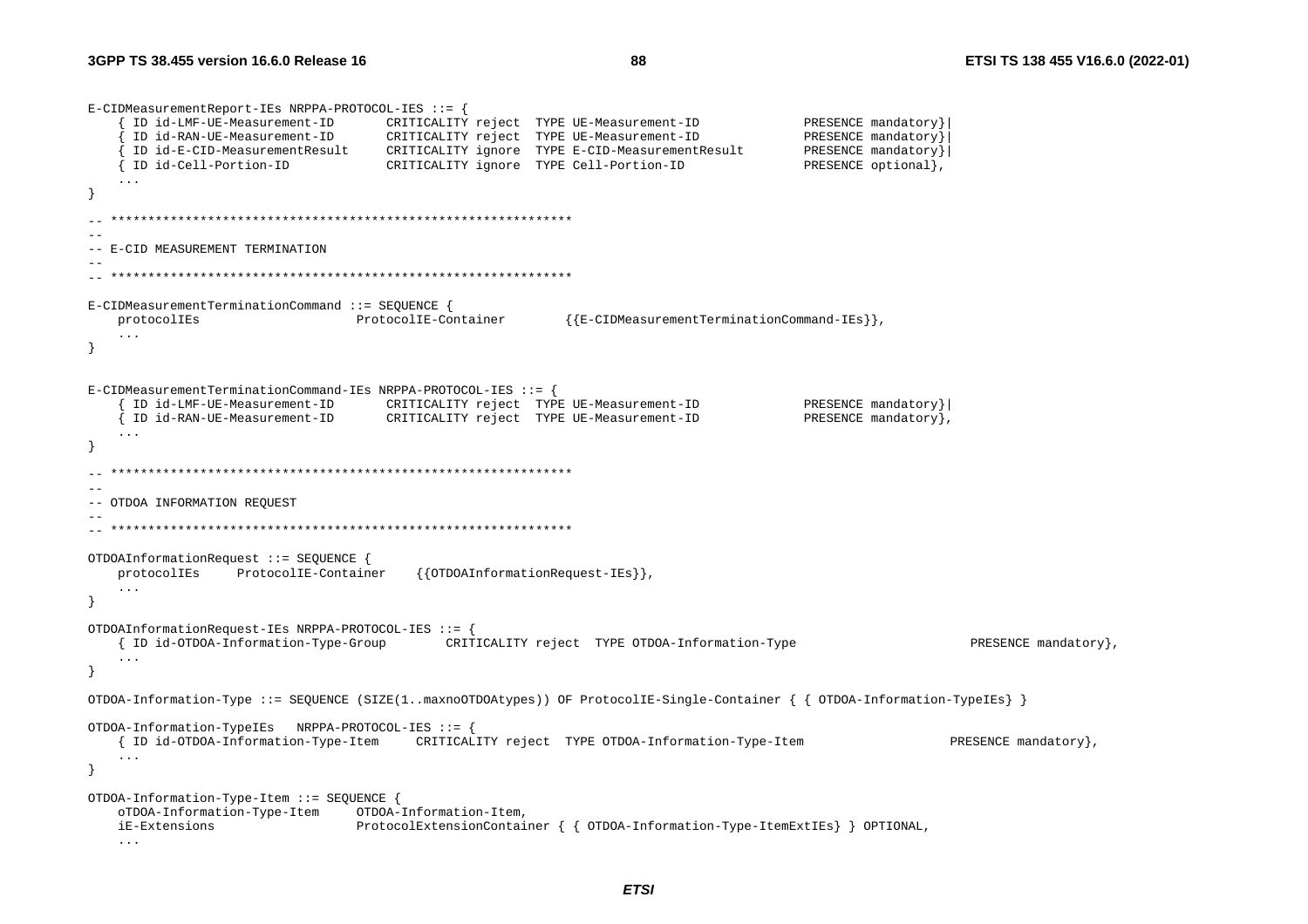```
E-CIDMeasurementReport-IEs NRPPA-PROTOCOL-IES ::= {
	{ ID id-LMF-UE-Measurement-ID		CRITICALITY reject	TYPE UE-Measurement-ID				PRESENCE mandatory}|
	{ ID id-RAN-UE-Measurement-ID		CRITICALITY reject	TYPE UE-Measurement-ID				PRESENCE mandatory}|
	{ ID id-E-CID-MeasurementResult		CRITICALITY ignore	TYPE E-CID-MeasurementResult		PRESENCE mandatory}|
	{ ID id-Cell-Portion-ID				CRITICALITY ignore	TYPE Cell-Portion-ID				PRESENCE optional},
	...
}

-- **************************************************************
--
-- E-CID MEASUREMENT TERMINATION
--
-- **************************************************************

E-CIDMeasurementTerminationCommand ::= SEQUENCE {
	protocolIEs						ProtocolIE-Container		{{E-CIDMeasurementTerminationCommand-IEs}},
	...
}


E-CIDMeasurementTerminationCommand-IEs NRPPA-PROTOCOL-IES ::= {
	{ ID id-LMF-UE-Measurement-ID		CRITICALITY reject	TYPE UE-Measurement-ID				PRESENCE mandatory}|
	{ ID id-RAN-UE-Measurement-ID		CRITICALITY reject	TYPE UE-Measurement-ID				PRESENCE mandatory},
	...
}

-- **************************************************************
--
-- OTDOA INFORMATION REQUEST
--
-- **************************************************************

OTDOAInformationRequest ::= SEQUENCE {
	protocolIEs		ProtocolIE-Container	{{OTDOAInformationRequest-IEs}},
	...
}

OTDOAInformationRequest-IEs NRPPA-PROTOCOL-IES ::= {
	{ ID id-OTDOA-Information-Type-Group		CRITICALITY reject	TYPE OTDOA-Information-Type						PRESENCE mandatory},
	...
}

OTDOA-Information-Type ::= SEQUENCE (SIZE(1..maxnoOTDOAtypes)) OF ProtocolIE-Single-Container { { OTDOA-Information-TypeIEs} }

OTDOA-Information-TypeIEs	NRPPA-PROTOCOL-IES ::= {
	{ ID id-OTDOA-Information-Type-Item		CRITICALITY reject	TYPE OTDOA-Information-Type-Item					PRESENCE mandatory},
	...
}

OTDOA-Information-Type-Item ::= SEQUENCE {
	oTDOA-Information-Type-Item		OTDOA-Information-Item,
	iE-Extensions					ProtocolExtensionContainer { { OTDOA-Information-Type-ItemExtIEs} } OPTIONAL,
	...
```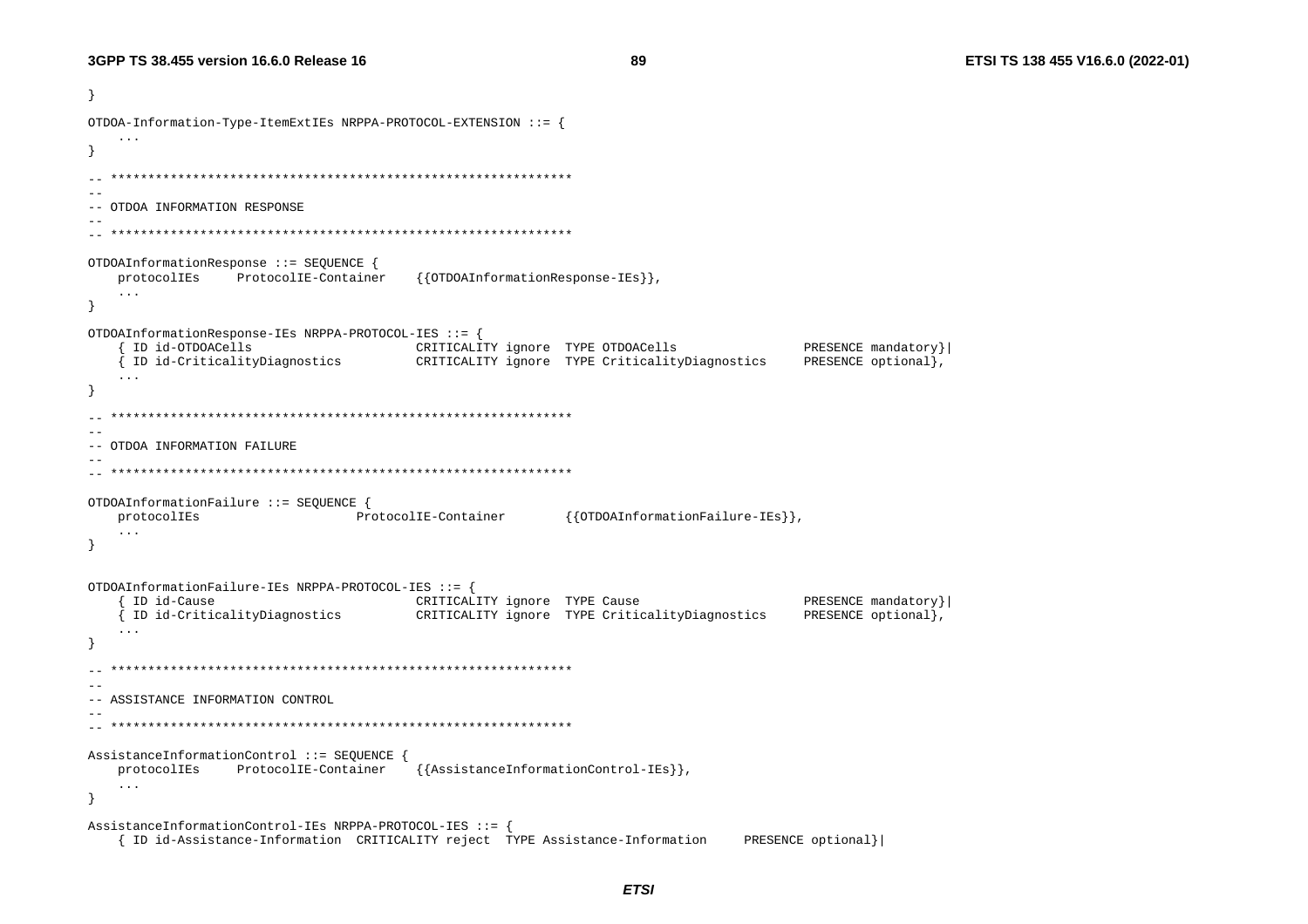```
}

OTDOA-Information-Type-ItemExtIEs NRPPA-PROTOCOL-EXTENSION ::= {
	...
}

-- **************************************************************
--
-- OTDOA INFORMATION RESPONSE
--
-- **************************************************************

OTDOAInformationResponse ::= SEQUENCE {
	protocolIEs		ProtocolIE-Container	{{OTDOAInformationResponse-IEs}},
	...
}

OTDOAInformationResponse-IEs NRPPA-PROTOCOL-IES ::= {
	{ ID id-OTDOACells					CRITICALITY ignore	TYPE OTDOACells					PRESENCE mandatory}|
	{ ID id-CriticalityDiagnostics		CRITICALITY ignore	TYPE CriticalityDiagnostics		PRESENCE optional},
	...
}

-- **************************************************************
--
-- OTDOA INFORMATION FAILURE
--
-- **************************************************************

OTDOAInformationFailure ::= SEQUENCE {
	protocolIEs					ProtocolIE-Container		{{OTDOAInformationFailure-IEs}},
	...
}


OTDOAInformationFailure-IEs NRPPA-PROTOCOL-IES ::= {
	{ ID id-Cause						CRITICALITY ignore	TYPE Cause						PRESENCE mandatory}|
	{ ID id-CriticalityDiagnostics		CRITICALITY ignore	TYPE CriticalityDiagnostics		PRESENCE optional},
	...
}

-- **************************************************************
--
-- ASSISTANCE INFORMATION CONTROL
--
-- **************************************************************

AssistanceInformationControl ::= SEQUENCE {
	protocolIEs		ProtocolIE-Container	{{AssistanceInformationControl-IEs}},
	...
}

AssistanceInformationControl-IEs NRPPA-PROTOCOL-IES ::= {
	{ ID id-Assistance-Information	CRITICALITY reject	TYPE Assistance-Information		PRESENCE optional}|
```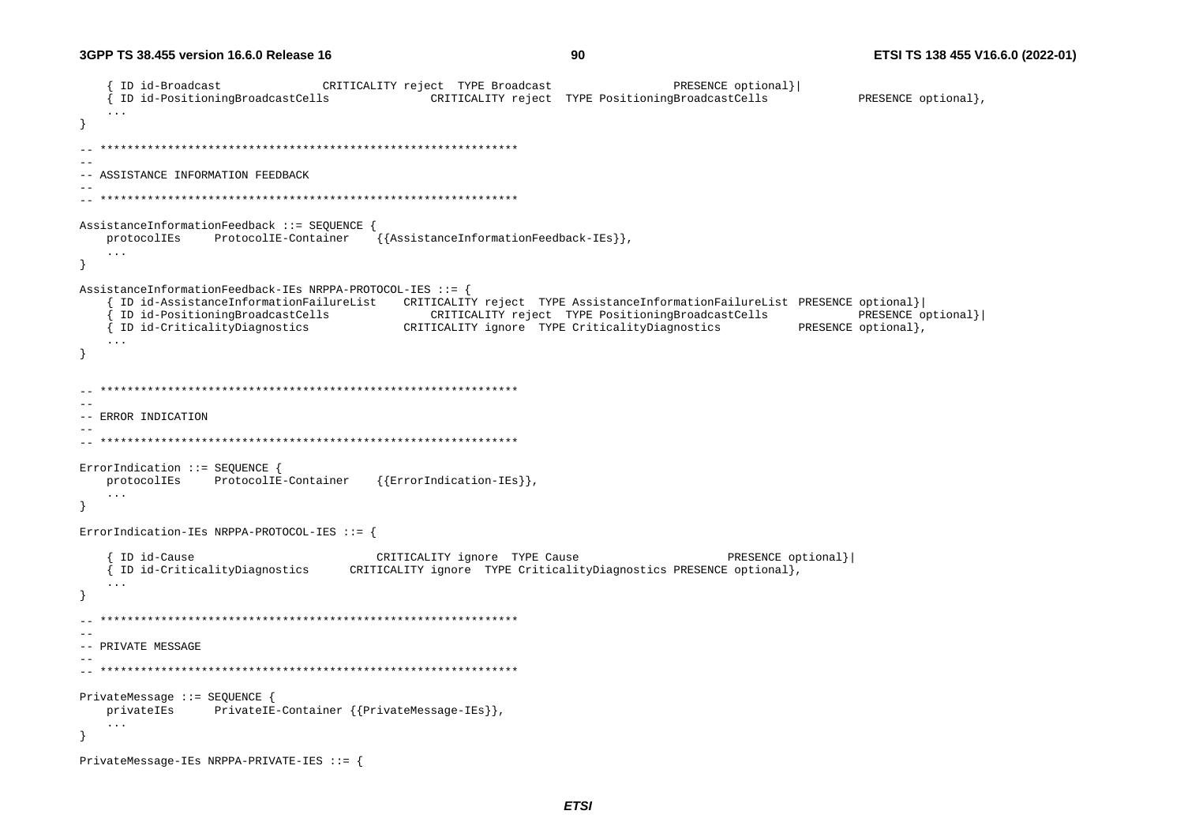```
	{ ID id-Broadcast				CRITICALITY reject	TYPE Broadcast					PRESENCE optional}|
	{ ID id-PositioningBroadcastCells				CRITICALITY reject	TYPE PositioningBroadcastCells				PRESENCE optional},
	...
}

-- **************************************************************
--
-- ASSISTANCE INFORMATION FEEDBACK
--
-- **************************************************************

AssistanceInformationFeedback ::= SEQUENCE {
	protocolIEs		ProtocolIE-Container		{{AssistanceInformationFeedback-IEs}},
	...
}

AssistanceInformationFeedback-IEs NRPPA-PROTOCOL-IES ::= {
	{ ID id-AssistanceInformationFailureList	CRITICALITY reject	TYPE AssistanceInformationFailureList	PRESENCE optional}|
	{ ID id-PositioningBroadcastCells				CRITICALITY reject	TYPE PositioningBroadcastCells				PRESENCE optional}|
	{ ID id-CriticalityDiagnostics				CRITICALITY ignore	TYPE CriticalityDiagnostics			PRESENCE optional},
	...
}


-- **************************************************************
--
-- ERROR INDICATION
--
-- **************************************************************

ErrorIndication ::= SEQUENCE {
	protocolIEs		ProtocolIE-Container		{{ErrorIndication-IEs}},
	...
}

ErrorIndication-IEs NRPPA-PROTOCOL-IES ::= {

	{ ID id-Cause					CRITICALITY ignore	TYPE Cause						PRESENCE optional}|
	{ ID id-CriticalityDiagnostics		CRITICALITY ignore	TYPE CriticalityDiagnostics PRESENCE optional},
	...
}

-- **************************************************************
--
-- PRIVATE MESSAGE
--
-- **************************************************************

PrivateMessage ::= SEQUENCE {
	privateIEs		PrivateIE-Container {{PrivateMessage-IEs}},
	...
}

PrivateMessage-IEs NRPPA-PRIVATE-IES ::= {
```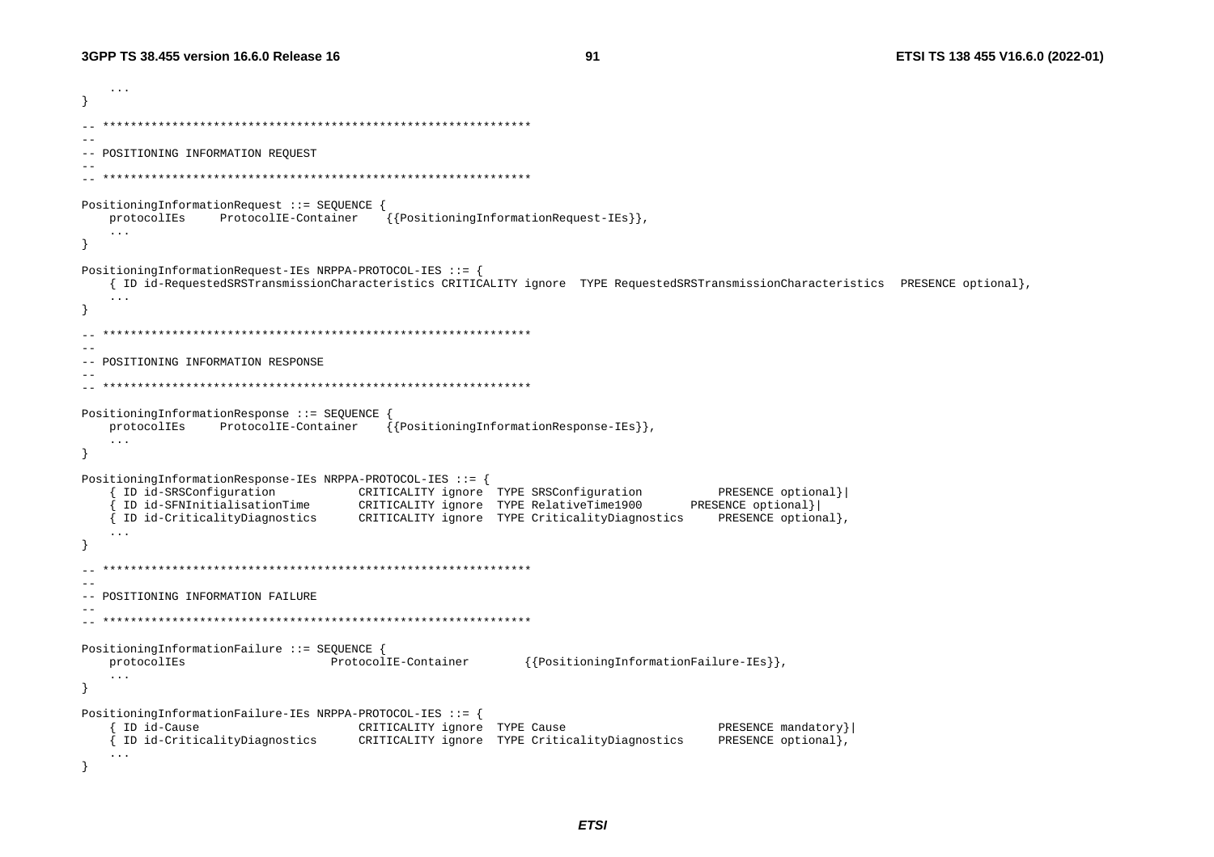```
	...
}

-- **************************************************************
--
-- POSITIONING INFORMATION REQUEST
--
-- **************************************************************

PositioningInformationRequest ::= SEQUENCE {
	protocolIEs		ProtocolIE-Container	{{PositioningInformationRequest-IEs}},
	...
}

PositioningInformationRequest-IEs NRPPA-PROTOCOL-IES ::= {
	{ ID id-RequestedSRSTransmissionCharacteristics CRITICALITY ignore  TYPE RequestedSRSTransmissionCharacteristics  PRESENCE optional},
	...
}

-- **************************************************************
--
-- POSITIONING INFORMATION RESPONSE
--
-- **************************************************************

PositioningInformationResponse ::= SEQUENCE {
	protocolIEs		ProtocolIE-Container	{{PositioningInformationResponse-IEs}},
	...
}

PositioningInformationResponse-IEs NRPPA-PROTOCOL-IES ::= {
	{ ID id-SRSConfiguration			CRITICALITY ignore	TYPE SRSConfiguration			PRESENCE optional}|
	{ ID id-SFNInitialisationTime		CRITICALITY ignore	TYPE RelativeTime1900		PRESENCE optional}|
	{ ID id-CriticalityDiagnostics		CRITICALITY ignore	TYPE CriticalityDiagnostics		PRESENCE optional},
	...
}

-- **************************************************************
--
-- POSITIONING INFORMATION FAILURE
--
-- **************************************************************

PositioningInformationFailure ::= SEQUENCE {
	protocolIEs						ProtocolIE-Container		{{PositioningInformationFailure-IEs}},
	...
}

PositioningInformationFailure-IEs NRPPA-PROTOCOL-IES ::= {
	{ ID id-Cause						CRITICALITY ignore	TYPE Cause						PRESENCE mandatory}|
	{ ID id-CriticalityDiagnostics		CRITICALITY ignore	TYPE CriticalityDiagnostics		PRESENCE optional},
	...
}
```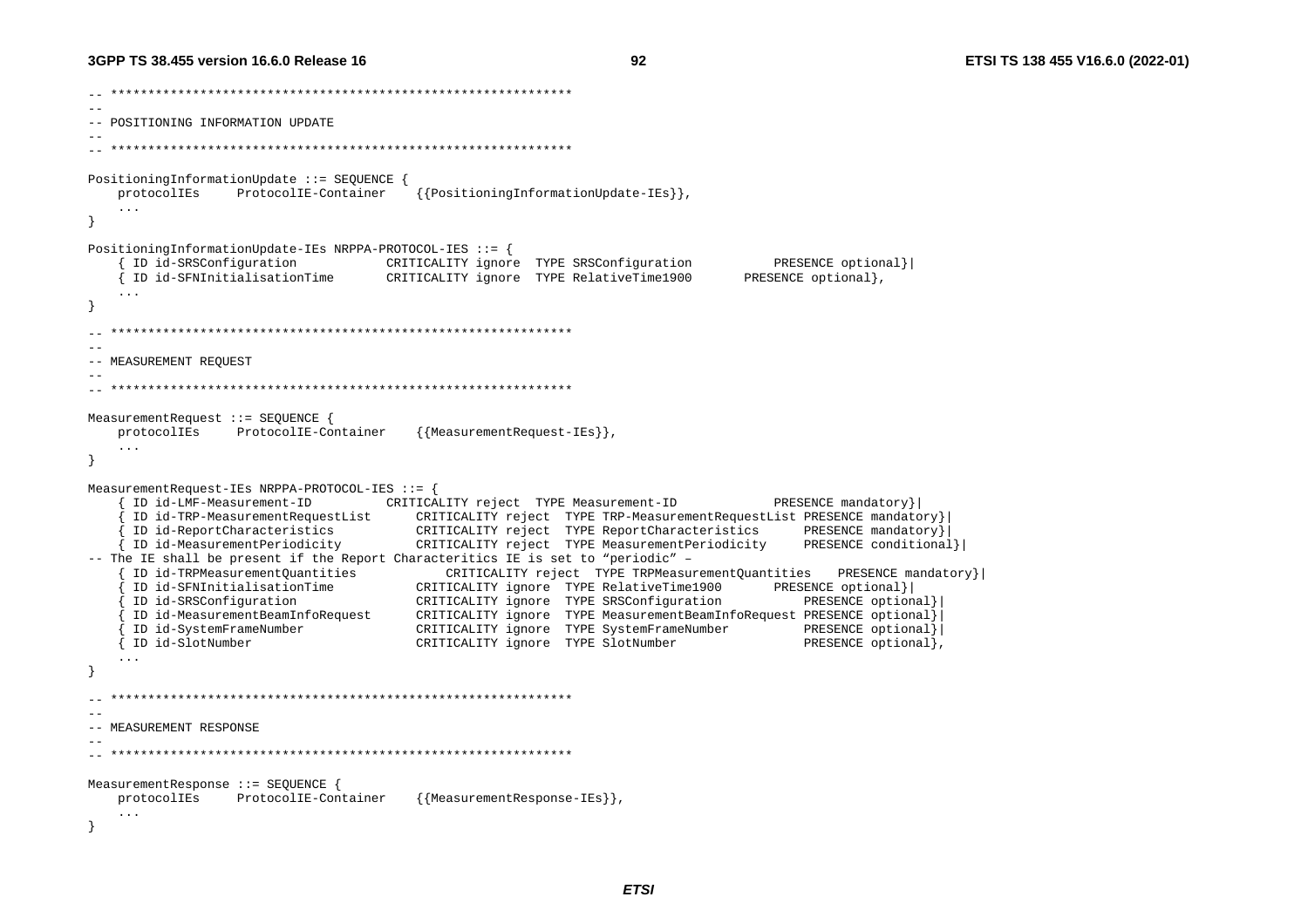```
-- **************************************************************
--
-- POSITIONING INFORMATION UPDATE
--
-- **************************************************************

PositioningInformationUpdate ::= SEQUENCE {
	protocolIEs		ProtocolIE-Container	{{PositioningInformationUpdate-IEs}},
	...
}

PositioningInformationUpdate-IEs NRPPA-PROTOCOL-IES ::= {
	{ ID id-SRSConfiguration			CRITICALITY ignore	TYPE SRSConfiguration			PRESENCE optional}|
	{ ID id-SFNInitialisationTime		CRITICALITY ignore	TYPE RelativeTime1900		PRESENCE optional},
	...
}

-- **************************************************************
--
-- MEASUREMENT REQUEST
--
-- **************************************************************

MeasurementRequest ::= SEQUENCE {
	protocolIEs		ProtocolIE-Container	{{MeasurementRequest-IEs}},
	...
}

MeasurementRequest-IEs NRPPA-PROTOCOL-IES ::= {
	{ ID id-LMF-Measurement-ID			CRITICALITY reject	TYPE Measurement-ID				PRESENCE mandatory}|
	{ ID id-TRP-MeasurementRequestList		CRITICALITY reject	TYPE TRP-MeasurementRequestList PRESENCE mandatory}|
	{ ID id-ReportCharacteristics			CRITICALITY reject	TYPE ReportCharacteristics		PRESENCE mandatory}|
	{ ID id-MeasurementPeriodicity			CRITICALITY reject	TYPE MeasurementPeriodicity		PRESENCE conditional}|
-- The IE shall be present if the Report Characteritics IE is set to "periodic" –
	{ ID id-TRPMeasurementQuantities			CRITICALITY reject	TYPE TRPMeasurementQuantities	PRESENCE mandatory}|
	{ ID id-SFNInitialisationTime			CRITICALITY ignore	TYPE RelativeTime1900		PRESENCE optional}|
	{ ID id-SRSConfiguration				CRITICALITY ignore	TYPE SRSConfiguration			PRESENCE optional}|
	{ ID id-MeasurementBeamInfoRequest		CRITICALITY ignore	TYPE MeasurementBeamInfoRequest PRESENCE optional}|
	{ ID id-SystemFrameNumber				CRITICALITY ignore	TYPE SystemFrameNumber			PRESENCE optional}|
	{ ID id-SlotNumber						CRITICALITY ignore	TYPE SlotNumber					PRESENCE optional},
	...
}

-- **************************************************************
--
-- MEASUREMENT RESPONSE
--
-- **************************************************************

MeasurementResponse ::= SEQUENCE {
	protocolIEs		ProtocolIE-Container	{{MeasurementResponse-IEs}},
	...
}
```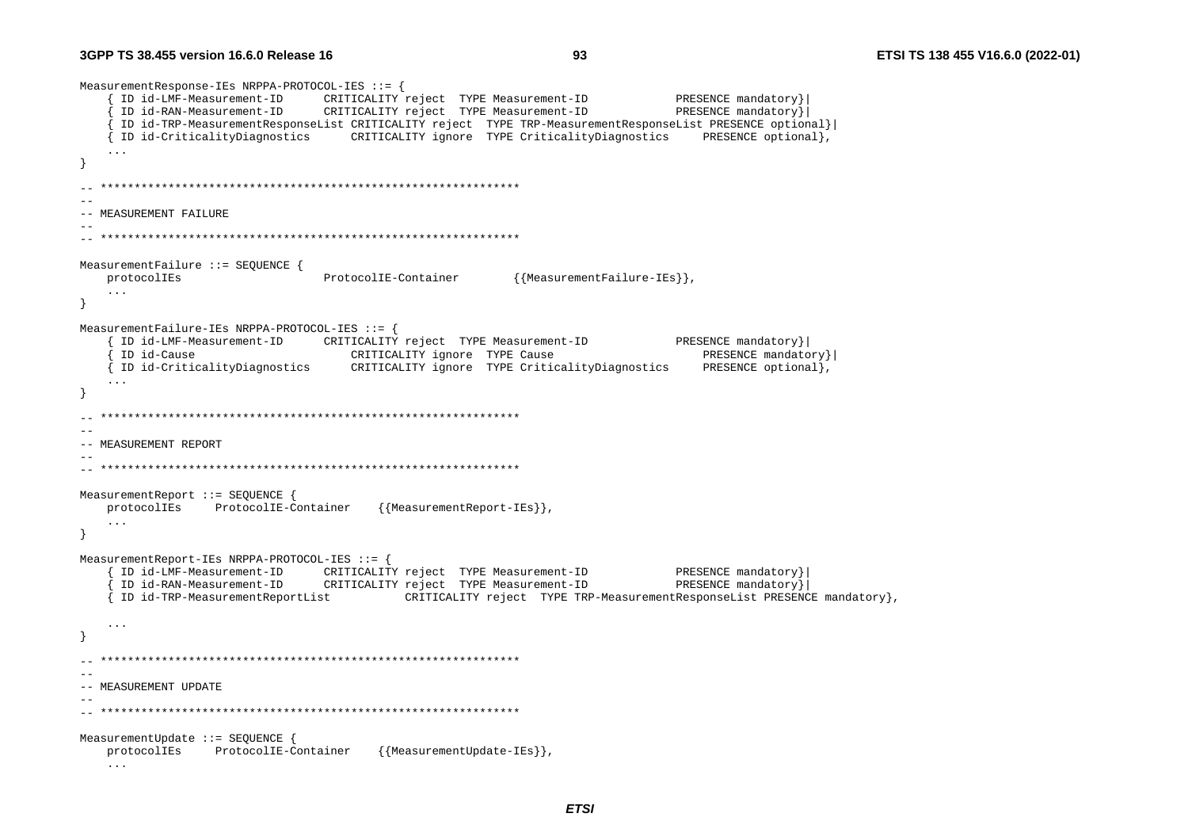```
MeasurementResponse-IEs NRPPA-PROTOCOL-IES ::= {
	{ ID id-LMF-Measurement-ID		CRITICALITY reject	TYPE Measurement-ID			PRESENCE mandatory}|
	{ ID id-RAN-Measurement-ID		CRITICALITY reject	TYPE Measurement-ID			PRESENCE mandatory}|
	{ ID id-TRP-MeasurementResponseList CRITICALITY reject	TYPE TRP-MeasurementResponseList PRESENCE optional}|
	{ ID id-CriticalityDiagnostics		CRITICALITY ignore	TYPE CriticalityDiagnostics		PRESENCE optional},
	...
}

-- **************************************************************
--
-- MEASUREMENT FAILURE
--
-- **************************************************************

MeasurementFailure ::= SEQUENCE {
	protocolIEs					ProtocolIE-Container		{{MeasurementFailure-IEs}},
	...
}

MeasurementFailure-IEs NRPPA-PROTOCOL-IES ::= {
	{ ID id-LMF-Measurement-ID		CRITICALITY reject	TYPE Measurement-ID			PRESENCE mandatory}|
	{ ID id-Cause					CRITICALITY ignore	TYPE Cause					PRESENCE mandatory}|
	{ ID id-CriticalityDiagnostics		CRITICALITY ignore	TYPE CriticalityDiagnostics		PRESENCE optional},
	...
}

-- **************************************************************
--
-- MEASUREMENT REPORT
--
-- **************************************************************

MeasurementReport ::= SEQUENCE {
	protocolIEs		ProtocolIE-Container		{{MeasurementReport-IEs}},
	...
}

MeasurementReport-IEs NRPPA-PROTOCOL-IES ::= {
	{ ID id-LMF-Measurement-ID		CRITICALITY reject	TYPE Measurement-ID			PRESENCE mandatory}|
	{ ID id-RAN-Measurement-ID		CRITICALITY reject	TYPE Measurement-ID			PRESENCE mandatory}|
	{ ID id-TRP-MeasurementReportList			CRITICALITY reject	TYPE TRP-MeasurementResponseList PRESENCE mandatory},

	...
}

-- **************************************************************
--
-- MEASUREMENT UPDATE
--
-- **************************************************************

MeasurementUpdate ::= SEQUENCE {
	protocolIEs		ProtocolIE-Container		{{MeasurementUpdate-IEs}},
	...
```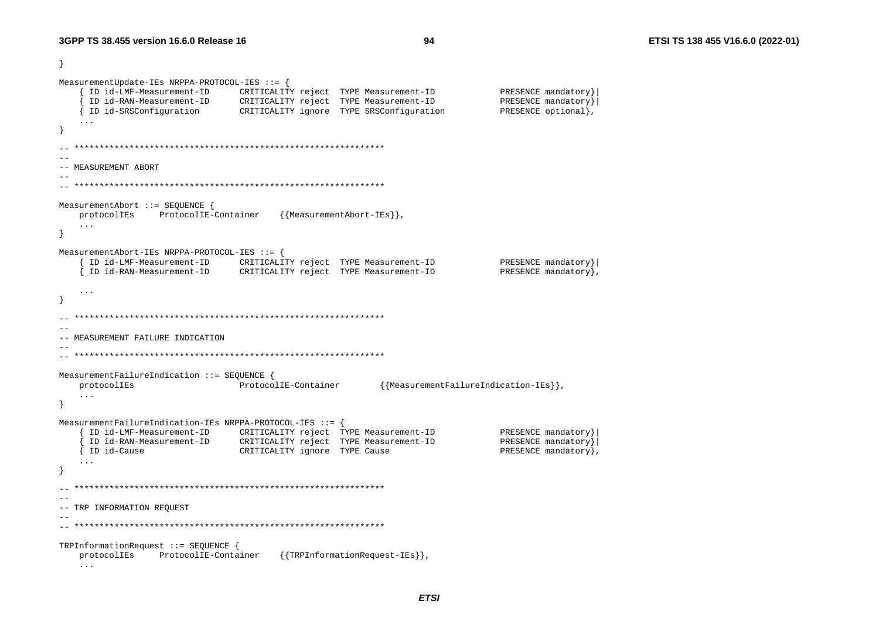```
}

MeasurementUpdate-IEs NRPPA-PROTOCOL-IES ::= {
	{ ID id-LMF-Measurement-ID		CRITICALITY reject	TYPE Measurement-ID				PRESENCE mandatory}|
	{ ID id-RAN-Measurement-ID		CRITICALITY reject	TYPE Measurement-ID				PRESENCE mandatory}|
	{ ID id-SRSConfiguration		CRITICALITY ignore	TYPE SRSConfiguration			PRESENCE optional},
	...
}

-- **************************************************************
--
-- MEASUREMENT ABORT
--
-- **************************************************************

MeasurementAbort ::= SEQUENCE {
	protocolIEs		ProtocolIE-Container	{{MeasurementAbort-IEs}},
	...
}

MeasurementAbort-IEs NRPPA-PROTOCOL-IES ::= {
	{ ID id-LMF-Measurement-ID		CRITICALITY reject	TYPE Measurement-ID				PRESENCE mandatory}|
	{ ID id-RAN-Measurement-ID		CRITICALITY reject	TYPE Measurement-ID				PRESENCE mandatory},

	...
}

-- **************************************************************
--
-- MEASUREMENT FAILURE INDICATION
--
-- **************************************************************

MeasurementFailureIndication ::= SEQUENCE {
	protocolIEs						ProtocolIE-Container		{{MeasurementFailureIndication-IEs}},
	...
}

MeasurementFailureIndication-IEs NRPPA-PROTOCOL-IES ::= {
	{ ID id-LMF-Measurement-ID		CRITICALITY reject	TYPE Measurement-ID				PRESENCE mandatory}|
	{ ID id-RAN-Measurement-ID		CRITICALITY reject	TYPE Measurement-ID				PRESENCE mandatory}|
	{ ID id-Cause					CRITICALITY ignore	TYPE Cause						PRESENCE mandatory},
	...
}

-- **************************************************************
--
-- TRP INFORMATION REQUEST
--
-- **************************************************************

TRPInformationRequest ::= SEQUENCE {
	protocolIEs		ProtocolIE-Container	{{TRPInformationRequest-IEs}},
	...
```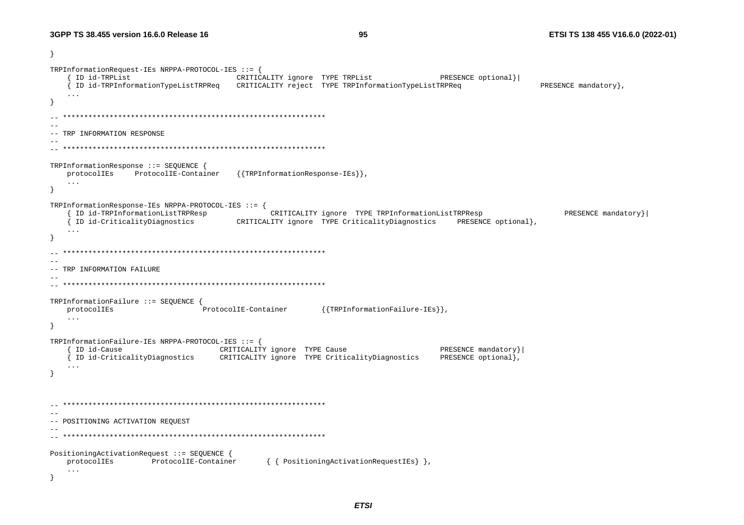```
}

TRPInformationRequest-IEs NRPPA-PROTOCOL-IES ::= {
	{ ID id-TRPList						CRITICALITY ignore	TYPE TRPList				PRESENCE optional}|
	{ ID id-TRPInformationTypeListTRPReq	CRITICALITY reject	TYPE TRPInformationTypeListTRPReq					PRESENCE mandatory},
	...
}

-- **************************************************************
--
-- TRP INFORMATION RESPONSE
--
-- **************************************************************

TRPInformationResponse ::= SEQUENCE {
	protocolIEs		ProtocolIE-Container	{{TRPInformationResponse-IEs}},
	...
}

TRPInformationResponse-IEs NRPPA-PROTOCOL-IES ::= {
	{ ID id-TRPInformationListTRPResp			CRITICALITY ignore	TYPE TRPInformationListTRPResp					PRESENCE mandatory}|
	{ ID id-CriticalityDiagnostics			CRITICALITY ignore	TYPE CriticalityDiagnostics		PRESENCE optional},
	...
}

-- **************************************************************
--
-- TRP INFORMATION FAILURE
--
-- **************************************************************

TRPInformationFailure ::= SEQUENCE {
	protocolIEs					ProtocolIE-Container		{{TRPInformationFailure-IEs}},
	...
}

TRPInformationFailure-IEs NRPPA-PROTOCOL-IES ::= {
	{ ID id-Cause						CRITICALITY ignore	TYPE Cause						PRESENCE mandatory}|
	{ ID id-CriticalityDiagnostics		CRITICALITY ignore	TYPE CriticalityDiagnostics		PRESENCE optional},
	...
}



-- **************************************************************
--
-- POSITIONING ACTIVATION REQUEST
--
-- **************************************************************

PositioningActivationRequest ::= SEQUENCE {
	protocolIEs			ProtocolIE-Container		{ { PositioningActivationRequestIEs} },
	...
}
```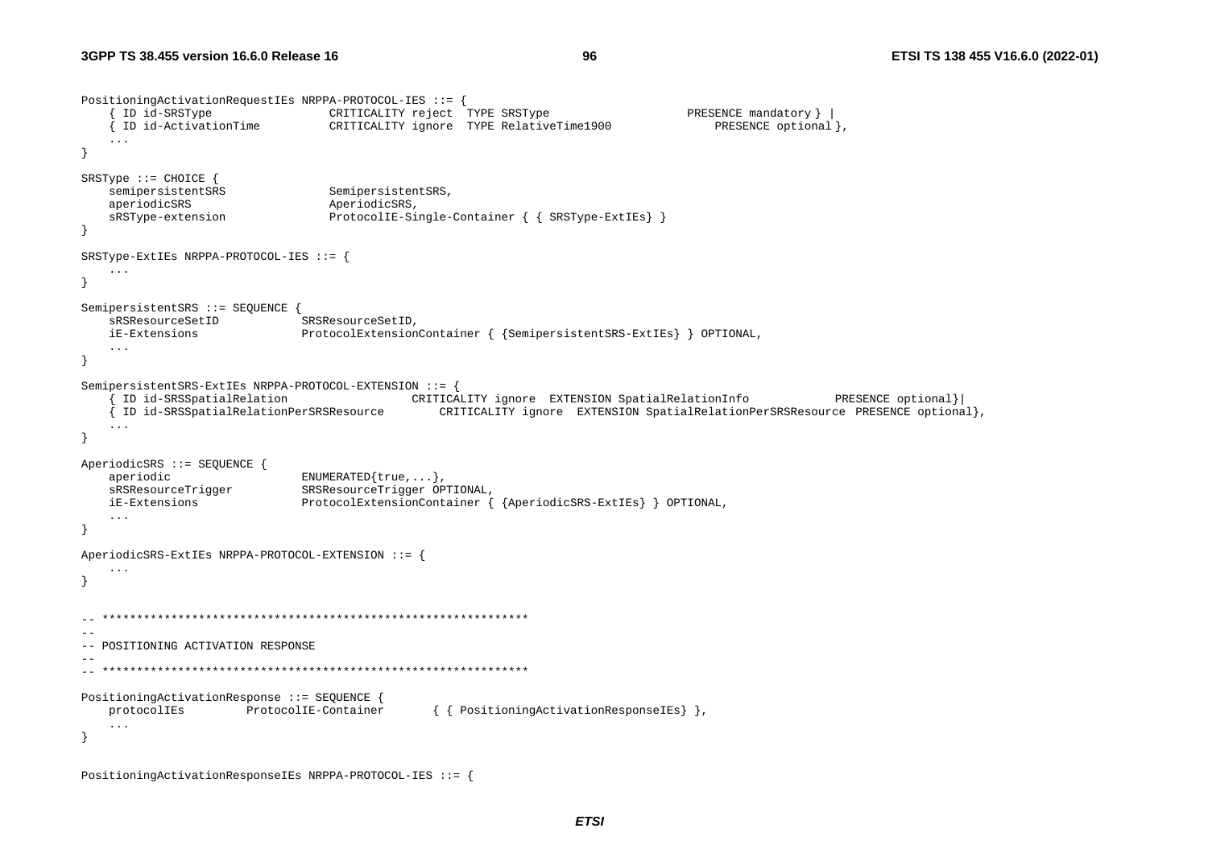```
PositioningActivationRequestIEs NRPPA-PROTOCOL-IES ::= {
	{ ID id-SRSType				CRITICALITY reject	TYPE SRSType				PRESENCE mandatory } |
	{ ID id-ActivationTime		CRITICALITY ignore	TYPE RelativeTime1900			PRESENCE optional },
	...
}

SRSType ::= CHOICE {
	semipersistentSRS			SemipersistentSRS,
	aperiodicSRS				AperiodicSRS,
	sRSType-extension			ProtocolIE-Single-Container { { SRSType-ExtIEs} }
}

SRSType-ExtIEs NRPPA-PROTOCOL-IES ::= {
	...
}

SemipersistentSRS ::= SEQUENCE {
	sRSResourceSetID		SRSResourceSetID,
	iE-Extensions			ProtocolExtensionContainer { {SemipersistentSRS-ExtIEs} } OPTIONAL,
	...
}

SemipersistentSRS-ExtIEs NRPPA-PROTOCOL-EXTENSION ::= {
	{ ID id-SRSSpatialRelation				CRITICALITY ignore	EXTENSION SpatialRelationInfo			PRESENCE optional}|
	{ ID id-SRSSpatialRelationPerSRSResource		CRITICALITY ignore	EXTENSION SpatialRelationPerSRSResource	PRESENCE optional},
	...
}

AperiodicSRS ::= SEQUENCE {
	aperiodic				ENUMERATED{true,...},
	sRSResourceTrigger		SRSResourceTrigger OPTIONAL,
	iE-Extensions			ProtocolExtensionContainer { {AperiodicSRS-ExtIEs} } OPTIONAL,
	...
}

AperiodicSRS-ExtIEs NRPPA-PROTOCOL-EXTENSION ::= {
	...
}


-- **************************************************************
--
-- POSITIONING ACTIVATION RESPONSE
--
-- **************************************************************

PositioningActivationResponse ::= SEQUENCE {
	protocolIEs		ProtocolIE-Container		{ { PositioningActivationResponseIEs} },
	...
}


PositioningActivationResponseIEs NRPPA-PROTOCOL-IES ::= {
```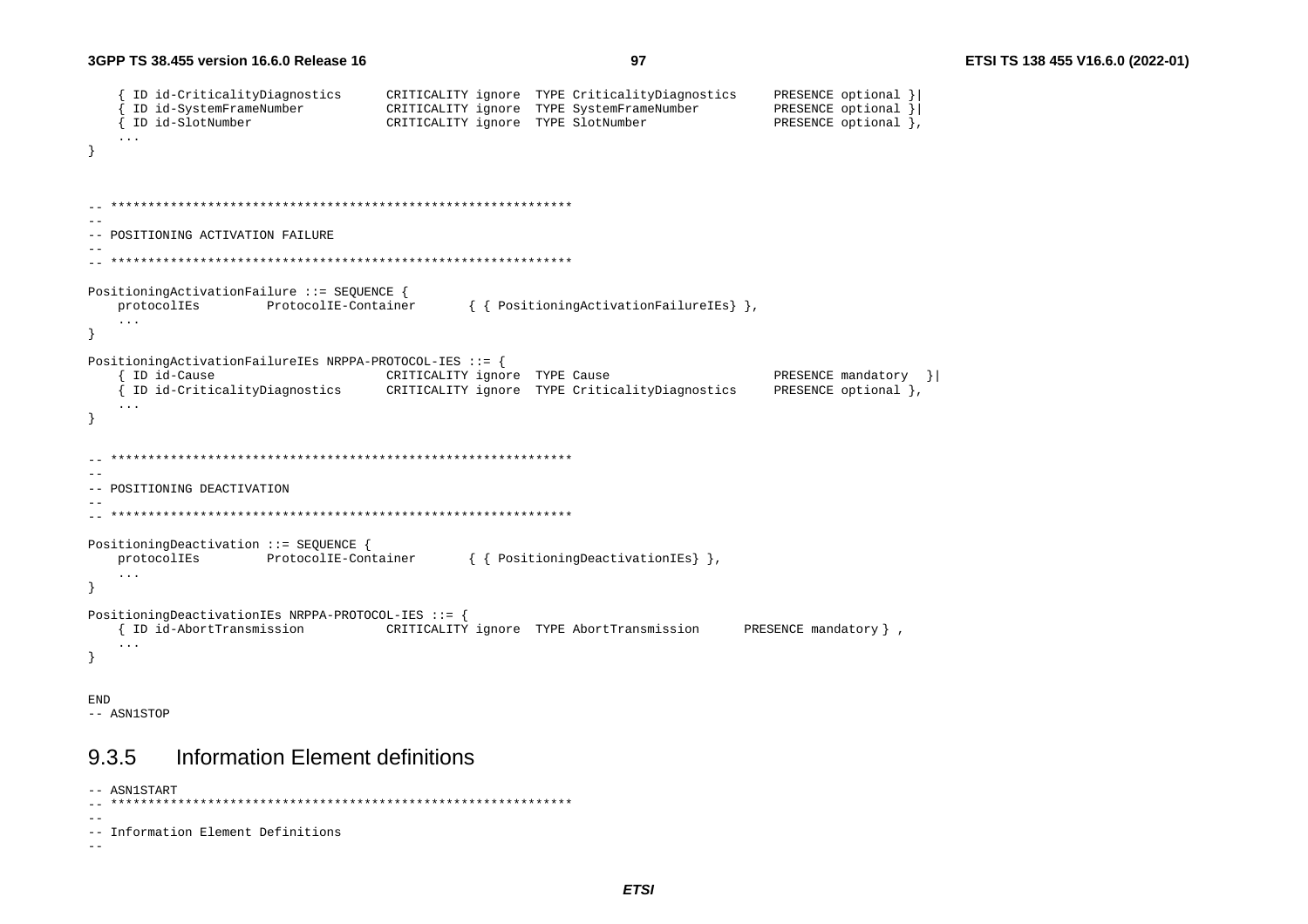```
	{ ID id-CriticalityDiagnostics		CRITICALITY ignore	TYPE CriticalityDiagnostics		PRESENCE optional }|
	{ ID id-SystemFrameNumber			CRITICALITY ignore	TYPE SystemFrameNumber			PRESENCE optional }|
	{ ID id-SlotNumber					CRITICALITY ignore	TYPE SlotNumber					PRESENCE optional },
	...
}


-- **************************************************************
--
-- POSITIONING ACTIVATION FAILURE
--
-- **************************************************************

PositioningActivationFailure ::= SEQUENCE {
	protocolIEs			ProtocolIE-Container		{ { PositioningActivationFailureIEs} },
	...
}

PositioningActivationFailureIEs NRPPA-PROTOCOL-IES ::= {
	{ ID id-Cause						CRITICALITY ignore	TYPE Cause						PRESENCE mandatory	}|
	{ ID id-CriticalityDiagnostics		CRITICALITY ignore	TYPE CriticalityDiagnostics		PRESENCE optional },
	...
}


-- **************************************************************
--
-- POSITIONING DEACTIVATION
--
-- **************************************************************

PositioningDeactivation ::= SEQUENCE {
	protocolIEs			ProtocolIE-Container		{ { PositioningDeactivationIEs} },
	...
}

PositioningDeactivationIEs NRPPA-PROTOCOL-IES ::= {
	{ ID id-AbortTransmission			CRITICALITY ignore	TYPE AbortTransmission		PRESENCE mandatory } ,
	...
}


END
-- ASN1STOP
```

### 9.3.5 Information Element definitions

```
-- ASN1START
-- **************************************************************
--
-- Information Element Definitions
--
```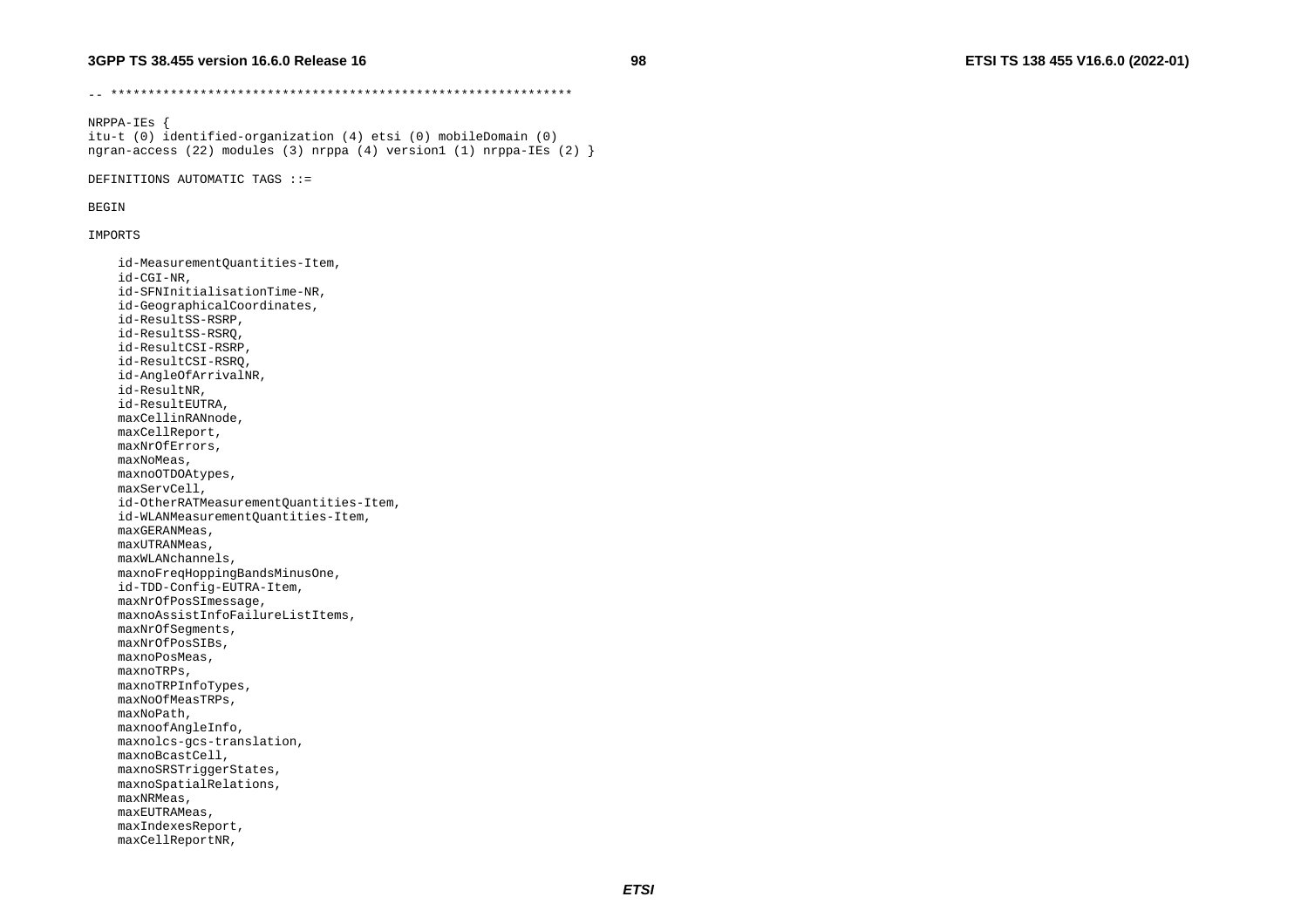```
-- **************************************************************

NRPPA-IEs {
itu-t (0) identified-organization (4) etsi (0) mobileDomain (0)
ngran-access (22) modules (3) nrppa (4) version1 (1) nrppa-IEs (2) }

DEFINITIONS AUTOMATIC TAGS ::=

BEGIN

IMPORTS

    id-MeasurementQuantities-Item,
    id-CGI-NR,
    id-SFNInitialisationTime-NR,
    id-GeographicalCoordinates,
    id-ResultSS-RSRP,
    id-ResultSS-RSRQ,
    id-ResultCSI-RSRP,
    id-ResultCSI-RSRQ,
    id-AngleOfArrivalNR,
    id-ResultNR,
    id-ResultEUTRA,
    maxCellinRANnode,
    maxCellReport,
    maxNrOfErrors,
    maxNoMeas,
    maxnoOTDOAtypes,
    maxServCell,
    id-OtherRATMeasurementQuantities-Item,
    id-WLANMeasurementQuantities-Item,
    maxGERANMeas,
    maxUTRANMeas,
    maxWLANchannels,
    maxnoFreqHoppingBandsMinusOne,
    id-TDD-Config-EUTRA-Item,
    maxNrOfPosSImessage,
    maxnoAssistInfoFailureListItems,
    maxNrOfSegments,
    maxNrOfPosSIBs,
    maxnoPosMeas,
    maxnoTRPs,
    maxnoTRPInfoTypes,
    maxNoOfMeasTRPs,
    maxNoPath,
    maxnoofAngleInfo,
    maxnolcs-gcs-translation,
    maxnoBcastCell,
    maxnoSRSTriggerStates,
    maxnoSpatialRelations,
    maxNRMeas,
    maxEUTRAMeas,
    maxIndexesReport,
    maxCellReportNR,
```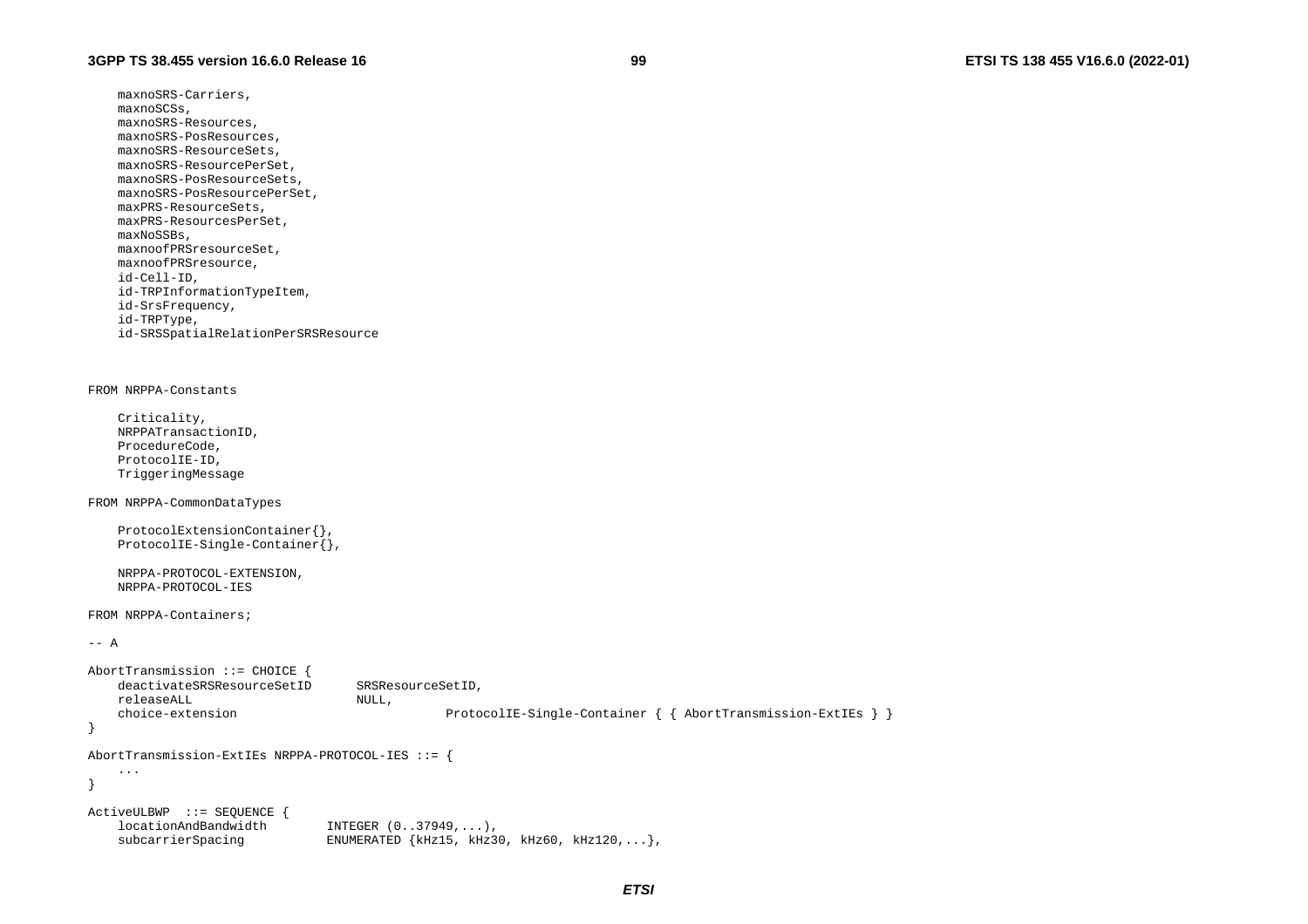```
    maxnoSRS-Carriers,
    maxnoSCSs,
    maxnoSRS-Resources,
    maxnoSRS-PosResources,
    maxnoSRS-ResourceSets,
    maxnoSRS-ResourcePerSet,
    maxnoSRS-PosResourceSets,
    maxnoSRS-PosResourcePerSet,
    maxPRS-ResourceSets,
    maxPRS-ResourcesPerSet,
    maxNoSSBs,
    maxnoofPRSresourceSet,
    maxnoofPRSresource,
    id-Cell-ID,
    id-TRPInformationTypeItem,
    id-SrsFrequency,
    id-TRPType,
    id-SRSSpatialRelationPerSRSResource


FROM NRPPA-Constants

    Criticality,
    NRPPATransactionID,
    ProcedureCode,
    ProtocolIE-ID,
    TriggeringMessage

FROM NRPPA-CommonDataTypes

    ProtocolExtensionContainer{},
    ProtocolIE-Single-Container{},

    NRPPA-PROTOCOL-EXTENSION,
    NRPPA-PROTOCOL-IES

FROM NRPPA-Containers;

-- A

AbortTransmission ::= CHOICE {
    deactivateSRSResourceSetID      SRSResourceSetID,
    releaseALL                      NULL,
    choice-extension                            ProtocolIE-Single-Container { { AbortTransmission-ExtIEs } }
}

AbortTransmission-ExtIEs NRPPA-PROTOCOL-IES ::= {
    ...
}

ActiveULBWP  ::= SEQUENCE {
    locationAndBandwidth        INTEGER (0..37949,...),
    subcarrierSpacing           ENUMERATED {kHz15, kHz30, kHz60, kHz120,...},
```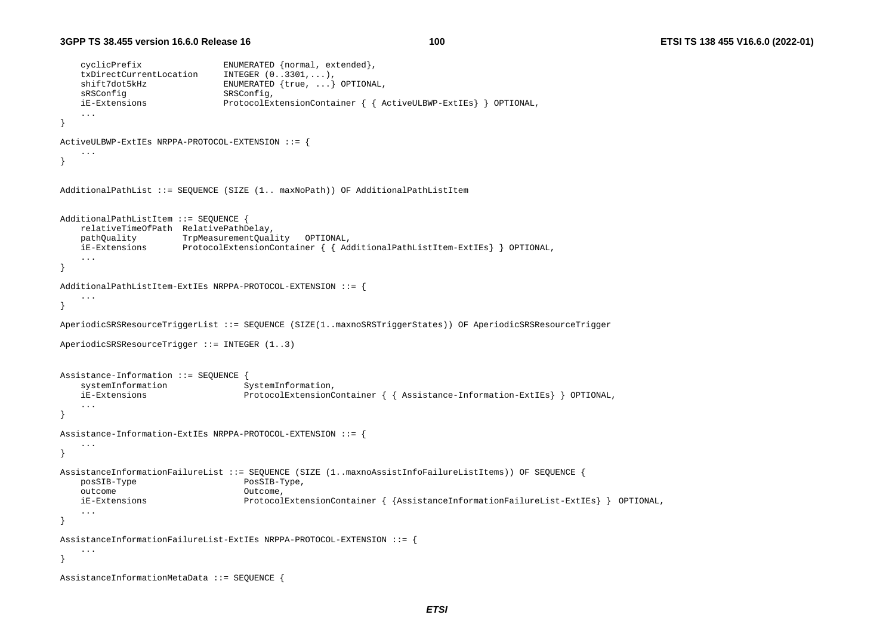```
    cyclicPrefix                ENUMERATED {normal, extended},
    txDirectCurrentLocation     INTEGER (0..3301,...),
    shift7dot5kHz               ENUMERATED {true, ...} OPTIONAL,
    sRSConfig                   SRSConfig,
    iE-Extensions               ProtocolExtensionContainer { { ActiveULBWP-ExtIEs} } OPTIONAL,
    ...
}

ActiveULBWP-ExtIEs NRPPA-PROTOCOL-EXTENSION ::= {
    ...
}


AdditionalPathList ::= SEQUENCE (SIZE (1.. maxNoPath)) OF AdditionalPathListItem


AdditionalPathListItem ::= SEQUENCE {
    relativeTimeOfPath  RelativePathDelay,
    pathQuality         TrpMeasurementQuality   OPTIONAL,
    iE-Extensions       ProtocolExtensionContainer { { AdditionalPathListItem-ExtIEs} } OPTIONAL,
    ...
}

AdditionalPathListItem-ExtIEs NRPPA-PROTOCOL-EXTENSION ::= {
    ...
}

AperiodicSRSResourceTriggerList ::= SEQUENCE (SIZE(1..maxnoSRSTriggerStates)) OF AperiodicSRSResourceTrigger

AperiodicSRSResourceTrigger ::= INTEGER (1..3)


Assistance-Information ::= SEQUENCE {
    systemInformation               SystemInformation,
    iE-Extensions                   ProtocolExtensionContainer { { Assistance-Information-ExtIEs} } OPTIONAL,
    ...
}

Assistance-Information-ExtIEs NRPPA-PROTOCOL-EXTENSION ::= {
    ...
}

AssistanceInformationFailureList ::= SEQUENCE (SIZE (1..maxnoAssistInfoFailureListItems)) OF SEQUENCE {
    posSIB-Type                     PosSIB-Type,
    outcome                         Outcome,
    iE-Extensions                   ProtocolExtensionContainer { {AssistanceInformationFailureList-ExtIEs} }  OPTIONAL,
    ...
}

AssistanceInformationFailureList-ExtIEs NRPPA-PROTOCOL-EXTENSION ::= {
    ...
}

AssistanceInformationMetaData ::= SEQUENCE {
```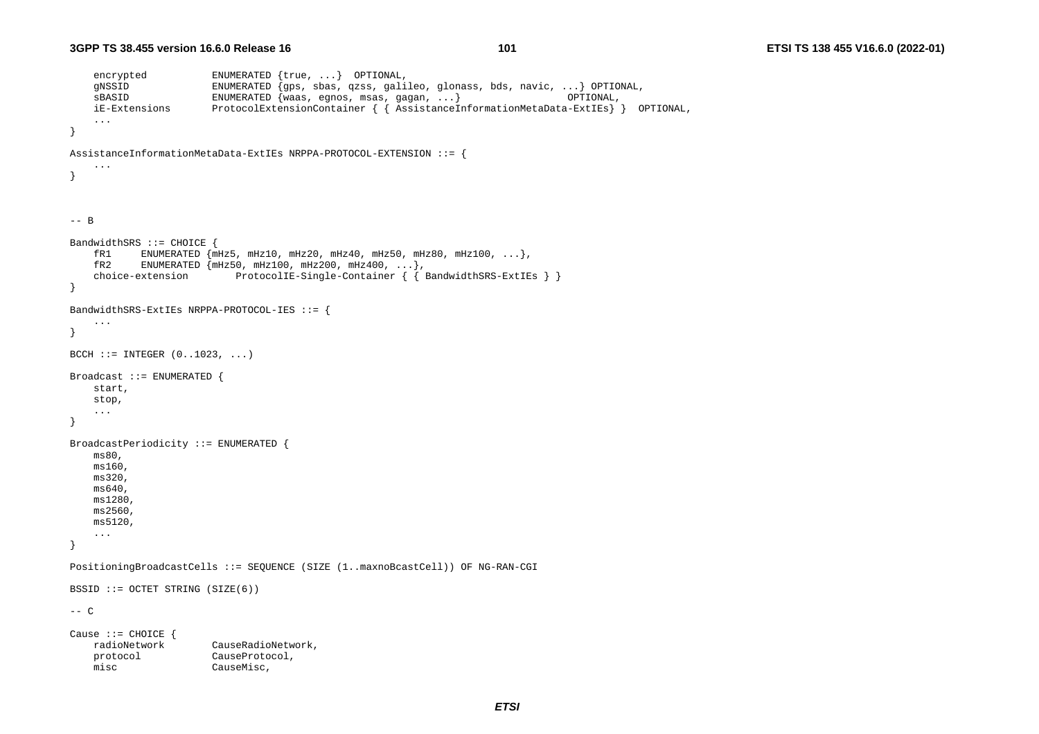```
    encrypted           ENUMERATED {true, ...}  OPTIONAL,
    gNSSID              ENUMERATED {gps, sbas, qzss, galileo, glonass, bds, navic, ...} OPTIONAL,
    sBASID              ENUMERATED {waas, egnos, msas, gagan, ...}                  OPTIONAL,
    iE-Extensions       ProtocolExtensionContainer { { AssistanceInformationMetaData-ExtIEs} }  OPTIONAL,
    ...
}

AssistanceInformationMetaData-ExtIEs NRPPA-PROTOCOL-EXTENSION ::= {
    ...
}



-- B

BandwidthSRS ::= CHOICE {
    fR1     ENUMERATED {mHz5, mHz10, mHz20, mHz40, mHz50, mHz80, mHz100, ...},
    fR2     ENUMERATED {mHz50, mHz100, mHz200, mHz400, ...},
    choice-extension        ProtocolIE-Single-Container { { BandwidthSRS-ExtIEs } }
}

BandwidthSRS-ExtIEs NRPPA-PROTOCOL-IES ::= {
    ...
}

BCCH ::= INTEGER (0..1023, ...)

Broadcast ::= ENUMERATED {
    start,
    stop,
    ...
}

BroadcastPeriodicity ::= ENUMERATED {
    ms80,
    ms160,
    ms320,
    ms640,
    ms1280,
    ms2560,
    ms5120,
    ...
}

PositioningBroadcastCells ::= SEQUENCE (SIZE (1..maxnoBcastCell)) OF NG-RAN-CGI

BSSID ::= OCTET STRING (SIZE(6))

-- C

Cause ::= CHOICE {
    radioNetwork        CauseRadioNetwork,
    protocol            CauseProtocol,
    misc                CauseMisc,
```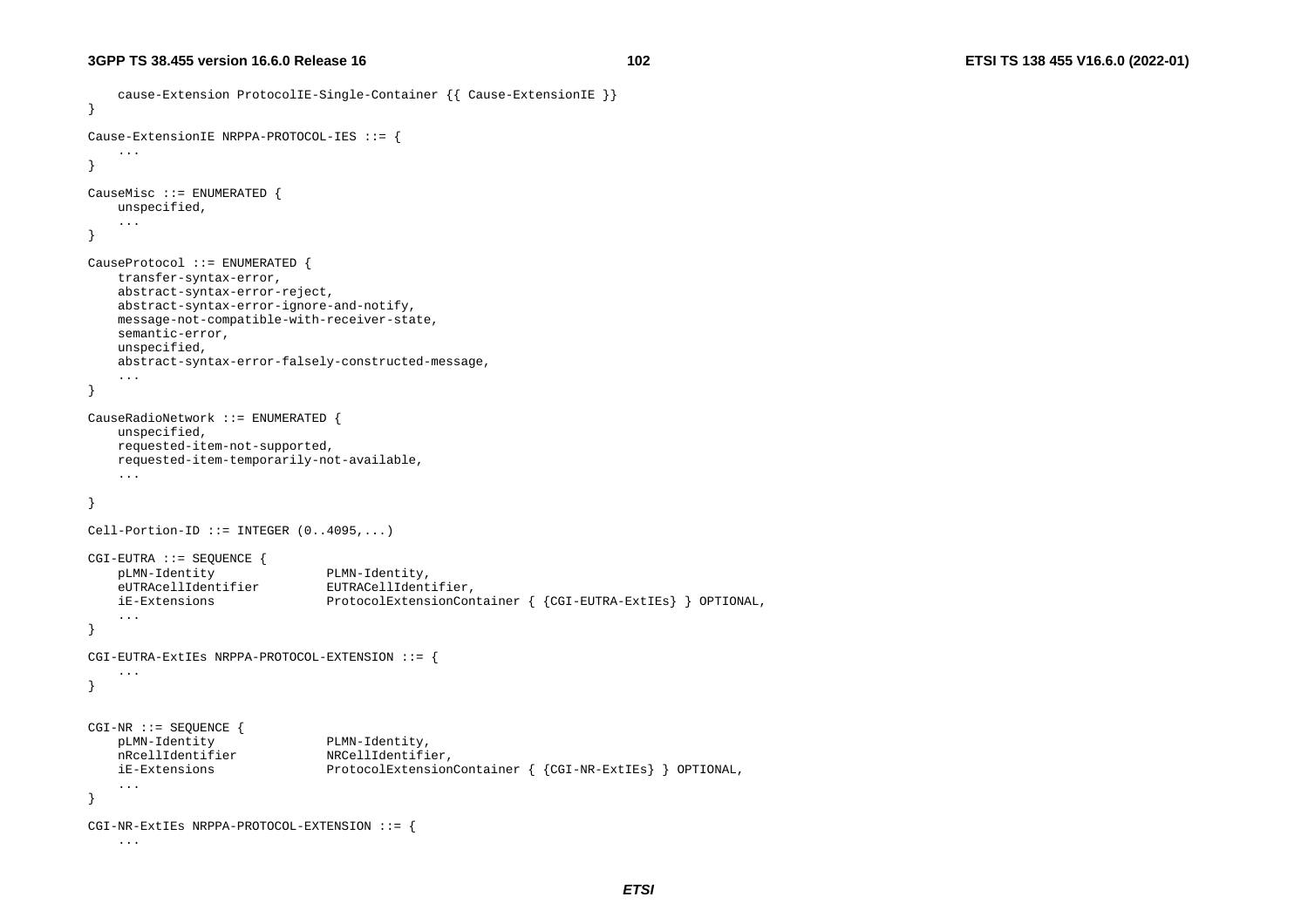```
	cause-Extension	ProtocolIE-Single-Container {{ Cause-ExtensionIE }}
}

Cause-ExtensionIE NRPPA-PROTOCOL-IES ::= {
	...
}

CauseMisc ::= ENUMERATED {
	unspecified,
	...
}

CauseProtocol ::= ENUMERATED {
	transfer-syntax-error,
	abstract-syntax-error-reject,
	abstract-syntax-error-ignore-and-notify,
	message-not-compatible-with-receiver-state,
	semantic-error,
	unspecified,
	abstract-syntax-error-falsely-constructed-message,
	...
}

CauseRadioNetwork ::= ENUMERATED {
	unspecified,
	requested-item-not-supported,
	requested-item-temporarily-not-available,
	...

}

Cell-Portion-ID ::= INTEGER (0..4095,...)

CGI-EUTRA ::= SEQUENCE {
	pLMN-Identity				PLMN-Identity,
	eUTRAcellIdentifier			EUTRACellIdentifier,
	iE-Extensions				ProtocolExtensionContainer { {CGI-EUTRA-ExtIEs} } OPTIONAL,
	...
}

CGI-EUTRA-ExtIEs NRPPA-PROTOCOL-EXTENSION ::= {
	...
}


CGI-NR ::= SEQUENCE {
	pLMN-Identity				PLMN-Identity,
	nRcellIdentifier			NRCellIdentifier,
	iE-Extensions				ProtocolExtensionContainer { {CGI-NR-ExtIEs} } OPTIONAL,
	...
}

CGI-NR-ExtIEs NRPPA-PROTOCOL-EXTENSION ::= {
	...
```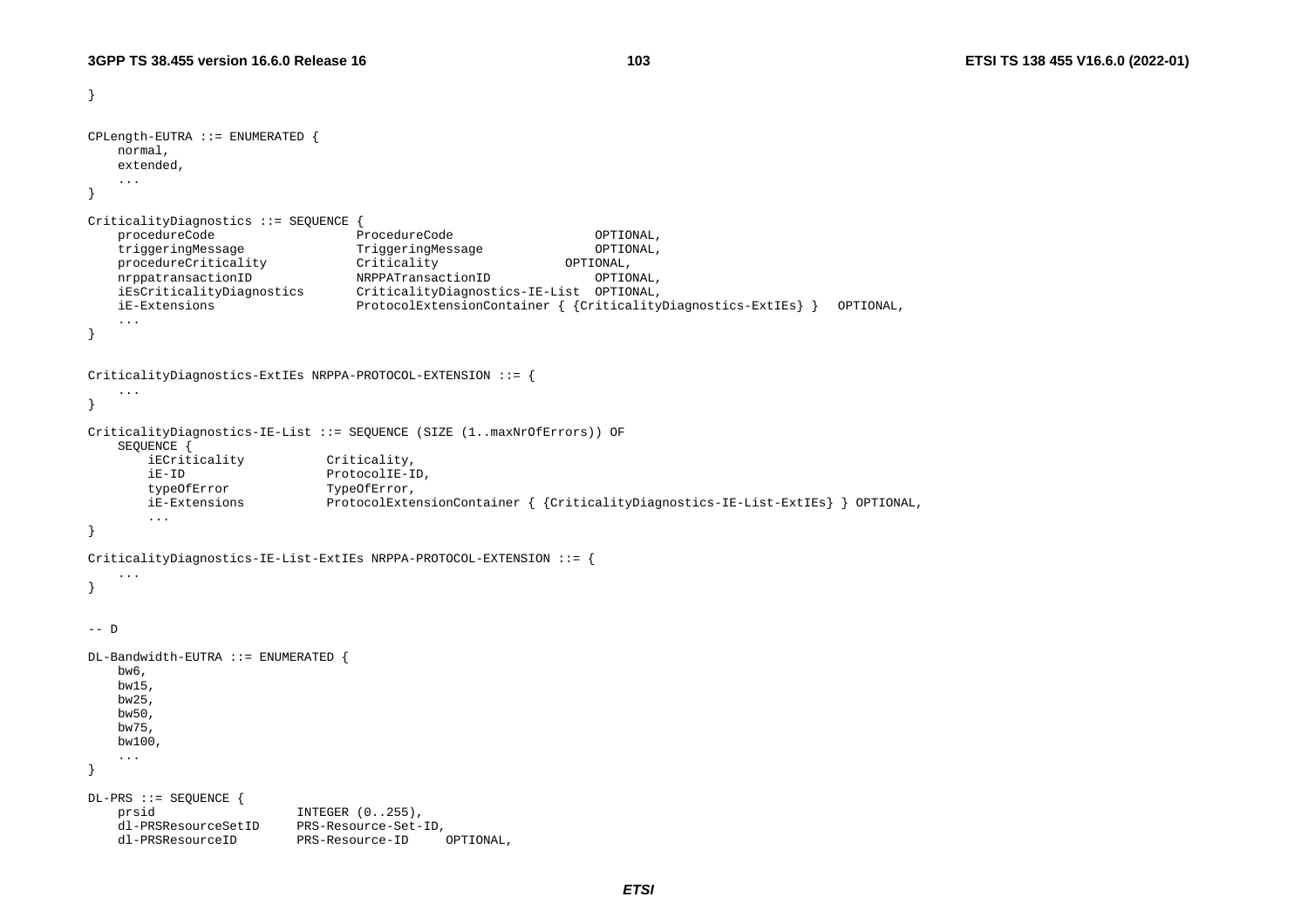```
}

CPLength-EUTRA ::= ENUMERATED {
    normal,
    extended,
    ...
}

CriticalityDiagnostics ::= SEQUENCE {
    procedureCode                   ProcedureCode                   OPTIONAL,
    triggeringMessage               TriggeringMessage               OPTIONAL,
    procedureCriticality            Criticality                 OPTIONAL,
    nrppatransactionID              NRPPATransactionID              OPTIONAL,
    iEsCriticalityDiagnostics       CriticalityDiagnostics-IE-List  OPTIONAL,
    iE-Extensions                   ProtocolExtensionContainer { {CriticalityDiagnostics-ExtIEs} }   OPTIONAL,
    ...
}


CriticalityDiagnostics-ExtIEs NRPPA-PROTOCOL-EXTENSION ::= {
    ...
}

CriticalityDiagnostics-IE-List ::= SEQUENCE (SIZE (1..maxNrOfErrors)) OF
    SEQUENCE {
        iECriticality           Criticality,
        iE-ID                   ProtocolIE-ID,
        typeOfError             TypeOfError,
        iE-Extensions           ProtocolExtensionContainer { {CriticalityDiagnostics-IE-List-ExtIEs} } OPTIONAL,
        ...
}

CriticalityDiagnostics-IE-List-ExtIEs NRPPA-PROTOCOL-EXTENSION ::= {
    ...
}


-- D

DL-Bandwidth-EUTRA ::= ENUMERATED {
    bw6,
    bw15,
    bw25,
    bw50,
    bw75,
    bw100,
    ...
}

DL-PRS ::= SEQUENCE {
    prsid                   INTEGER (0..255),
    dl-PRSResourceSetID     PRS-Resource-Set-ID,
    dl-PRSResourceID        PRS-Resource-ID     OPTIONAL,
```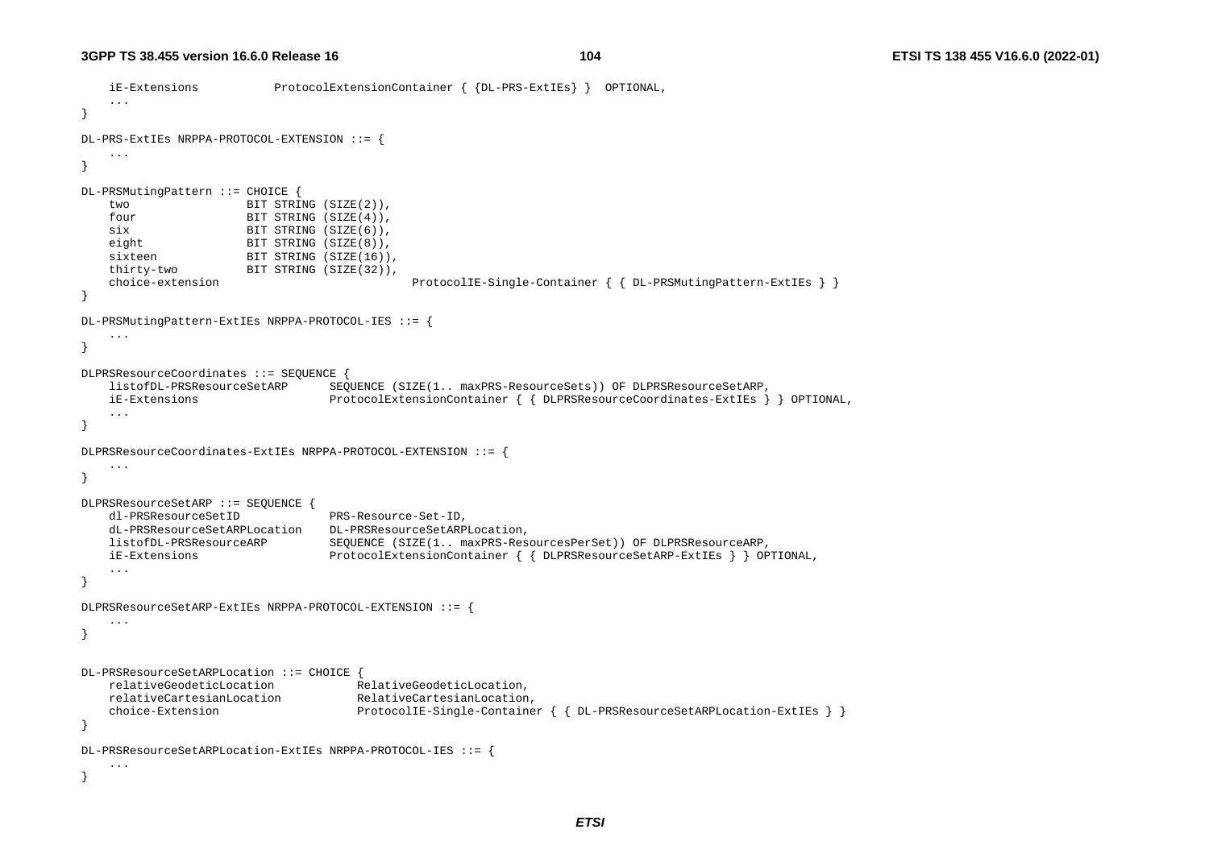```
	iE-Extensions			ProtocolExtensionContainer { {DL-PRS-ExtIEs} }	OPTIONAL,
	...
}

DL-PRS-ExtIEs NRPPA-PROTOCOL-EXTENSION ::= {
	...
}

DL-PRSMutingPattern ::= CHOICE {
	two				BIT STRING (SIZE(2)),
	four				BIT STRING (SIZE(4)),
	six				BIT STRING (SIZE(6)),
	eight				BIT STRING (SIZE(8)),
	sixteen			BIT STRING (SIZE(16)),
	thirty-two		BIT STRING (SIZE(32)),
	choice-extension						ProtocolIE-Single-Container { { DL-PRSMutingPattern-ExtIEs } }
}

DL-PRSMutingPattern-ExtIEs NRPPA-PROTOCOL-IES ::= {
	...
}

DLPRSResourceCoordinates ::= SEQUENCE {
	listofDL-PRSResourceSetARP		SEQUENCE (SIZE(1.. maxPRS-ResourceSets)) OF DLPRSResourceSetARP,
	iE-Extensions					ProtocolExtensionContainer { { DLPRSResourceCoordinates-ExtIEs } } OPTIONAL,
	...
}

DLPRSResourceCoordinates-ExtIEs NRPPA-PROTOCOL-EXTENSION ::= {
	...
}

DLPRSResourceSetARP ::= SEQUENCE {
	dl-PRSResourceSetID				PRS-Resource-Set-ID,
	dL-PRSResourceSetARPLocation	DL-PRSResourceSetARPLocation,
	listofDL-PRSResourceARP			SEQUENCE (SIZE(1.. maxPRS-ResourcesPerSet)) OF DLPRSResourceARP,
	iE-Extensions					ProtocolExtensionContainer { { DLPRSResourceSetARP-ExtIEs } } OPTIONAL,
	...
}

DLPRSResourceSetARP-ExtIEs NRPPA-PROTOCOL-EXTENSION ::= {
	...
}


DL-PRSResourceSetARPLocation ::= CHOICE {
	relativeGeodeticLocation			RelativeGeodeticLocation,
	relativeCartesianLocation			RelativeCartesianLocation,
	choice-Extension					ProtocolIE-Single-Container { { DL-PRSResourceSetARPLocation-ExtIEs } }
}

DL-PRSResourceSetARPLocation-ExtIEs NRPPA-PROTOCOL-IES ::= {
	...
}
```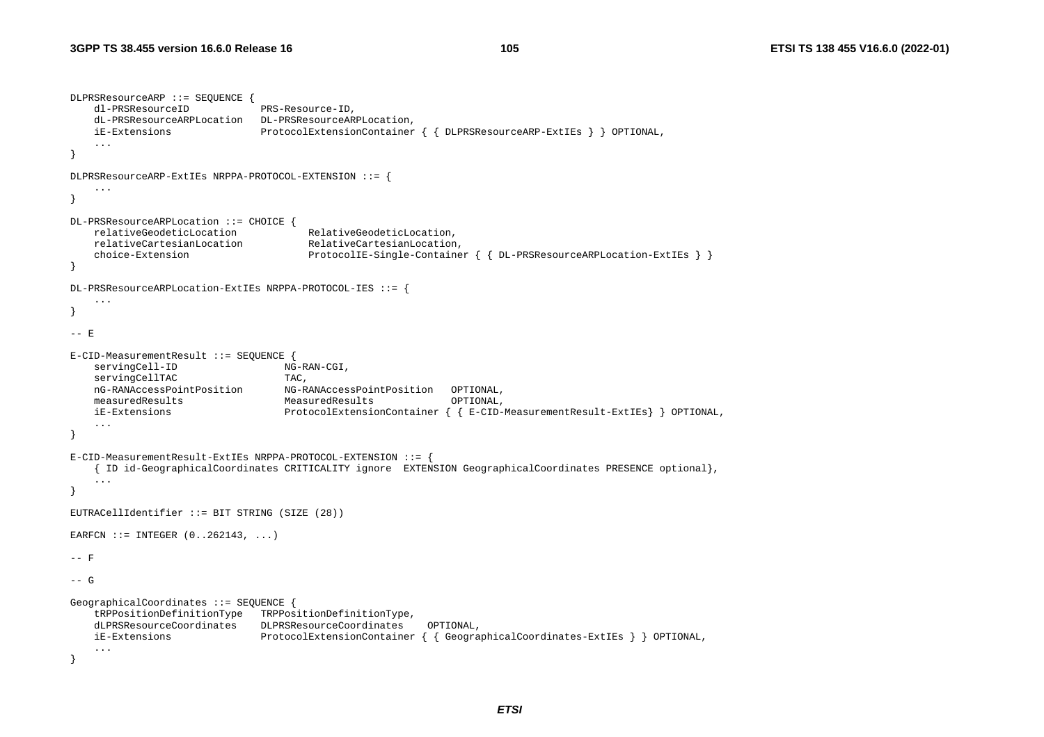```
DLPRSResourceARP ::= SEQUENCE {
    dl-PRSResourceID            PRS-Resource-ID,
    dL-PRSResourceARPLocation   DL-PRSResourceARPLocation,
    iE-Extensions               ProtocolExtensionContainer { { DLPRSResourceARP-ExtIEs } } OPTIONAL,
    ...
}

DLPRSResourceARP-ExtIEs NRPPA-PROTOCOL-EXTENSION ::= {
    ...
}

DL-PRSResourceARPLocation ::= CHOICE {
    relativeGeodeticLocation            RelativeGeodeticLocation,
    relativeCartesianLocation           RelativeCartesianLocation,
    choice-Extension                    ProtocolIE-Single-Container { { DL-PRSResourceARPLocation-ExtIEs } }
}

DL-PRSResourceARPLocation-ExtIEs NRPPA-PROTOCOL-IES ::= {
    ...
}

-- E

E-CID-MeasurementResult ::= SEQUENCE {
    servingCell-ID                  NG-RAN-CGI,
    servingCellTAC                  TAC,
    nG-RANAccessPointPosition       NG-RANAccessPointPosition   OPTIONAL,
    measuredResults                 MeasuredResults             OPTIONAL,
    iE-Extensions                   ProtocolExtensionContainer { { E-CID-MeasurementResult-ExtIEs} } OPTIONAL,
    ...
}

E-CID-MeasurementResult-ExtIEs NRPPA-PROTOCOL-EXTENSION ::= {
    { ID id-GeographicalCoordinates CRITICALITY ignore  EXTENSION GeographicalCoordinates PRESENCE optional},
    ...
}

EUTRACellIdentifier ::= BIT STRING (SIZE (28))

EARFCN ::= INTEGER (0..262143, ...)

-- F

-- G

GeographicalCoordinates ::= SEQUENCE {
    tRPPositionDefinitionType   TRPPositionDefinitionType,
    dLPRSResourceCoordinates    DLPRSResourceCoordinates    OPTIONAL,
    iE-Extensions               ProtocolExtensionContainer { { GeographicalCoordinates-ExtIEs } } OPTIONAL,
    ...
}
```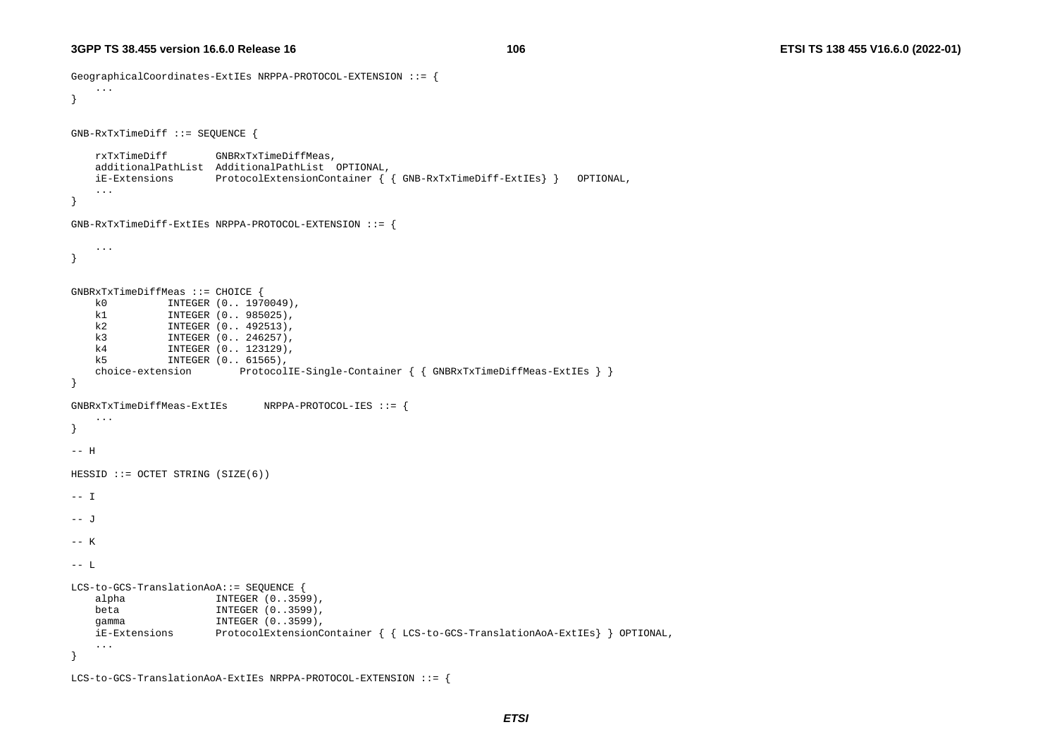```
GeographicalCoordinates-ExtIEs NRPPA-PROTOCOL-EXTENSION ::= {
    ...
}


GNB-RxTxTimeDiff ::= SEQUENCE {

    rxTxTimeDiff        GNBRxTxTimeDiffMeas,
    additionalPathList  AdditionalPathList  OPTIONAL,
    iE-Extensions       ProtocolExtensionContainer { { GNB-RxTxTimeDiff-ExtIEs} }   OPTIONAL,
    ...
}

GNB-RxTxTimeDiff-ExtIEs NRPPA-PROTOCOL-EXTENSION ::= {

    ...
}


GNBRxTxTimeDiffMeas ::= CHOICE {
    k0          INTEGER (0.. 1970049),
    k1          INTEGER (0.. 985025),
    k2          INTEGER (0.. 492513),
    k3          INTEGER (0.. 246257),
    k4          INTEGER (0.. 123129),
    k5          INTEGER (0.. 61565),
    choice-extension        ProtocolIE-Single-Container { { GNBRxTxTimeDiffMeas-ExtIEs } }
}

GNBRxTxTimeDiffMeas-ExtIEs      NRPPA-PROTOCOL-IES ::= {
    ...
}

-- H

HESSID ::= OCTET STRING (SIZE(6))

-- I

-- J

-- K

-- L

LCS-to-GCS-TranslationAoA::= SEQUENCE {
    alpha               INTEGER (0..3599),
    beta                INTEGER (0..3599),
    gamma               INTEGER (0..3599),
    iE-Extensions       ProtocolExtensionContainer { { LCS-to-GCS-TranslationAoA-ExtIEs} } OPTIONAL,
    ...
}

LCS-to-GCS-TranslationAoA-ExtIEs NRPPA-PROTOCOL-EXTENSION ::= {
```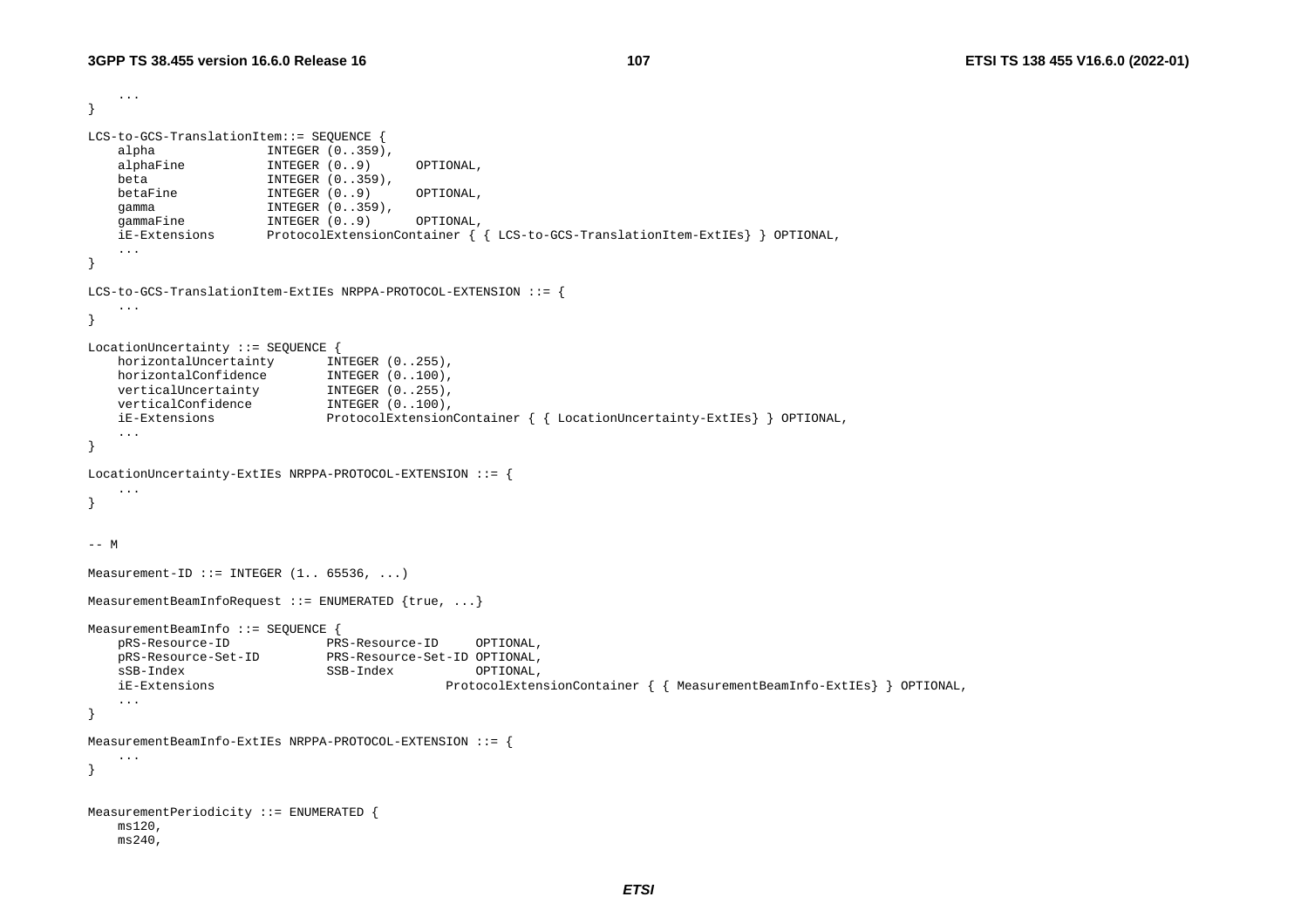```
	...
}

LCS-to-GCS-TranslationItem::= SEQUENCE {
	alpha				INTEGER (0..359),
	alphaFine			INTEGER (0..9)		OPTIONAL,
	beta				INTEGER (0..359),
	betaFine			INTEGER (0..9)		OPTIONAL,
	gamma				INTEGER (0..359),
	gammaFine			INTEGER (0..9)		OPTIONAL,
	iE-Extensions		ProtocolExtensionContainer { { LCS-to-GCS-TranslationItem-ExtIEs} } OPTIONAL,
	...
}

LCS-to-GCS-TranslationItem-ExtIEs NRPPA-PROTOCOL-EXTENSION ::= {
	...
}

LocationUncertainty ::= SEQUENCE {
	horizontalUncertainty		INTEGER (0..255),
	horizontalConfidence		INTEGER (0..100),
	verticalUncertainty			INTEGER (0..255),
	verticalConfidence			INTEGER (0..100),
	iE-Extensions				ProtocolExtensionContainer { { LocationUncertainty-ExtIEs} } OPTIONAL,
	...
}

LocationUncertainty-ExtIEs NRPPA-PROTOCOL-EXTENSION ::= {
	...
}


-- M

Measurement-ID ::= INTEGER (1.. 65536, ...)

MeasurementBeamInfoRequest ::= ENUMERATED {true, ...}

MeasurementBeamInfo ::= SEQUENCE {
	pRS-Resource-ID				PRS-Resource-ID		OPTIONAL,
	pRS-Resource-Set-ID			PRS-Resource-Set-ID OPTIONAL,
	sSB-Index					SSB-Index			OPTIONAL,
	iE-Extensions								ProtocolExtensionContainer { { MeasurementBeamInfo-ExtIEs} } OPTIONAL,
	...
}

MeasurementBeamInfo-ExtIEs NRPPA-PROTOCOL-EXTENSION ::= {
	...
}


MeasurementPeriodicity ::= ENUMERATED {
	ms120,
	ms240,
```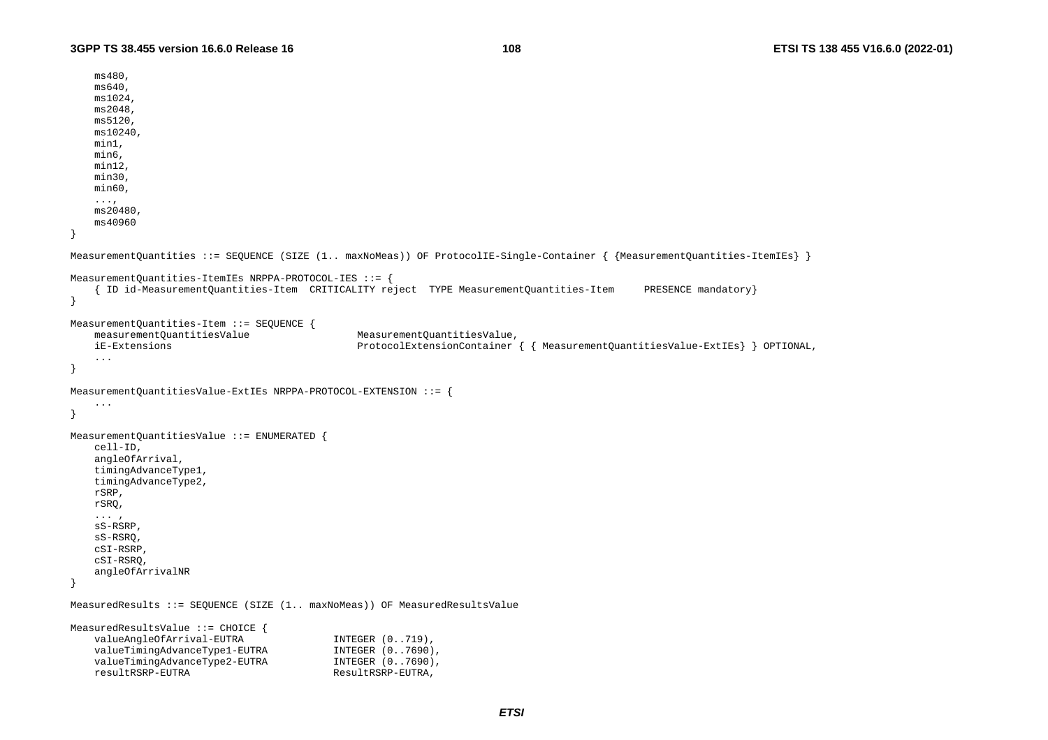```
    ms480,
    ms640,
    ms1024,
    ms2048,
    ms5120,
    ms10240,
    min1,
    min6,
    min12,
    min30,
    min60,
    ...,
    ms20480,
    ms40960
}

MeasurementQuantities ::= SEQUENCE (SIZE (1.. maxNoMeas)) OF ProtocolIE-Single-Container { {MeasurementQuantities-ItemIEs} }

MeasurementQuantities-ItemIEs NRPPA-PROTOCOL-IES ::= {
    { ID id-MeasurementQuantities-Item  CRITICALITY reject  TYPE MeasurementQuantities-Item     PRESENCE mandatory}
}

MeasurementQuantities-Item ::= SEQUENCE {
    measurementQuantitiesValue                  MeasurementQuantitiesValue,
    iE-Extensions                               ProtocolExtensionContainer { { MeasurementQuantitiesValue-ExtIEs} } OPTIONAL,
    ...
}

MeasurementQuantitiesValue-ExtIEs NRPPA-PROTOCOL-EXTENSION ::= {
    ...
}

MeasurementQuantitiesValue ::= ENUMERATED {
    cell-ID,
    angleOfArrival,
    timingAdvanceType1,
    timingAdvanceType2,
    rSRP,
    rSRQ,
    ... ,
    sS-RSRP,
    sS-RSRQ,
    cSI-RSRP,
    cSI-RSRQ,
    angleOfArrivalNR
}

MeasuredResults ::= SEQUENCE (SIZE (1.. maxNoMeas)) OF MeasuredResultsValue

MeasuredResultsValue ::= CHOICE {
    valueAngleOfArrival-EUTRA               INTEGER (0..719),
    valueTimingAdvanceType1-EUTRA           INTEGER (0..7690),
    valueTimingAdvanceType2-EUTRA           INTEGER (0..7690),
    resultRSRP-EUTRA                        ResultRSRP-EUTRA,
```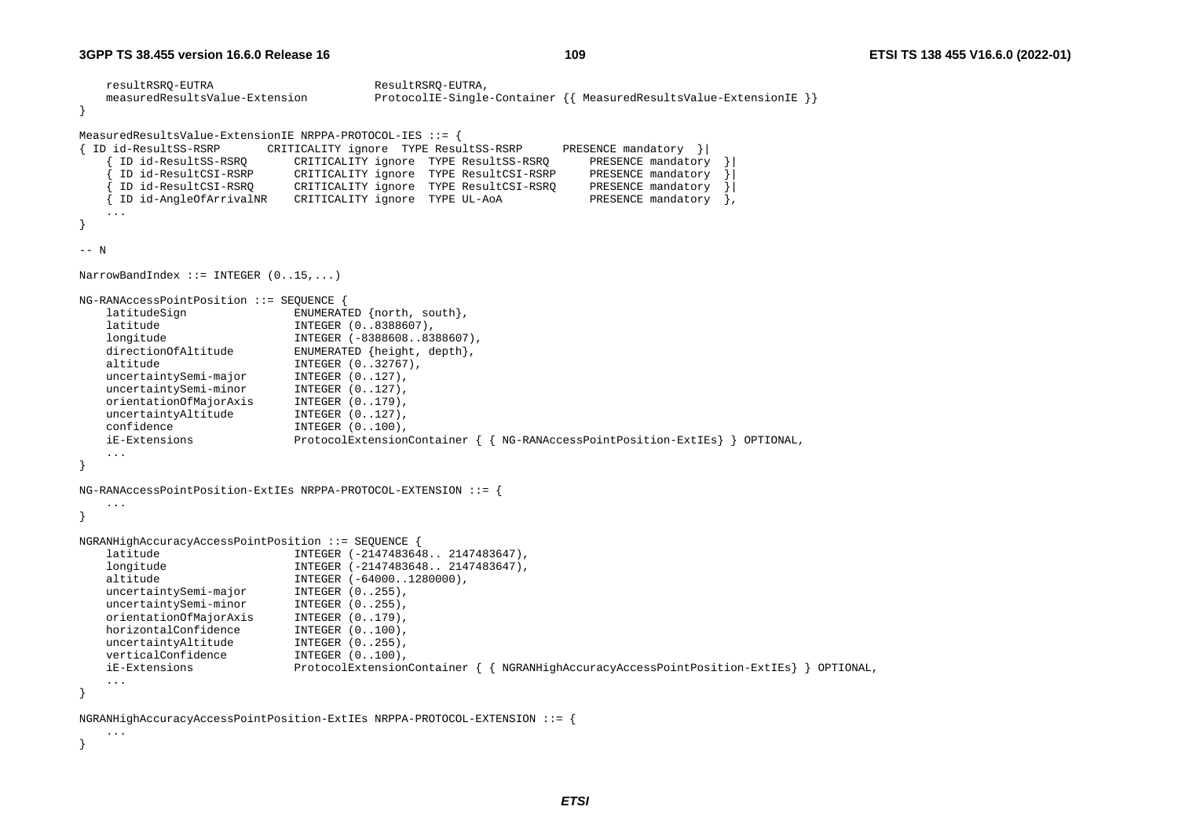```
    resultRSRQ-EUTRA                        ResultRSRQ-EUTRA,
    measuredResultsValue-Extension          ProtocolIE-Single-Container {{ MeasuredResultsValue-ExtensionIE }}
}

MeasuredResultsValue-ExtensionIE NRPPA-PROTOCOL-IES ::= {
{ ID id-ResultSS-RSRP       CRITICALITY ignore  TYPE ResultSS-RSRP      PRESENCE mandatory  }|
    { ID id-ResultSS-RSRQ       CRITICALITY ignore  TYPE ResultSS-RSRQ      PRESENCE mandatory  }|
    { ID id-ResultCSI-RSRP      CRITICALITY ignore  TYPE ResultCSI-RSRP     PRESENCE mandatory  }|
    { ID id-ResultCSI-RSRQ      CRITICALITY ignore  TYPE ResultCSI-RSRQ     PRESENCE mandatory  }|
    { ID id-AngleOfArrivalNR    CRITICALITY ignore  TYPE UL-AoA             PRESENCE mandatory  },
    ...
}

-- N

NarrowBandIndex ::= INTEGER (0..15,...)

NG-RANAccessPointPosition ::= SEQUENCE {
    latitudeSign                ENUMERATED {north, south},
    latitude                    INTEGER (0..8388607),
    longitude                   INTEGER (-8388608..8388607),
    directionOfAltitude         ENUMERATED {height, depth},
    altitude                    INTEGER (0..32767),
    uncertaintySemi-major       INTEGER (0..127),
    uncertaintySemi-minor       INTEGER (0..127),
    orientationOfMajorAxis      INTEGER (0..179),
    uncertaintyAltitude         INTEGER (0..127),
    confidence                  INTEGER (0..100),
    iE-Extensions               ProtocolExtensionContainer { { NG-RANAccessPointPosition-ExtIEs} } OPTIONAL,
    ...
}

NG-RANAccessPointPosition-ExtIEs NRPPA-PROTOCOL-EXTENSION ::= {
    ...
}

NGRANHighAccuracyAccessPointPosition ::= SEQUENCE {
    latitude                    INTEGER (-2147483648.. 2147483647),
    longitude                   INTEGER (-2147483648.. 2147483647),
    altitude                    INTEGER (-64000..1280000),
    uncertaintySemi-major       INTEGER (0..255),
    uncertaintySemi-minor       INTEGER (0..255),
    orientationOfMajorAxis      INTEGER (0..179),
    horizontalConfidence        INTEGER (0..100),
    uncertaintyAltitude         INTEGER (0..255),
    verticalConfidence          INTEGER (0..100),
    iE-Extensions               ProtocolExtensionContainer { { NGRANHighAccuracyAccessPointPosition-ExtIEs} } OPTIONAL,
    ...
}

NGRANHighAccuracyAccessPointPosition-ExtIEs NRPPA-PROTOCOL-EXTENSION ::= {
    ...
}
```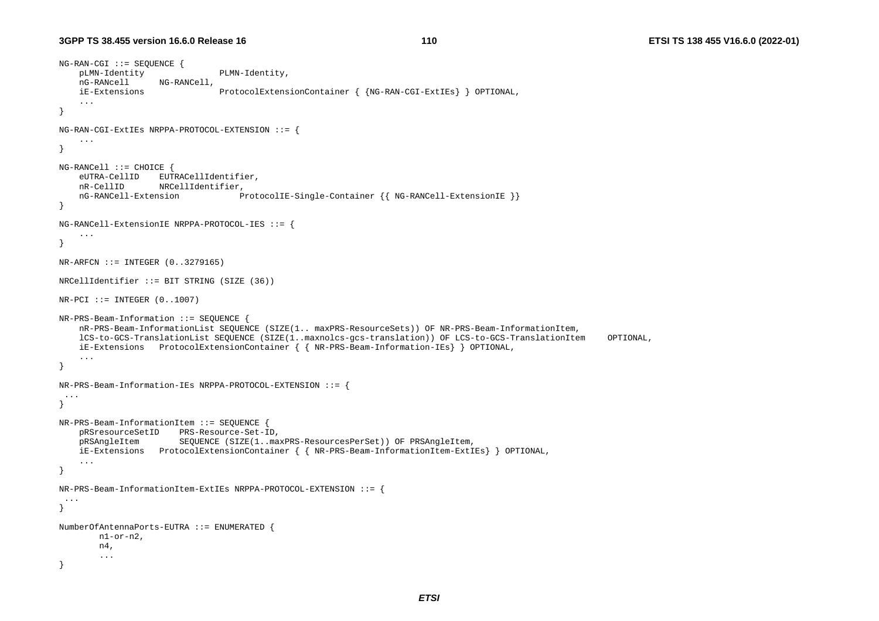```
NG-RAN-CGI ::= SEQUENCE {
	pLMN-Identity				PLMN-Identity,
	nG-RANcell		NG-RANCell,
	iE-Extensions				ProtocolExtensionContainer { {NG-RAN-CGI-ExtIEs} } OPTIONAL,
	...
}

NG-RAN-CGI-ExtIEs NRPPA-PROTOCOL-EXTENSION ::= {
	...
}

NG-RANCell ::= CHOICE {
	eUTRA-CellID	EUTRACellIdentifier,
	nR-CellID		NRCellIdentifier,
	nG-RANCell-Extension			ProtocolIE-Single-Container {{ NG-RANCell-ExtensionIE }}
}

NG-RANCell-ExtensionIE NRPPA-PROTOCOL-IES ::= {
	...
}

NR-ARFCN ::= INTEGER (0..3279165)

NRCellIdentifier ::= BIT STRING (SIZE (36))

NR-PCI ::= INTEGER (0..1007)

NR-PRS-Beam-Information ::= SEQUENCE {
	nR-PRS-Beam-InformationList SEQUENCE (SIZE(1.. maxPRS-ResourceSets)) OF NR-PRS-Beam-InformationItem,
	lCS-to-GCS-TranslationList SEQUENCE (SIZE(1..maxnolcs-gcs-translation)) OF LCS-to-GCS-TranslationItem	OPTIONAL,
	iE-Extensions	ProtocolExtensionContainer { { NR-PRS-Beam-Information-IEs} } OPTIONAL,
	...
}

NR-PRS-Beam-Information-IEs NRPPA-PROTOCOL-EXTENSION ::= {
 ...
}

NR-PRS-Beam-InformationItem ::= SEQUENCE {
	pRSresourceSetID	PRS-Resource-Set-ID,
	pRSAngleItem		SEQUENCE (SIZE(1..maxPRS-ResourcesPerSet)) OF PRSAngleItem,
	iE-Extensions	ProtocolExtensionContainer { { NR-PRS-Beam-InformationItem-ExtIEs} } OPTIONAL,
	...
}

NR-PRS-Beam-InformationItem-ExtIEs NRPPA-PROTOCOL-EXTENSION ::= {
 ...
}

NumberOfAntennaPorts-EUTRA ::= ENUMERATED {
		n1-or-n2,
		n4,
		...
}
```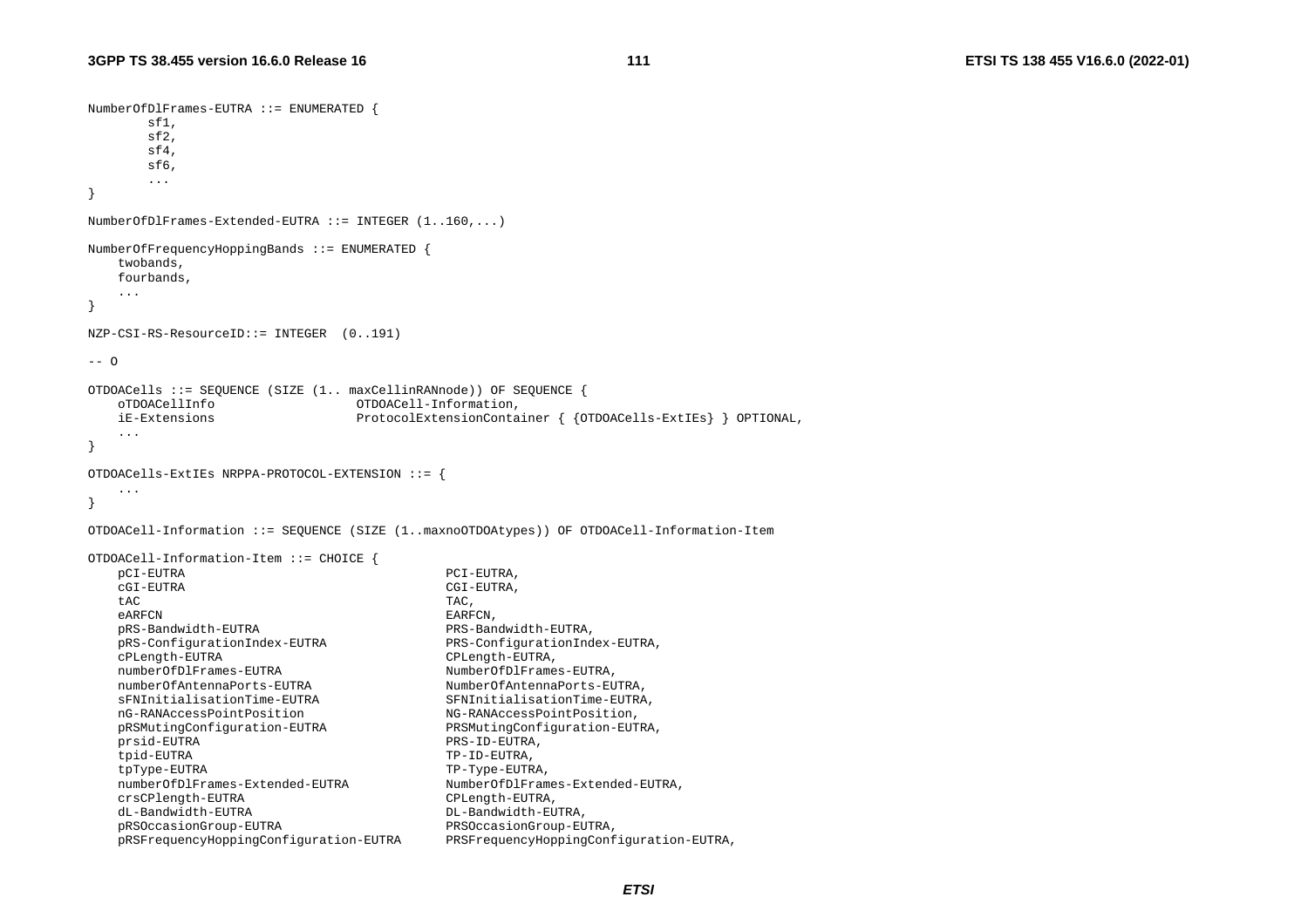```
NumberOfDlFrames-EUTRA ::= ENUMERATED {
        sf1,
        sf2,
        sf4,
        sf6,
        ...
}

NumberOfDlFrames-Extended-EUTRA ::= INTEGER (1..160,...)

NumberOfFrequencyHoppingBands ::= ENUMERATED {
    twobands,
    fourbands,
    ...
}

NZP-CSI-RS-ResourceID::= INTEGER  (0..191)

-- O

OTDOACells ::= SEQUENCE (SIZE (1.. maxCellinRANnode)) OF SEQUENCE {
    oTDOACellInfo                   OTDOACell-Information,
    iE-Extensions                   ProtocolExtensionContainer { {OTDOACells-ExtIEs} } OPTIONAL,
    ...
}

OTDOACells-ExtIEs NRPPA-PROTOCOL-EXTENSION ::= {
    ...
}

OTDOACell-Information ::= SEQUENCE (SIZE (1..maxnoOTDOAtypes)) OF OTDOACell-Information-Item

OTDOACell-Information-Item ::= CHOICE {
    pCI-EUTRA                                   PCI-EUTRA,
    cGI-EUTRA                                   CGI-EUTRA,
    tAC                                         TAC,
    eARFCN                                      EARFCN,
    pRS-Bandwidth-EUTRA                         PRS-Bandwidth-EUTRA,
    pRS-ConfigurationIndex-EUTRA                PRS-ConfigurationIndex-EUTRA,
    cPLength-EUTRA                              CPLength-EUTRA,
    numberOfDlFrames-EUTRA                      NumberOfDlFrames-EUTRA,
    numberOfAntennaPorts-EUTRA                  NumberOfAntennaPorts-EUTRA,
    sFNInitialisationTime-EUTRA                 SFNInitialisationTime-EUTRA,
    nG-RANAccessPointPosition                   NG-RANAccessPointPosition,
    pRSMutingConfiguration-EUTRA                PRSMutingConfiguration-EUTRA,
    prsid-EUTRA                                 PRS-ID-EUTRA,
    tpid-EUTRA                                  TP-ID-EUTRA,
    tpType-EUTRA                                TP-Type-EUTRA,
    numberOfDlFrames-Extended-EUTRA             NumberOfDlFrames-Extended-EUTRA,
    crsCPlength-EUTRA                           CPLength-EUTRA,
    dL-Bandwidth-EUTRA                          DL-Bandwidth-EUTRA,
    pRSOccasionGroup-EUTRA                      PRSOccasionGroup-EUTRA,
    pRSFrequencyHoppingConfiguration-EUTRA      PRSFrequencyHoppingConfiguration-EUTRA,
```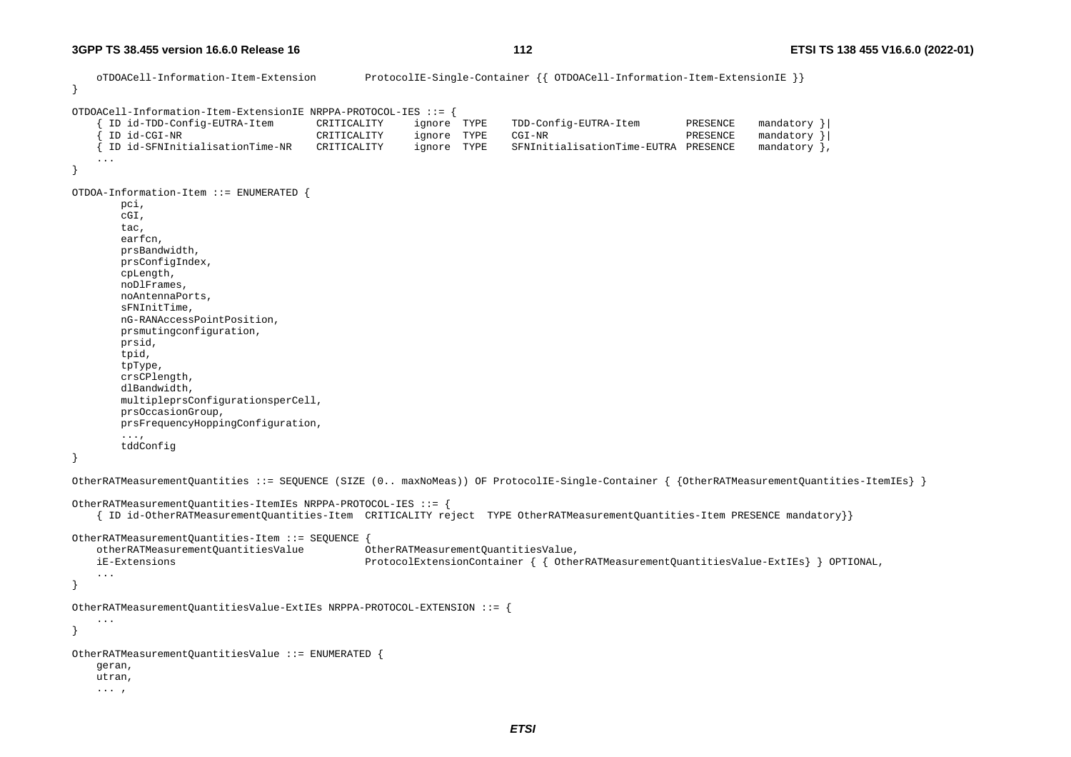```
	oTDOACell-Information-Item-Extension		ProtocolIE-Single-Container {{ OTDOACell-Information-Item-ExtensionIE }}
}

OTDOACell-Information-Item-ExtensionIE NRPPA-PROTOCOL-IES ::= {
	{ ID id-TDD-Config-EUTRA-Item		CRITICALITY	ignore	TYPE	TDD-Config-EUTRA-Item		PRESENCE	mandatory }|
	{ ID id-CGI-NR				CRITICALITY	ignore	TYPE	CGI-NR				PRESENCE	mandatory }|
	{ ID id-SFNInitialisationTime-NR	CRITICALITY	ignore	TYPE	SFNInitialisationTime-EUTRA	PRESENCE	mandatory },
	...
}

OTDOA-Information-Item ::= ENUMERATED {
		pci,
		cGI,
		tac,
		earfcn,
		prsBandwidth,
		prsConfigIndex,
		cpLength,
		noDlFrames,
		noAntennaPorts,
		sFNInitTime,
		nG-RANAccessPointPosition,
		prsmutingconfiguration,
		prsid,
		tpid,
		tpType,
		crsCPlength,
		dlBandwidth,
		multipleprsConfigurationsperCell,
		prsOccasionGroup,
		prsFrequencyHoppingConfiguration,
		...,
		tddConfig
}

OtherRATMeasurementQuantities ::= SEQUENCE (SIZE (0.. maxNoMeas)) OF ProtocolIE-Single-Container { {OtherRATMeasurementQuantities-ItemIEs} }

OtherRATMeasurementQuantities-ItemIEs NRPPA-PROTOCOL-IES ::= {
	{ ID id-OtherRATMeasurementQuantities-Item  CRITICALITY reject  TYPE OtherRATMeasurementQuantities-Item PRESENCE mandatory}}

OtherRATMeasurementQuantities-Item ::= SEQUENCE {
	otherRATMeasurementQuantitiesValue		OtherRATMeasurementQuantitiesValue,
	iE-Extensions					ProtocolExtensionContainer { { OtherRATMeasurementQuantitiesValue-ExtIEs} } OPTIONAL,
	...
}

OtherRATMeasurementQuantitiesValue-ExtIEs NRPPA-PROTOCOL-EXTENSION ::= {
	...
}

OtherRATMeasurementQuantitiesValue ::= ENUMERATED {
	geran,
	utran,
	... ,
```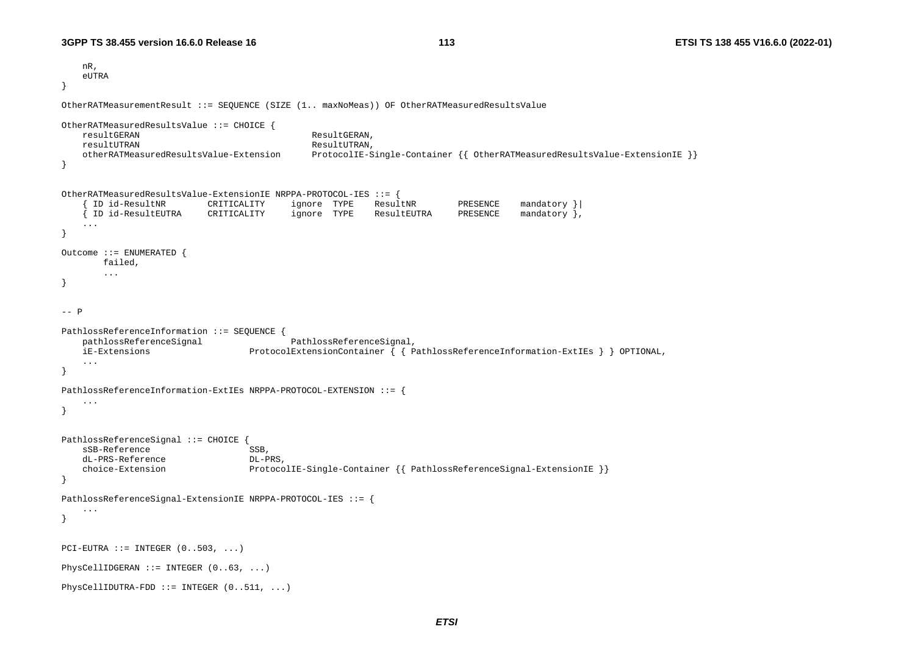```
	nR,
	eUTRA
}

OtherRATMeasurementResult ::= SEQUENCE (SIZE (1.. maxNoMeas)) OF OtherRATMeasuredResultsValue

OtherRATMeasuredResultsValue ::= CHOICE {
	resultGERAN								ResultGERAN,
	resultUTRAN								ResultUTRAN,
	otherRATMeasuredResultsValue-Extension		ProtocolIE-Single-Container {{ OtherRATMeasuredResultsValue-ExtensionIE }}
}


OtherRATMeasuredResultsValue-ExtensionIE NRPPA-PROTOCOL-IES ::= {
	{ ID id-ResultNR		CRITICALITY		ignore	TYPE	ResultNR		PRESENCE	mandatory }|
	{ ID id-ResultEUTRA		CRITICALITY		ignore	TYPE	ResultEUTRA		PRESENCE	mandatory },
	...
}

Outcome ::= ENUMERATED {
		failed,
		...
}


-- P

PathlossReferenceInformation ::= SEQUENCE {
	pathlossReferenceSignal					PathlossReferenceSignal,
	iE-Extensions					ProtocolExtensionContainer { { PathlossReferenceInformation-ExtIEs } } OPTIONAL,
	...
}

PathlossReferenceInformation-ExtIEs NRPPA-PROTOCOL-EXTENSION ::= {
	...
}


PathlossReferenceSignal ::= CHOICE {
	sSB-Reference					SSB,
	dL-PRS-Reference				DL-PRS,
	choice-Extension				ProtocolIE-Single-Container {{ PathlossReferenceSignal-ExtensionIE }}
}

PathlossReferenceSignal-ExtensionIE NRPPA-PROTOCOL-IES ::= {
	...
}


PCI-EUTRA ::= INTEGER (0..503, ...)

PhysCellIDGERAN ::= INTEGER (0..63, ...)

PhysCellIDUTRA-FDD ::= INTEGER (0..511, ...)
```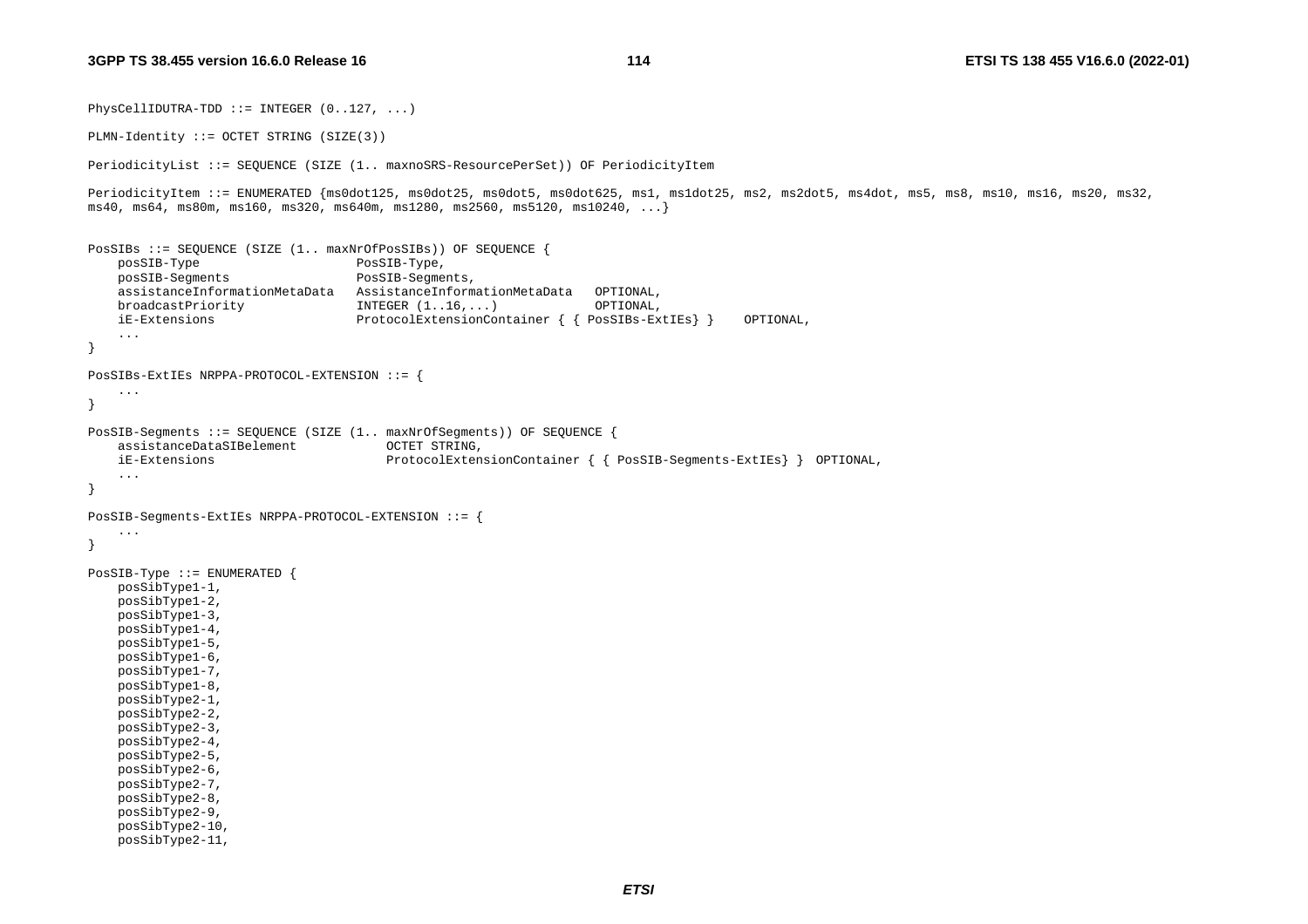```
PhysCellIDUTRA-TDD ::= INTEGER (0..127, ...)

PLMN-Identity ::= OCTET STRING (SIZE(3))

PeriodicityList ::= SEQUENCE (SIZE (1.. maxnoSRS-ResourcePerSet)) OF PeriodicityItem

PeriodicityItem ::= ENUMERATED {ms0dot125, ms0dot25, ms0dot5, ms0dot625, ms1, ms1dot25, ms2, ms2dot5, ms4dot, ms5, ms8, ms10, ms16, ms20, ms32,
ms40, ms64, ms80m, ms160, ms320, ms640m, ms1280, ms2560, ms5120, ms10240, ...}


PosSIBs ::= SEQUENCE (SIZE (1.. maxNrOfPosSIBs)) OF SEQUENCE {
    posSIB-Type                     PosSIB-Type,
    posSIB-Segments                 PosSIB-Segments,
    assistanceInformationMetaData   AssistanceInformationMetaData   OPTIONAL,
    broadcastPriority               INTEGER (1..16,...)             OPTIONAL,
    iE-Extensions                   ProtocolExtensionContainer { { PosSIBs-ExtIEs} }    OPTIONAL,
    ...
}

PosSIBs-ExtIEs NRPPA-PROTOCOL-EXTENSION ::= {
    ...
}

PosSIB-Segments ::= SEQUENCE (SIZE (1.. maxNrOfSegments)) OF SEQUENCE {
    assistanceDataSIBelement            OCTET STRING,
    iE-Extensions                       ProtocolExtensionContainer { { PosSIB-Segments-ExtIEs} }  OPTIONAL,
    ...
}

PosSIB-Segments-ExtIEs NRPPA-PROTOCOL-EXTENSION ::= {
    ...
}

PosSIB-Type ::= ENUMERATED {
    posSibType1-1,
    posSibType1-2,
    posSibType1-3,
    posSibType1-4,
    posSibType1-5,
    posSibType1-6,
    posSibType1-7,
    posSibType1-8,
    posSibType2-1,
    posSibType2-2,
    posSibType2-3,
    posSibType2-4,
    posSibType2-5,
    posSibType2-6,
    posSibType2-7,
    posSibType2-8,
    posSibType2-9,
    posSibType2-10,
    posSibType2-11,
```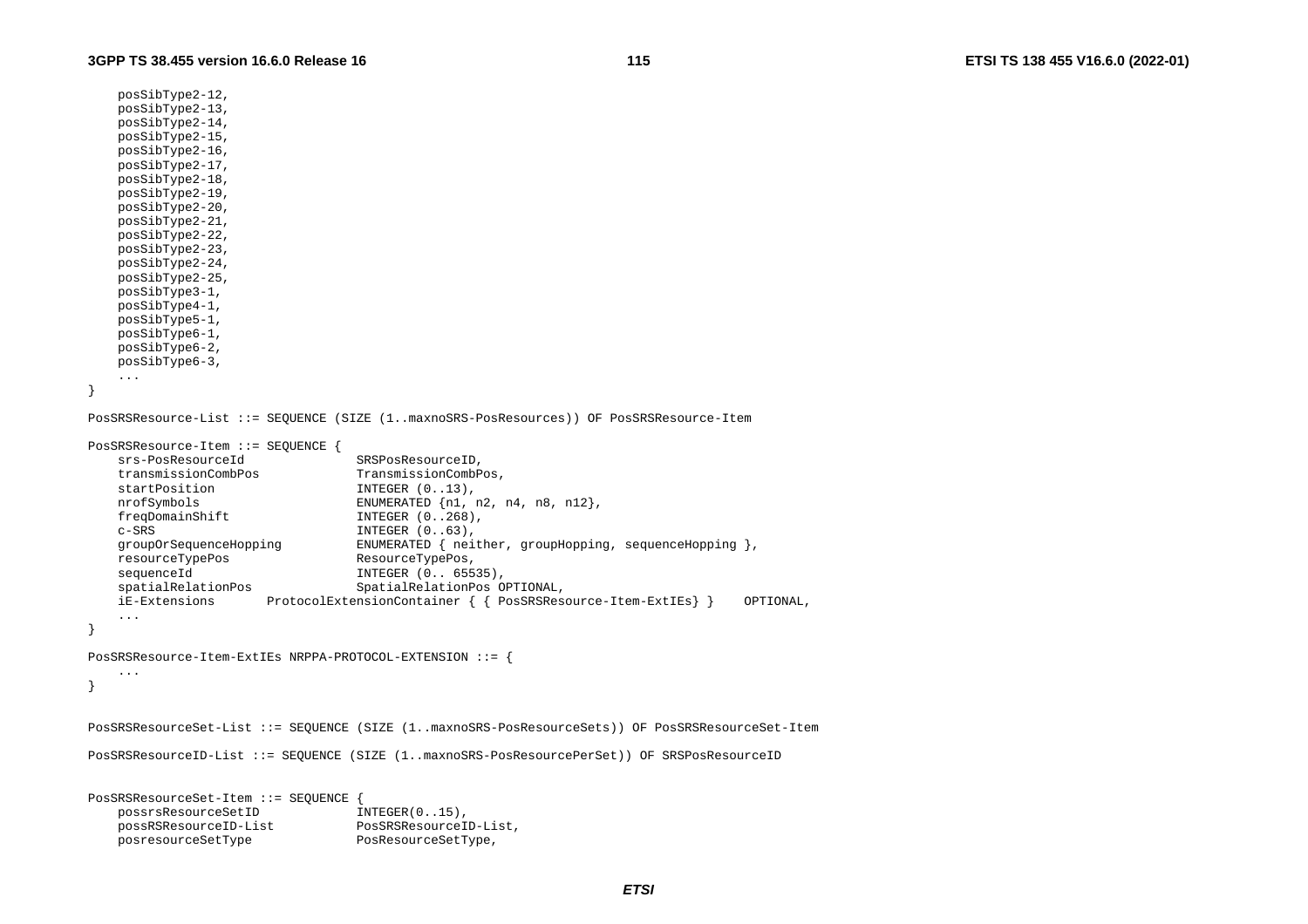```
    posSibType2-12,
    posSibType2-13,
    posSibType2-14,
    posSibType2-15,
    posSibType2-16,
    posSibType2-17,
    posSibType2-18,
    posSibType2-19,
    posSibType2-20,
    posSibType2-21,
    posSibType2-22,
    posSibType2-23,
    posSibType2-24,
    posSibType2-25,
    posSibType3-1,
    posSibType4-1,
    posSibType5-1,
    posSibType6-1,
    posSibType6-2,
    posSibType6-3,
    ...
}

PosSRSResource-List ::= SEQUENCE (SIZE (1..maxnoSRS-PosResources)) OF PosSRSResource-Item

PosSRSResource-Item ::= SEQUENCE {
    srs-PosResourceId               SRSPosResourceID,
    transmissionCombPos             TransmissionCombPos,
    startPosition                   INTEGER (0..13),
    nrofSymbols                     ENUMERATED {n1, n2, n4, n8, n12},
    freqDomainShift                 INTEGER (0..268),
    c-SRS                           INTEGER (0..63),
    groupOrSequenceHopping          ENUMERATED { neither, groupHopping, sequenceHopping },
    resourceTypePos                 ResourceTypePos,
    sequenceId                      INTEGER (0.. 65535),
    spatialRelationPos              SpatialRelationPos OPTIONAL,
    iE-Extensions       ProtocolExtensionContainer { { PosSRSResource-Item-ExtIEs} }    OPTIONAL,
    ...
}

PosSRSResource-Item-ExtIEs NRPPA-PROTOCOL-EXTENSION ::= {
    ...
}


PosSRSResourceSet-List ::= SEQUENCE (SIZE (1..maxnoSRS-PosResourceSets)) OF PosSRSResourceSet-Item

PosSRSResourceID-List ::= SEQUENCE (SIZE (1..maxnoSRS-PosResourcePerSet)) OF SRSPosResourceID


PosSRSResourceSet-Item ::= SEQUENCE {
    possrsResourceSetID             INTEGER(0..15),
    possRSResourceID-List           PosSRSResourceID-List,
    posresourceSetType              PosResourceSetType,
```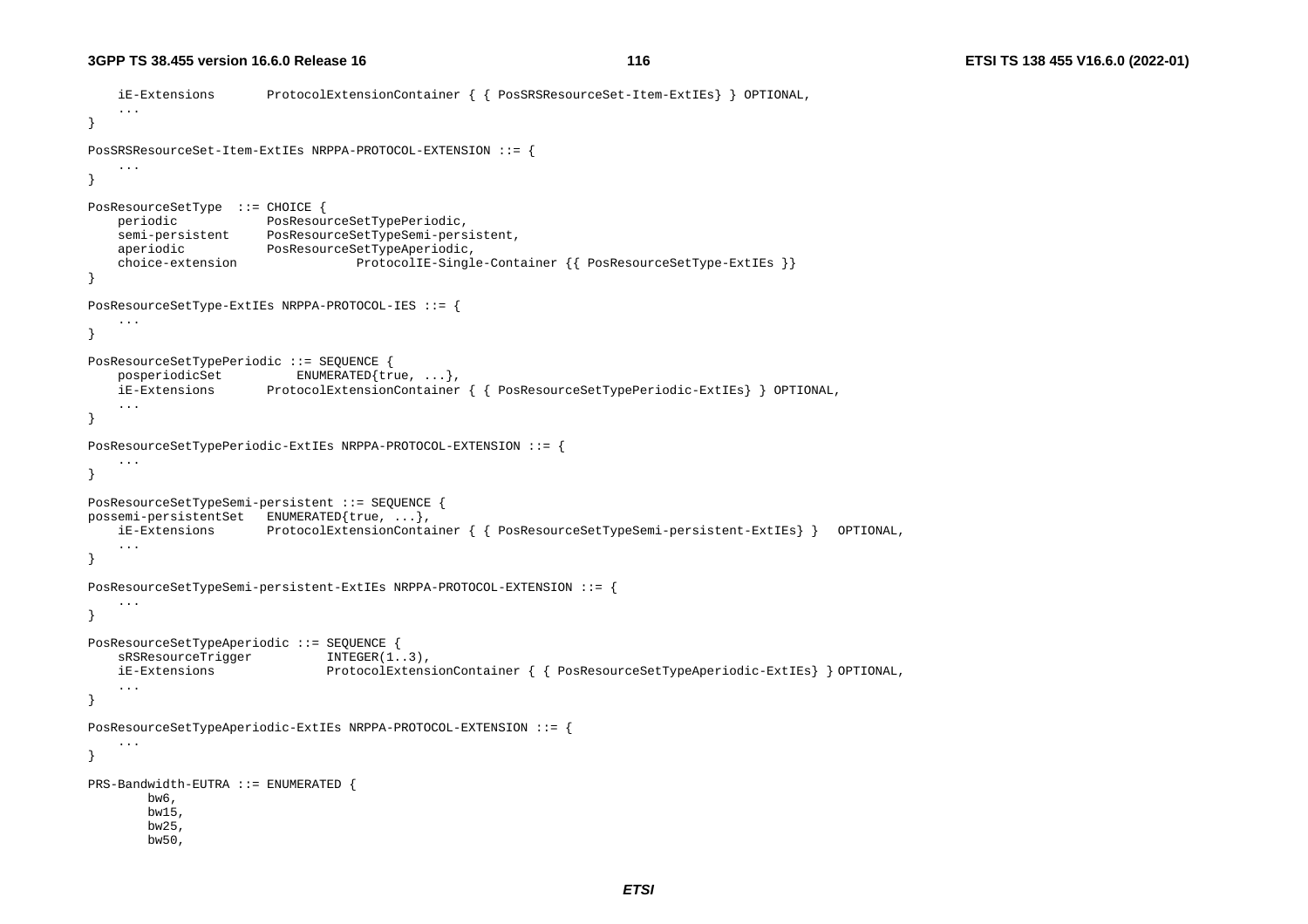```
	iE-Extensions		ProtocolExtensionContainer { { PosSRSResourceSet-Item-ExtIEs} } OPTIONAL,
	...
}

PosSRSResourceSet-Item-ExtIEs NRPPA-PROTOCOL-EXTENSION ::= {
	...
}

PosResourceSetType	::= CHOICE {
	periodic			PosResourceSetTypePeriodic,
	semi-persistent		PosResourceSetTypeSemi-persistent,
	aperiodic			PosResourceSetTypeAperiodic,
	choice-extension				ProtocolIE-Single-Container {{ PosResourceSetType-ExtIEs }}
}

PosResourceSetType-ExtIEs NRPPA-PROTOCOL-IES ::= {
	...
}

PosResourceSetTypePeriodic ::= SEQUENCE {
	posperiodicSet			ENUMERATED{true, ...},
	iE-Extensions		ProtocolExtensionContainer { { PosResourceSetTypePeriodic-ExtIEs} } OPTIONAL,
	...
}

PosResourceSetTypePeriodic-ExtIEs NRPPA-PROTOCOL-EXTENSION ::= {
	...
}

PosResourceSetTypeSemi-persistent ::= SEQUENCE {
possemi-persistentSet	ENUMERATED{true, ...},
	iE-Extensions		ProtocolExtensionContainer { { PosResourceSetTypeSemi-persistent-ExtIEs} }	OPTIONAL,
	...
}

PosResourceSetTypeSemi-persistent-ExtIEs NRPPA-PROTOCOL-EXTENSION ::= {
	...
}

PosResourceSetTypeAperiodic ::= SEQUENCE {
	sRSResourceTrigger			INTEGER(1..3),
	iE-Extensions				ProtocolExtensionContainer { { PosResourceSetTypeAperiodic-ExtIEs} } OPTIONAL,
	...
}

PosResourceSetTypeAperiodic-ExtIEs NRPPA-PROTOCOL-EXTENSION ::= {
	...
}

PRS-Bandwidth-EUTRA ::= ENUMERATED {
		bw6,
		bw15,
		bw25,
		bw50,
```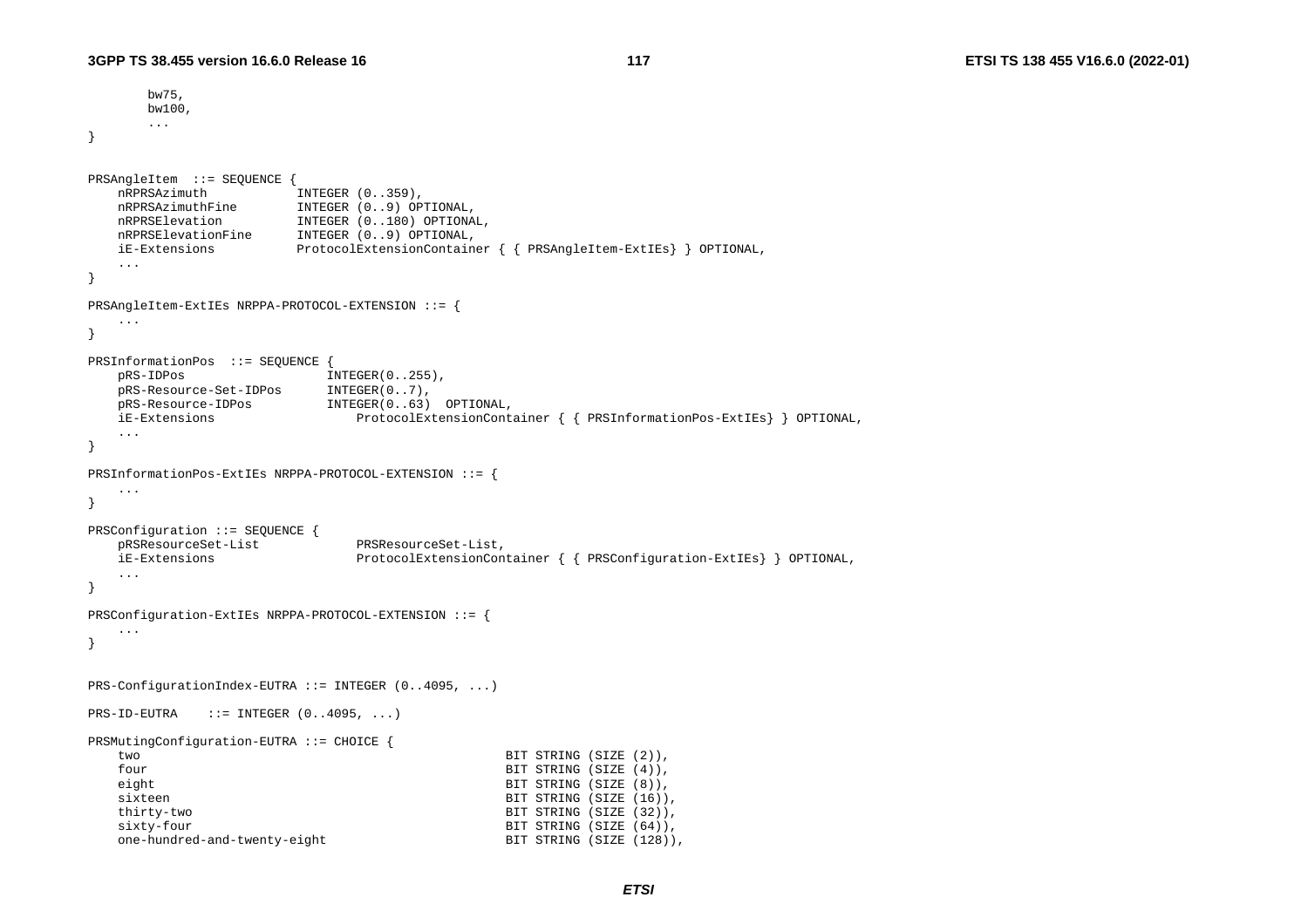```
		bw75,
		bw100,
		...
}


PRSAngleItem  ::= SEQUENCE {
	nRPRSAzimuth			INTEGER (0..359),
	nRPRSAzimuthFine		INTEGER (0..9) OPTIONAL,
	nRPRSElevation			INTEGER (0..180) OPTIONAL,
	nRPRSElevationFine		INTEGER (0..9) OPTIONAL,
	iE-Extensions			ProtocolExtensionContainer { { PRSAngleItem-ExtIEs} } OPTIONAL,
	...
}

PRSAngleItem-ExtIEs NRPPA-PROTOCOL-EXTENSION ::= {
	...
}

PRSInformationPos  ::= SEQUENCE {
	pRS-IDPos					INTEGER(0..255),
	pRS-Resource-Set-IDPos		INTEGER(0..7),
	pRS-Resource-IDPos			INTEGER(0..63)  OPTIONAL,
	iE-Extensions					ProtocolExtensionContainer { { PRSInformationPos-ExtIEs} } OPTIONAL,
	...
}

PRSInformationPos-ExtIEs NRPPA-PROTOCOL-EXTENSION ::= {
	...
}

PRSConfiguration ::= SEQUENCE {
	pRSResourceSet-List				PRSResourceSet-List,
	iE-Extensions					ProtocolExtensionContainer { { PRSConfiguration-ExtIEs} } OPTIONAL,
	...
}

PRSConfiguration-ExtIEs NRPPA-PROTOCOL-EXTENSION ::= {
	...
}


PRS-ConfigurationIndex-EUTRA ::= INTEGER (0..4095, ...)

PRS-ID-EUTRA	::= INTEGER (0..4095, ...)

PRSMutingConfiguration-EUTRA ::= CHOICE {
	two								BIT STRING (SIZE (2)),
	four							BIT STRING (SIZE (4)),
	eight							BIT STRING (SIZE (8)),
	sixteen							BIT STRING (SIZE (16)),
	thirty-two						BIT STRING (SIZE (32)),
	sixty-four						BIT STRING (SIZE (64)),
	one-hundred-and-twenty-eight	BIT STRING (SIZE (128)),
```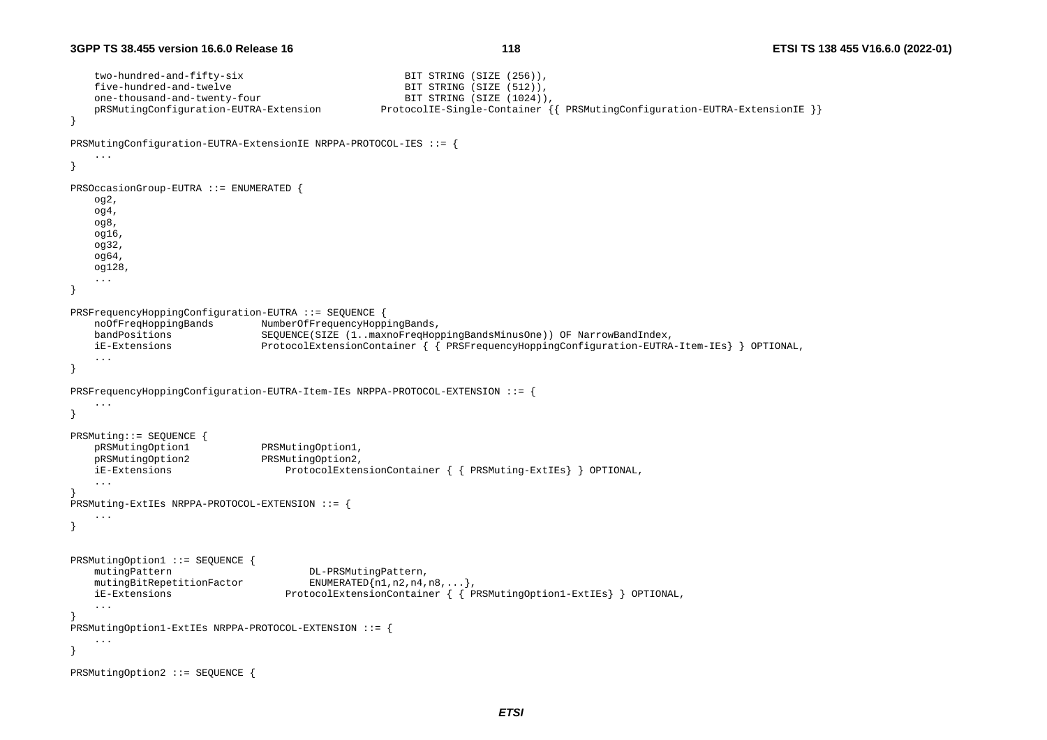```
	two-hundred-and-fifty-six						BIT STRING (SIZE (256)),
	five-hundred-and-twelve							BIT STRING (SIZE (512)),
	one-thousand-and-twenty-four					BIT STRING (SIZE (1024)),
	pRSMutingConfiguration-EUTRA-Extension		ProtocolIE-Single-Container {{ PRSMutingConfiguration-EUTRA-ExtensionIE }}
}

PRSMutingConfiguration-EUTRA-ExtensionIE NRPPA-PROTOCOL-IES ::= {
	...
}

PRSOccasionGroup-EUTRA ::= ENUMERATED {
	og2,
	og4,
	og8,
	og16,
	og32,
	og64,
	og128,
	...
}

PRSFrequencyHoppingConfiguration-EUTRA ::= SEQUENCE {
	noOfFreqHoppingBands		NumberOfFrequencyHoppingBands,
	bandPositions				SEQUENCE(SIZE (1..maxnoFreqHoppingBandsMinusOne)) OF NarrowBandIndex,
	iE-Extensions				ProtocolExtensionContainer { { PRSFrequencyHoppingConfiguration-EUTRA-Item-IEs} } OPTIONAL,
	...
}

PRSFrequencyHoppingConfiguration-EUTRA-Item-IEs NRPPA-PROTOCOL-EXTENSION ::= {
	...
}

PRSMuting::= SEQUENCE {
	pRSMutingOption1			PRSMutingOption1,
	pRSMutingOption2			PRSMutingOption2,
	iE-Extensions					ProtocolExtensionContainer { { PRSMuting-ExtIEs} } OPTIONAL,
	...
}
PRSMuting-ExtIEs NRPPA-PROTOCOL-EXTENSION ::= {
	...
}


PRSMutingOption1 ::= SEQUENCE {
	mutingPattern						DL-PRSMutingPattern,
	mutingBitRepetitionFactor			ENUMERATED{n1,n2,n4,n8,...},
	iE-Extensions					ProtocolExtensionContainer { { PRSMutingOption1-ExtIEs} } OPTIONAL,
	...
}
PRSMutingOption1-ExtIEs NRPPA-PROTOCOL-EXTENSION ::= {
	...
}

PRSMutingOption2 ::= SEQUENCE {
```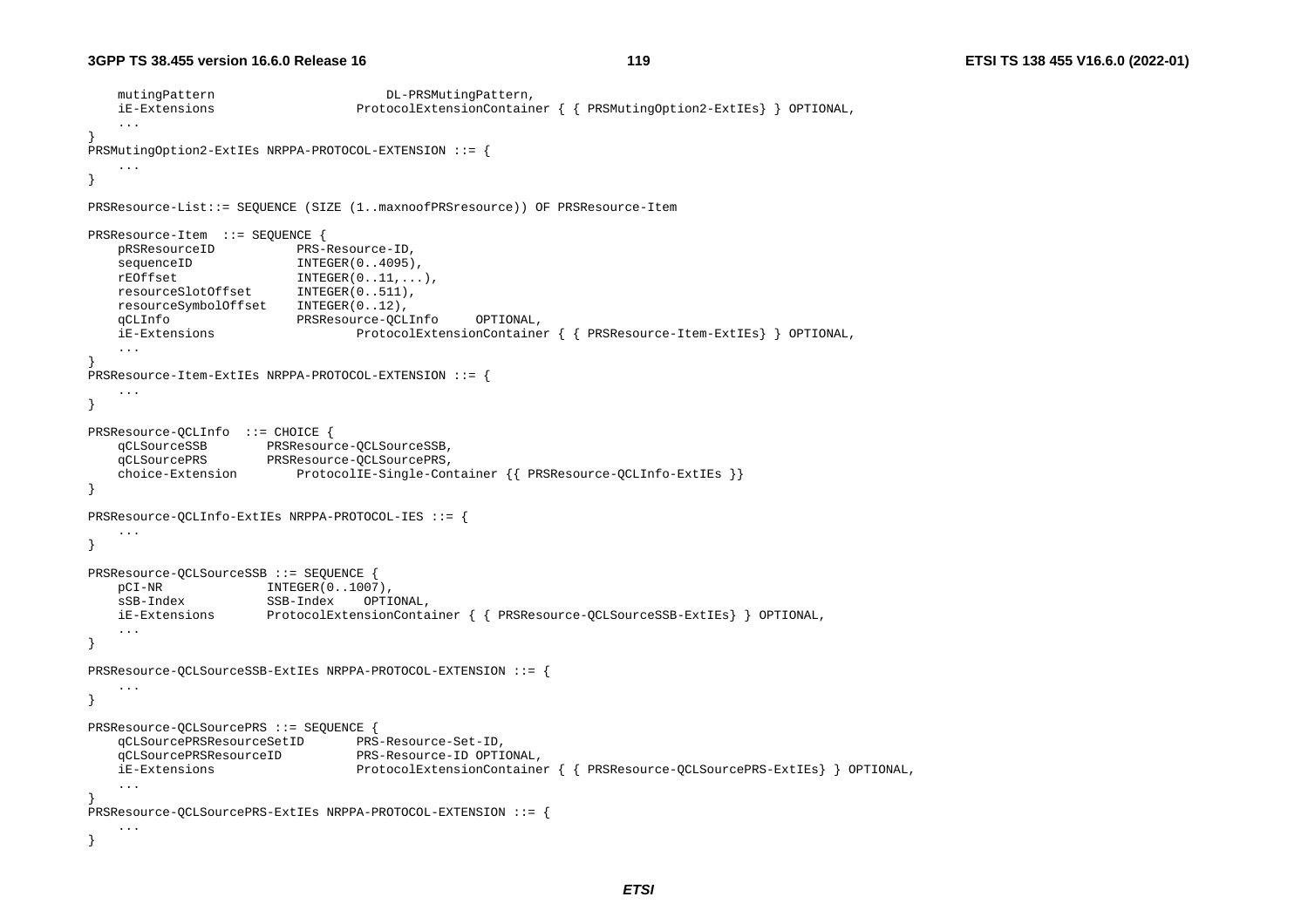```
	mutingPattern						DL-PRSMutingPattern,
	iE-Extensions					ProtocolExtensionContainer { { PRSMutingOption2-ExtIEs} } OPTIONAL,
	...
}
PRSMutingOption2-ExtIEs NRPPA-PROTOCOL-EXTENSION ::= {
	...
}

PRSResource-List::= SEQUENCE (SIZE (1..maxnoofPRSresource)) OF PRSResource-Item

PRSResource-Item  ::= SEQUENCE {
	pRSResourceID			PRS-Resource-ID,
	sequenceID				INTEGER(0..4095),
	rEOffset				INTEGER(0..11,...),
	resourceSlotOffset		INTEGER(0..511),
	resourceSymbolOffset	INTEGER(0..12),
	qCLInfo					PRSResource-QCLInfo		OPTIONAL,
	iE-Extensions					ProtocolExtensionContainer { { PRSResource-Item-ExtIEs} } OPTIONAL,
	...
}
PRSResource-Item-ExtIEs NRPPA-PROTOCOL-EXTENSION ::= {
	...
}

PRSResource-QCLInfo  ::= CHOICE {
	qCLSourceSSB		PRSResource-QCLSourceSSB,
	qCLSourcePRS		PRSResource-QCLSourcePRS,
	choice-Extension		ProtocolIE-Single-Container {{ PRSResource-QCLInfo-ExtIEs }}
}

PRSResource-QCLInfo-ExtIEs NRPPA-PROTOCOL-IES ::= {
	...
}

PRSResource-QCLSourceSSB ::= SEQUENCE {
	pCI-NR				INTEGER(0..1007),
	sSB-Index			SSB-Index	OPTIONAL,
	iE-Extensions		ProtocolExtensionContainer { { PRSResource-QCLSourceSSB-ExtIEs} } OPTIONAL,
	...
}

PRSResource-QCLSourceSSB-ExtIEs NRPPA-PROTOCOL-EXTENSION ::= {
	...
}

PRSResource-QCLSourcePRS ::= SEQUENCE {
	qCLSourcePRSResourceSetID		PRS-Resource-Set-ID,
	qCLSourcePRSResourceID			PRS-Resource-ID OPTIONAL,
	iE-Extensions					ProtocolExtensionContainer { { PRSResource-QCLSourcePRS-ExtIEs} } OPTIONAL,
	...
}
PRSResource-QCLSourcePRS-ExtIEs NRPPA-PROTOCOL-EXTENSION ::= {
	...
}
```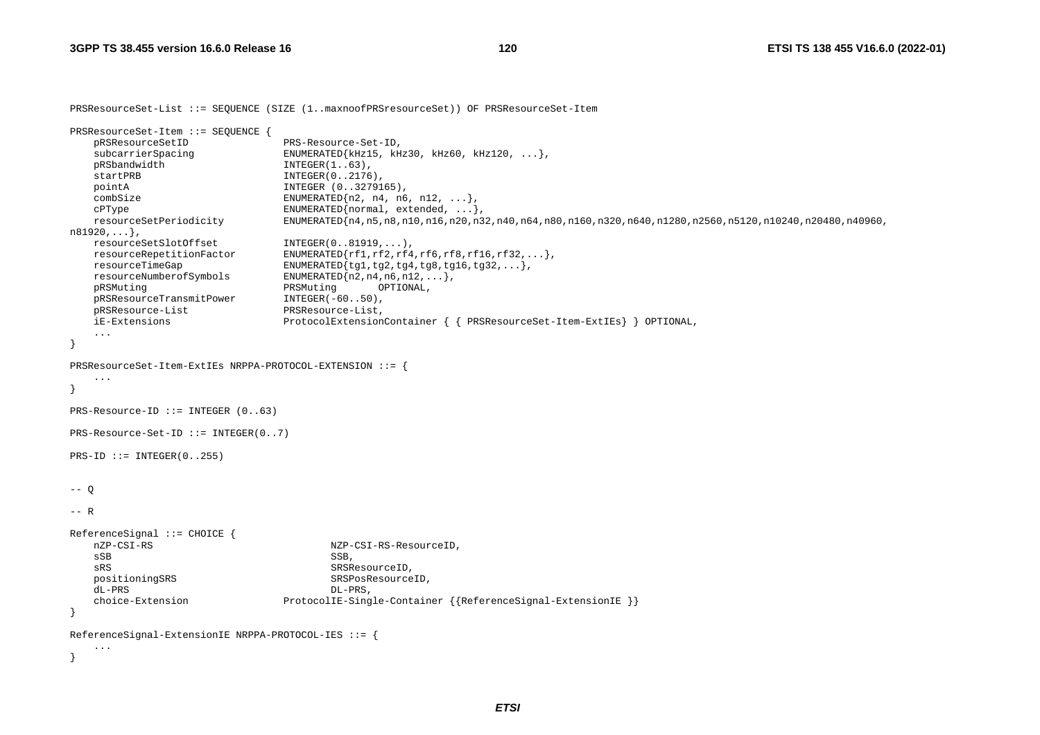```
PRSResourceSet-List ::= SEQUENCE (SIZE (1..maxnoofPRSresourceSet)) OF PRSResourceSet-Item

PRSResourceSet-Item ::= SEQUENCE {
    pRSResourceSetID                PRS-Resource-Set-ID,
    subcarrierSpacing               ENUMERATED{kHz15, kHz30, kHz60, kHz120, ...},
    pRSbandwidth                    INTEGER(1..63),
    startPRB                        INTEGER(0..2176),
    pointA                          INTEGER (0..3279165),
    combSize                        ENUMERATED{n2, n4, n6, n12, ...},
    cPType                          ENUMERATED{normal, extended, ...},
    resourceSetPeriodicity          ENUMERATED{n4,n5,n8,n10,n16,n20,n32,n40,n64,n80,n160,n320,n640,n1280,n2560,n5120,n10240,n20480,n40960,
n81920,...},
    resourceSetSlotOffset           INTEGER(0..81919,...),
    resourceRepetitionFactor        ENUMERATED{rf1,rf2,rf4,rf6,rf8,rf16,rf32,...},
    resourceTimeGap                 ENUMERATED{tg1,tg2,tg4,tg8,tg16,tg32,...},
    resourceNumberofSymbols         ENUMERATED{n2,n4,n6,n12,...},
    pRSMuting                       PRSMuting       OPTIONAL,
    pRSResourceTransmitPower        INTEGER(-60..50),
    pRSResource-List                PRSResource-List,
    iE-Extensions                   ProtocolExtensionContainer { { PRSResourceSet-Item-ExtIEs} } OPTIONAL,
    ...
}

PRSResourceSet-Item-ExtIEs NRPPA-PROTOCOL-EXTENSION ::= {
    ...
}

PRS-Resource-ID ::= INTEGER (0..63)

PRS-Resource-Set-ID ::= INTEGER(0..7)

PRS-ID ::= INTEGER(0..255)


-- Q

-- R

ReferenceSignal ::= CHOICE {
    nZP-CSI-RS                          NZP-CSI-RS-ResourceID,
    sSB                                 SSB,
    sRS                                 SRSResourceID,
    positioningSRS                      SRSPosResourceID,
    dL-PRS                              DL-PRS,
    choice-Extension                ProtocolIE-Single-Container {{ReferenceSignal-ExtensionIE }}
}

ReferenceSignal-ExtensionIE NRPPA-PROTOCOL-IES ::= {
    ...
}
```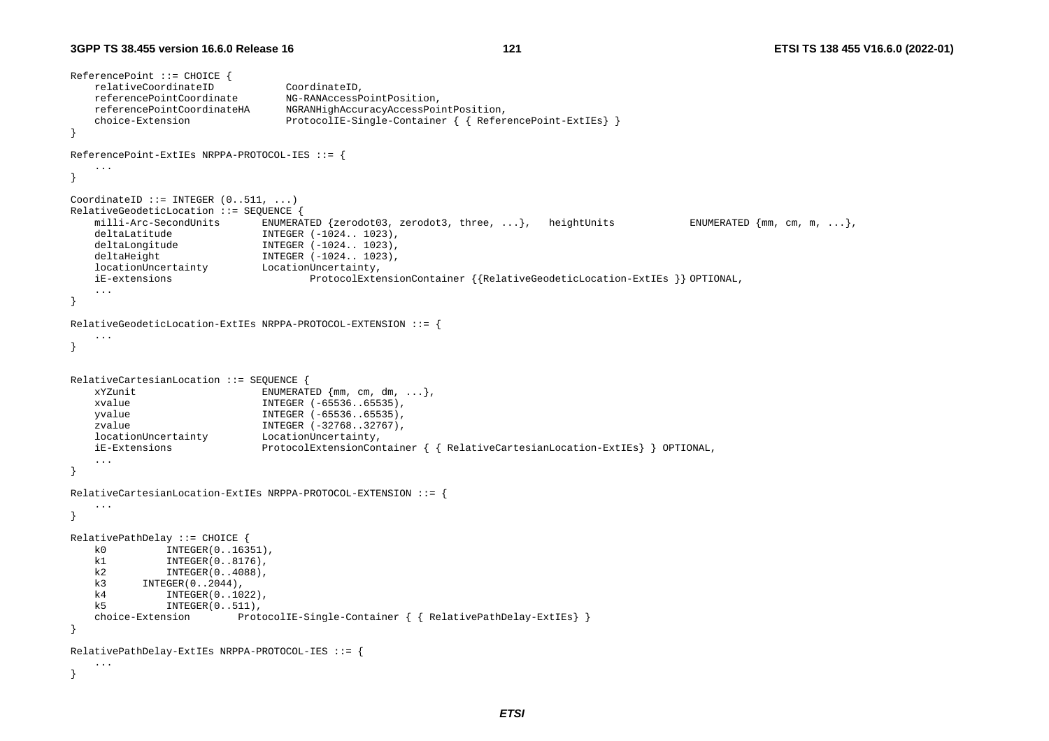```
ReferencePoint ::= CHOICE {
    relativeCoordinateID            CoordinateID,
    referencePointCoordinate        NG-RANAccessPointPosition,
    referencePointCoordinateHA      NGRANHighAccuracyAccessPointPosition,
    choice-Extension                ProtocolIE-Single-Container { { ReferencePoint-ExtIEs} }
}

ReferencePoint-ExtIEs NRPPA-PROTOCOL-IES ::= {
    ...
}

CoordinateID ::= INTEGER (0..511, ...)
RelativeGeodeticLocation ::= SEQUENCE {
    milli-Arc-SecondUnits       ENUMERATED {zerodot03, zerodot3, three, ...},   heightUnits             ENUMERATED {mm, cm, m, ...},
    deltaLatitude               INTEGER (-1024.. 1023),
    deltaLongitude              INTEGER (-1024.. 1023),
    deltaHeight                 INTEGER (-1024.. 1023),
    locationUncertainty         LocationUncertainty,
    iE-extensions                       ProtocolExtensionContainer {{RelativeGeodeticLocation-ExtIEs }} OPTIONAL,
    ...
}

RelativeGeodeticLocation-ExtIEs NRPPA-PROTOCOL-EXTENSION ::= {
    ...
}


RelativeCartesianLocation ::= SEQUENCE {
    xYZunit                     ENUMERATED {mm, cm, dm, ...},
    xvalue                      INTEGER (-65536..65535),
    yvalue                      INTEGER (-65536..65535),
    zvalue                      INTEGER (-32768..32767),
    locationUncertainty         LocationUncertainty,
    iE-Extensions               ProtocolExtensionContainer { { RelativeCartesianLocation-ExtIEs} } OPTIONAL,
    ...
}

RelativeCartesianLocation-ExtIEs NRPPA-PROTOCOL-EXTENSION ::= {
    ...
}

RelativePathDelay ::= CHOICE {
    k0          INTEGER(0..16351),
    k1          INTEGER(0..8176),
    k2          INTEGER(0..4088),
    k3      INTEGER(0..2044),
    k4          INTEGER(0..1022),
    k5          INTEGER(0..511),
    choice-Extension        ProtocolIE-Single-Container { { RelativePathDelay-ExtIEs} }
}

RelativePathDelay-ExtIEs NRPPA-PROTOCOL-IES ::= {
    ...
}
```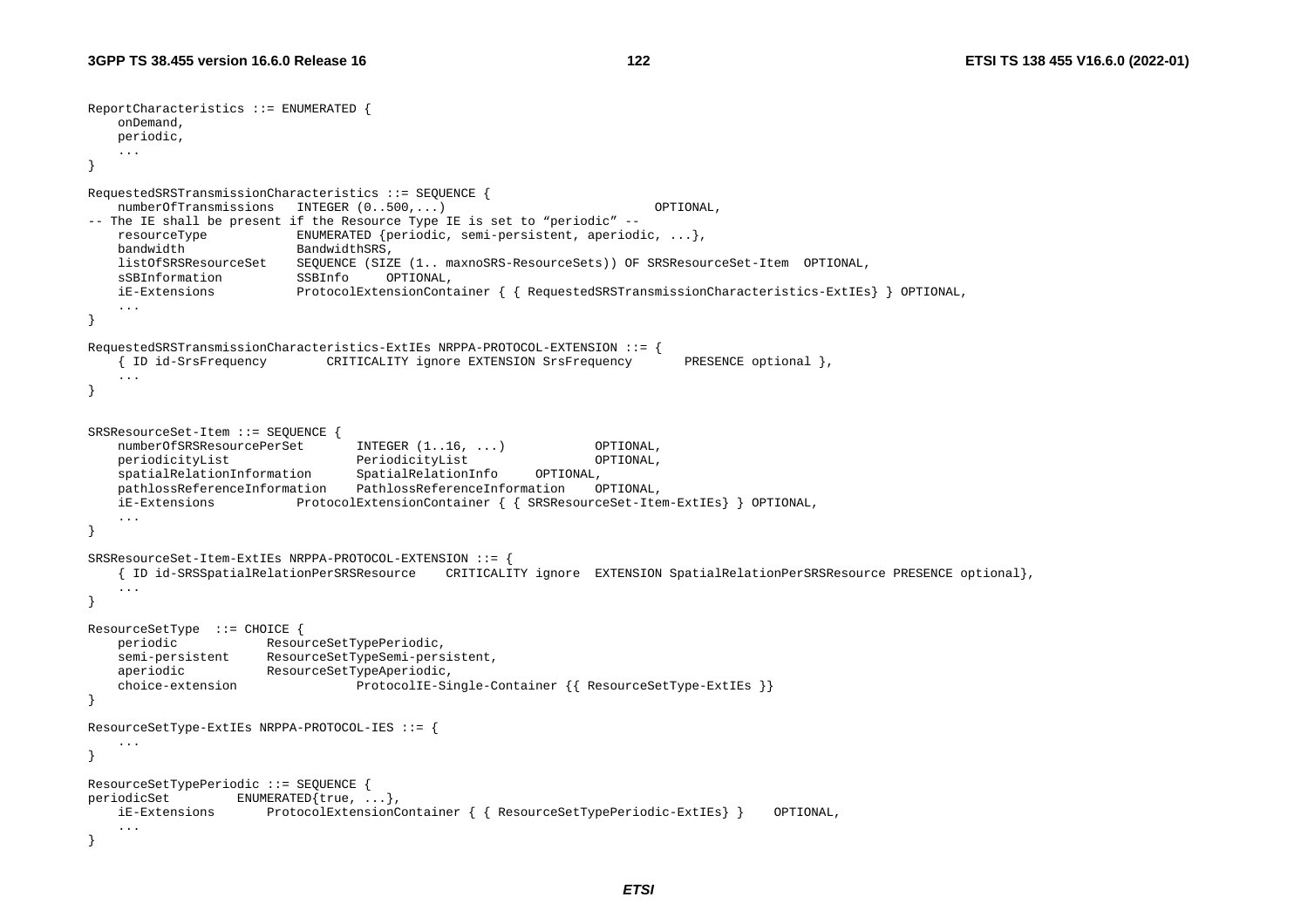```
ReportCharacteristics ::= ENUMERATED {
	onDemand,
	periodic,
	...
}

RequestedSRSTransmissionCharacteristics ::= SEQUENCE {
	numberOfTransmissions	INTEGER (0..500,...)							OPTIONAL,
-- The IE shall be present if the Resource Type IE is set to "periodic" --
	resourceType			ENUMERATED {periodic, semi-persistent, aperiodic, ...},
	bandwidth				BandwidthSRS,
	listOfSRSResourceSet	SEQUENCE (SIZE (1.. maxnoSRS-ResourceSets)) OF SRSResourceSet-Item	OPTIONAL,
	sSBInformation			SSBInfo		OPTIONAL,
	iE-Extensions			ProtocolExtensionContainer { { RequestedSRSTransmissionCharacteristics-ExtIEs} } OPTIONAL,
	...
}

RequestedSRSTransmissionCharacteristics-ExtIEs NRPPA-PROTOCOL-EXTENSION ::= {
	{ ID id-SrsFrequency		CRITICALITY ignore EXTENSION SrsFrequency		PRESENCE optional },
	...
}


SRSResourceSet-Item ::= SEQUENCE {
	numberOfSRSResourcePerSet		INTEGER (1..16, ...)			OPTIONAL,
	periodicityList					PeriodicityList					OPTIONAL,
	spatialRelationInformation		SpatialRelationInfo		OPTIONAL,
	pathlossReferenceInformation	PathlossReferenceInformation	OPTIONAL,
	iE-Extensions			ProtocolExtensionContainer { { SRSResourceSet-Item-ExtIEs} } OPTIONAL,
	...
}

SRSResourceSet-Item-ExtIEs NRPPA-PROTOCOL-EXTENSION ::= {
	{ ID id-SRSSpatialRelationPerSRSResource	CRITICALITY ignore	EXTENSION SpatialRelationPerSRSResource PRESENCE optional},
	...
}

ResourceSetType	::= CHOICE {
	periodic			ResourceSetTypePeriodic,
	semi-persistent		ResourceSetTypeSemi-persistent,
	aperiodic			ResourceSetTypeAperiodic,
	choice-extension				ProtocolIE-Single-Container {{ ResourceSetType-ExtIEs }}
}

ResourceSetType-ExtIEs NRPPA-PROTOCOL-IES ::= {
	...
}

ResourceSetTypePeriodic ::= SEQUENCE {
periodicSet			ENUMERATED{true, ...},
	iE-Extensions		ProtocolExtensionContainer { { ResourceSetTypePeriodic-ExtIEs} }	OPTIONAL,
	...
}
```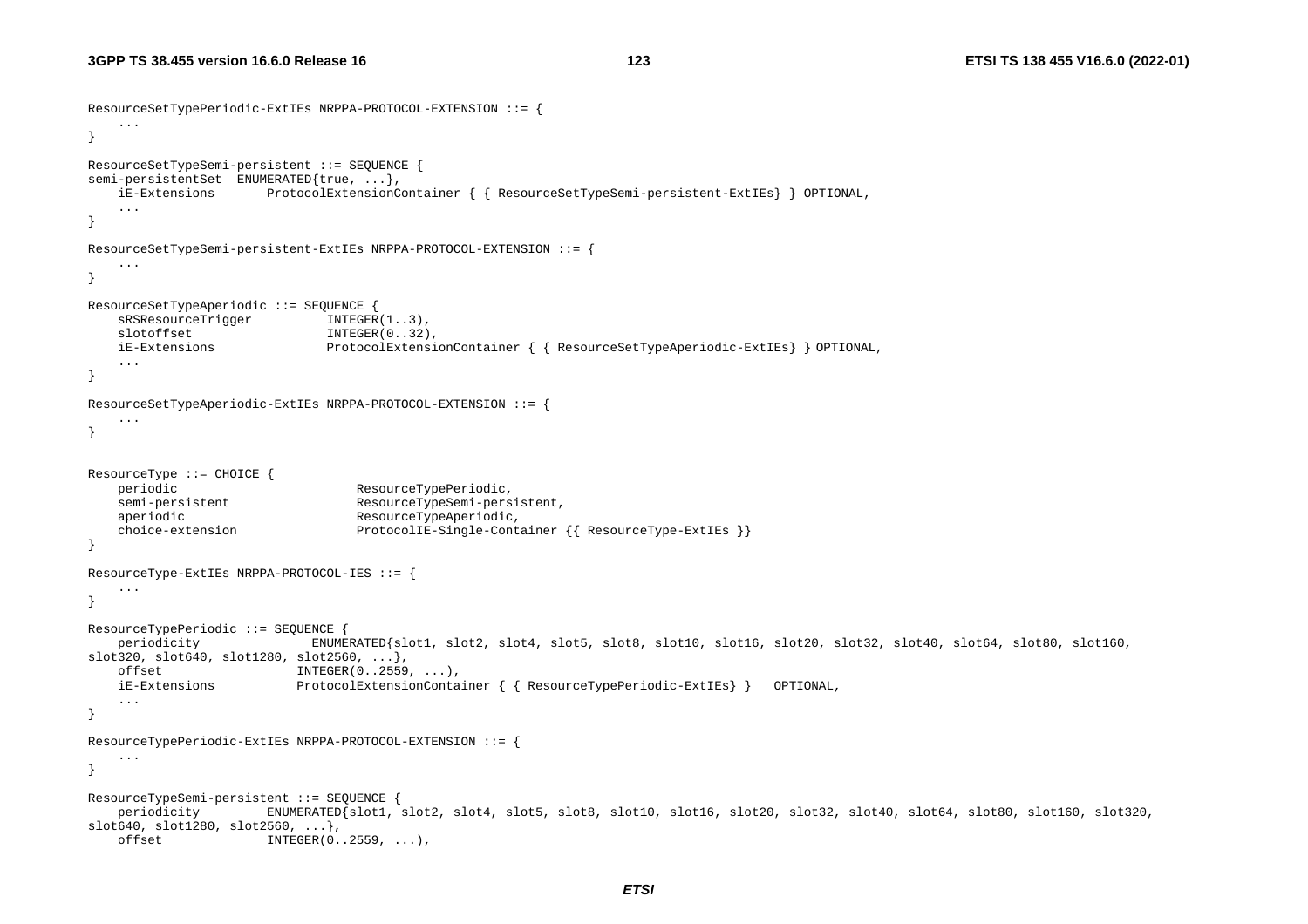```
ResourceSetTypePeriodic-ExtIEs NRPPA-PROTOCOL-EXTENSION ::= {
	...
}

ResourceSetTypeSemi-persistent ::= SEQUENCE {
semi-persistentSet  ENUMERATED{true, ...},
	iE-Extensions		ProtocolExtensionContainer { { ResourceSetTypeSemi-persistent-ExtIEs} } OPTIONAL,
	...
}

ResourceSetTypeSemi-persistent-ExtIEs NRPPA-PROTOCOL-EXTENSION ::= {
	...
}

ResourceSetTypeAperiodic ::= SEQUENCE {
	sRSResourceTrigger		INTEGER(1..3),
	slotoffset			INTEGER(0..32),
	iE-Extensions			ProtocolExtensionContainer { { ResourceSetTypeAperiodic-ExtIEs} } OPTIONAL,
	...
}

ResourceSetTypeAperiodic-ExtIEs NRPPA-PROTOCOL-EXTENSION ::= {
	...
}


ResourceType ::= CHOICE {
	periodic				ResourceTypePeriodic,
	semi-persistent			ResourceTypeSemi-persistent,
	aperiodic				ResourceTypeAperiodic,
	choice-extension		ProtocolIE-Single-Container {{ ResourceType-ExtIEs }}
}

ResourceType-ExtIEs NRPPA-PROTOCOL-IES ::= {
	...
}

ResourceTypePeriodic ::= SEQUENCE {
	periodicity			ENUMERATED{slot1, slot2, slot4, slot5, slot8, slot10, slot16, slot20, slot32, slot40, slot64, slot80, slot160, 
slot320, slot640, slot1280, slot2560, ...},
	offset			INTEGER(0..2559, ...),
	iE-Extensions		ProtocolExtensionContainer { { ResourceTypePeriodic-ExtIEs} }	OPTIONAL,
	...
}

ResourceTypePeriodic-ExtIEs NRPPA-PROTOCOL-EXTENSION ::= {
	...
}

ResourceTypeSemi-persistent ::= SEQUENCE {
	periodicity		ENUMERATED{slot1, slot2, slot4, slot5, slot8, slot10, slot16, slot20, slot32, slot40, slot64, slot80, slot160, slot320, 
slot640, slot1280, slot2560, ...},
	offset			INTEGER(0..2559, ...),
```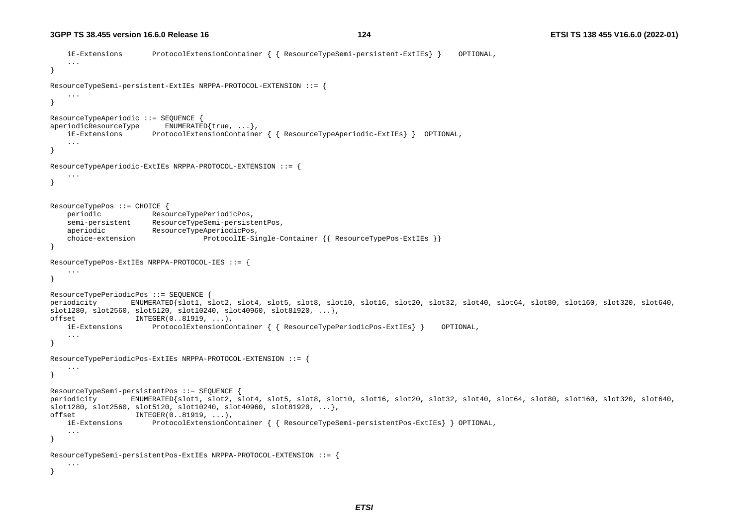```
	iE-Extensions		ProtocolExtensionContainer { { ResourceTypeSemi-persistent-ExtIEs} }	OPTIONAL,
	...
}

ResourceTypeSemi-persistent-ExtIEs NRPPA-PROTOCOL-EXTENSION ::= {
	...
}

ResourceTypeAperiodic ::= SEQUENCE {
aperiodicResourceType		ENUMERATED{true, ...},
	iE-Extensions		ProtocolExtensionContainer { { ResourceTypeAperiodic-ExtIEs} }	OPTIONAL,
	...
}

ResourceTypeAperiodic-ExtIEs NRPPA-PROTOCOL-EXTENSION ::= {
	...
}


ResourceTypePos ::= CHOICE {
	periodic			ResourceTypePeriodicPos,
	semi-persistent		ResourceTypeSemi-persistentPos,
	aperiodic			ResourceTypeAperiodicPos,
	choice-extension				ProtocolIE-Single-Container {{ ResourceTypePos-ExtIEs }}
}

ResourceTypePos-ExtIEs NRPPA-PROTOCOL-IES ::= {
	...
}

ResourceTypePeriodicPos ::= SEQUENCE {
periodicity		ENUMERATED{slot1, slot2, slot4, slot5, slot8, slot10, slot16, slot20, slot32, slot40, slot64, slot80, slot160, slot320, slot640, 
slot1280, slot2560, slot5120, slot10240, slot40960, slot81920, ...},
offset			INTEGER(0..81919, ...),
	iE-Extensions		ProtocolExtensionContainer { { ResourceTypePeriodicPos-ExtIEs} }	OPTIONAL,
	...
}

ResourceTypePeriodicPos-ExtIEs NRPPA-PROTOCOL-EXTENSION ::= {
	...
}

ResourceTypeSemi-persistentPos ::= SEQUENCE {
periodicity		ENUMERATED{slot1, slot2, slot4, slot5, slot8, slot10, slot16, slot20, slot32, slot40, slot64, slot80, slot160, slot320, slot640, 
slot1280, slot2560, slot5120, slot10240, slot40960, slot81920, ...},
offset			INTEGER(0..81919, ...),
	iE-Extensions		ProtocolExtensionContainer { { ResourceTypeSemi-persistentPos-ExtIEs} } OPTIONAL,
	...
}

ResourceTypeSemi-persistentPos-ExtIEs NRPPA-PROTOCOL-EXTENSION ::= {
	...
}
```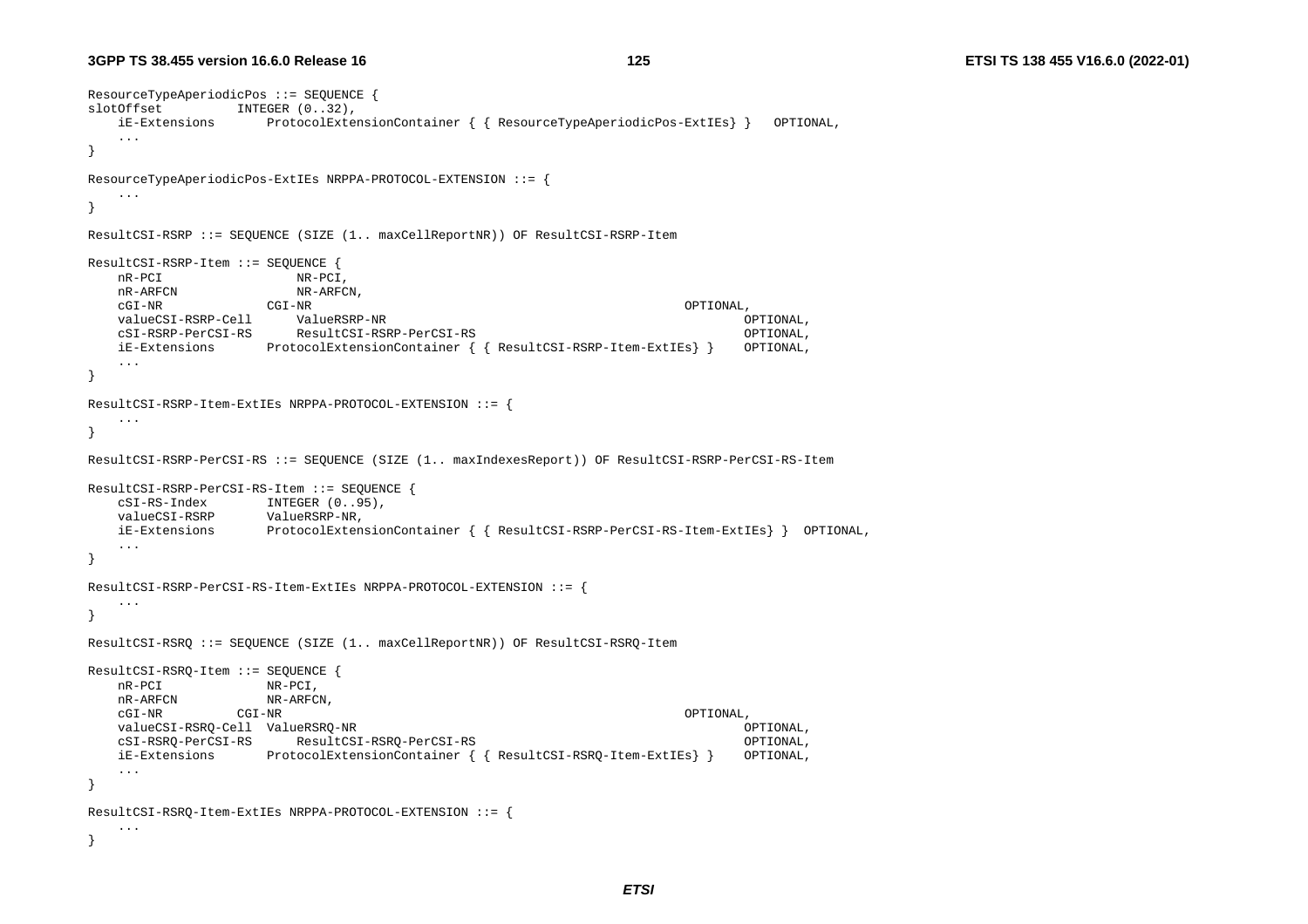```
ResourceTypeAperiodicPos ::= SEQUENCE {
slotOffset          INTEGER (0..32),
    iE-Extensions       ProtocolExtensionContainer { { ResourceTypeAperiodicPos-ExtIEs} }   OPTIONAL,
    ...
}

ResourceTypeAperiodicPos-ExtIEs NRPPA-PROTOCOL-EXTENSION ::= {
    ...
}

ResultCSI-RSRP ::= SEQUENCE (SIZE (1.. maxCellReportNR)) OF ResultCSI-RSRP-Item

ResultCSI-RSRP-Item ::= SEQUENCE {
    nR-PCI                  NR-PCI,
    nR-ARFCN                NR-ARFCN,
    cGI-NR              CGI-NR                                                          OPTIONAL,
    valueCSI-RSRP-Cell      ValueRSRP-NR                                                        OPTIONAL,
    cSI-RSRP-PerCSI-RS      ResultCSI-RSRP-PerCSI-RS                                            OPTIONAL,
    iE-Extensions       ProtocolExtensionContainer { { ResultCSI-RSRP-Item-ExtIEs} }    OPTIONAL,
    ...
}

ResultCSI-RSRP-Item-ExtIEs NRPPA-PROTOCOL-EXTENSION ::= {
    ...
}

ResultCSI-RSRP-PerCSI-RS ::= SEQUENCE (SIZE (1.. maxIndexesReport)) OF ResultCSI-RSRP-PerCSI-RS-Item

ResultCSI-RSRP-PerCSI-RS-Item ::= SEQUENCE {
    cSI-RS-Index        INTEGER (0..95),
    valueCSI-RSRP       ValueRSRP-NR,
    iE-Extensions       ProtocolExtensionContainer { { ResultCSI-RSRP-PerCSI-RS-Item-ExtIEs} }  OPTIONAL,
    ...
}

ResultCSI-RSRP-PerCSI-RS-Item-ExtIEs NRPPA-PROTOCOL-EXTENSION ::= {
    ...
}

ResultCSI-RSRQ ::= SEQUENCE (SIZE (1.. maxCellReportNR)) OF ResultCSI-RSRQ-Item

ResultCSI-RSRQ-Item ::= SEQUENCE {
    nR-PCI              NR-PCI,
    nR-ARFCN            NR-ARFCN,
    cGI-NR          CGI-NR                                                          OPTIONAL,
    valueCSI-RSRQ-Cell  ValueRSRQ-NR                                                        OPTIONAL,
    cSI-RSRQ-PerCSI-RS      ResultCSI-RSRQ-PerCSI-RS                                        OPTIONAL,
    iE-Extensions       ProtocolExtensionContainer { { ResultCSI-RSRQ-Item-ExtIEs} }    OPTIONAL,
    ...
}

ResultCSI-RSRQ-Item-ExtIEs NRPPA-PROTOCOL-EXTENSION ::= {
    ...
}
```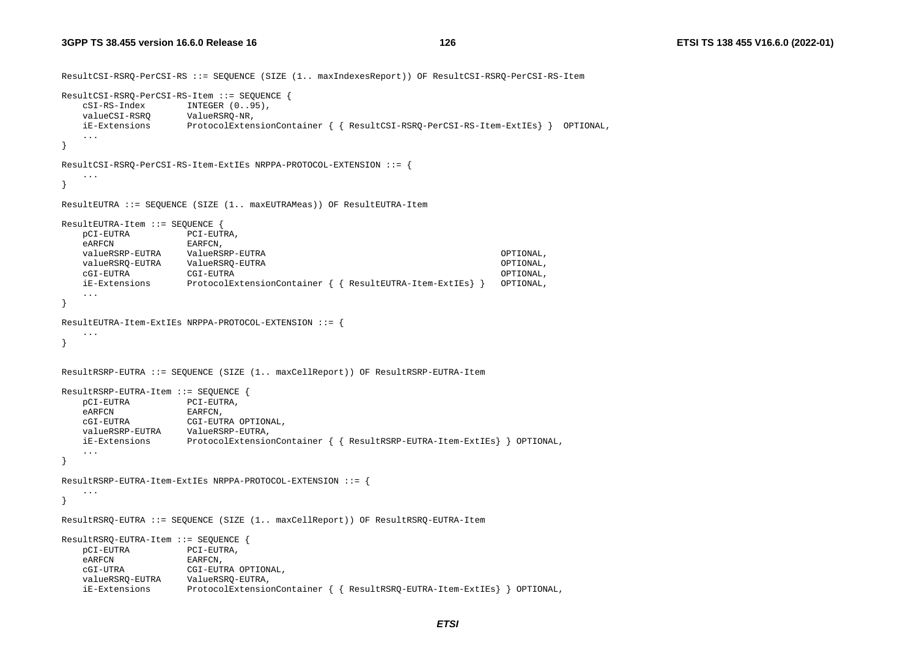```
ResultCSI-RSRQ-PerCSI-RS ::= SEQUENCE (SIZE (1.. maxIndexesReport)) OF ResultCSI-RSRQ-PerCSI-RS-Item

ResultCSI-RSRQ-PerCSI-RS-Item ::= SEQUENCE {
    cSI-RS-Index        INTEGER (0..95),
    valueCSI-RSRQ       ValueRSRQ-NR,
    iE-Extensions       ProtocolExtensionContainer { { ResultCSI-RSRQ-PerCSI-RS-Item-ExtIEs} }  OPTIONAL,
    ...
}

ResultCSI-RSRQ-PerCSI-RS-Item-ExtIEs NRPPA-PROTOCOL-EXTENSION ::= {
    ...
}

ResultEUTRA ::= SEQUENCE (SIZE (1.. maxEUTRAMeas)) OF ResultEUTRA-Item

ResultEUTRA-Item ::= SEQUENCE {
    pCI-EUTRA           PCI-EUTRA,
    eARFCN              EARFCN,
    valueRSRP-EUTRA     ValueRSRP-EUTRA                                                 OPTIONAL,
    valueRSRQ-EUTRA     ValueRSRQ-EUTRA                                                 OPTIONAL,
    cGI-EUTRA           CGI-EUTRA                                                       OPTIONAL,
    iE-Extensions       ProtocolExtensionContainer { { ResultEUTRA-Item-ExtIEs} }   OPTIONAL,
    ...
}

ResultEUTRA-Item-ExtIEs NRPPA-PROTOCOL-EXTENSION ::= {
    ...
}


ResultRSRP-EUTRA ::= SEQUENCE (SIZE (1.. maxCellReport)) OF ResultRSRP-EUTRA-Item

ResultRSRP-EUTRA-Item ::= SEQUENCE {
    pCI-EUTRA           PCI-EUTRA,
    eARFCN              EARFCN,
    cGI-EUTRA           CGI-EUTRA OPTIONAL,
    valueRSRP-EUTRA     ValueRSRP-EUTRA,
    iE-Extensions       ProtocolExtensionContainer { { ResultRSRP-EUTRA-Item-ExtIEs} } OPTIONAL,
    ...
}

ResultRSRP-EUTRA-Item-ExtIEs NRPPA-PROTOCOL-EXTENSION ::= {
    ...
}

ResultRSRQ-EUTRA ::= SEQUENCE (SIZE (1.. maxCellReport)) OF ResultRSRQ-EUTRA-Item

ResultRSRQ-EUTRA-Item ::= SEQUENCE {
    pCI-EUTRA           PCI-EUTRA,
    eARFCN              EARFCN,
    cGI-UTRA            CGI-EUTRA OPTIONAL,
    valueRSRQ-EUTRA     ValueRSRQ-EUTRA,
    iE-Extensions       ProtocolExtensionContainer { { ResultRSRQ-EUTRA-Item-ExtIEs} } OPTIONAL,
```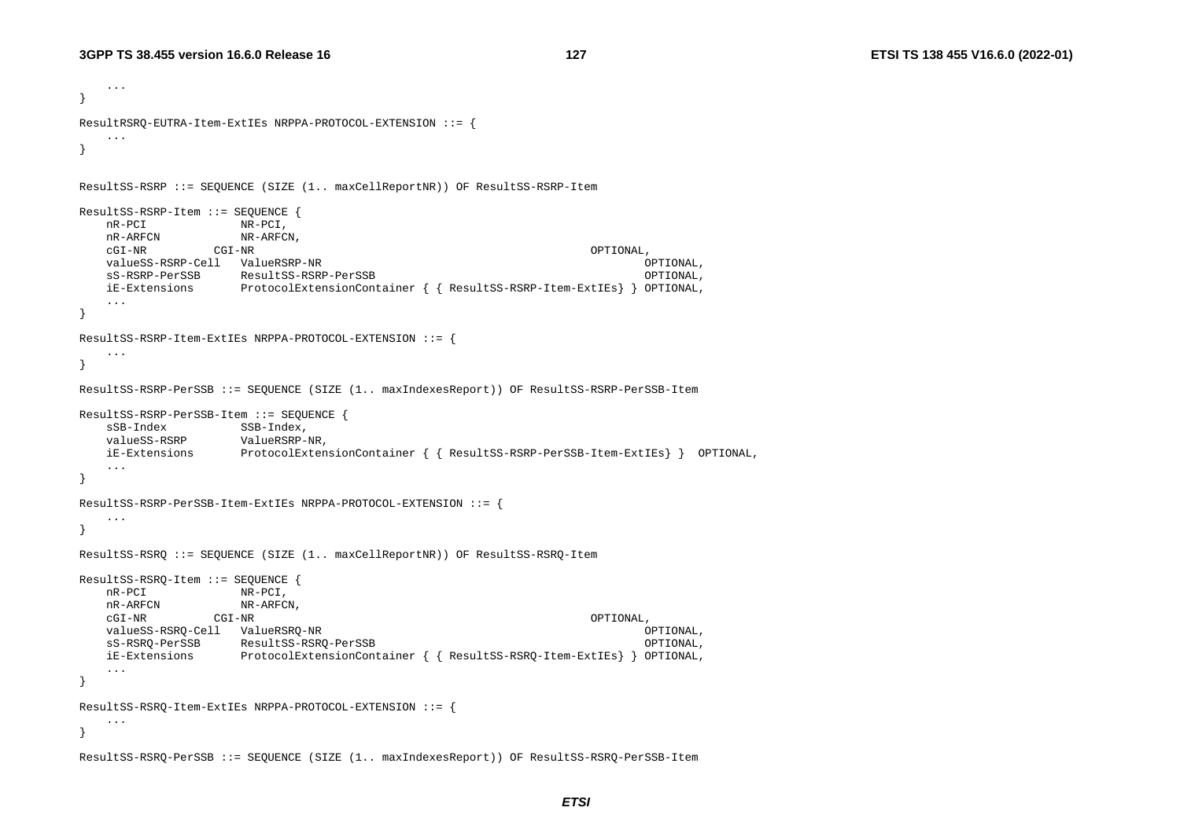```
	...
}

ResultRSRQ-EUTRA-Item-ExtIEs NRPPA-PROTOCOL-EXTENSION ::= {
	...
}


ResultSS-RSRP ::= SEQUENCE (SIZE (1.. maxCellReportNR)) OF ResultSS-RSRP-Item

ResultSS-RSRP-Item ::= SEQUENCE {
	nR-PCI				NR-PCI,
	nR-ARFCN			NR-ARFCN,
	cGI-NR			CGI-NR											OPTIONAL,
	valueSS-RSRP-Cell	ValueRSRP-NR										OPTIONAL,
	sS-RSRP-PerSSB		ResultSS-RSRP-PerSSB								OPTIONAL,
	iE-Extensions		ProtocolExtensionContainer { { ResultSS-RSRP-Item-ExtIEs} } OPTIONAL,
	...
}

ResultSS-RSRP-Item-ExtIEs NRPPA-PROTOCOL-EXTENSION ::= {
	...
}

ResultSS-RSRP-PerSSB ::= SEQUENCE (SIZE (1.. maxIndexesReport)) OF ResultSS-RSRP-PerSSB-Item

ResultSS-RSRP-PerSSB-Item ::= SEQUENCE {
	sSB-Index			SSB-Index,
	valueSS-RSRP		ValueRSRP-NR,
	iE-Extensions		ProtocolExtensionContainer { { ResultSS-RSRP-PerSSB-Item-ExtIEs} }  OPTIONAL,
	...
}

ResultSS-RSRP-PerSSB-Item-ExtIEs NRPPA-PROTOCOL-EXTENSION ::= {
	...
}

ResultSS-RSRQ ::= SEQUENCE (SIZE (1.. maxCellReportNR)) OF ResultSS-RSRQ-Item

ResultSS-RSRQ-Item ::= SEQUENCE {
	nR-PCI				NR-PCI,
	nR-ARFCN			NR-ARFCN,
	cGI-NR			CGI-NR											OPTIONAL,
	valueSS-RSRQ-Cell	ValueRSRQ-NR										OPTIONAL,
	sS-RSRQ-PerSSB		ResultSS-RSRQ-PerSSB								OPTIONAL,
	iE-Extensions		ProtocolExtensionContainer { { ResultSS-RSRQ-Item-ExtIEs} } OPTIONAL,
	...
}

ResultSS-RSRQ-Item-ExtIEs NRPPA-PROTOCOL-EXTENSION ::= {
	...
}

ResultSS-RSRQ-PerSSB ::= SEQUENCE (SIZE (1.. maxIndexesReport)) OF ResultSS-RSRQ-PerSSB-Item
```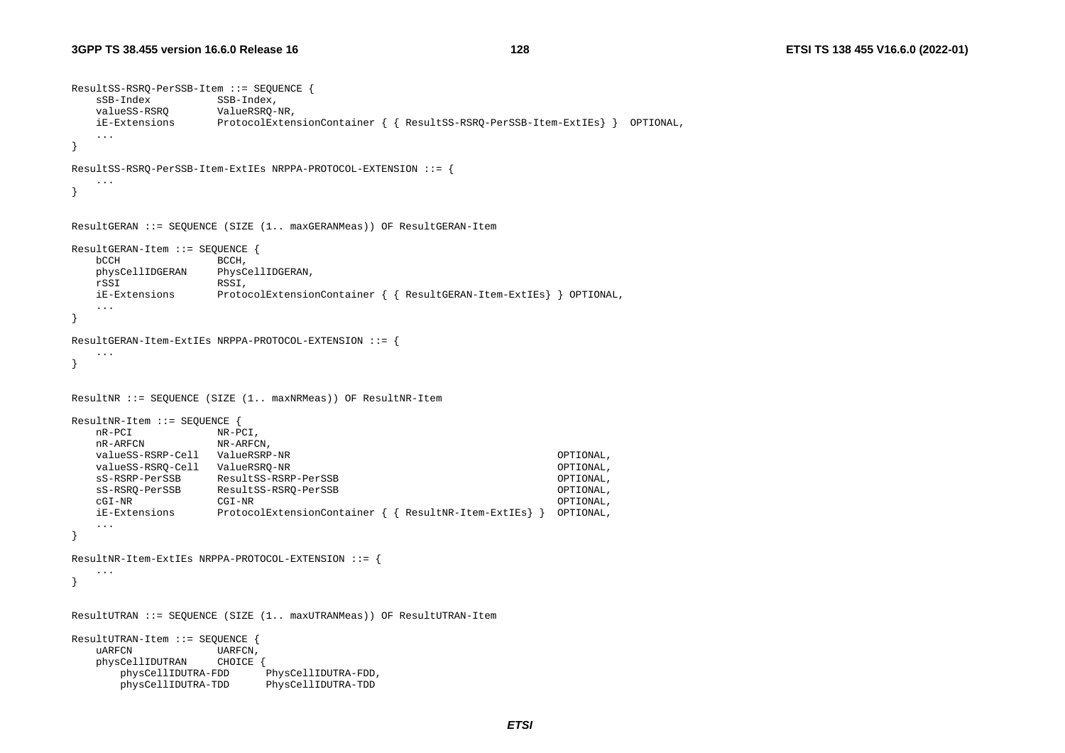```
ResultSS-RSRQ-PerSSB-Item ::= SEQUENCE {
    sSB-Index           SSB-Index,
    valueSS-RSRQ        ValueRSRQ-NR,
    iE-Extensions       ProtocolExtensionContainer { { ResultSS-RSRQ-PerSSB-Item-ExtIEs} }  OPTIONAL,
    ...
}

ResultSS-RSRQ-PerSSB-Item-ExtIEs NRPPA-PROTOCOL-EXTENSION ::= {
    ...
}


ResultGERAN ::= SEQUENCE (SIZE (1.. maxGERANMeas)) OF ResultGERAN-Item

ResultGERAN-Item ::= SEQUENCE {
    bCCH                BCCH,
    physCellIDGERAN     PhysCellIDGERAN,
    rSSI                RSSI,
    iE-Extensions       ProtocolExtensionContainer { { ResultGERAN-Item-ExtIEs} } OPTIONAL,
    ...
}

ResultGERAN-Item-ExtIEs NRPPA-PROTOCOL-EXTENSION ::= {
    ...
}


ResultNR ::= SEQUENCE (SIZE (1.. maxNRMeas)) OF ResultNR-Item

ResultNR-Item ::= SEQUENCE {
    nR-PCI              NR-PCI,
    nR-ARFCN            NR-ARFCN,
    valueSS-RSRP-Cell   ValueRSRP-NR                                              OPTIONAL,
    valueSS-RSRQ-Cell   ValueRSRQ-NR                                              OPTIONAL,
    sS-RSRP-PerSSB      ResultSS-RSRP-PerSSB                                      OPTIONAL,
    sS-RSRQ-PerSSB      ResultSS-RSRQ-PerSSB                                      OPTIONAL,
    cGI-NR              CGI-NR                                                    OPTIONAL,
    iE-Extensions       ProtocolExtensionContainer { { ResultNR-Item-ExtIEs} }  OPTIONAL,
    ...
}

ResultNR-Item-ExtIEs NRPPA-PROTOCOL-EXTENSION ::= {
    ...
}


ResultUTRAN ::= SEQUENCE (SIZE (1.. maxUTRANMeas)) OF ResultUTRAN-Item

ResultUTRAN-Item ::= SEQUENCE {
    uARFCN              UARFCN,
    physCellIDUTRAN     CHOICE {
        physCellIDUTRA-FDD      PhysCellIDUTRA-FDD,
        physCellIDUTRA-TDD      PhysCellIDUTRA-TDD
```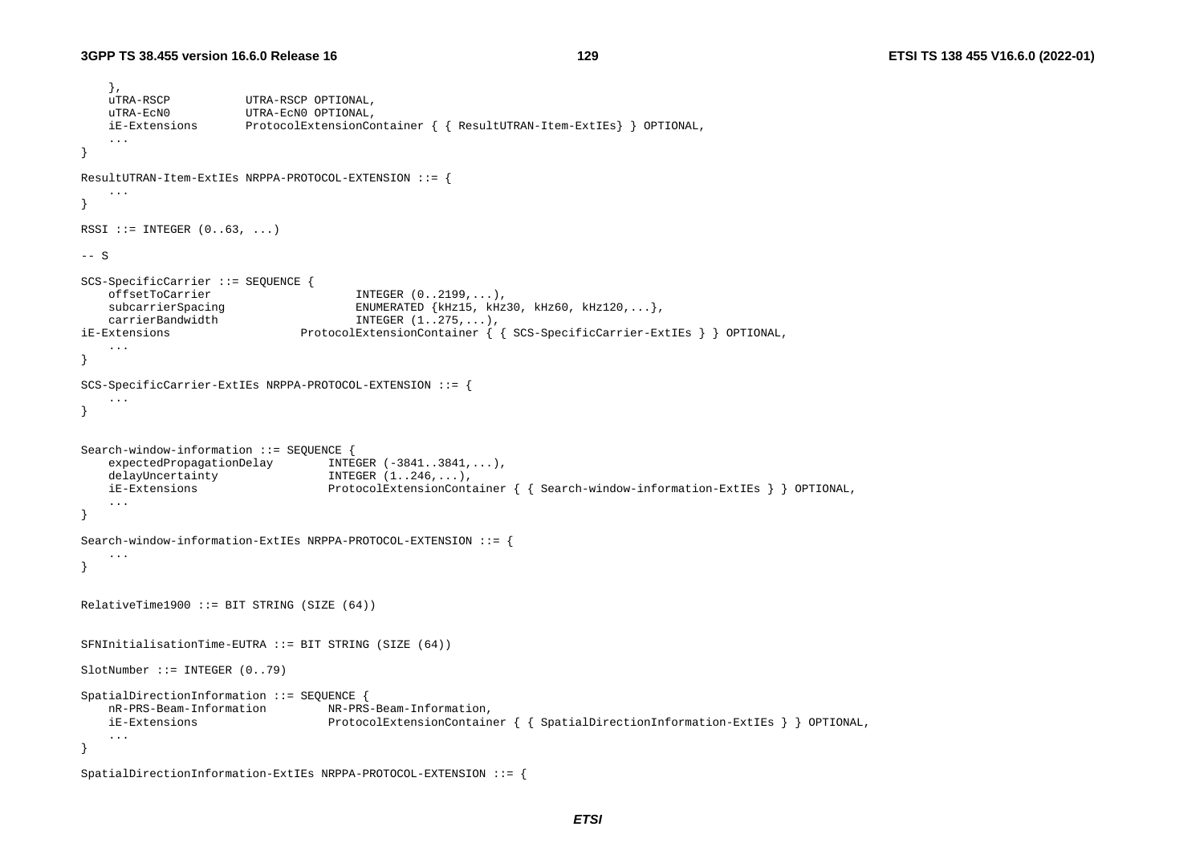```
	},
	uTRA-RSCP			UTRA-RSCP OPTIONAL,
	uTRA-EcN0			UTRA-EcN0 OPTIONAL,
	iE-Extensions		ProtocolExtensionContainer { { ResultUTRAN-Item-ExtIEs} } OPTIONAL,
	...
}

ResultUTRAN-Item-ExtIEs NRPPA-PROTOCOL-EXTENSION ::= {
	...
}

RSSI ::= INTEGER (0..63, ...)

-- S

SCS-SpecificCarrier ::= SEQUENCE {
	offsetToCarrier						INTEGER (0..2199,...),
	subcarrierSpacing					ENUMERATED {kHz15, kHz30, kHz60, kHz120,...},
	carrierBandwidth					INTEGER (1..275,...),
iE-Extensions					ProtocolExtensionContainer { { SCS-SpecificCarrier-ExtIEs } } OPTIONAL,
	...
}

SCS-SpecificCarrier-ExtIEs NRPPA-PROTOCOL-EXTENSION ::= {
	...
}


Search-window-information ::= SEQUENCE {
	expectedPropagationDelay		INTEGER (-3841..3841,...),
	delayUncertainty				INTEGER (1..246,...),
	iE-Extensions					ProtocolExtensionContainer { { Search-window-information-ExtIEs } } OPTIONAL,
	...
}

Search-window-information-ExtIEs NRPPA-PROTOCOL-EXTENSION ::= {
	...
}


RelativeTime1900 ::= BIT STRING (SIZE (64))


SFNInitialisationTime-EUTRA ::= BIT STRING (SIZE (64))

SlotNumber ::= INTEGER (0..79)

SpatialDirectionInformation ::= SEQUENCE {
	nR-PRS-Beam-Information			NR-PRS-Beam-Information,
	iE-Extensions					ProtocolExtensionContainer { { SpatialDirectionInformation-ExtIEs } } OPTIONAL,
	...
}

SpatialDirectionInformation-ExtIEs NRPPA-PROTOCOL-EXTENSION ::= {
```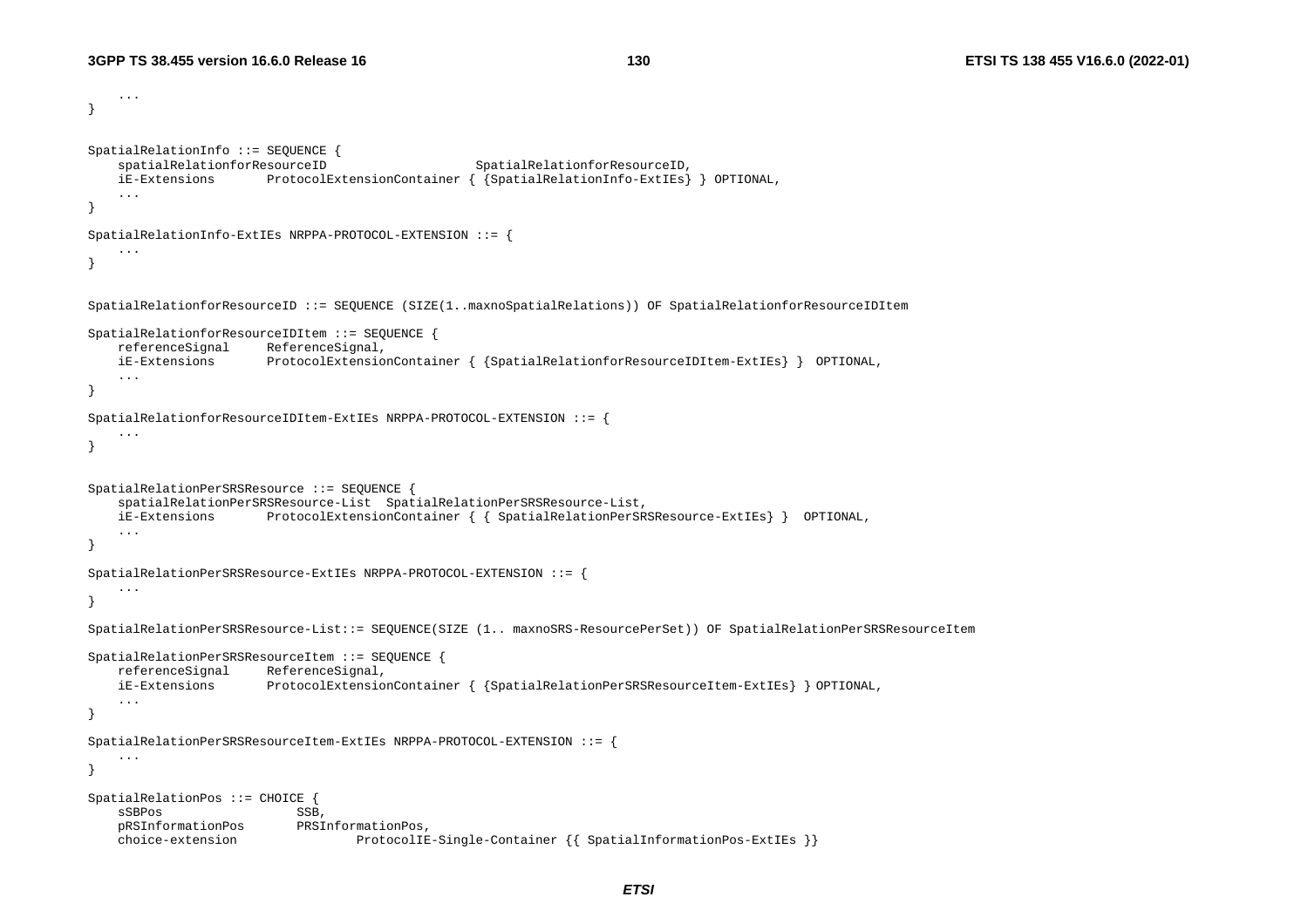```
	...
}

SpatialRelationInfo ::= SEQUENCE {
	spatialRelationforResourceID			SpatialRelationforResourceID,
	iE-Extensions		ProtocolExtensionContainer { {SpatialRelationInfo-ExtIEs} } OPTIONAL,
	...
}

SpatialRelationInfo-ExtIEs NRPPA-PROTOCOL-EXTENSION ::= {
	...
}


SpatialRelationforResourceID ::= SEQUENCE (SIZE(1..maxnoSpatialRelations)) OF SpatialRelationforResourceIDItem

SpatialRelationforResourceIDItem ::= SEQUENCE {
	referenceSignal		ReferenceSignal,
	iE-Extensions		ProtocolExtensionContainer { {SpatialRelationforResourceIDItem-ExtIEs} }  OPTIONAL,
	...
}

SpatialRelationforResourceIDItem-ExtIEs NRPPA-PROTOCOL-EXTENSION ::= {
	...
}


SpatialRelationPerSRSResource ::= SEQUENCE {
	spatialRelationPerSRSResource-List	SpatialRelationPerSRSResource-List,
	iE-Extensions		ProtocolExtensionContainer { { SpatialRelationPerSRSResource-ExtIEs} }  OPTIONAL,
	...
}

SpatialRelationPerSRSResource-ExtIEs NRPPA-PROTOCOL-EXTENSION ::= {
	...
}

SpatialRelationPerSRSResource-List::= SEQUENCE(SIZE (1.. maxnoSRS-ResourcePerSet)) OF SpatialRelationPerSRSResourceItem

SpatialRelationPerSRSResourceItem ::= SEQUENCE {
	referenceSignal		ReferenceSignal,
	iE-Extensions		ProtocolExtensionContainer { {SpatialRelationPerSRSResourceItem-ExtIEs} } OPTIONAL,
	...
}

SpatialRelationPerSRSResourceItem-ExtIEs NRPPA-PROTOCOL-EXTENSION ::= {
	...
}

SpatialRelationPos ::= CHOICE {
	sSBPos				SSB,
	pRSInformationPos		PRSInformationPos,
	choice-extension			ProtocolIE-Single-Container {{ SpatialInformationPos-ExtIEs }}
```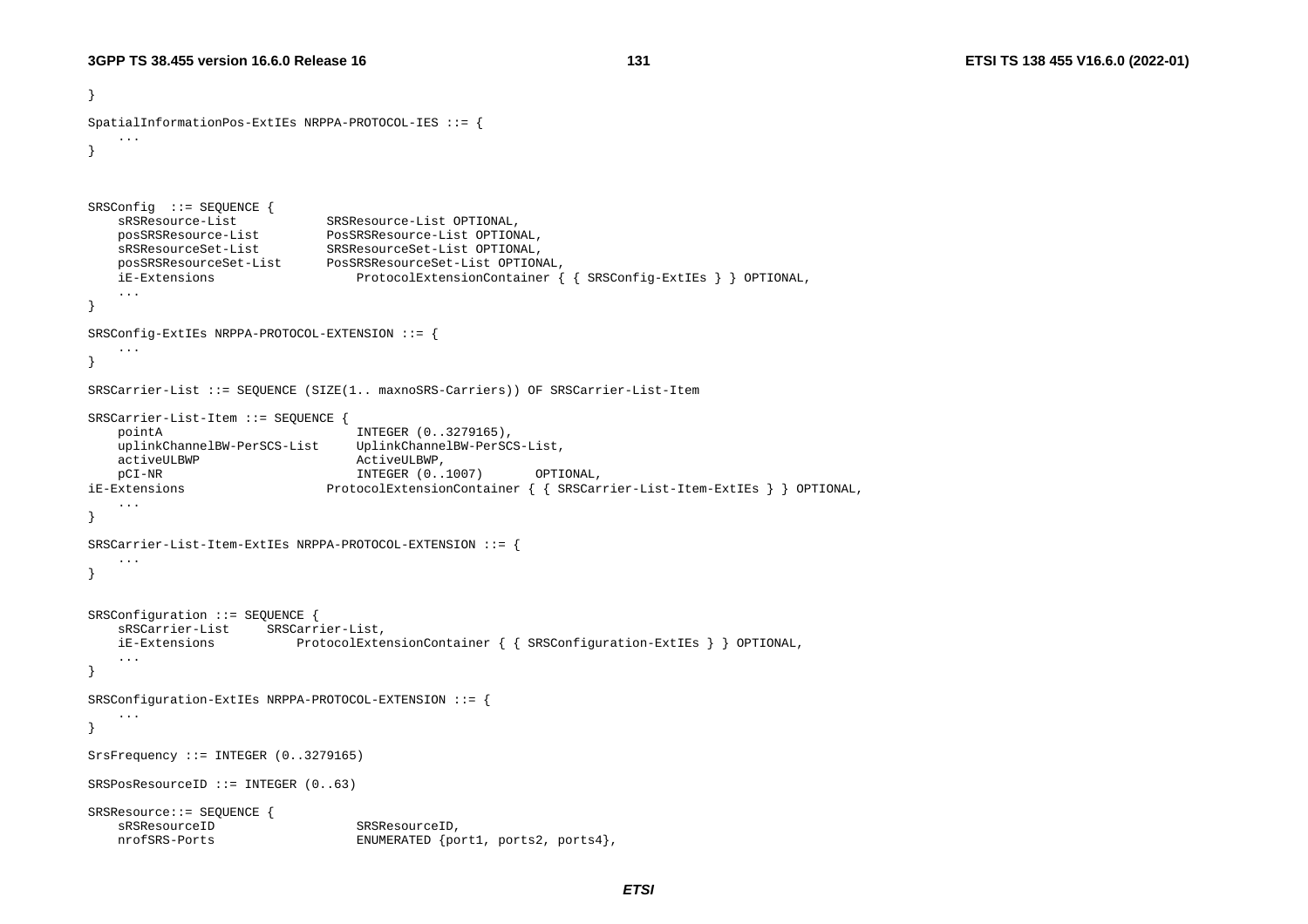```
}

SpatialInformationPos-ExtIEs NRPPA-PROTOCOL-IES ::= {
	...
}



SRSConfig  ::= SEQUENCE {
	sRSResource-List			SRSResource-List OPTIONAL,
	posSRSResource-List			PosSRSResource-List OPTIONAL,
	sRSResourceSet-List			SRSResourceSet-List OPTIONAL,
	posSRSResourceSet-List		PosSRSResourceSet-List OPTIONAL,
	iE-Extensions					ProtocolExtensionContainer { { SRSConfig-ExtIEs } } OPTIONAL,
	...
}

SRSConfig-ExtIEs NRPPA-PROTOCOL-EXTENSION ::= {
	...
}

SRSCarrier-List ::= SEQUENCE (SIZE(1.. maxnoSRS-Carriers)) OF SRSCarrier-List-Item

SRSCarrier-List-Item ::= SEQUENCE {
	pointA							INTEGER (0..3279165),
	uplinkChannelBW-PerSCS-List		UplinkChannelBW-PerSCS-List,
	activeULBWP						ActiveULBWP,
	pCI-NR							INTEGER (0..1007)		OPTIONAL,
iE-Extensions					ProtocolExtensionContainer { { SRSCarrier-List-Item-ExtIEs } } OPTIONAL,
	...
}

SRSCarrier-List-Item-ExtIEs NRPPA-PROTOCOL-EXTENSION ::= {
	...
}


SRSConfiguration ::= SEQUENCE {
	sRSCarrier-List		SRSCarrier-List,
	iE-Extensions			ProtocolExtensionContainer { { SRSConfiguration-ExtIEs } } OPTIONAL,
	...
}

SRSConfiguration-ExtIEs NRPPA-PROTOCOL-EXTENSION ::= {
	...
}

SrsFrequency ::= INTEGER (0..3279165)

SRSPosResourceID ::= INTEGER (0..63)

SRSResource::= SEQUENCE {
	sRSResourceID					SRSResourceID,
	nrofSRS-Ports					ENUMERATED {port1, ports2, ports4},
```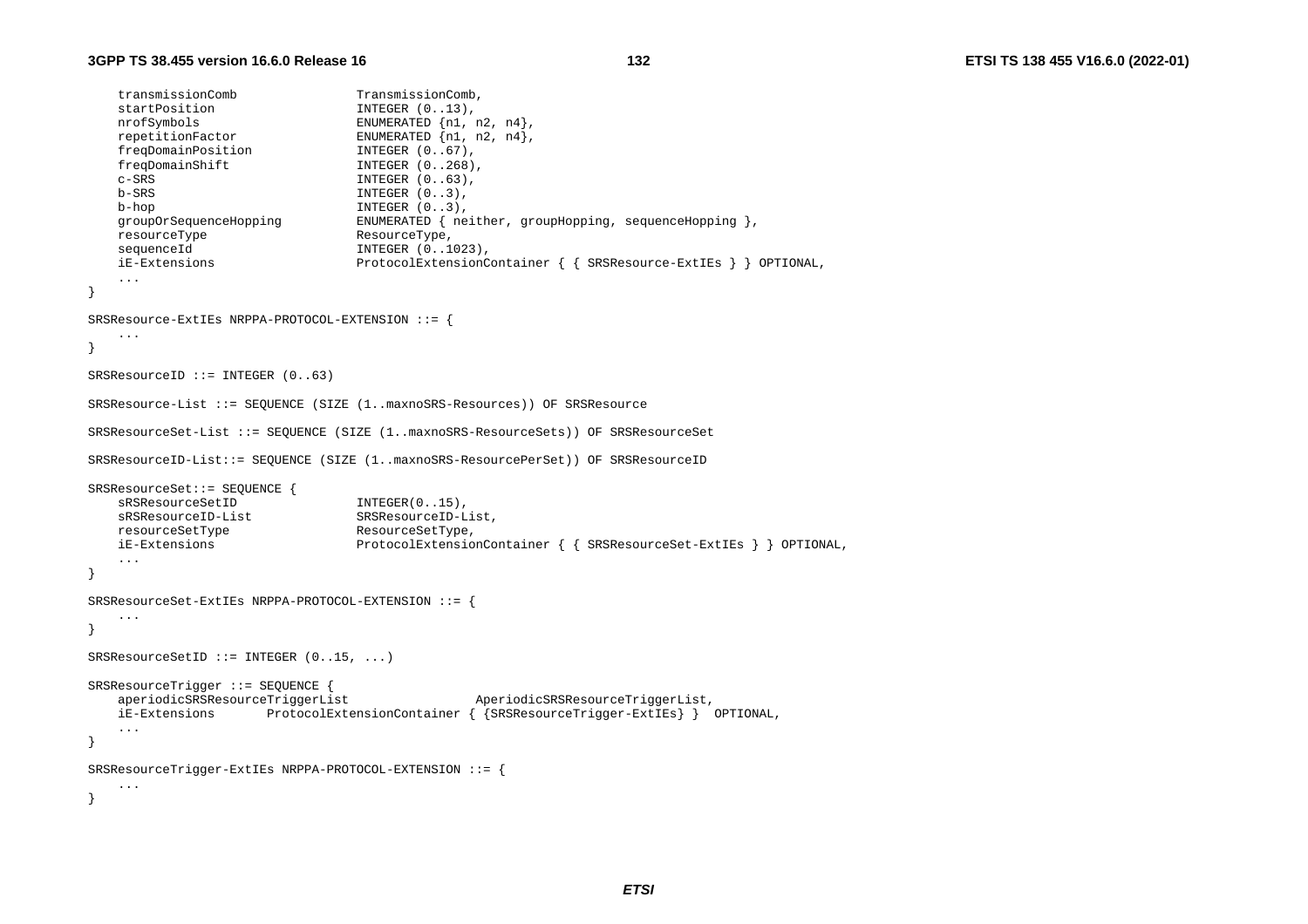```
	transmissionComb				TransmissionComb,
	startPosition					INTEGER (0..13),
	nrofSymbols						ENUMERATED {n1, n2, n4},
	repetitionFactor				ENUMERATED {n1, n2, n4},
	freqDomainPosition				INTEGER (0..67),
	freqDomainShift					INTEGER (0..268),
	c-SRS							INTEGER (0..63),
	b-SRS							INTEGER (0..3),
	b-hop							INTEGER (0..3),
	groupOrSequenceHopping			ENUMERATED { neither, groupHopping, sequenceHopping },
	resourceType					ResourceType,
	sequenceId						INTEGER (0..1023),
	iE-Extensions					ProtocolExtensionContainer { { SRSResource-ExtIEs } } OPTIONAL,
	...
}

SRSResource-ExtIEs NRPPA-PROTOCOL-EXTENSION ::= {
	...
}

SRSResourceID ::= INTEGER (0..63)

SRSResource-List ::= SEQUENCE (SIZE (1..maxnoSRS-Resources)) OF SRSResource

SRSResourceSet-List ::= SEQUENCE (SIZE (1..maxnoSRS-ResourceSets)) OF SRSResourceSet

SRSResourceID-List::= SEQUENCE (SIZE (1..maxnoSRS-ResourcePerSet)) OF SRSResourceID

SRSResourceSet::= SEQUENCE {
	sRSResourceSetID				INTEGER(0..15),
	sRSResourceID-List				SRSResourceID-List,
	resourceSetType					ResourceSetType,
	iE-Extensions					ProtocolExtensionContainer { { SRSResourceSet-ExtIEs } } OPTIONAL,
	...
}

SRSResourceSet-ExtIEs NRPPA-PROTOCOL-EXTENSION ::= {
	...
}

SRSResourceSetID ::= INTEGER (0..15, ...)

SRSResourceTrigger ::= SEQUENCE {
	aperiodicSRSResourceTriggerList				AperiodicSRSResourceTriggerList,
	iE-Extensions		ProtocolExtensionContainer { {SRSResourceTrigger-ExtIEs} }	OPTIONAL,
	...
}

SRSResourceTrigger-ExtIEs NRPPA-PROTOCOL-EXTENSION ::= {
	...
}
```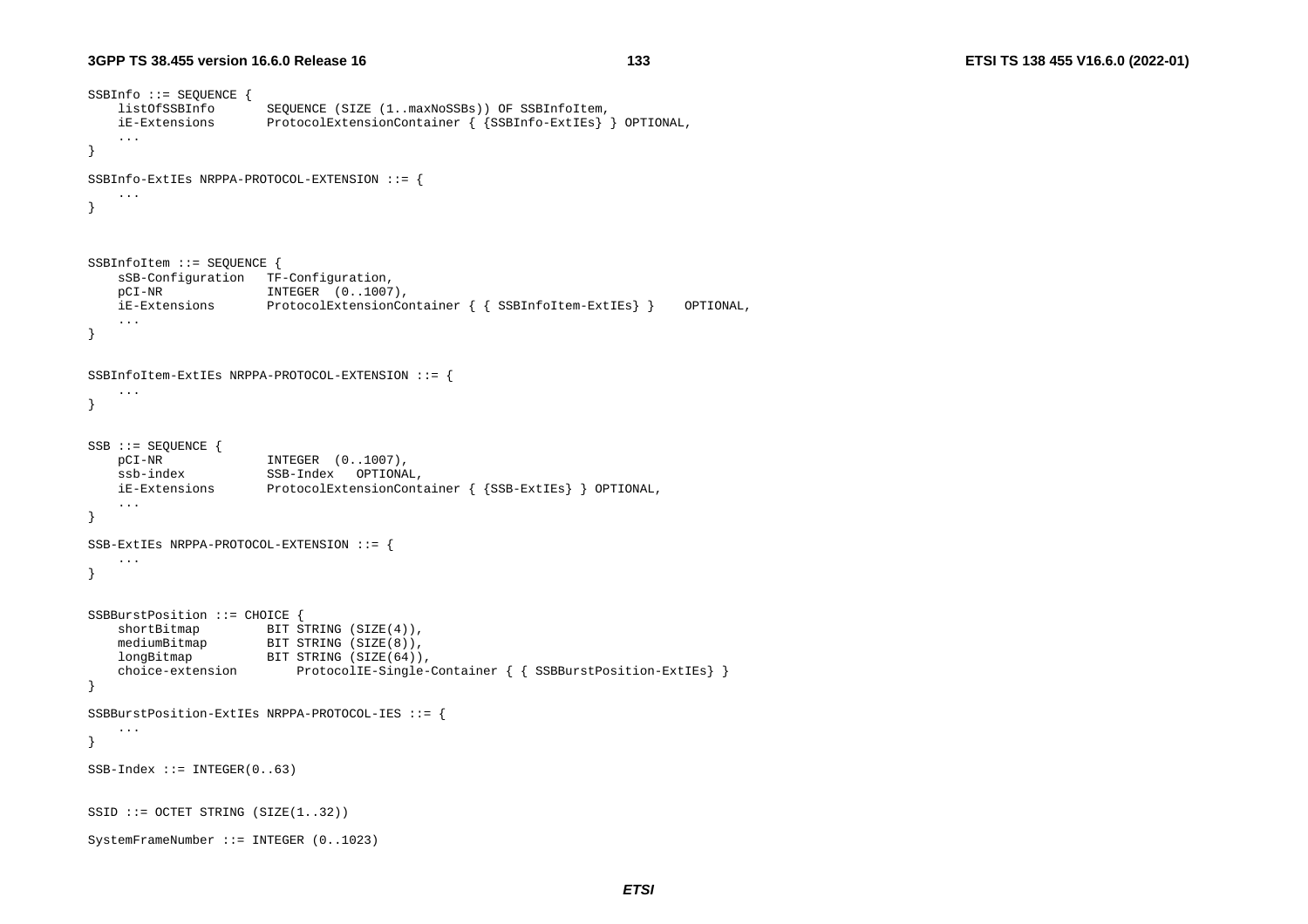```
SSBInfo ::= SEQUENCE {
    listOfSSBInfo       SEQUENCE (SIZE (1..maxNoSSBs)) OF SSBInfoItem,
    iE-Extensions       ProtocolExtensionContainer { {SSBInfo-ExtIEs} } OPTIONAL,
    ...
}

SSBInfo-ExtIEs NRPPA-PROTOCOL-EXTENSION ::= {
    ...
}



SSBInfoItem ::= SEQUENCE {
    sSB-Configuration   TF-Configuration,
    pCI-NR              INTEGER  (0..1007),
    iE-Extensions       ProtocolExtensionContainer { { SSBInfoItem-ExtIEs} }    OPTIONAL,
    ...
}


SSBInfoItem-ExtIEs NRPPA-PROTOCOL-EXTENSION ::= {
    ...
}


SSB ::= SEQUENCE {
    pCI-NR              INTEGER  (0..1007),
    ssb-index           SSB-Index   OPTIONAL,
    iE-Extensions       ProtocolExtensionContainer { {SSB-ExtIEs} } OPTIONAL,
    ...
}

SSB-ExtIEs NRPPA-PROTOCOL-EXTENSION ::= {
    ...
}


SSBBurstPosition ::= CHOICE {
    shortBitmap         BIT STRING (SIZE(4)),
    mediumBitmap        BIT STRING (SIZE(8)),
    longBitmap          BIT STRING (SIZE(64)),
    choice-extension        ProtocolIE-Single-Container { { SSBBurstPosition-ExtIEs} }
}

SSBBurstPosition-ExtIEs NRPPA-PROTOCOL-IES ::= {
    ...
}

SSB-Index ::= INTEGER(0..63)


SSID ::= OCTET STRING (SIZE(1..32))

SystemFrameNumber ::= INTEGER (0..1023)
```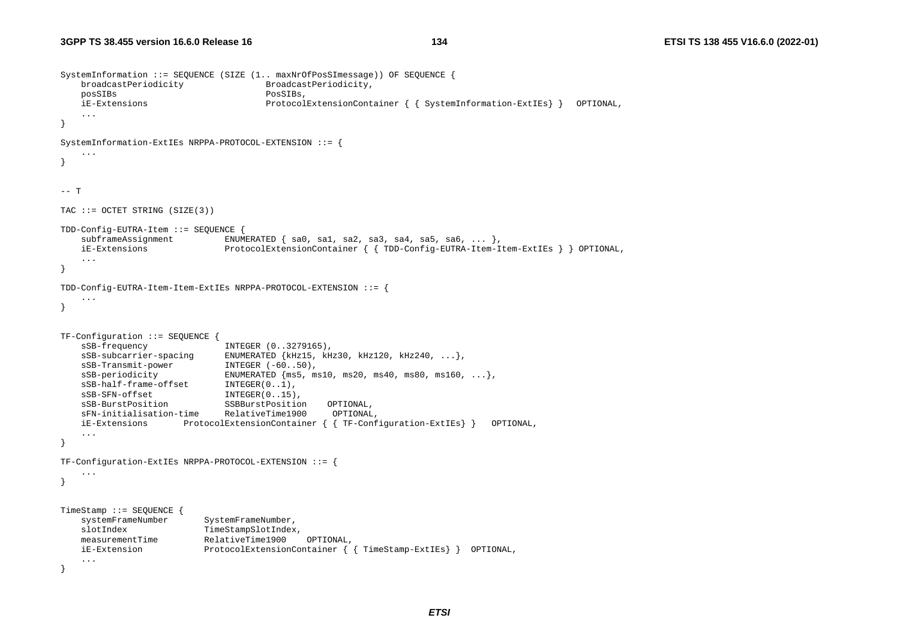```
SystemInformation ::= SEQUENCE (SIZE (1.. maxNrOfPosSImessage)) OF SEQUENCE {
    broadcastPeriodicity                BroadcastPeriodicity,
    posSIBs                             PosSIBs,
    iE-Extensions                       ProtocolExtensionContainer { { SystemInformation-ExtIEs} }   OPTIONAL,
    ...
}

SystemInformation-ExtIEs NRPPA-PROTOCOL-EXTENSION ::= {
    ...
}


-- T

TAC ::= OCTET STRING (SIZE(3))

TDD-Config-EUTRA-Item ::= SEQUENCE {
    subframeAssignment          ENUMERATED { sa0, sa1, sa2, sa3, sa4, sa5, sa6, ... },
    iE-Extensions               ProtocolExtensionContainer { { TDD-Config-EUTRA-Item-Item-ExtIEs } } OPTIONAL,
    ...
}

TDD-Config-EUTRA-Item-Item-ExtIEs NRPPA-PROTOCOL-EXTENSION ::= {
    ...
}


TF-Configuration ::= SEQUENCE {
    sSB-frequency               INTEGER (0..3279165),
    sSB-subcarrier-spacing      ENUMERATED {kHz15, kHz30, kHz120, kHz240, ...},
    sSB-Transmit-power          INTEGER (-60..50),
    sSB-periodicity             ENUMERATED {ms5, ms10, ms20, ms40, ms80, ms160, ...},
    sSB-half-frame-offset       INTEGER(0..1),
    sSB-SFN-offset              INTEGER(0..15),
    sSB-BurstPosition           SSBBurstPosition    OPTIONAL,
    sFN-initialisation-time     RelativeTime1900     OPTIONAL,
    iE-Extensions       ProtocolExtensionContainer { { TF-Configuration-ExtIEs} }   OPTIONAL,
    ...
}

TF-Configuration-ExtIEs NRPPA-PROTOCOL-EXTENSION ::= {
    ...
}


TimeStamp ::= SEQUENCE {
    systemFrameNumber       SystemFrameNumber,
    slotIndex               TimeStampSlotIndex,
    measurementTime         RelativeTime1900    OPTIONAL,
    iE-Extension            ProtocolExtensionContainer { { TimeStamp-ExtIEs} }  OPTIONAL,
    ...
}
```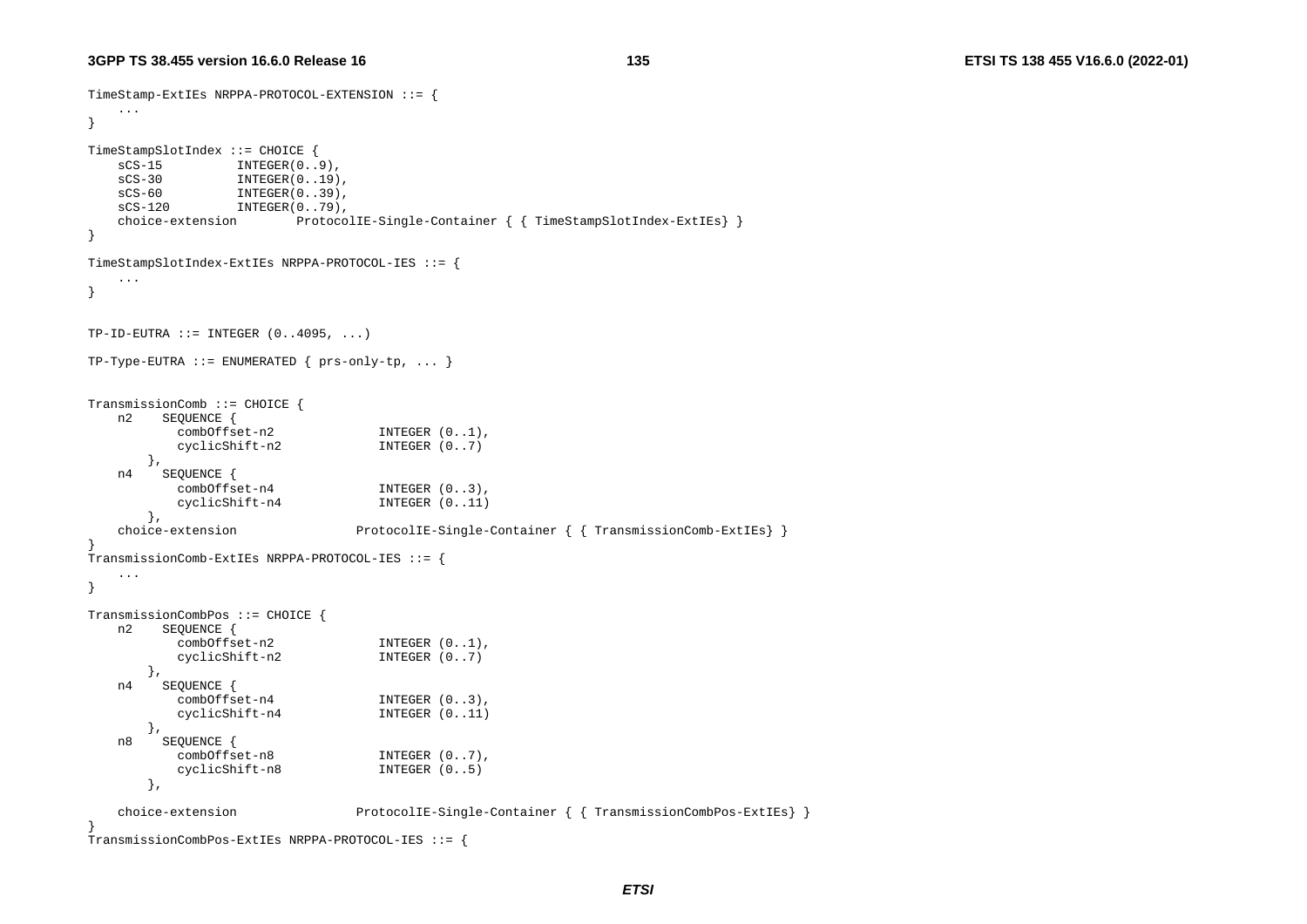```
TimeStamp-ExtIEs NRPPA-PROTOCOL-EXTENSION ::= {
    ...
}

TimeStampSlotIndex ::= CHOICE {
    sCS-15          INTEGER(0..9),
    sCS-30          INTEGER(0..19),
    sCS-60          INTEGER(0..39),
    sCS-120         INTEGER(0..79),
    choice-extension        ProtocolIE-Single-Container { { TimeStampSlotIndex-ExtIEs} }
}

TimeStampSlotIndex-ExtIEs NRPPA-PROTOCOL-IES ::= {
    ...
}


TP-ID-EUTRA ::= INTEGER (0..4095, ...)

TP-Type-EUTRA ::= ENUMERATED { prs-only-tp, ... }


TransmissionComb ::= CHOICE {
    n2    SEQUENCE {
            combOffset-n2              INTEGER (0..1),
            cyclicShift-n2             INTEGER (0..7)
        },
    n4    SEQUENCE {
            combOffset-n4              INTEGER (0..3),
            cyclicShift-n4             INTEGER (0..11)
        },
    choice-extension                ProtocolIE-Single-Container { { TransmissionComb-ExtIEs} }
}
TransmissionComb-ExtIEs NRPPA-PROTOCOL-IES ::= {
    ...
}

TransmissionCombPos ::= CHOICE {
    n2    SEQUENCE {
            combOffset-n2              INTEGER (0..1),
            cyclicShift-n2             INTEGER (0..7)
        },
    n4    SEQUENCE {
            combOffset-n4              INTEGER (0..3),
            cyclicShift-n4             INTEGER (0..11)
        },
    n8    SEQUENCE {
            combOffset-n8              INTEGER (0..7),
            cyclicShift-n8             INTEGER (0..5)
        },

    choice-extension                ProtocolIE-Single-Container { { TransmissionCombPos-ExtIEs} }
}
TransmissionCombPos-ExtIEs NRPPA-PROTOCOL-IES ::= {
```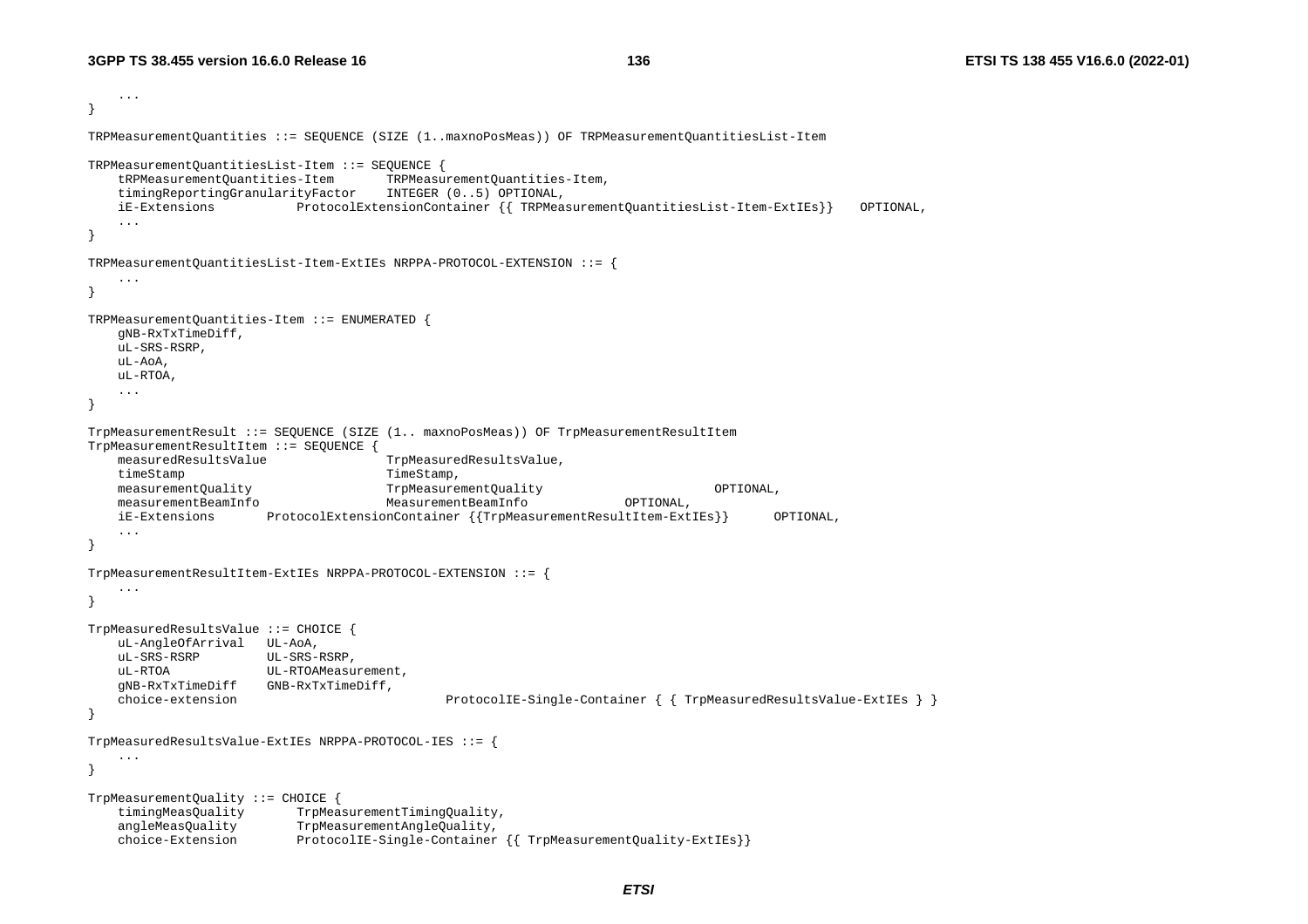```
	...
}

TRPMeasurementQuantities ::= SEQUENCE (SIZE (1..maxnoPosMeas)) OF TRPMeasurementQuantitiesList-Item

TRPMeasurementQuantitiesList-Item ::= SEQUENCE {
	tRPMeasurementQuantities-Item		TRPMeasurementQuantities-Item,
	timingReportingGranularityFactor	INTEGER (0..5) OPTIONAL,
	iE-Extensions			ProtocolExtensionContainer {{ TRPMeasurementQuantitiesList-Item-ExtIEs}}	OPTIONAL,
	...
}

TRPMeasurementQuantitiesList-Item-ExtIEs NRPPA-PROTOCOL-EXTENSION ::= {
	...
}

TRPMeasurementQuantities-Item ::= ENUMERATED {
	gNB-RxTxTimeDiff,
	uL-SRS-RSRP,
	uL-AoA,
	uL-RTOA,
	...
}

TrpMeasurementResult ::= SEQUENCE (SIZE (1.. maxnoPosMeas)) OF TrpMeasurementResultItem
TrpMeasurementResultItem ::= SEQUENCE {
	measuredResultsValue				TrpMeasuredResultsValue,
	timeStamp							TimeStamp,
	measurementQuality					TrpMeasurementQuality						OPTIONAL,
	measurementBeamInfo					MeasurementBeamInfo				OPTIONAL,
	iE-Extensions		ProtocolExtensionContainer {{TrpMeasurementResultItem-ExtIEs}}		OPTIONAL,
	...
}

TrpMeasurementResultItem-ExtIEs NRPPA-PROTOCOL-EXTENSION ::= {
	...
}

TrpMeasuredResultsValue ::= CHOICE {
	uL-AngleOfArrival	UL-AoA,
	uL-SRS-RSRP			UL-SRS-RSRP,
	uL-RTOA				UL-RTOAMeasurement,
	gNB-RxTxTimeDiff	GNB-RxTxTimeDiff,
	choice-extension							ProtocolIE-Single-Container { { TrpMeasuredResultsValue-ExtIEs } }
}

TrpMeasuredResultsValue-ExtIEs NRPPA-PROTOCOL-IES ::= {
	...
}

TrpMeasurementQuality ::= CHOICE {
	timingMeasQuality		TrpMeasurementTimingQuality,
	angleMeasQuality		TrpMeasurementAngleQuality,
	choice-Extension		ProtocolIE-Single-Container {{ TrpMeasurementQuality-ExtIEs}}
```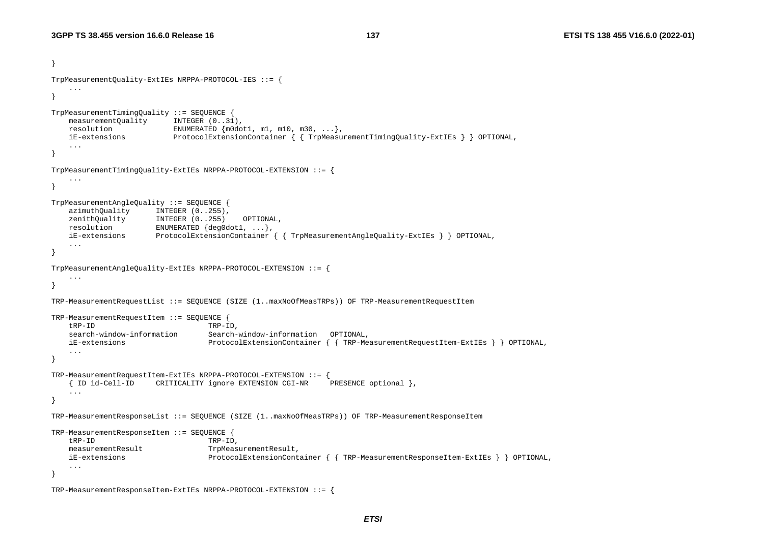```
}

TrpMeasurementQuality-ExtIEs NRPPA-PROTOCOL-IES ::= {
	...
}

TrpMeasurementTimingQuality ::= SEQUENCE {
	measurementQuality		INTEGER (0..31),
	resolution				ENUMERATED {m0dot1, m1, m10, m30, ...},
	iE-extensions			ProtocolExtensionContainer { { TrpMeasurementTimingQuality-ExtIEs } } OPTIONAL,
	...
}

TrpMeasurementTimingQuality-ExtIEs NRPPA-PROTOCOL-EXTENSION ::= {
	...
}

TrpMeasurementAngleQuality ::= SEQUENCE {
	azimuthQuality		INTEGER (0..255),
	zenithQuality		INTEGER (0..255)	OPTIONAL,
	resolution			ENUMERATED {deg0dot1, ...},
	iE-extensions		ProtocolExtensionContainer { { TrpMeasurementAngleQuality-ExtIEs } } OPTIONAL,
	...
}

TrpMeasurementAngleQuality-ExtIEs NRPPA-PROTOCOL-EXTENSION ::= {
	...
}

TRP-MeasurementRequestList ::= SEQUENCE (SIZE (1..maxNoOfMeasTRPs)) OF TRP-MeasurementRequestItem

TRP-MeasurementRequestItem ::= SEQUENCE {
	tRP-ID							TRP-ID,
	search-window-information		Search-window-information	OPTIONAL,
	iE-extensions					ProtocolExtensionContainer { { TRP-MeasurementRequestItem-ExtIEs } } OPTIONAL,
	...
}

TRP-MeasurementRequestItem-ExtIEs NRPPA-PROTOCOL-EXTENSION ::= {
	{ ID id-Cell-ID		CRITICALITY ignore EXTENSION CGI-NR		PRESENCE optional },
	...
}

TRP-MeasurementResponseList ::= SEQUENCE (SIZE (1..maxNoOfMeasTRPs)) OF TRP-MeasurementResponseItem

TRP-MeasurementResponseItem ::= SEQUENCE {
	tRP-ID							TRP-ID,
	measurementResult				TrpMeasurementResult,
	iE-extensions					ProtocolExtensionContainer { { TRP-MeasurementResponseItem-ExtIEs } } OPTIONAL,
	...
}

TRP-MeasurementResponseItem-ExtIEs NRPPA-PROTOCOL-EXTENSION ::= {
```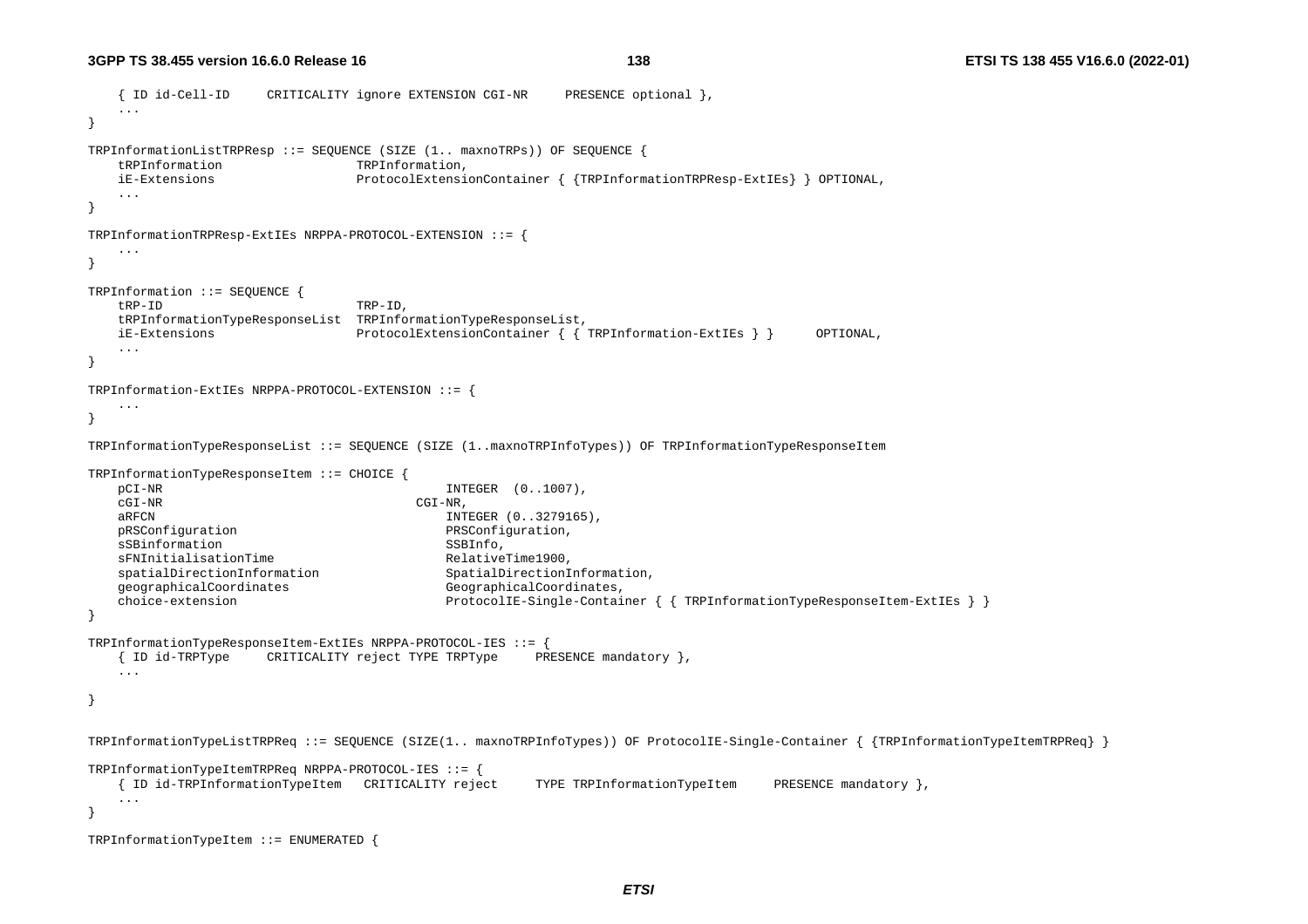```
	{ ID id-Cell-ID	CRITICALITY ignore EXTENSION CGI-NR	PRESENCE optional },
	...
}

TRPInformationListTRPResp ::= SEQUENCE (SIZE (1.. maxnoTRPs)) OF SEQUENCE {
	tRPInformation			TRPInformation,
	iE-Extensions			ProtocolExtensionContainer { {TRPInformationTRPResp-ExtIEs} } OPTIONAL,
	...
}

TRPInformationTRPResp-ExtIEs NRPPA-PROTOCOL-EXTENSION ::= {
	...
}

TRPInformation ::= SEQUENCE {
	tRP-ID					TRP-ID,
	tRPInformationTypeResponseList	TRPInformationTypeResponseList,
	iE-Extensions			ProtocolExtensionContainer { { TRPInformation-ExtIEs } }	OPTIONAL,
	...
}

TRPInformation-ExtIEs NRPPA-PROTOCOL-EXTENSION ::= {
	...
}

TRPInformationTypeResponseList ::= SEQUENCE (SIZE (1..maxnoTRPInfoTypes)) OF TRPInformationTypeResponseItem

TRPInformationTypeResponseItem ::= CHOICE {
	pCI-NR							INTEGER	(0..1007),
	cGI-NR						CGI-NR,
	aRFCN							INTEGER (0..3279165),
	pRSConfiguration				PRSConfiguration,
	sSBinformation					SSBInfo,
	sFNInitialisationTime			RelativeTime1900,
	spatialDirectionInformation		SpatialDirectionInformation,
	geographicalCoordinates			GeographicalCoordinates,
	choice-extension				ProtocolIE-Single-Container { { TRPInformationTypeResponseItem-ExtIEs } }
}

TRPInformationTypeResponseItem-ExtIEs NRPPA-PROTOCOL-IES ::= {
	{ ID id-TRPType	CRITICALITY reject TYPE TRPType	PRESENCE mandatory },
	...

}


TRPInformationTypeListTRPReq ::= SEQUENCE (SIZE(1.. maxnoTRPInfoTypes)) OF ProtocolIE-Single-Container { {TRPInformationTypeItemTRPReq} }

TRPInformationTypeItemTRPReq NRPPA-PROTOCOL-IES ::= {
	{ ID id-TRPInformationTypeItem	CRITICALITY reject	TYPE TRPInformationTypeItem	PRESENCE mandatory },
	...
}

TRPInformationTypeItem ::= ENUMERATED {
```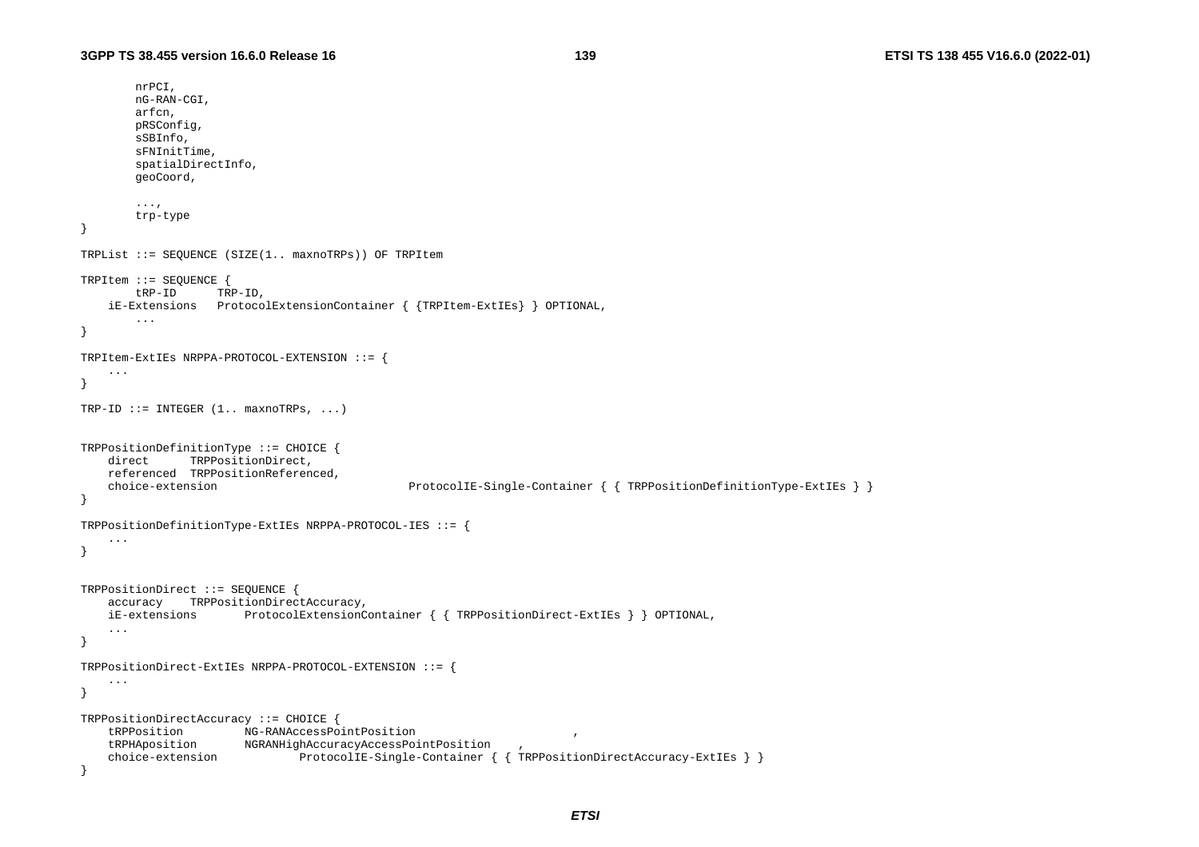```
		nrPCI,
		nG-RAN-CGI,
		arfcn,
		pRSConfig,
		sSBInfo,
		sFNInitTime,
		spatialDirectInfo,
		geoCoord,

		...,
		trp-type
}

TRPList ::= SEQUENCE (SIZE(1.. maxnoTRPs)) OF TRPItem

TRPItem ::= SEQUENCE {
		tRP-ID		TRP-ID,
	iE-Extensions	ProtocolExtensionContainer { {TRPItem-ExtIEs} } OPTIONAL,
		...
}

TRPItem-ExtIEs NRPPA-PROTOCOL-EXTENSION ::= {
	...
}

TRP-ID ::= INTEGER (1.. maxnoTRPs, ...)


TRPPositionDefinitionType ::= CHOICE {
	direct		TRPPositionDirect,
	referenced	TRPPositionReferenced,
	choice-extension				ProtocolIE-Single-Container { { TRPPositionDefinitionType-ExtIEs } }
}

TRPPositionDefinitionType-ExtIEs NRPPA-PROTOCOL-IES ::= {
	...
}


TRPPositionDirect ::= SEQUENCE {
	accuracy	TRPPositionDirectAccuracy,
	iE-extensions		ProtocolExtensionContainer { { TRPPositionDirect-ExtIEs } } OPTIONAL,
	...
}

TRPPositionDirect-ExtIEs NRPPA-PROTOCOL-EXTENSION ::= {
	...
}

TRPPositionDirectAccuracy ::= CHOICE {
	tRPPosition		NG-RANAccessPointPosition			,
	tRPHAposition		NGRANHighAccuracyAccessPointPosition	,
	choice-extension		ProtocolIE-Single-Container { { TRPPositionDirectAccuracy-ExtIEs } }
}
```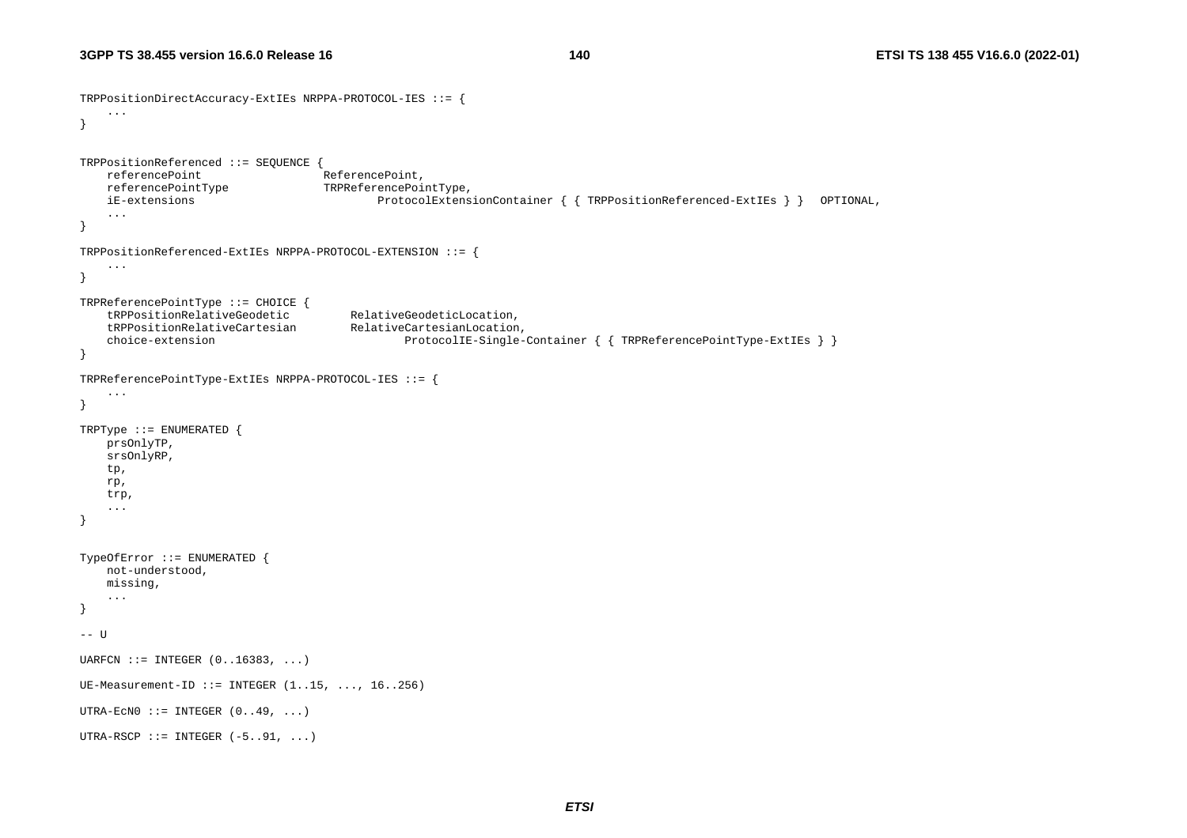```
TRPPositionDirectAccuracy-ExtIEs NRPPA-PROTOCOL-IES ::= {
	...
}


TRPPositionReferenced ::= SEQUENCE {
	referencePoint					ReferencePoint,
	referencePointType				TRPReferencePointType,
	iE-extensions							ProtocolExtensionContainer { { TRPPositionReferenced-ExtIEs } }	OPTIONAL,
	...
}

TRPPositionReferenced-ExtIEs NRPPA-PROTOCOL-EXTENSION ::= {
	...
}

TRPReferencePointType ::= CHOICE {
	tRPPositionRelativeGeodetic			RelativeGeodeticLocation,
	tRPPositionRelativeCartesian		RelativeCartesianLocation,
	choice-extension							ProtocolIE-Single-Container { { TRPReferencePointType-ExtIEs } }
}

TRPReferencePointType-ExtIEs NRPPA-PROTOCOL-IES ::= {
	...
}

TRPType ::= ENUMERATED {
	prsOnlyTP,
	srsOnlyRP,
	tp,
	rp,
	trp,
	...
}


TypeOfError ::= ENUMERATED {
	not-understood,
	missing,
	...
}

-- U

UARFCN ::= INTEGER (0..16383, ...)

UE-Measurement-ID ::= INTEGER (1..15, ..., 16..256)

UTRA-EcN0 ::= INTEGER (0..49, ...)

UTRA-RSCP ::= INTEGER (-5..91, ...)
```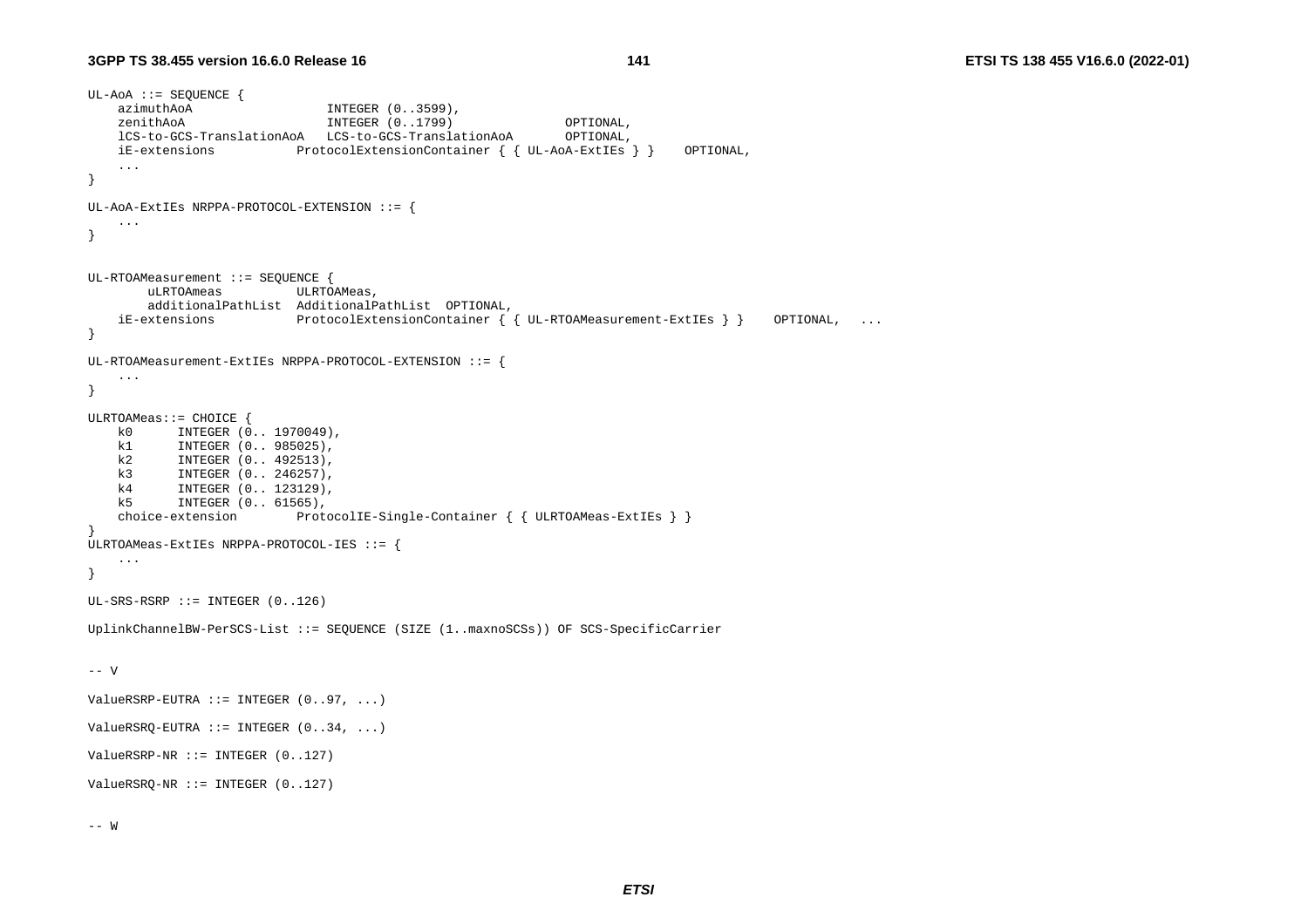```
UL-AoA ::= SEQUENCE {
    azimuthAoA                  INTEGER (0..3599),
    zenithAoA                   INTEGER (0..1799)               OPTIONAL,
    lCS-to-GCS-TranslationAoA   LCS-to-GCS-TranslationAoA       OPTIONAL,
    iE-extensions           ProtocolExtensionContainer { { UL-AoA-ExtIEs } }    OPTIONAL,
    ...
}

UL-AoA-ExtIEs NRPPA-PROTOCOL-EXTENSION ::= {
    ...
}


UL-RTOAMeasurement ::= SEQUENCE {
        uLRTOAmeas          ULRTOAMeas,
        additionalPathList  AdditionalPathList  OPTIONAL,
    iE-extensions           ProtocolExtensionContainer { { UL-RTOAMeasurement-ExtIEs } }    OPTIONAL,  ...
}

UL-RTOAMeasurement-ExtIEs NRPPA-PROTOCOL-EXTENSION ::= {
    ...
}

ULRTOAMeas::= CHOICE {
    k0      INTEGER (0.. 1970049),
    k1      INTEGER (0.. 985025),
    k2      INTEGER (0.. 492513),
    k3      INTEGER (0.. 246257),
    k4      INTEGER (0.. 123129),
    k5      INTEGER (0.. 61565),
    choice-extension        ProtocolIE-Single-Container { { ULRTOAMeas-ExtIEs } }
}
ULRTOAMeas-ExtIEs NRPPA-PROTOCOL-IES ::= {
    ...
}

UL-SRS-RSRP ::= INTEGER (0..126)

UplinkChannelBW-PerSCS-List ::= SEQUENCE (SIZE (1..maxnoSCSs)) OF SCS-SpecificCarrier


-- V

ValueRSRP-EUTRA ::= INTEGER (0..97, ...)

ValueRSRQ-EUTRA ::= INTEGER (0..34, ...)

ValueRSRP-NR ::= INTEGER (0..127)

ValueRSRQ-NR ::= INTEGER (0..127)


-- W
```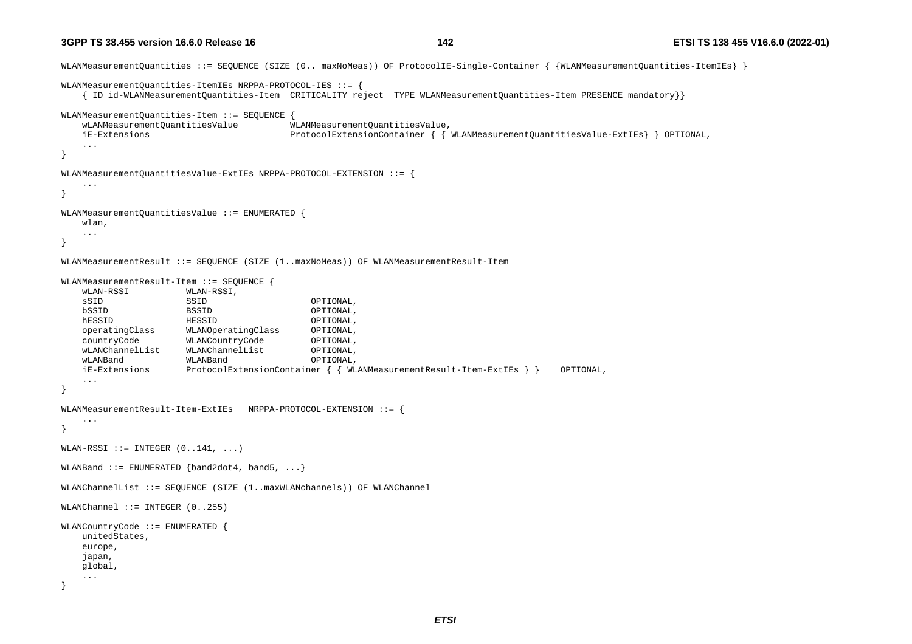```
WLANMeasurementQuantities ::= SEQUENCE (SIZE (0.. maxNoMeas)) OF ProtocolIE-Single-Container { {WLANMeasurementQuantities-ItemIEs} }

WLANMeasurementQuantities-ItemIEs NRPPA-PROTOCOL-IES ::= {
	{ ID id-WLANMeasurementQuantities-Item  CRITICALITY reject  TYPE WLANMeasurementQuantities-Item PRESENCE mandatory}}

WLANMeasurementQuantities-Item ::= SEQUENCE {
	wLANMeasurementQuantitiesValue			WLANMeasurementQuantitiesValue,
	iE-Extensions							ProtocolExtensionContainer { { WLANMeasurementQuantitiesValue-ExtIEs} } OPTIONAL,
	...
}

WLANMeasurementQuantitiesValue-ExtIEs NRPPA-PROTOCOL-EXTENSION ::= {
	...
}

WLANMeasurementQuantitiesValue ::= ENUMERATED {
	wlan,
	...
}

WLANMeasurementResult ::= SEQUENCE (SIZE (1..maxNoMeas)) OF WLANMeasurementResult-Item

WLANMeasurementResult-Item ::= SEQUENCE {
	wLAN-RSSI			WLAN-RSSI,
	sSID				SSID					OPTIONAL,
	bSSID				BSSID					OPTIONAL,
	hESSID				HESSID					OPTIONAL,
	operatingClass		WLANOperatingClass		OPTIONAL,
	countryCode			WLANCountryCode			OPTIONAL,
	wLANChannelList		WLANChannelList			OPTIONAL,
	wLANBand			WLANBand				OPTIONAL,
	iE-Extensions		ProtocolExtensionContainer { { WLANMeasurementResult-Item-ExtIEs } }	OPTIONAL,
	...
}

WLANMeasurementResult-Item-ExtIEs	NRPPA-PROTOCOL-EXTENSION ::= {
	...
}

WLAN-RSSI ::= INTEGER (0..141, ...)

WLANBand ::= ENUMERATED {band2dot4, band5, ...}

WLANChannelList ::= SEQUENCE (SIZE (1..maxWLANchannels)) OF WLANChannel

WLANChannel ::= INTEGER (0..255)

WLANCountryCode ::= ENUMERATED {
	unitedStates,
	europe,
	japan,
	global,
	...
}
```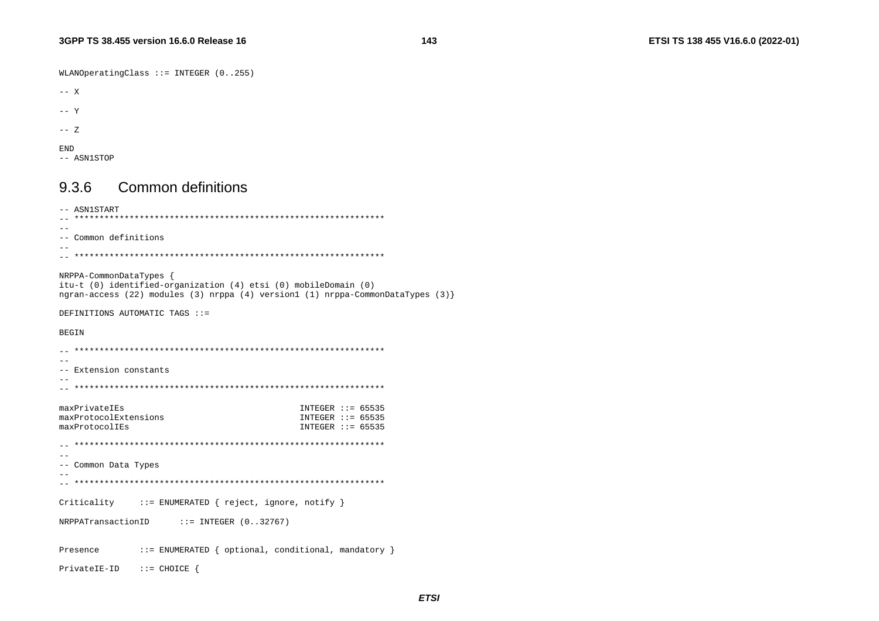```
WLANOperatingClass ::= INTEGER (0..255)

-- X

-- Y

-- Z

END
-- ASN1STOP
```

### 9.3.6 Common definitions

```
-- ASN1START
-- **************************************************************
--
-- Common definitions
--
-- **************************************************************

NRPPA-CommonDataTypes {
itu-t (0) identified-organization (4) etsi (0) mobileDomain (0)
ngran-access (22) modules (3) nrppa (4) version1 (1) nrppa-CommonDataTypes (3)}

DEFINITIONS AUTOMATIC TAGS ::=

BEGIN

-- **************************************************************
--
-- Extension constants
--
-- **************************************************************

maxPrivateIEs                                   INTEGER ::= 65535
maxProtocolExtensions                           INTEGER ::= 65535
maxProtocolIEs                                  INTEGER ::= 65535

-- **************************************************************
--
-- Common Data Types
--
-- **************************************************************

Criticality     ::= ENUMERATED { reject, ignore, notify }

NRPPATransactionID      ::= INTEGER (0..32767)


Presence        ::= ENUMERATED { optional, conditional, mandatory }

PrivateIE-ID    ::= CHOICE {
```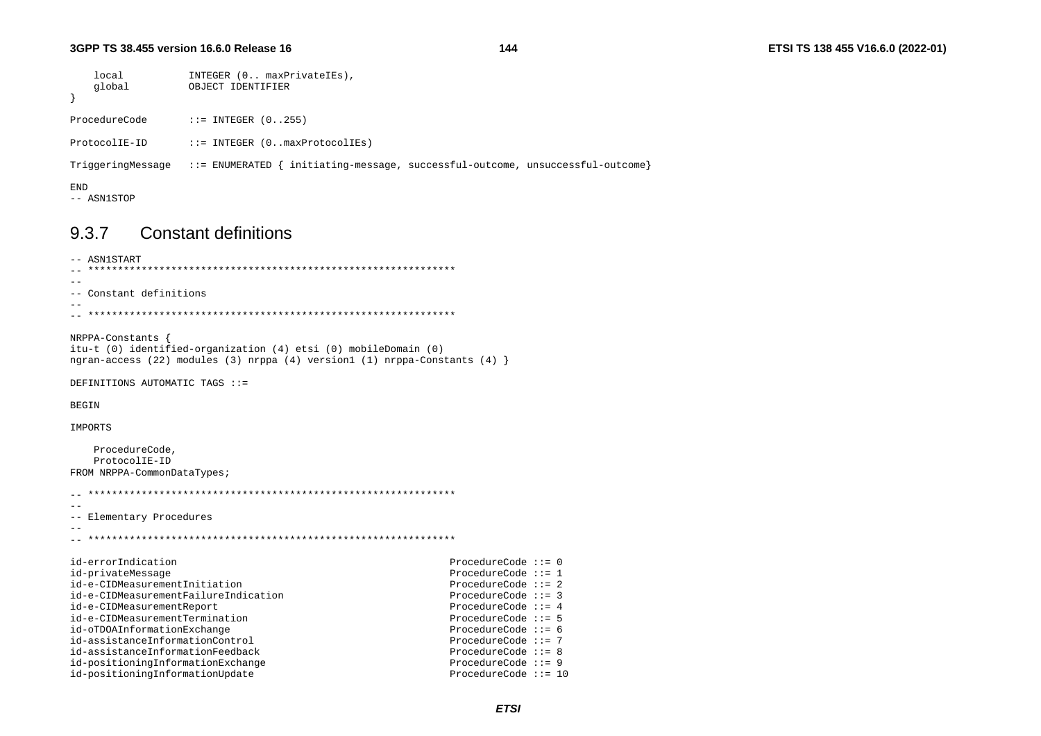```
    local           INTEGER (0.. maxPrivateIEs),
    global          OBJECT IDENTIFIER
}

ProcedureCode       ::= INTEGER (0..255)

ProtocolIE-ID       ::= INTEGER (0..maxProtocolIEs)

TriggeringMessage   ::= ENUMERATED { initiating-message, successful-outcome, unsuccessful-outcome}

END
-- ASN1STOP
```

### 9.3.7 Constant definitions

```
-- ASN1START
-- **************************************************************
--
-- Constant definitions
--
-- **************************************************************

NRPPA-Constants {
itu-t (0) identified-organization (4) etsi (0) mobileDomain (0)
ngran-access (22) modules (3) nrppa (4) version1 (1) nrppa-Constants (4) }

DEFINITIONS AUTOMATIC TAGS ::=

BEGIN

IMPORTS

    ProcedureCode,
    ProtocolIE-ID
FROM NRPPA-CommonDataTypes;

-- **************************************************************
--
-- Elementary Procedures
--
-- **************************************************************

id-errorIndication                                              ProcedureCode ::= 0
id-privateMessage                                               ProcedureCode ::= 1
id-e-CIDMeasurementInitiation                                   ProcedureCode ::= 2
id-e-CIDMeasurementFailureIndication                            ProcedureCode ::= 3
id-e-CIDMeasurementReport                                       ProcedureCode ::= 4
id-e-CIDMeasurementTermination                                  ProcedureCode ::= 5
id-oTDOAInformationExchange                                     ProcedureCode ::= 6
id-assistanceInformationControl                                 ProcedureCode ::= 7
id-assistanceInformationFeedback                                ProcedureCode ::= 8
id-positioningInformationExchange                               ProcedureCode ::= 9
id-positioningInformationUpdate                                 ProcedureCode ::= 10
```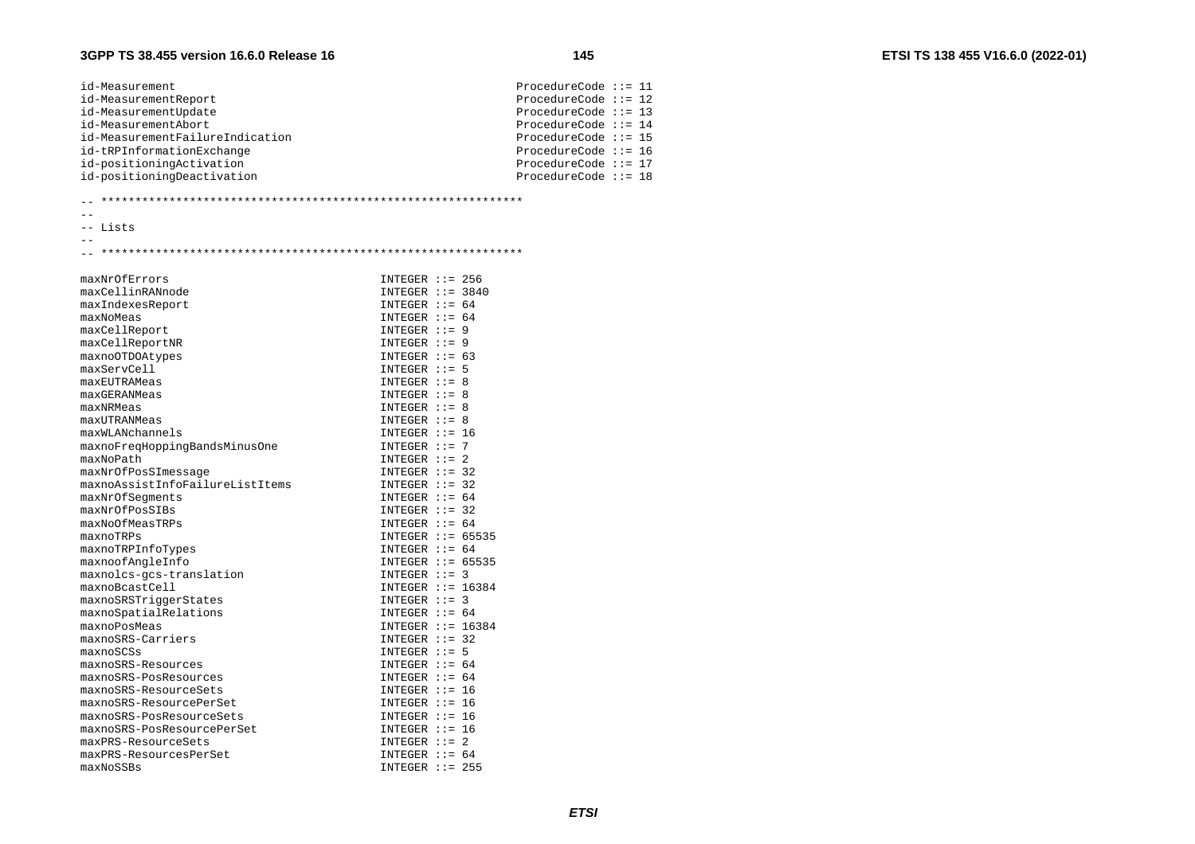```
id-Measurement                                              ProcedureCode ::= 11
id-MeasurementReport                                        ProcedureCode ::= 12
id-MeasurementUpdate                                        ProcedureCode ::= 13
id-MeasurementAbort                                         ProcedureCode ::= 14
id-MeasurementFailureIndication                             ProcedureCode ::= 15
id-tRPInformationExchange                                   ProcedureCode ::= 16
id-positioningActivation                                    ProcedureCode ::= 17
id-positioningDeactivation                                  ProcedureCode ::= 18

-- **************************************************************
--
-- Lists
--
-- **************************************************************

maxNrOfErrors                               INTEGER ::= 256
maxCellinRANnode                            INTEGER ::= 3840
maxIndexesReport                            INTEGER ::= 64
maxNoMeas                                   INTEGER ::= 64
maxCellReport                               INTEGER ::= 9
maxCellReportNR                             INTEGER ::= 9
maxnoOTDOAtypes                             INTEGER ::= 63
maxServCell                                 INTEGER ::= 5
maxEUTRAMeas                                INTEGER ::= 8
maxGERANMeas                                INTEGER ::= 8
maxNRMeas                                   INTEGER ::= 8
maxUTRANMeas                                INTEGER ::= 8
maxWLANchannels                             INTEGER ::= 16
maxnoFreqHoppingBandsMinusOne               INTEGER ::= 7
maxNoPath                                   INTEGER ::= 2
maxNrOfPosSImessage                         INTEGER ::= 32
maxnoAssistInfoFailureListItems             INTEGER ::= 32
maxNrOfSegments                             INTEGER ::= 64
maxNrOfPosSIBs                              INTEGER ::= 32
maxNoOfMeasTRPs                             INTEGER ::= 64
maxnoTRPs                                   INTEGER ::= 65535
maxnoTRPInfoTypes                           INTEGER ::= 64
maxnoofAngleInfo                            INTEGER ::= 65535
maxnolcs-gcs-translation                    INTEGER ::= 3
maxnoBcastCell                              INTEGER ::= 16384
maxnoSRSTriggerStates                       INTEGER ::= 3
maxnoSpatialRelations                       INTEGER ::= 64
maxnoPosMeas                                INTEGER ::= 16384
maxnoSRS-Carriers                           INTEGER ::= 32
maxnoSCSs                                   INTEGER ::= 5
maxnoSRS-Resources                          INTEGER ::= 64
maxnoSRS-PosResources                       INTEGER ::= 64
maxnoSRS-ResourceSets                       INTEGER ::= 16
maxnoSRS-ResourcePerSet                     INTEGER ::= 16
maxnoSRS-PosResourceSets                    INTEGER ::= 16
maxnoSRS-PosResourcePerSet                  INTEGER ::= 16
maxPRS-ResourceSets                         INTEGER ::= 2
maxPRS-ResourcesPerSet                      INTEGER ::= 64
maxNoSSBs                                   INTEGER ::= 255
```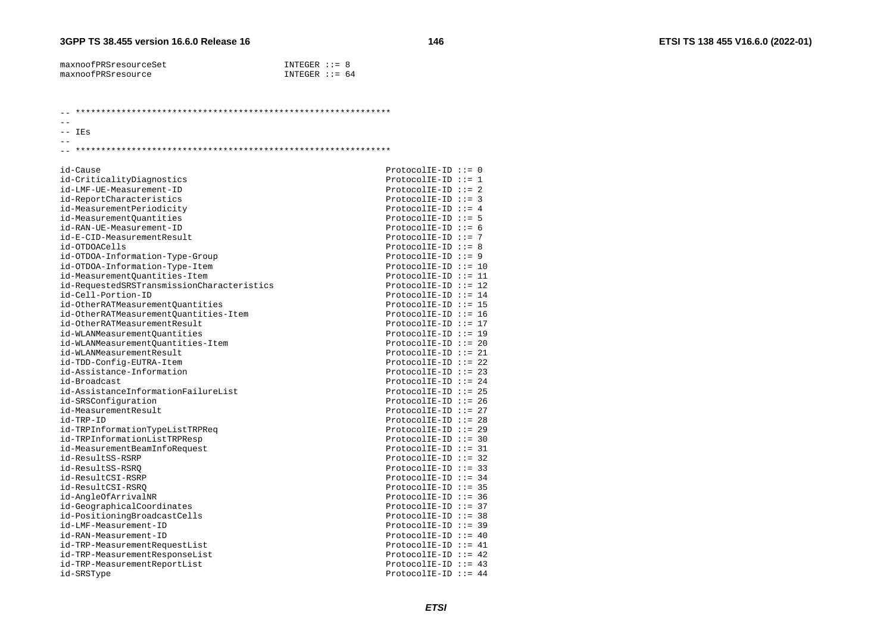```
maxnoofPRSresourceSet                   INTEGER ::= 8
maxnoofPRSresource                      INTEGER ::= 64


-- **************************************************************
--
-- IEs
--
-- **************************************************************

id-Cause                                                        ProtocolIE-ID ::= 0
id-CriticalityDiagnostics                                       ProtocolIE-ID ::= 1
id-LMF-UE-Measurement-ID                                        ProtocolIE-ID ::= 2
id-ReportCharacteristics                                        ProtocolIE-ID ::= 3
id-MeasurementPeriodicity                                       ProtocolIE-ID ::= 4
id-MeasurementQuantities                                        ProtocolIE-ID ::= 5
id-RAN-UE-Measurement-ID                                        ProtocolIE-ID ::= 6
id-E-CID-MeasurementResult                                      ProtocolIE-ID ::= 7
id-OTDOACells                                                   ProtocolIE-ID ::= 8
id-OTDOA-Information-Type-Group                                 ProtocolIE-ID ::= 9
id-OTDOA-Information-Type-Item                                  ProtocolIE-ID ::= 10
id-MeasurementQuantities-Item                                   ProtocolIE-ID ::= 11
id-RequestedSRSTransmissionCharacteristics                      ProtocolIE-ID ::= 12
id-Cell-Portion-ID                                              ProtocolIE-ID ::= 14
id-OtherRATMeasurementQuantities                                ProtocolIE-ID ::= 15
id-OtherRATMeasurementQuantities-Item                           ProtocolIE-ID ::= 16
id-OtherRATMeasurementResult                                    ProtocolIE-ID ::= 17
id-WLANMeasurementQuantities                                    ProtocolIE-ID ::= 19
id-WLANMeasurementQuantities-Item                               ProtocolIE-ID ::= 20
id-WLANMeasurementResult                                        ProtocolIE-ID ::= 21
id-TDD-Config-EUTRA-Item                                        ProtocolIE-ID ::= 22
id-Assistance-Information                                       ProtocolIE-ID ::= 23
id-Broadcast                                                    ProtocolIE-ID ::= 24
id-AssistanceInformationFailureList                             ProtocolIE-ID ::= 25
id-SRSConfiguration                                             ProtocolIE-ID ::= 26
id-MeasurementResult                                            ProtocolIE-ID ::= 27
id-TRP-ID                                                       ProtocolIE-ID ::= 28
id-TRPInformationTypeListTRPReq                                 ProtocolIE-ID ::= 29
id-TRPInformationListTRPResp                                    ProtocolIE-ID ::= 30
id-MeasurementBeamInfoRequest                                   ProtocolIE-ID ::= 31
id-ResultSS-RSRP                                                ProtocolIE-ID ::= 32
id-ResultSS-RSRQ                                                ProtocolIE-ID ::= 33
id-ResultCSI-RSRP                                               ProtocolIE-ID ::= 34
id-ResultCSI-RSRQ                                               ProtocolIE-ID ::= 35
id-AngleOfArrivalNR                                             ProtocolIE-ID ::= 36
id-GeographicalCoordinates                                      ProtocolIE-ID ::= 37
id-PositioningBroadcastCells                                    ProtocolIE-ID ::= 38
id-LMF-Measurement-ID                                           ProtocolIE-ID ::= 39
id-RAN-Measurement-ID                                           ProtocolIE-ID ::= 40
id-TRP-MeasurementRequestList                                   ProtocolIE-ID ::= 41
id-TRP-MeasurementResponseList                                  ProtocolIE-ID ::= 42
id-TRP-MeasurementReportList                                    ProtocolIE-ID ::= 43
id-SRSType                                                      ProtocolIE-ID ::= 44
```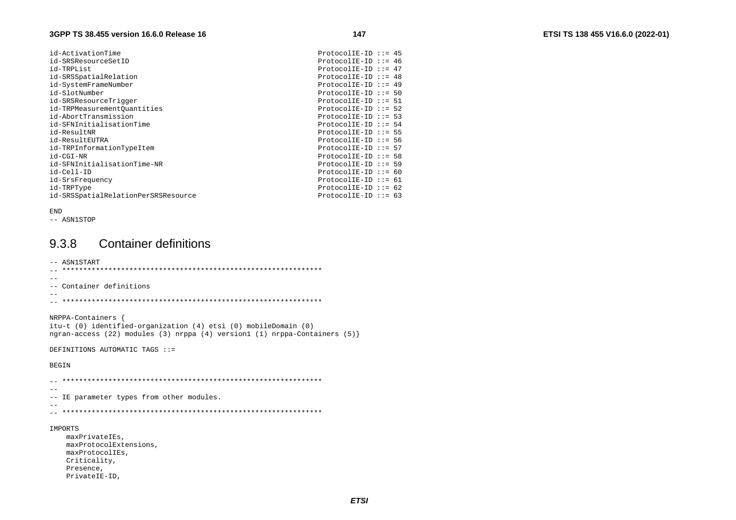```
id-ActivationTime                                    ProtocolIE-ID ::= 45
id-SRSResourceSetID                                  ProtocolIE-ID ::= 46
id-TRPList                                           ProtocolIE-ID ::= 47
id-SRSSpatialRelation                                ProtocolIE-ID ::= 48
id-SystemFrameNumber                                 ProtocolIE-ID ::= 49
id-SlotNumber                                        ProtocolIE-ID ::= 50
id-SRSResourceTrigger                                ProtocolIE-ID ::= 51
id-TRPMeasurementQuantities                          ProtocolIE-ID ::= 52
id-AbortTransmission                                 ProtocolIE-ID ::= 53
id-SFNInitialisationTime                             ProtocolIE-ID ::= 54
id-ResultNR                                          ProtocolIE-ID ::= 55
id-ResultEUTRA                                       ProtocolIE-ID ::= 56
id-TRPInformationTypeItem                            ProtocolIE-ID ::= 57
id-CGI-NR                                            ProtocolIE-ID ::= 58
id-SFNInitialisationTime-NR                          ProtocolIE-ID ::= 59
id-Cell-ID                                           ProtocolIE-ID ::= 60
id-SrsFrequency                                      ProtocolIE-ID ::= 61
id-TRPType                                           ProtocolIE-ID ::= 62
id-SRSSpatialRelationPerSRSResource                  ProtocolIE-ID ::= 63

END
-- ASN1STOP
```

### 9.3.8 Container definitions

```
-- ASN1START
-- **************************************************************
--
-- Container definitions
--
-- **************************************************************

NRPPA-Containers {
itu-t (0) identified-organization (4) etsi (0) mobileDomain (0)
ngran-access (22) modules (3) nrppa (4) version1 (1) nrppa-Containers (5)}

DEFINITIONS AUTOMATIC TAGS ::=

BEGIN

-- **************************************************************
--
-- IE parameter types from other modules.
--
-- **************************************************************

IMPORTS
    maxPrivateIEs,
    maxProtocolExtensions,
    maxProtocolIEs,
    Criticality,
    Presence,
    PrivateIE-ID,
```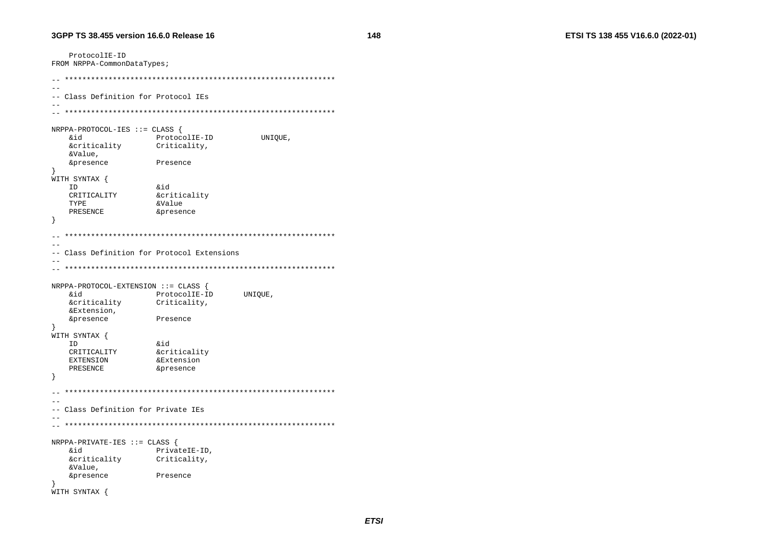```
	ProtocolIE-ID
FROM NRPPA-CommonDataTypes;

-- **************************************************************
--
-- Class Definition for Protocol IEs
--
-- **************************************************************

NRPPA-PROTOCOL-IES ::= CLASS {
	&id				ProtocolIE-ID			UNIQUE,
	&criticality	Criticality,
	&Value,
	&presence		Presence
}
WITH SYNTAX {
	ID				&id
	CRITICALITY		&criticality
	TYPE			&Value
	PRESENCE		&presence
}

-- **************************************************************
--
-- Class Definition for Protocol Extensions
--
-- **************************************************************

NRPPA-PROTOCOL-EXTENSION ::= CLASS {
	&id				ProtocolIE-ID		UNIQUE,
	&criticality	Criticality,
	&Extension,
	&presence		Presence
}
WITH SYNTAX {
	ID				&id
	CRITICALITY		&criticality
	EXTENSION		&Extension
	PRESENCE		&presence
}

-- **************************************************************
--
-- Class Definition for Private IEs
--
-- **************************************************************

NRPPA-PRIVATE-IES ::= CLASS {
	&id				PrivateIE-ID,
	&criticality	Criticality,
	&Value,
	&presence		Presence
}
WITH SYNTAX {
```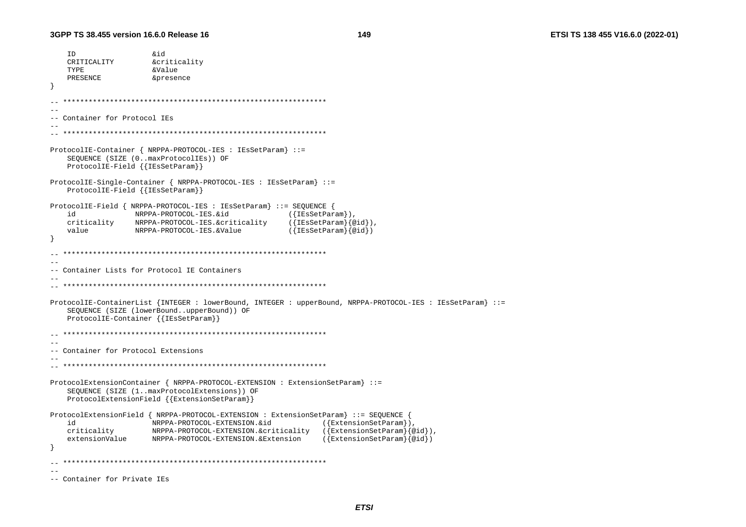```
	ID				&id
	CRITICALITY		&criticality
	TYPE			&Value
	PRESENCE		&presence
}

-- **************************************************************
--
-- Container for Protocol IEs
--
-- **************************************************************

ProtocolIE-Container { NRPPA-PROTOCOL-IES : IEsSetParam} ::=
	SEQUENCE (SIZE (0..maxProtocolIEs)) OF
	ProtocolIE-Field {{IEsSetParam}}

ProtocolIE-Single-Container { NRPPA-PROTOCOL-IES : IEsSetParam} ::=
	ProtocolIE-Field {{IEsSetParam}}

ProtocolIE-Field { NRPPA-PROTOCOL-IES : IEsSetParam} ::= SEQUENCE {
	id				NRPPA-PROTOCOL-IES.&id				({IEsSetParam}),
	criticality		NRPPA-PROTOCOL-IES.&criticality		({IEsSetParam}{@id}),
	value			NRPPA-PROTOCOL-IES.&Value			({IEsSetParam}{@id})
}

-- **************************************************************
--
-- Container Lists for Protocol IE Containers
--
-- **************************************************************

ProtocolIE-ContainerList {INTEGER : lowerBound, INTEGER : upperBound, NRPPA-PROTOCOL-IES : IEsSetParam} ::=
	SEQUENCE (SIZE (lowerBound..upperBound)) OF
	ProtocolIE-Container {{IEsSetParam}}

-- **************************************************************
--
-- Container for Protocol Extensions
--
-- **************************************************************

ProtocolExtensionContainer { NRPPA-PROTOCOL-EXTENSION : ExtensionSetParam} ::=
	SEQUENCE (SIZE (1..maxProtocolExtensions)) OF
	ProtocolExtensionField {{ExtensionSetParam}}

ProtocolExtensionField { NRPPA-PROTOCOL-EXTENSION : ExtensionSetParam} ::= SEQUENCE {
	id					NRPPA-PROTOCOL-EXTENSION.&id				({ExtensionSetParam}),
	criticality			NRPPA-PROTOCOL-EXTENSION.&criticality	({ExtensionSetParam}{@id}),
	extensionValue		NRPPA-PROTOCOL-EXTENSION.&Extension		({ExtensionSetParam}{@id})
}

-- **************************************************************
--
-- Container for Private IEs
```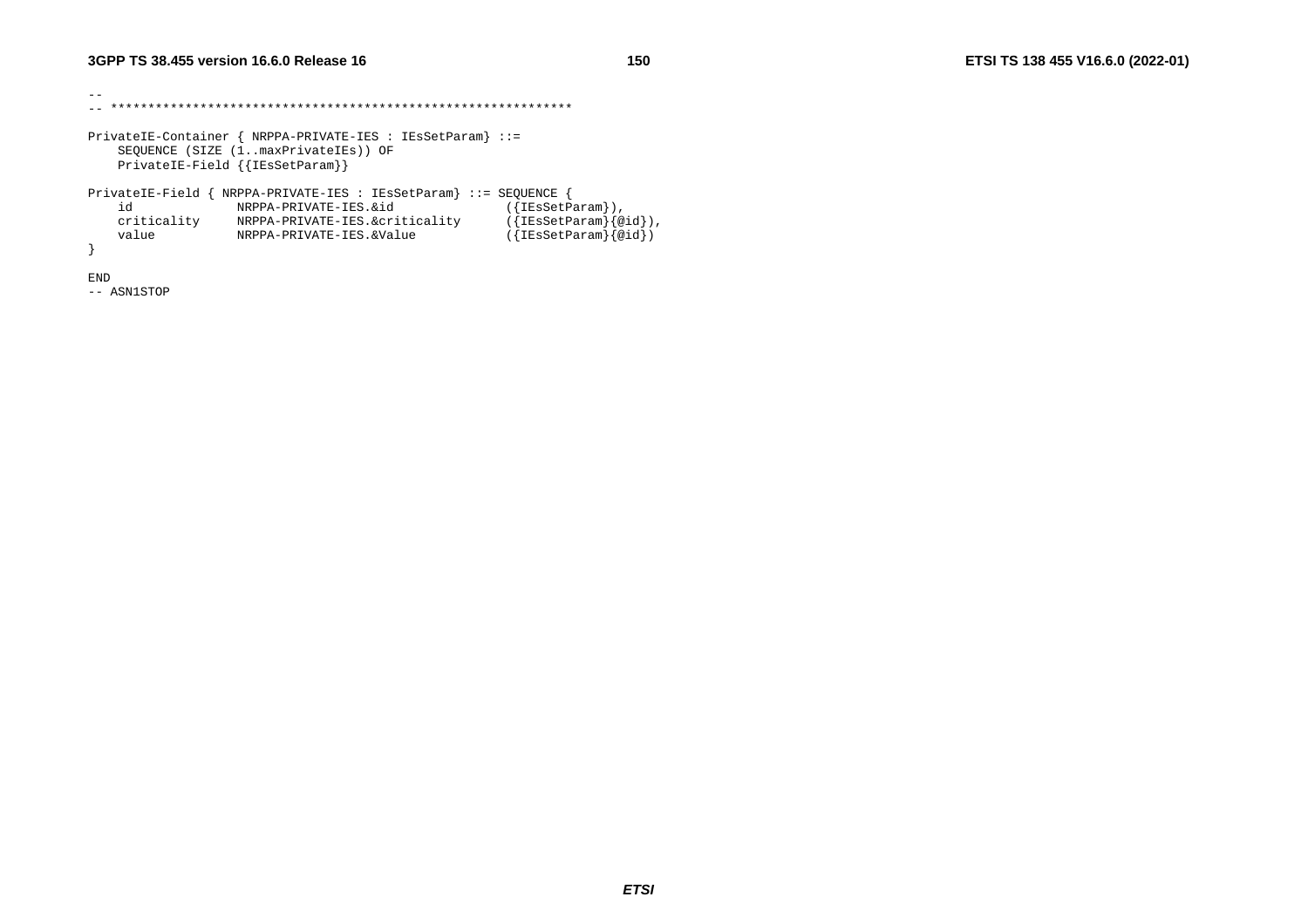```
--
-- **************************************************************

PrivateIE-Container { NRPPA-PRIVATE-IES : IEsSetParam} ::=
    SEQUENCE (SIZE (1..maxPrivateIEs)) OF
    PrivateIE-Field {{IEsSetParam}}

PrivateIE-Field { NRPPA-PRIVATE-IES : IEsSetParam} ::= SEQUENCE {
    id              NRPPA-PRIVATE-IES.&id               ({IEsSetParam}),
    criticality     NRPPA-PRIVATE-IES.&criticality      ({IEsSetParam}{@id}),
    value           NRPPA-PRIVATE-IES.&Value            ({IEsSetParam}{@id})
}

END
-- ASN1STOP
```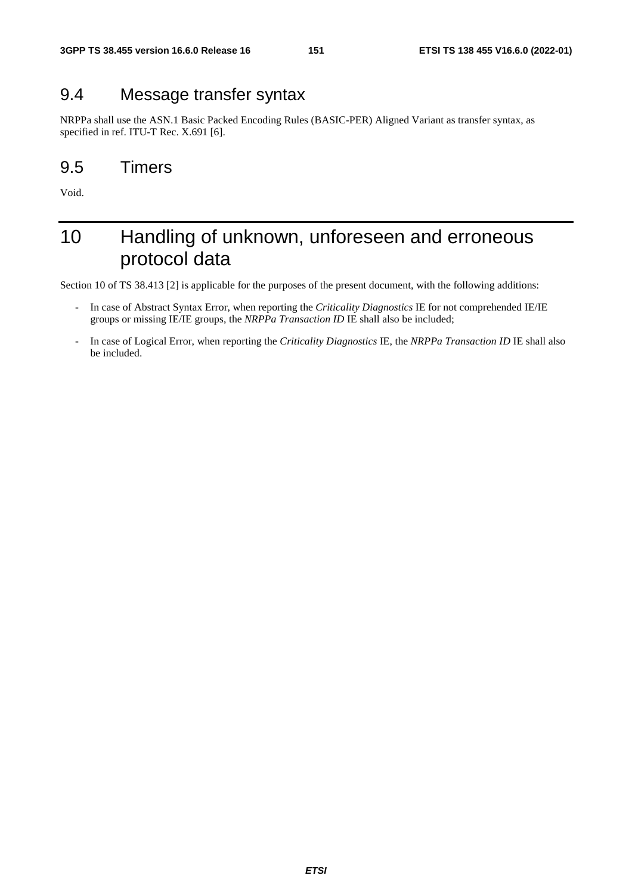## 9.4 Message transfer syntax

NRPPa shall use the ASN.1 Basic Packed Encoding Rules (BASIC-PER) Aligned Variant as transfer syntax, as specified in ref. ITU-T Rec. X.691 [6].

## 9.5 Timers

Void.

# 10 Handling of unknown, unforeseen and erroneous protocol data

Section 10 of TS 38.413 [2] is applicable for the purposes of the present document, with the following additions:

- In case of Abstract Syntax Error, when reporting the *Criticality Diagnostics* IE for not comprehended IE/IE groups or missing IE/IE groups, the *NRPPa Transaction ID* IE shall also be included;
- In case of Logical Error, when reporting the *Criticality Diagnostics* IE, the *NRPPa Transaction ID* IE shall also be included.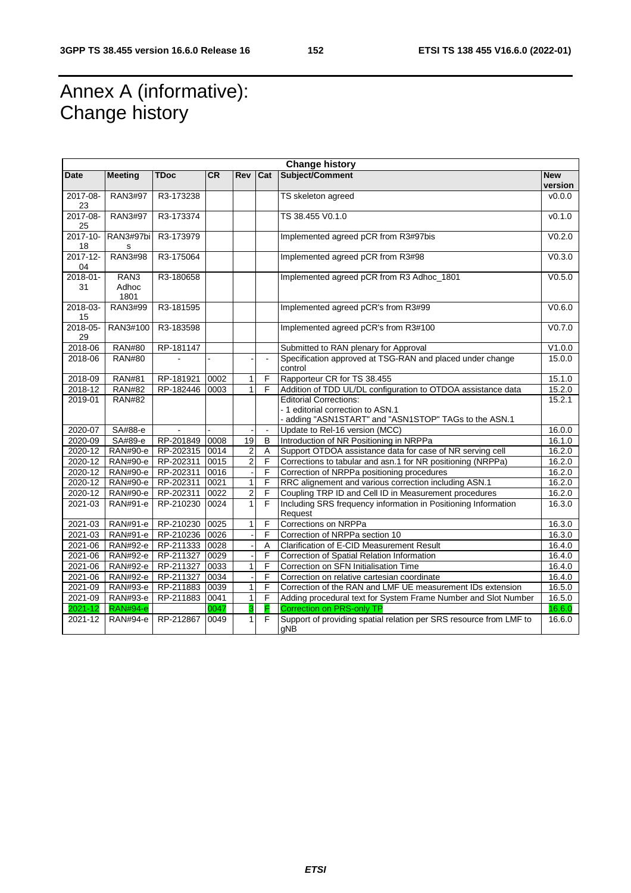# Annex A (informative): Change history

| Change history | | | | | | | |
|---|---|---|---|---|---|---|---|
| **Date** | **Meeting** | **TDoc** | **CR** | **Rev** | **Cat** | **Subject/Comment** | **New version** |
| 2017-08-23 | RAN3#97 | R3-173238 | | | | TS skeleton agreed | v0.0.0 |
| 2017-08-25 | RAN3#97 | R3-173374 | | | | TS 38.455 V0.1.0 | v0.1.0 |
| 2017-10-18 | RAN3#97bis | R3-173979 | | | | Implemented agreed pCR from R3#97bis | V0.2.0 |
| 2017-12-04 | RAN3#98 | R3-175064 | | | | Implemented agreed pCR from R3#98 | V0.3.0 |
| 2018-01-31 | RAN3 Adhoc 1801 | R3-180658 | | | | Implemented agreed pCR from R3 Adhoc_1801 | V0.5.0 |
| 2018-03-15 | RAN3#99 | R3-181595 | | | | Implemented agreed pCR's from R3#99 | V0.6.0 |
| 2018-05-29 | RAN3#100 | R3-183598 | | | | Implemented agreed pCR's from R3#100 | V0.7.0 |
| 2018-06 | RAN#80 | RP-181147 | | | | Submitted to RAN plenary for Approval | V1.0.0 |
| 2018-06 | RAN#80 | - | - | - | - | Specification approved at TSG-RAN and placed under change control | 15.0.0 |
| 2018-09 | RAN#81 | RP-181921 | 0002 | 1 | F | Rapporteur CR for TS 38.455 | 15.1.0 |
| 2018-12 | RAN#82 | RP-182446 | 0003 | 1 | F | Addition of TDD UL/DL configuration to OTDOA assistance data | 15.2.0 |
| 2019-01 | RAN#82 | | | | | Editorial Corrections:<br>- 1 editorial correction to ASN.1<br>- adding "ASN1START" and "ASN1STOP" TAGs to the ASN.1 | 15.2.1 |
| 2020-07 | SA#88-e | - | - | - | - | Update to Rel-16 version (MCC) | 16.0.0 |
| 2020-09 | SA#89-e | RP-201849 | 0008 | 19 | B | Introduction of NR Positioning in NRPPa | 16.1.0 |
| 2020-12 | RAN#90-e | RP-202315 | 0014 | 2 | A | Support OTDOA assistance data for case of NR serving cell | 16.2.0 |
| 2020-12 | RAN#90-e | RP-202311 | 0015 | 2 | F | Corrections to tabular and asn.1 for NR positioning (NRPPa) | 16.2.0 |
| 2020-12 | RAN#90-e | RP-202311 | 0016 | - | F | Correction of NRPPa positioning procedures | 16.2.0 |
| 2020-12 | RAN#90-e | RP-202311 | 0021 | 1 | F | RRC alignement and various correction including ASN.1 | 16.2.0 |
| 2020-12 | RAN#90-e | RP-202311 | 0022 | 2 | F | Coupling TRP ID and Cell ID in Measurement procedures | 16.2.0 |
| 2021-03 | RAN#91-e | RP-210230 | 0024 | 1 | F | Including SRS frequency information in Positioning Information Request | 16.3.0 |
| 2021-03 | RAN#91-e | RP-210230 | 0025 | 1 | F | Corrections on NRPPa | 16.3.0 |
| 2021-03 | RAN#91-e | RP-210236 | 0026 | - | F | Correction of NRPPa section 10 | 16.3.0 |
| 2021-06 | RAN#92-e | RP-211333 | 0028 | - | A | Clarification of E-CID Measurement Result | 16.4.0 |
| 2021-06 | RAN#92-e | RP-211327 | 0029 | - | F | Correction of Spatial Relation Information | 16.4.0 |
| 2021-06 | RAN#92-e | RP-211327 | 0033 | 1 | F | Correction on SFN Initialisation Time | 16.4.0 |
| 2021-06 | RAN#92-e | RP-211327 | 0034 | - | F | Correction on relative cartesian coordinate | 16.4.0 |
| 2021-09 | RAN#93-e | RP-211883 | 0039 | 1 | F | Correction of the RAN and LMF UE measurement IDs extension | 16.5.0 |
| 2021-09 | RAN#93-e | RP-211883 | 0041 | 1 | F | Adding procedural text for System Frame Number and Slot Number | 16.5.0 |
| 2021-12 | RAN#94-e | | 0047 | 3 | F | Correction on PRS-only TP | 16.6.0 |
| 2021-12 | RAN#94-e | RP-212867 | 0049 | 1 | F | Support of providing spatial relation per SRS resource from LMF to gNB | 16.6.0 |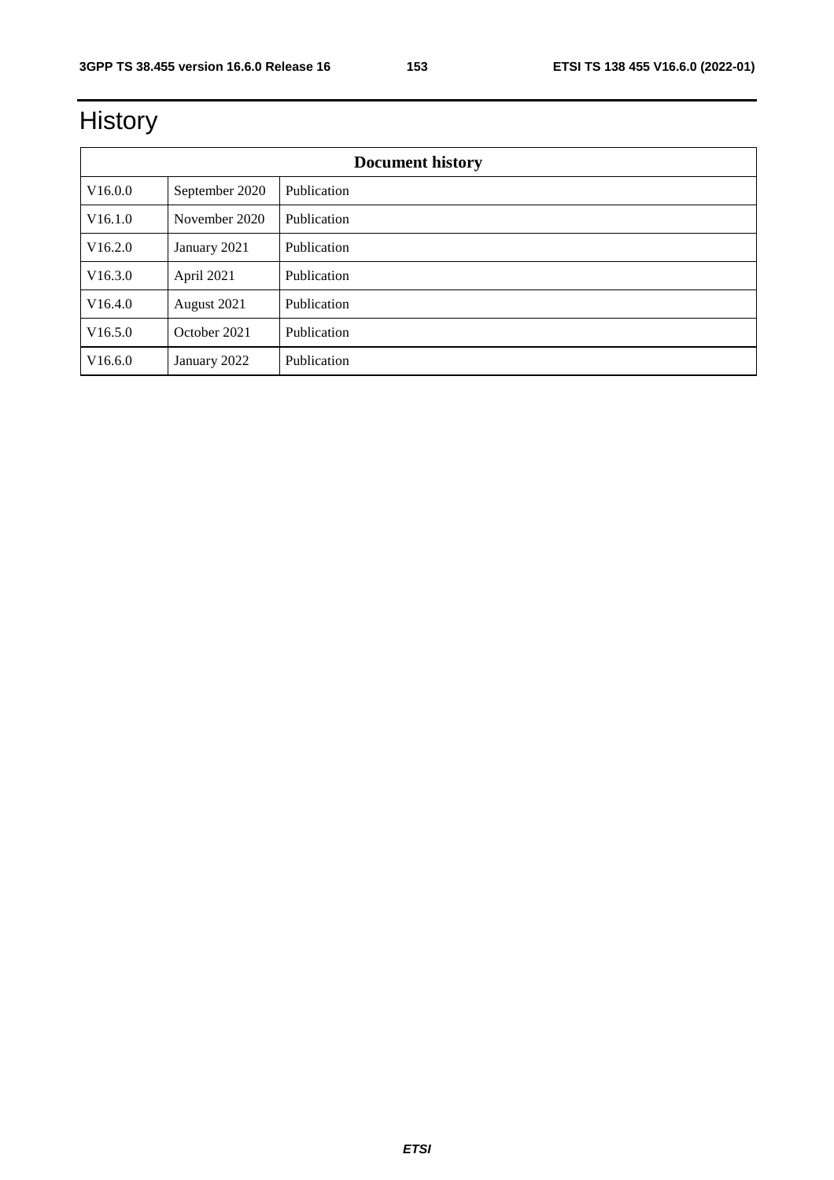# History

| Document history | | |
|---|---|---|
| V16.0.0 | September 2020 | Publication |
| V16.1.0 | November 2020 | Publication |
| V16.2.0 | January 2021 | Publication |
| V16.3.0 | April 2021 | Publication |
| V16.4.0 | August 2021 | Publication |
| V16.5.0 | October 2021 | Publication |
| V16.6.0 | January 2022 | Publication |